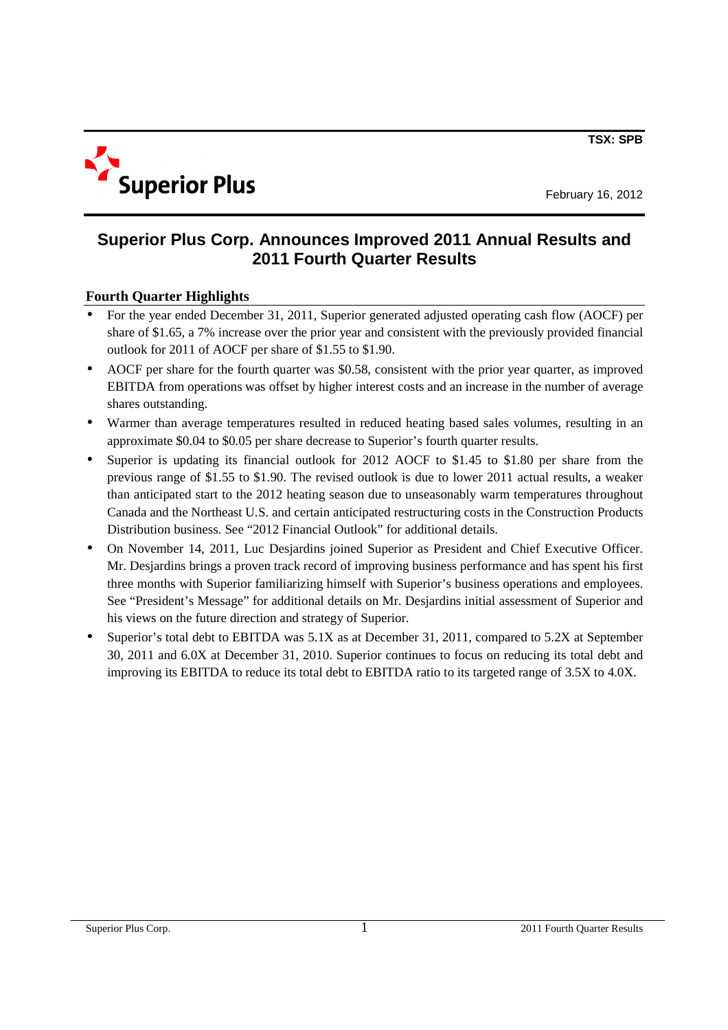TSX: SPB

Superior Plus

February 16, 2012

# Superior Plus Corp. Announces Improved 2011 Annual Results and 2011 Fourth Quarter Results

## Fourth Quarter Highlights

- For the year ended December 31, 2011, Superior generated adjusted operating cash flow (AOCF) per share of $1.65, a 7% increase over the prior year and consistent with the previously provided financial outlook for 2011 of AOCF per share of $1.55 to $1.90.
- AOCF per share for the fourth quarter was $0.58, consistent with the prior year quarter, as improved EBITDA from operations was offset by higher interest costs and an increase in the number of average shares outstanding.
- Warmer than average temperatures resulted in reduced heating based sales volumes, resulting in an approximate $0.04 to $0.05 per share decrease to Superior's fourth quarter results.
- Superior is updating its financial outlook for 2012 AOCF to $1.45 to $1.80 per share from the previous range of $1.55 to $1.90. The revised outlook is due to lower 2011 actual results, a weaker than anticipated start to the 2012 heating season due to unseasonably warm temperatures throughout Canada and the Northeast U.S. and certain anticipated restructuring costs in the Construction Products Distribution business. See "2012 Financial Outlook" for additional details.
- On November 14, 2011, Luc Desjardins joined Superior as President and Chief Executive Officer. Mr. Desjardins brings a proven track record of improving business performance and has spent his first three months with Superior familiarizing himself with Superior's business operations and employees. See "President's Message" for additional details on Mr. Desjardins initial assessment of Superior and his views on the future direction and strategy of Superior.
- Superior's total debt to EBITDA was 5.1X as at December 31, 2011, compared to 5.2X at September 30, 2011 and 6.0X at December 31, 2010. Superior continues to focus on reducing its total debt and improving its EBITDA to reduce its total debt to EBITDA ratio to its targeted range of 3.5X to 4.0X.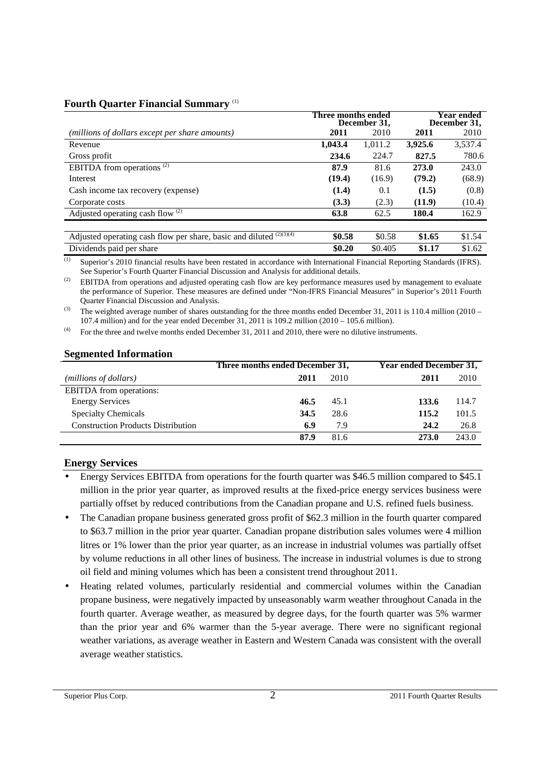## Fourth Quarter Financial Summary [(1)]

| *(millions of dollars except per share amounts)* | Three months ended December 31, | | Year ended December 31, | |
|---|---|---|---|---|
| | **2011** | 2010 | **2011** | 2010 |
| Revenue | **1,043.4** | 1,011.2 | **3,925.6** | 3,537.4 |
| Gross profit | **234.6** | 224.7 | **827.5** | 780.6 |
| EBITDA from operations [(2)] | **87.9** | 81.6 | **273.0** | 243.0 |
| Interest | **(19.4)** | (16.9) | **(79.2)** | (68.9) |
| Cash income tax recovery (expense) | **(1.4)** | 0.1 | **(1.5)** | (0.8) |
| Corporate costs | **(3.3)** | (2.3) | **(11.9)** | (10.4) |
| Adjusted operating cash flow [(2)] | **63.8** | 62.5 | **180.4** | 162.9 |
| | | | | |
| Adjusted operating cash flow per share, basic and diluted [(2)(3)(4)] | **$0.58** | $0.58 | **$1.65** | $1.54 |
| Dividends paid per share | **$0.20** | $0.405 | **$1.17** | $1.62 |

(1) Superior's 2010 financial results have been restated in accordance with International Financial Reporting Standards (IFRS). See Superior's Fourth Quarter Financial Discussion and Analysis for additional details.

(2) EBITDA from operations and adjusted operating cash flow are key performance measures used by management to evaluate the performance of Superior. These measures are defined under "Non-IFRS Financial Measures" in Superior's 2011 Fourth Quarter Financial Discussion and Analysis.

(3) The weighted average number of shares outstanding for the three months ended December 31, 2011 is 110.4 million (2010 – 107.4 million) and for the year ended December 31, 2011 is 109.2 million (2010 – 105.6 million).

(4) For the three and twelve months ended December 31, 2011 and 2010, there were no dilutive instruments.

## Segmented Information

| *(millions of dollars)* | Three months ended December 31, | | Year ended December 31, | |
|---|---|---|---|---|
| | **2011** | 2010 | **2011** | 2010 |
| EBITDA from operations: | | | | |
| Energy Services | **46.5** | 45.1 | **133.6** | 114.7 |
| Specialty Chemicals | **34.5** | 28.6 | **115.2** | 101.5 |
| Construction Products Distribution | **6.9** | 7.9 | **24.2** | 26.8 |
| | **87.9** | 81.6 | **273.0** | 243.0 |

## Energy Services

- Energy Services EBITDA from operations for the fourth quarter was $46.5 million compared to $45.1 million in the prior year quarter, as improved results at the fixed-price energy services business were partially offset by reduced contributions from the Canadian propane and U.S. refined fuels business.
- The Canadian propane business generated gross profit of $62.3 million in the fourth quarter compared to $63.7 million in the prior year quarter. Canadian propane distribution sales volumes were 4 million litres or 1% lower than the prior year quarter, as an increase in industrial volumes was partially offset by volume reductions in all other lines of business. The increase in industrial volumes is due to strong oil field and mining volumes which has been a consistent trend throughout 2011.
- Heating related volumes, particularly residential and commercial volumes within the Canadian propane business, were negatively impacted by unseasonably warm weather throughout Canada in the fourth quarter. Average weather, as measured by degree days, for the fourth quarter was 5% warmer than the prior year and 6% warmer than the 5-year average. There were no significant regional weather variations, as average weather in Eastern and Western Canada was consistent with the overall average weather statistics.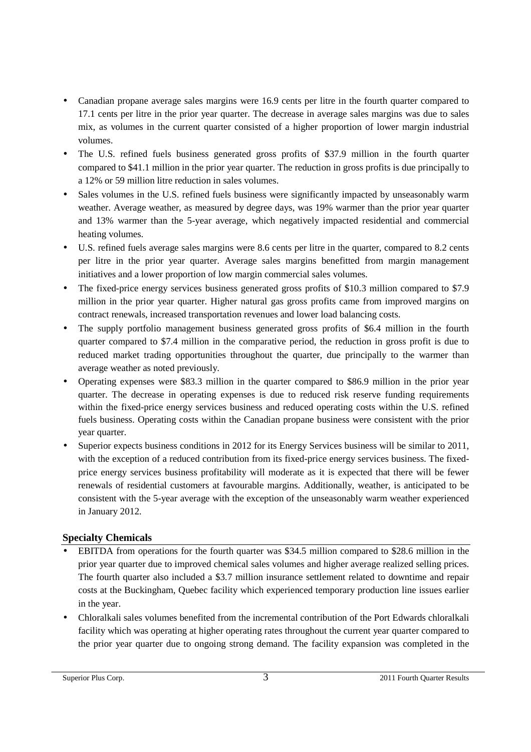- Canadian propane average sales margins were 16.9 cents per litre in the fourth quarter compared to 17.1 cents per litre in the prior year quarter. The decrease in average sales margins was due to sales mix, as volumes in the current quarter consisted of a higher proportion of lower margin industrial volumes.
- The U.S. refined fuels business generated gross profits of $37.9 million in the fourth quarter compared to $41.1 million in the prior year quarter. The reduction in gross profits is due principally to a 12% or 59 million litre reduction in sales volumes.
- Sales volumes in the U.S. refined fuels business were significantly impacted by unseasonably warm weather. Average weather, as measured by degree days, was 19% warmer than the prior year quarter and 13% warmer than the 5-year average, which negatively impacted residential and commercial heating volumes.
- U.S. refined fuels average sales margins were 8.6 cents per litre in the quarter, compared to 8.2 cents per litre in the prior year quarter. Average sales margins benefitted from margin management initiatives and a lower proportion of low margin commercial sales volumes.
- The fixed-price energy services business generated gross profits of $10.3 million compared to $7.9 million in the prior year quarter. Higher natural gas gross profits came from improved margins on contract renewals, increased transportation revenues and lower load balancing costs.
- The supply portfolio management business generated gross profits of $6.4 million in the fourth quarter compared to $7.4 million in the comparative period, the reduction in gross profit is due to reduced market trading opportunities throughout the quarter, due principally to the warmer than average weather as noted previously.
- Operating expenses were $83.3 million in the quarter compared to $86.9 million in the prior year quarter. The decrease in operating expenses is due to reduced risk reserve funding requirements within the fixed-price energy services business and reduced operating costs within the U.S. refined fuels business. Operating costs within the Canadian propane business were consistent with the prior year quarter.
- Superior expects business conditions in 2012 for its Energy Services business will be similar to 2011, with the exception of a reduced contribution from its fixed-price energy services business. The fixed-price energy services business profitability will moderate as it is expected that there will be fewer renewals of residential customers at favourable margins. Additionally, weather, is anticipated to be consistent with the 5-year average with the exception of the unseasonably warm weather experienced in January 2012.

## Specialty Chemicals

- EBITDA from operations for the fourth quarter was $34.5 million compared to $28.6 million in the prior year quarter due to improved chemical sales volumes and higher average realized selling prices. The fourth quarter also included a $3.7 million insurance settlement related to downtime and repair costs at the Buckingham, Quebec facility which experienced temporary production line issues earlier in the year.
- Chloralkali sales volumes benefited from the incremental contribution of the Port Edwards chloralkali facility which was operating at higher operating rates throughout the current year quarter compared to the prior year quarter due to ongoing strong demand. The facility expansion was completed in the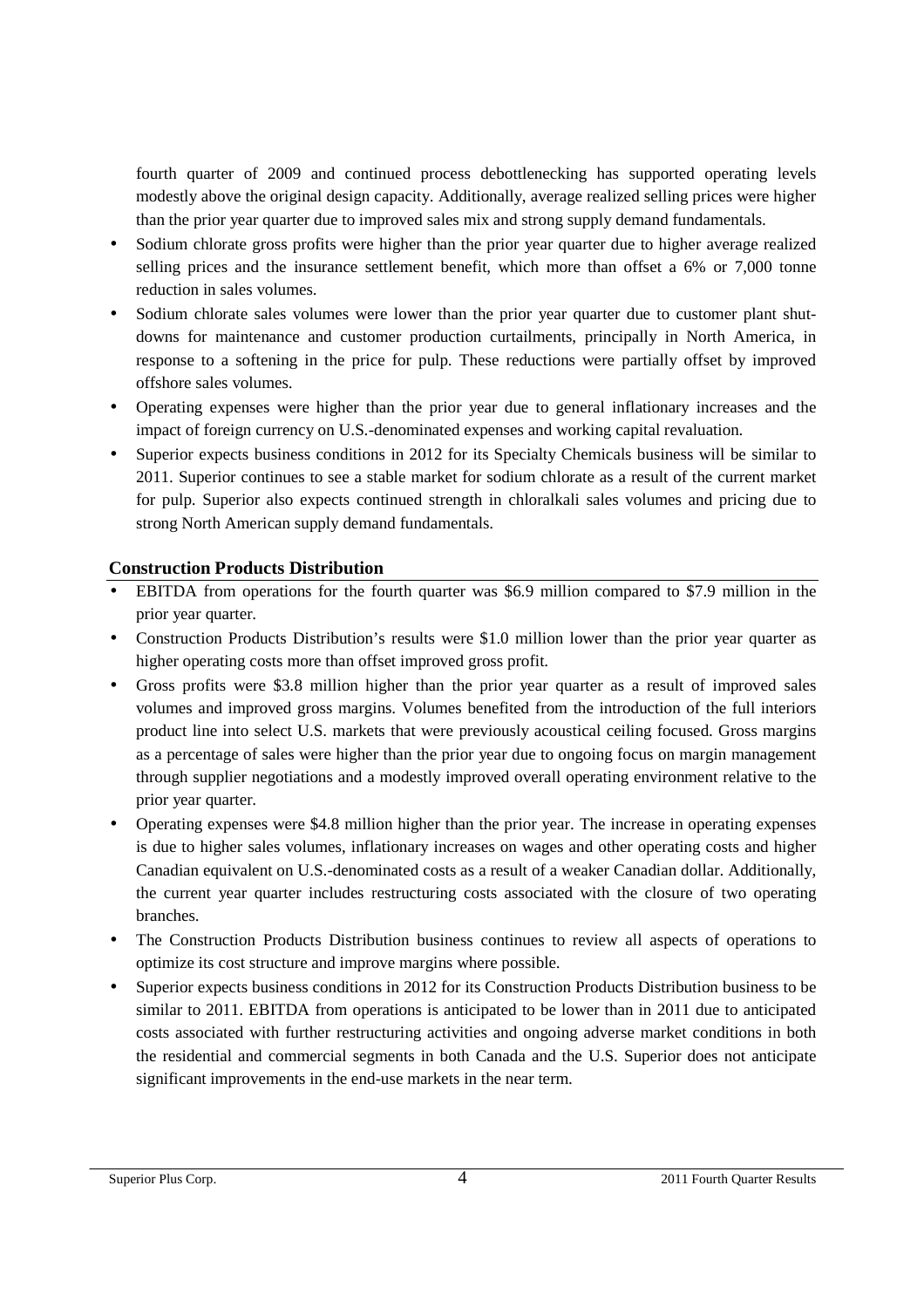fourth quarter of 2009 and continued process debottlenecking has supported operating levels modestly above the original design capacity. Additionally, average realized selling prices were higher than the prior year quarter due to improved sales mix and strong supply demand fundamentals.

- Sodium chlorate gross profits were higher than the prior year quarter due to higher average realized selling prices and the insurance settlement benefit, which more than offset a 6% or 7,000 tonne reduction in sales volumes.
- Sodium chlorate sales volumes were lower than the prior year quarter due to customer plant shut-downs for maintenance and customer production curtailments, principally in North America, in response to a softening in the price for pulp. These reductions were partially offset by improved offshore sales volumes.
- Operating expenses were higher than the prior year due to general inflationary increases and the impact of foreign currency on U.S.-denominated expenses and working capital revaluation.
- Superior expects business conditions in 2012 for its Specialty Chemicals business will be similar to 2011. Superior continues to see a stable market for sodium chlorate as a result of the current market for pulp. Superior also expects continued strength in chloralkali sales volumes and pricing due to strong North American supply demand fundamentals.

## Construction Products Distribution

- EBITDA from operations for the fourth quarter was $6.9 million compared to $7.9 million in the prior year quarter.
- Construction Products Distribution's results were $1.0 million lower than the prior year quarter as higher operating costs more than offset improved gross profit.
- Gross profits were $3.8 million higher than the prior year quarter as a result of improved sales volumes and improved gross margins. Volumes benefited from the introduction of the full interiors product line into select U.S. markets that were previously acoustical ceiling focused. Gross margins as a percentage of sales were higher than the prior year due to ongoing focus on margin management through supplier negotiations and a modestly improved overall operating environment relative to the prior year quarter.
- Operating expenses were $4.8 million higher than the prior year. The increase in operating expenses is due to higher sales volumes, inflationary increases on wages and other operating costs and higher Canadian equivalent on U.S.-denominated costs as a result of a weaker Canadian dollar. Additionally, the current year quarter includes restructuring costs associated with the closure of two operating branches.
- The Construction Products Distribution business continues to review all aspects of operations to optimize its cost structure and improve margins where possible.
- Superior expects business conditions in 2012 for its Construction Products Distribution business to be similar to 2011. EBITDA from operations is anticipated to be lower than in 2011 due to anticipated costs associated with further restructuring activities and ongoing adverse market conditions in both the residential and commercial segments in both Canada and the U.S. Superior does not anticipate significant improvements in the end-use markets in the near term.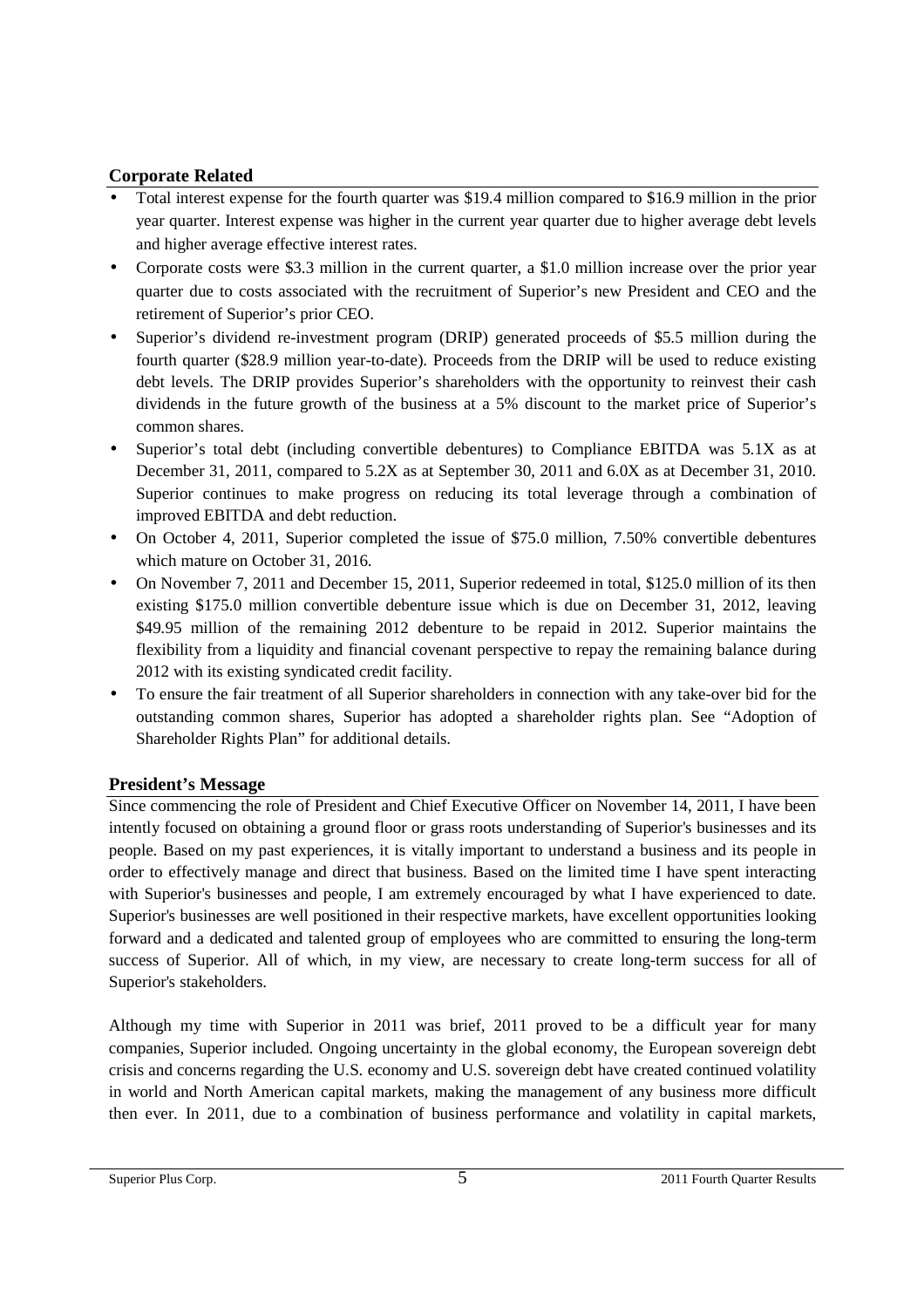## Corporate Related

- Total interest expense for the fourth quarter was $19.4 million compared to $16.9 million in the prior year quarter. Interest expense was higher in the current year quarter due to higher average debt levels and higher average effective interest rates.
- Corporate costs were $3.3 million in the current quarter, a $1.0 million increase over the prior year quarter due to costs associated with the recruitment of Superior's new President and CEO and the retirement of Superior's prior CEO.
- Superior's dividend re-investment program (DRIP) generated proceeds of $5.5 million during the fourth quarter ($28.9 million year-to-date). Proceeds from the DRIP will be used to reduce existing debt levels. The DRIP provides Superior's shareholders with the opportunity to reinvest their cash dividends in the future growth of the business at a 5% discount to the market price of Superior's common shares.
- Superior's total debt (including convertible debentures) to Compliance EBITDA was 5.1X as at December 31, 2011, compared to 5.2X as at September 30, 2011 and 6.0X as at December 31, 2010. Superior continues to make progress on reducing its total leverage through a combination of improved EBITDA and debt reduction.
- On October 4, 2011, Superior completed the issue of $75.0 million, 7.50% convertible debentures which mature on October 31, 2016.
- On November 7, 2011 and December 15, 2011, Superior redeemed in total, $125.0 million of its then existing $175.0 million convertible debenture issue which is due on December 31, 2012, leaving $49.95 million of the remaining 2012 debenture to be repaid in 2012. Superior maintains the flexibility from a liquidity and financial covenant perspective to repay the remaining balance during 2012 with its existing syndicated credit facility.
- To ensure the fair treatment of all Superior shareholders in connection with any take-over bid for the outstanding common shares, Superior has adopted a shareholder rights plan. See "Adoption of Shareholder Rights Plan" for additional details.

## President's Message

Since commencing the role of President and Chief Executive Officer on November 14, 2011, I have been intently focused on obtaining a ground floor or grass roots understanding of Superior's businesses and its people. Based on my past experiences, it is vitally important to understand a business and its people in order to effectively manage and direct that business. Based on the limited time I have spent interacting with Superior's businesses and people, I am extremely encouraged by what I have experienced to date. Superior's businesses are well positioned in their respective markets, have excellent opportunities looking forward and a dedicated and talented group of employees who are committed to ensuring the long-term success of Superior. All of which, in my view, are necessary to create long-term success for all of Superior's stakeholders.

Although my time with Superior in 2011 was brief, 2011 proved to be a difficult year for many companies, Superior included. Ongoing uncertainty in the global economy, the European sovereign debt crisis and concerns regarding the U.S. economy and U.S. sovereign debt have created continued volatility in world and North American capital markets, making the management of any business more difficult then ever. In 2011, due to a combination of business performance and volatility in capital markets,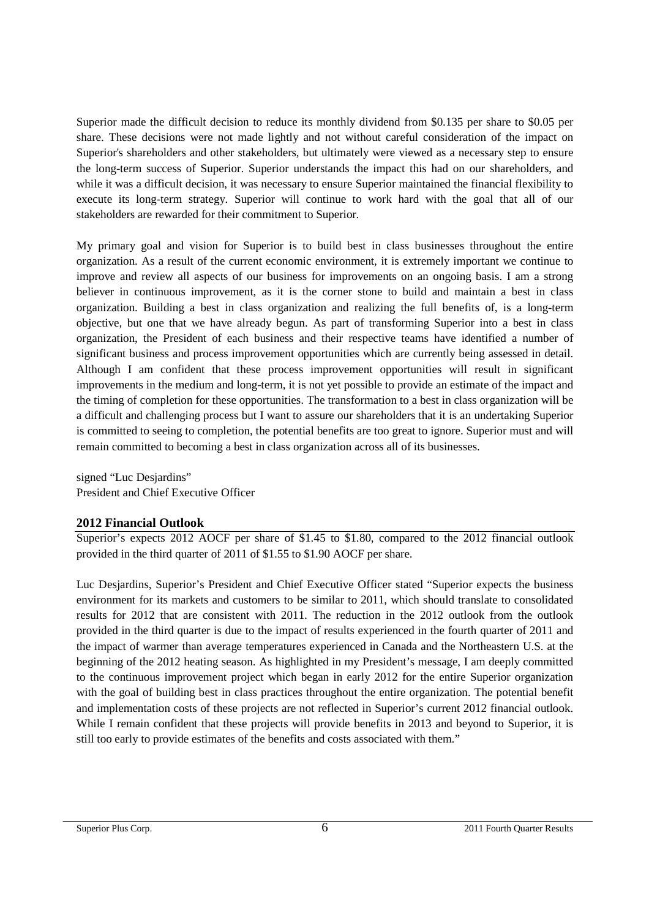Superior made the difficult decision to reduce its monthly dividend from $0.135 per share to $0.05 per share. These decisions were not made lightly and not without careful consideration of the impact on Superior's shareholders and other stakeholders, but ultimately were viewed as a necessary step to ensure the long-term success of Superior. Superior understands the impact this had on our shareholders, and while it was a difficult decision, it was necessary to ensure Superior maintained the financial flexibility to execute its long-term strategy. Superior will continue to work hard with the goal that all of our stakeholders are rewarded for their commitment to Superior.

My primary goal and vision for Superior is to build best in class businesses throughout the entire organization. As a result of the current economic environment, it is extremely important we continue to improve and review all aspects of our business for improvements on an ongoing basis. I am a strong believer in continuous improvement, as it is the corner stone to build and maintain a best in class organization. Building a best in class organization and realizing the full benefits of, is a long-term objective, but one that we have already begun. As part of transforming Superior into a best in class organization, the President of each business and their respective teams have identified a number of significant business and process improvement opportunities which are currently being assessed in detail. Although I am confident that these process improvement opportunities will result in significant improvements in the medium and long-term, it is not yet possible to provide an estimate of the impact and the timing of completion for these opportunities. The transformation to a best in class organization will be a difficult and challenging process but I want to assure our shareholders that it is an undertaking Superior is committed to seeing to completion, the potential benefits are too great to ignore. Superior must and will remain committed to becoming a best in class organization across all of its businesses.

signed "Luc Desjardins"
President and Chief Executive Officer

## 2012 Financial Outlook

Superior's expects 2012 AOCF per share of $1.45 to $1.80, compared to the 2012 financial outlook provided in the third quarter of 2011 of $1.55 to $1.90 AOCF per share.

Luc Desjardins, Superior's President and Chief Executive Officer stated "Superior expects the business environment for its markets and customers to be similar to 2011, which should translate to consolidated results for 2012 that are consistent with 2011. The reduction in the 2012 outlook from the outlook provided in the third quarter is due to the impact of results experienced in the fourth quarter of 2011 and the impact of warmer than average temperatures experienced in Canada and the Northeastern U.S. at the beginning of the 2012 heating season. As highlighted in my President's message, I am deeply committed to the continuous improvement project which began in early 2012 for the entire Superior organization with the goal of building best in class practices throughout the entire organization. The potential benefit and implementation costs of these projects are not reflected in Superior's current 2012 financial outlook. While I remain confident that these projects will provide benefits in 2013 and beyond to Superior, it is still too early to provide estimates of the benefits and costs associated with them."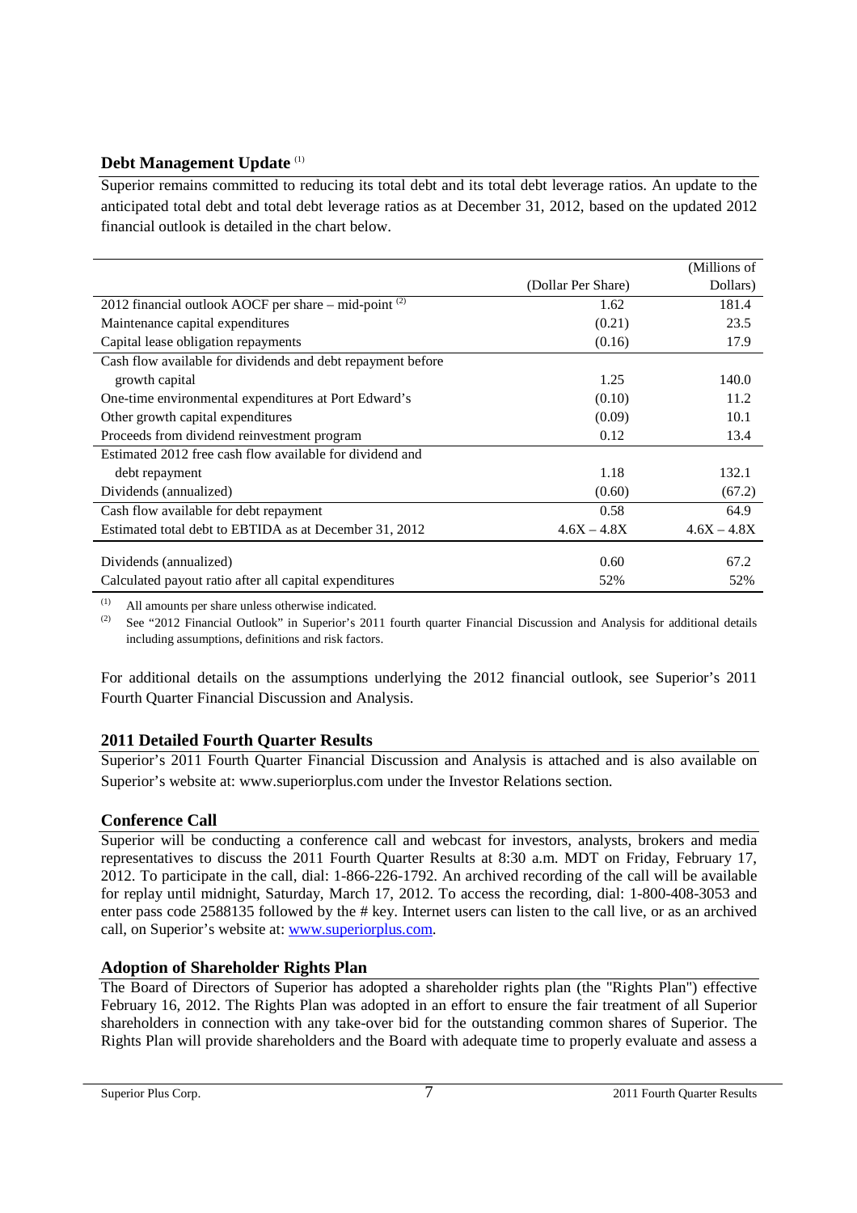## Debt Management Update [(1)]

Superior remains committed to reducing its total debt and its total debt leverage ratios. An update to the anticipated total debt and total debt leverage ratios as at December 31, 2012, based on the updated 2012 financial outlook is detailed in the chart below.

| | (Dollar Per Share) | (Millions of Dollars) |
|---|---|---|
| 2012 financial outlook AOCF per share – mid-point [(2)] | 1.62 | 181.4 |
| Maintenance capital expenditures | (0.21) | 23.5 |
| Capital lease obligation repayments | (0.16) | 17.9 |
| Cash flow available for dividends and debt repayment before growth capital | 1.25 | 140.0 |
| One-time environmental expenditures at Port Edward's | (0.10) | 11.2 |
| Other growth capital expenditures | (0.09) | 10.1 |
| Proceeds from dividend reinvestment program | 0.12 | 13.4 |
| Estimated 2012 free cash flow available for dividend and debt repayment | 1.18 | 132.1 |
| Dividends (annualized) | (0.60) | (67.2) |
| Cash flow available for debt repayment | 0.58 | 64.9 |
| Estimated total debt to EBTIDA as at December 31, 2012 | 4.6X – 4.8X | 4.6X – 4.8X |
| Dividends (annualized) | 0.60 | 67.2 |
| Calculated payout ratio after all capital expenditures | 52% | 52% |

(1) All amounts per share unless otherwise indicated.

(2) See "2012 Financial Outlook" in Superior's 2011 fourth quarter Financial Discussion and Analysis for additional details including assumptions, definitions and risk factors.

For additional details on the assumptions underlying the 2012 financial outlook, see Superior's 2011 Fourth Quarter Financial Discussion and Analysis.

## 2011 Detailed Fourth Quarter Results

Superior's 2011 Fourth Quarter Financial Discussion and Analysis is attached and is also available on Superior's website at: www.superiorplus.com under the Investor Relations section.

## Conference Call

Superior will be conducting a conference call and webcast for investors, analysts, brokers and media representatives to discuss the 2011 Fourth Quarter Results at 8:30 a.m. MDT on Friday, February 17, 2012. To participate in the call, dial: 1-866-226-1792. An archived recording of the call will be available for replay until midnight, Saturday, March 17, 2012. To access the recording, dial: 1-800-408-3053 and enter pass code 2588135 followed by the # key. Internet users can listen to the call live, or as an archived call, on Superior's website at: www.superiorplus.com.

## Adoption of Shareholder Rights Plan

The Board of Directors of Superior has adopted a shareholder rights plan (the "Rights Plan") effective February 16, 2012. The Rights Plan was adopted in an effort to ensure the fair treatment of all Superior shareholders in connection with any take-over bid for the outstanding common shares of Superior. The Rights Plan will provide shareholders and the Board with adequate time to properly evaluate and assess a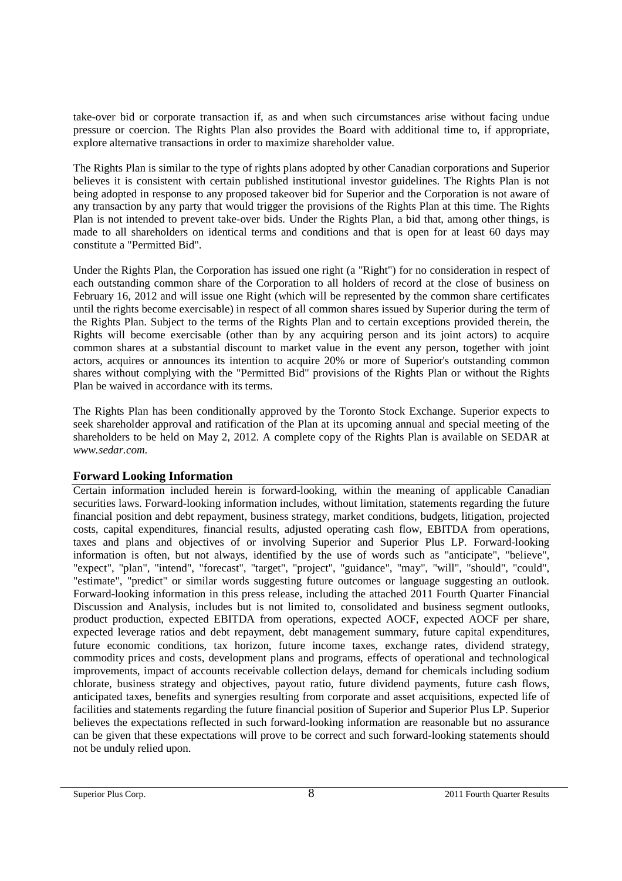take-over bid or corporate transaction if, as and when such circumstances arise without facing undue pressure or coercion. The Rights Plan also provides the Board with additional time to, if appropriate, explore alternative transactions in order to maximize shareholder value.

The Rights Plan is similar to the type of rights plans adopted by other Canadian corporations and Superior believes it is consistent with certain published institutional investor guidelines. The Rights Plan is not being adopted in response to any proposed takeover bid for Superior and the Corporation is not aware of any transaction by any party that would trigger the provisions of the Rights Plan at this time. The Rights Plan is not intended to prevent take-over bids. Under the Rights Plan, a bid that, among other things, is made to all shareholders on identical terms and conditions and that is open for at least 60 days may constitute a "Permitted Bid".

Under the Rights Plan, the Corporation has issued one right (a "Right") for no consideration in respect of each outstanding common share of the Corporation to all holders of record at the close of business on February 16, 2012 and will issue one Right (which will be represented by the common share certificates until the rights become exercisable) in respect of all common shares issued by Superior during the term of the Rights Plan. Subject to the terms of the Rights Plan and to certain exceptions provided therein, the Rights will become exercisable (other than by any acquiring person and its joint actors) to acquire common shares at a substantial discount to market value in the event any person, together with joint actors, acquires or announces its intention to acquire 20% or more of Superior's outstanding common shares without complying with the "Permitted Bid" provisions of the Rights Plan or without the Rights Plan be waived in accordance with its terms.

The Rights Plan has been conditionally approved by the Toronto Stock Exchange. Superior expects to seek shareholder approval and ratification of the Plan at its upcoming annual and special meeting of the shareholders to be held on May 2, 2012. A complete copy of the Rights Plan is available on SEDAR at *www.sedar.com*.

## Forward Looking Information

Certain information included herein is forward-looking, within the meaning of applicable Canadian securities laws. Forward-looking information includes, without limitation, statements regarding the future financial position and debt repayment, business strategy, market conditions, budgets, litigation, projected costs, capital expenditures, financial results, adjusted operating cash flow, EBITDA from operations, taxes and plans and objectives of or involving Superior and Superior Plus LP. Forward-looking information is often, but not always, identified by the use of words such as "anticipate", "believe", "expect", "plan", "intend", "forecast", "target", "project", "guidance", "may", "will", "should", "could", "estimate", "predict" or similar words suggesting future outcomes or language suggesting an outlook. Forward-looking information in this press release, including the attached 2011 Fourth Quarter Financial Discussion and Analysis, includes but is not limited to, consolidated and business segment outlooks, product production, expected EBITDA from operations, expected AOCF, expected AOCF per share, expected leverage ratios and debt repayment, debt management summary, future capital expenditures, future economic conditions, tax horizon, future income taxes, exchange rates, dividend strategy, commodity prices and costs, development plans and programs, effects of operational and technological improvements, impact of accounts receivable collection delays, demand for chemicals including sodium chlorate, business strategy and objectives, payout ratio, future dividend payments, future cash flows, anticipated taxes, benefits and synergies resulting from corporate and asset acquisitions, expected life of facilities and statements regarding the future financial position of Superior and Superior Plus LP. Superior believes the expectations reflected in such forward-looking information are reasonable but no assurance can be given that these expectations will prove to be correct and such forward-looking statements should not be unduly relied upon.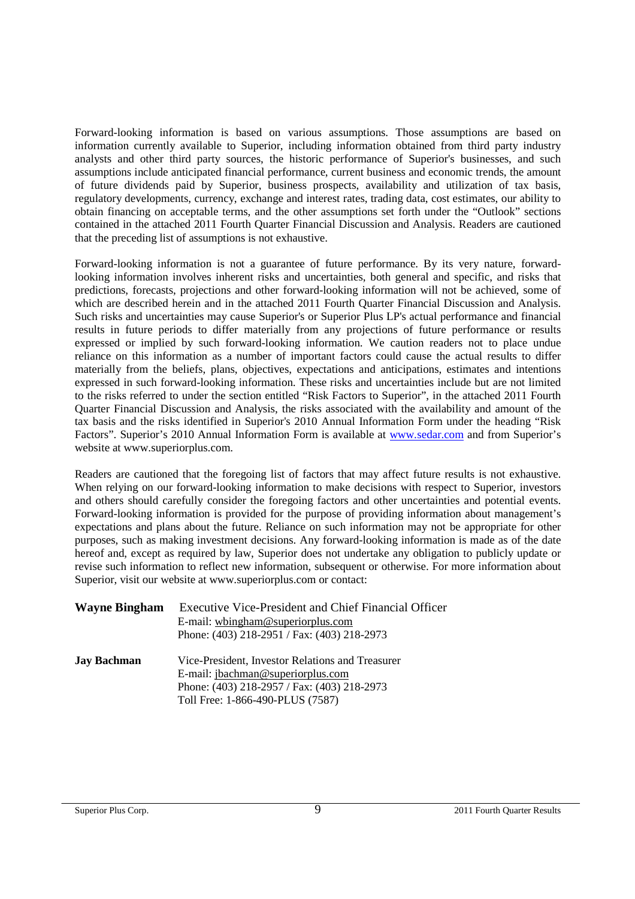Forward-looking information is based on various assumptions. Those assumptions are based on information currently available to Superior, including information obtained from third party industry analysts and other third party sources, the historic performance of Superior's businesses, and such assumptions include anticipated financial performance, current business and economic trends, the amount of future dividends paid by Superior, business prospects, availability and utilization of tax basis, regulatory developments, currency, exchange and interest rates, trading data, cost estimates, our ability to obtain financing on acceptable terms, and the other assumptions set forth under the "Outlook" sections contained in the attached 2011 Fourth Quarter Financial Discussion and Analysis. Readers are cautioned that the preceding list of assumptions is not exhaustive.

Forward-looking information is not a guarantee of future performance. By its very nature, forward-looking information involves inherent risks and uncertainties, both general and specific, and risks that predictions, forecasts, projections and other forward-looking information will not be achieved, some of which are described herein and in the attached 2011 Fourth Quarter Financial Discussion and Analysis. Such risks and uncertainties may cause Superior's or Superior Plus LP's actual performance and financial results in future periods to differ materially from any projections of future performance or results expressed or implied by such forward-looking information. We caution readers not to place undue reliance on this information as a number of important factors could cause the actual results to differ materially from the beliefs, plans, objectives, expectations and anticipations, estimates and intentions expressed in such forward-looking information. These risks and uncertainties include but are not limited to the risks referred to under the section entitled "Risk Factors to Superior", in the attached 2011 Fourth Quarter Financial Discussion and Analysis, the risks associated with the availability and amount of the tax basis and the risks identified in Superior's 2010 Annual Information Form under the heading "Risk Factors". Superior's 2010 Annual Information Form is available at www.sedar.com and from Superior's website at www.superiorplus.com.

Readers are cautioned that the foregoing list of factors that may affect future results is not exhaustive. When relying on our forward-looking information to make decisions with respect to Superior, investors and others should carefully consider the foregoing factors and other uncertainties and potential events. Forward-looking information is provided for the purpose of providing information about management's expectations and plans about the future. Reliance on such information may not be appropriate for other purposes, such as making investment decisions. Any forward-looking information is made as of the date hereof and, except as required by law, Superior does not undertake any obligation to publicly update or revise such information to reflect new information, subsequent or otherwise. For more information about Superior, visit our website at www.superiorplus.com or contact:

**Wayne Bingham** Executive Vice-President and Chief Financial Officer
E-mail: wbingham@superiorplus.com
Phone: (403) 218-2951 / Fax: (403) 218-2973

**Jay Bachman** Vice-President, Investor Relations and Treasurer
E-mail: jbachman@superiorplus.com
Phone: (403) 218-2957 / Fax: (403) 218-2973
Toll Free: 1-866-490-PLUS (7587)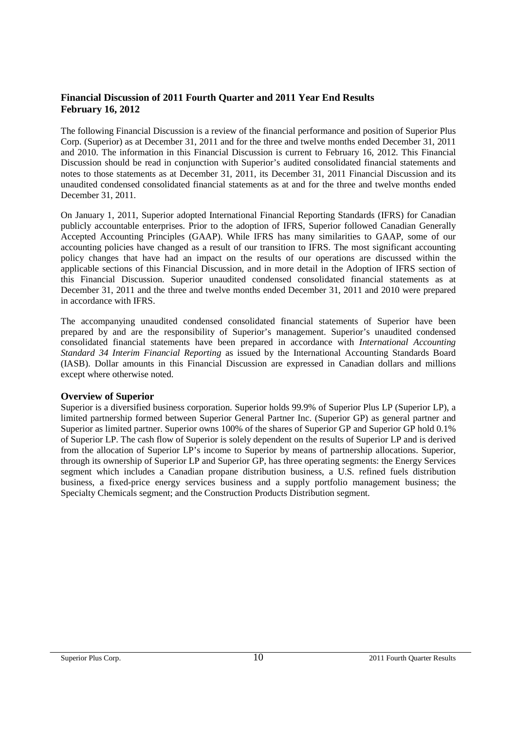**Financial Discussion of 2011 Fourth Quarter and 2011 Year End Results**
**February 16, 2012**

The following Financial Discussion is a review of the financial performance and position of Superior Plus Corp. (Superior) as at December 31, 2011 and for the three and twelve months ended December 31, 2011 and 2010. The information in this Financial Discussion is current to February 16, 2012. This Financial Discussion should be read in conjunction with Superior's audited consolidated financial statements and notes to those statements as at December 31, 2011, its December 31, 2011 Financial Discussion and its unaudited condensed consolidated financial statements as at and for the three and twelve months ended December 31, 2011.

On January 1, 2011, Superior adopted International Financial Reporting Standards (IFRS) for Canadian publicly accountable enterprises. Prior to the adoption of IFRS, Superior followed Canadian Generally Accepted Accounting Principles (GAAP). While IFRS has many similarities to GAAP, some of our accounting policies have changed as a result of our transition to IFRS. The most significant accounting policy changes that have had an impact on the results of our operations are discussed within the applicable sections of this Financial Discussion, and in more detail in the Adoption of IFRS section of this Financial Discussion. Superior unaudited condensed consolidated financial statements as at December 31, 2011 and the three and twelve months ended December 31, 2011 and 2010 were prepared in accordance with IFRS.

The accompanying unaudited condensed consolidated financial statements of Superior have been prepared by and are the responsibility of Superior's management. Superior's unaudited condensed consolidated financial statements have been prepared in accordance with *International Accounting Standard 34 Interim Financial Reporting* as issued by the International Accounting Standards Board (IASB). Dollar amounts in this Financial Discussion are expressed in Canadian dollars and millions except where otherwise noted.

## Overview of Superior

Superior is a diversified business corporation. Superior holds 99.9% of Superior Plus LP (Superior LP), a limited partnership formed between Superior General Partner Inc. (Superior GP) as general partner and Superior as limited partner. Superior owns 100% of the shares of Superior GP and Superior GP hold 0.1% of Superior LP. The cash flow of Superior is solely dependent on the results of Superior LP and is derived from the allocation of Superior LP's income to Superior by means of partnership allocations. Superior, through its ownership of Superior LP and Superior GP, has three operating segments: the Energy Services segment which includes a Canadian propane distribution business, a U.S. refined fuels distribution business, a fixed-price energy services business and a supply portfolio management business; the Specialty Chemicals segment; and the Construction Products Distribution segment.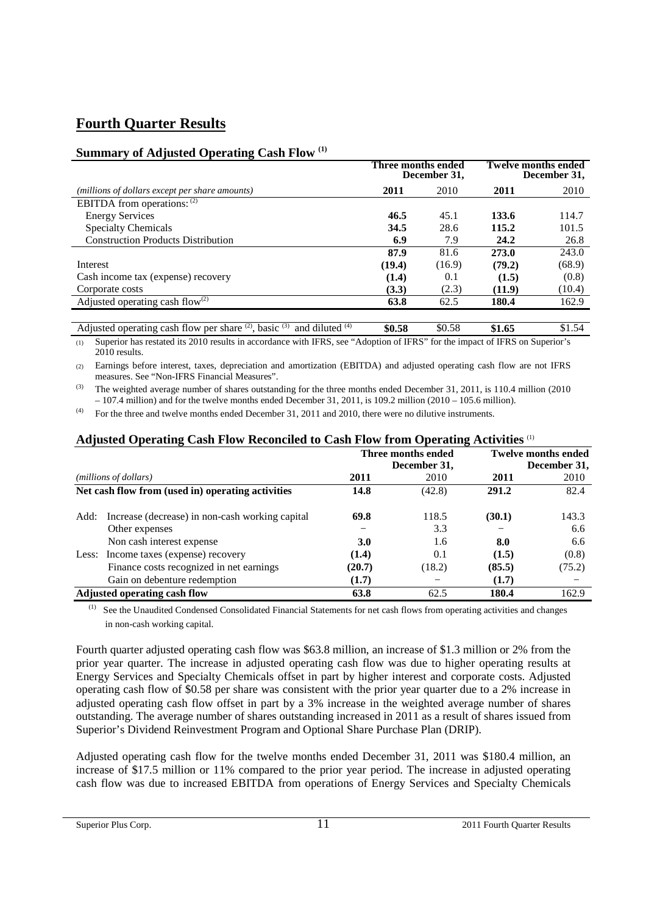# Fourth Quarter Results

## Summary of Adjusted Operating Cash Flow [(1)]

| *(millions of dollars except per share amounts)* | Three months ended December 31, 2011 | 2010 | Twelve months ended December 31, 2011 | 2010 |
|---|---|---|---|---|
| EBITDA from operations: [(2)] | | | | |
| Energy Services | **46.5** | 45.1 | **133.6** | 114.7 |
| Specialty Chemicals | **34.5** | 28.6 | **115.2** | 101.5 |
| Construction Products Distribution | **6.9** | 7.9 | **24.2** | 26.8 |
| | **87.9** | 81.6 | **273.0** | 243.0 |
| Interest | **(19.4)** | (16.9) | **(79.2)** | (68.9) |
| Cash income tax (expense) recovery | **(1.4)** | 0.1 | **(1.5)** | (0.8) |
| Corporate costs | **(3.3)** | (2.3) | **(11.9)** | (10.4) |
| Adjusted operating cash flow[(2)] | **63.8** | 62.5 | **180.4** | 162.9 |
| Adjusted operating cash flow per share [(2)], basic [(3)] and diluted [(4)] | **\$0.58** | \$0.58 | **\$1.65** | \$1.54 |

(1) Superior has restated its 2010 results in accordance with IFRS, see "Adoption of IFRS" for the impact of IFRS on Superior's 2010 results.

(2) Earnings before interest, taxes, depreciation and amortization (EBITDA) and adjusted operating cash flow are not IFRS measures. See "Non-IFRS Financial Measures".

(3) The weighted average number of shares outstanding for the three months ended December 31, 2011, is 110.4 million (2010 – 107.4 million) and for the twelve months ended December 31, 2011, is 109.2 million (2010 – 105.6 million).

(4) For the three and twelve months ended December 31, 2011 and 2010, there were no dilutive instruments.

## Adjusted Operating Cash Flow Reconciled to Cash Flow from Operating Activities [(1)]

| *(millions of dollars)* | Three months ended December 31, 2011 | 2010 | Twelve months ended December 31, 2011 | 2010 |
|---|---|---|---|---|
| **Net cash flow from (used in) operating activities** | **14.8** | (42.8) | **291.2** | 82.4 |
| Add: Increase (decrease) in non-cash working capital | **69.8** | 118.5 | **(30.1)** | 143.3 |
| Other expenses | – | 3.3 | – | 6.6 |
| Non cash interest expense | **3.0** | 1.6 | **8.0** | 6.6 |
| Less: Income taxes (expense) recovery | **(1.4)** | 0.1 | **(1.5)** | (0.8) |
| Finance costs recognized in net earnings | **(20.7)** | (18.2) | **(85.5)** | (75.2) |
| Gain on debenture redemption | **(1.7)** | – | **(1.7)** | – |
| **Adjusted operating cash flow** | **63.8** | 62.5 | **180.4** | 162.9 |

(1) See the Unaudited Condensed Consolidated Financial Statements for net cash flows from operating activities and changes in non-cash working capital.

Fourth quarter adjusted operating cash flow was \$63.8 million, an increase of \$1.3 million or 2% from the prior year quarter. The increase in adjusted operating cash flow was due to higher operating results at Energy Services and Specialty Chemicals offset in part by higher interest and corporate costs. Adjusted operating cash flow of \$0.58 per share was consistent with the prior year quarter due to a 2% increase in adjusted operating cash flow offset in part by a 3% increase in the weighted average number of shares outstanding. The average number of shares outstanding increased in 2011 as a result of shares issued from Superior's Dividend Reinvestment Program and Optional Share Purchase Plan (DRIP).

Adjusted operating cash flow for the twelve months ended December 31, 2011 was \$180.4 million, an increase of \$17.5 million or 11% compared to the prior year period. The increase in adjusted operating cash flow was due to increased EBITDA from operations of Energy Services and Specialty Chemicals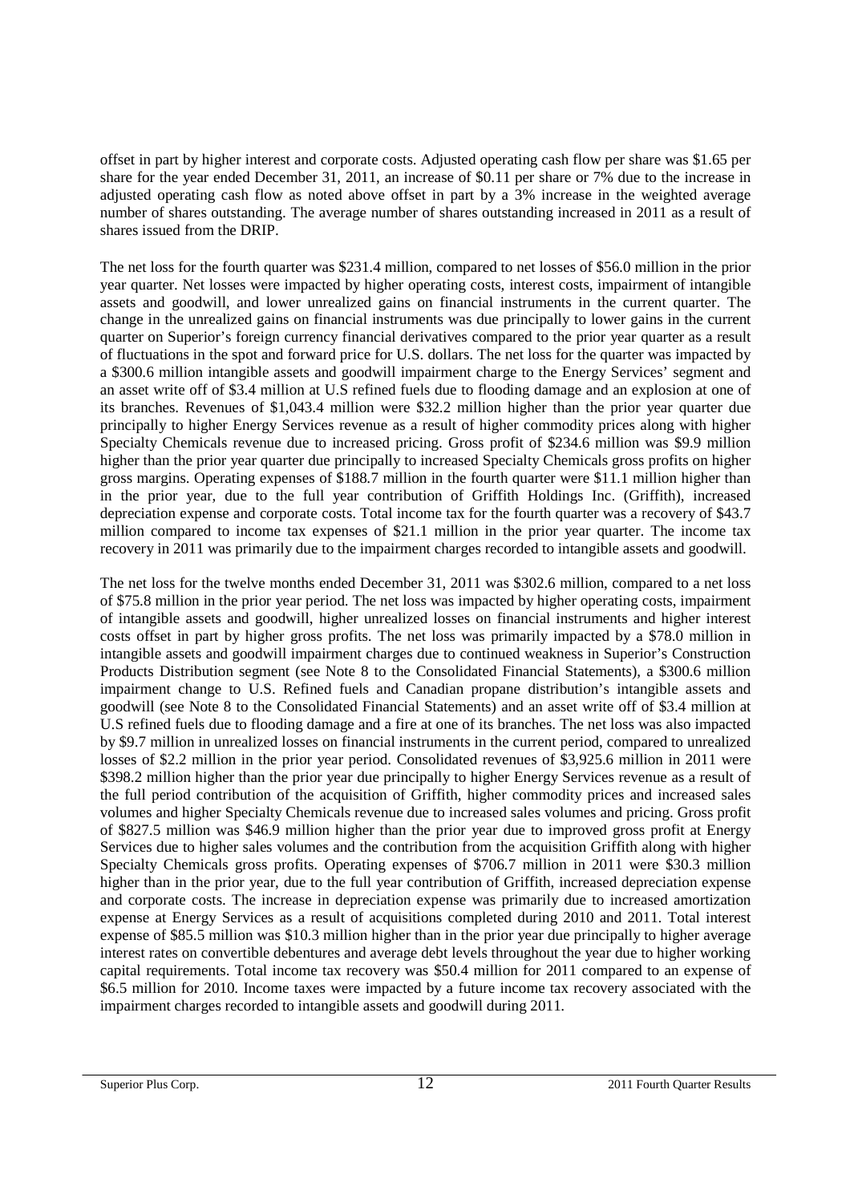offset in part by higher interest and corporate costs. Adjusted operating cash flow per share was $1.65 per share for the year ended December 31, 2011, an increase of $0.11 per share or 7% due to the increase in adjusted operating cash flow as noted above offset in part by a 3% increase in the weighted average number of shares outstanding. The average number of shares outstanding increased in 2011 as a result of shares issued from the DRIP.

The net loss for the fourth quarter was $231.4 million, compared to net losses of $56.0 million in the prior year quarter. Net losses were impacted by higher operating costs, interest costs, impairment of intangible assets and goodwill, and lower unrealized gains on financial instruments in the current quarter. The change in the unrealized gains on financial instruments was due principally to lower gains in the current quarter on Superior's foreign currency financial derivatives compared to the prior year quarter as a result of fluctuations in the spot and forward price for U.S. dollars. The net loss for the quarter was impacted by a $300.6 million intangible assets and goodwill impairment charge to the Energy Services' segment and an asset write off of $3.4 million at U.S refined fuels due to flooding damage and an explosion at one of its branches. Revenues of $1,043.4 million were $32.2 million higher than the prior year quarter due principally to higher Energy Services revenue as a result of higher commodity prices along with higher Specialty Chemicals revenue due to increased pricing. Gross profit of $234.6 million was $9.9 million higher than the prior year quarter due principally to increased Specialty Chemicals gross profits on higher gross margins. Operating expenses of $188.7 million in the fourth quarter were $11.1 million higher than in the prior year, due to the full year contribution of Griffith Holdings Inc. (Griffith), increased depreciation expense and corporate costs. Total income tax for the fourth quarter was a recovery of $43.7 million compared to income tax expenses of $21.1 million in the prior year quarter. The income tax recovery in 2011 was primarily due to the impairment charges recorded to intangible assets and goodwill.

The net loss for the twelve months ended December 31, 2011 was $302.6 million, compared to a net loss of $75.8 million in the prior year period. The net loss was impacted by higher operating costs, impairment of intangible assets and goodwill, higher unrealized losses on financial instruments and higher interest costs offset in part by higher gross profits. The net loss was primarily impacted by a $78.0 million in intangible assets and goodwill impairment charges due to continued weakness in Superior's Construction Products Distribution segment (see Note 8 to the Consolidated Financial Statements), a $300.6 million impairment change to U.S. Refined fuels and Canadian propane distribution's intangible assets and goodwill (see Note 8 to the Consolidated Financial Statements) and an asset write off of $3.4 million at U.S refined fuels due to flooding damage and a fire at one of its branches. The net loss was also impacted by $9.7 million in unrealized losses on financial instruments in the current period, compared to unrealized losses of $2.2 million in the prior year period. Consolidated revenues of $3,925.6 million in 2011 were $398.2 million higher than the prior year due principally to higher Energy Services revenue as a result of the full period contribution of the acquisition of Griffith, higher commodity prices and increased sales volumes and higher Specialty Chemicals revenue due to increased sales volumes and pricing. Gross profit of $827.5 million was $46.9 million higher than the prior year due to improved gross profit at Energy Services due to higher sales volumes and the contribution from the acquisition Griffith along with higher Specialty Chemicals gross profits. Operating expenses of $706.7 million in 2011 were $30.3 million higher than in the prior year, due to the full year contribution of Griffith, increased depreciation expense and corporate costs. The increase in depreciation expense was primarily due to increased amortization expense at Energy Services as a result of acquisitions completed during 2010 and 2011. Total interest expense of $85.5 million was $10.3 million higher than in the prior year due principally to higher average interest rates on convertible debentures and average debt levels throughout the year due to higher working capital requirements. Total income tax recovery was $50.4 million for 2011 compared to an expense of $6.5 million for 2010. Income taxes were impacted by a future income tax recovery associated with the impairment charges recorded to intangible assets and goodwill during 2011.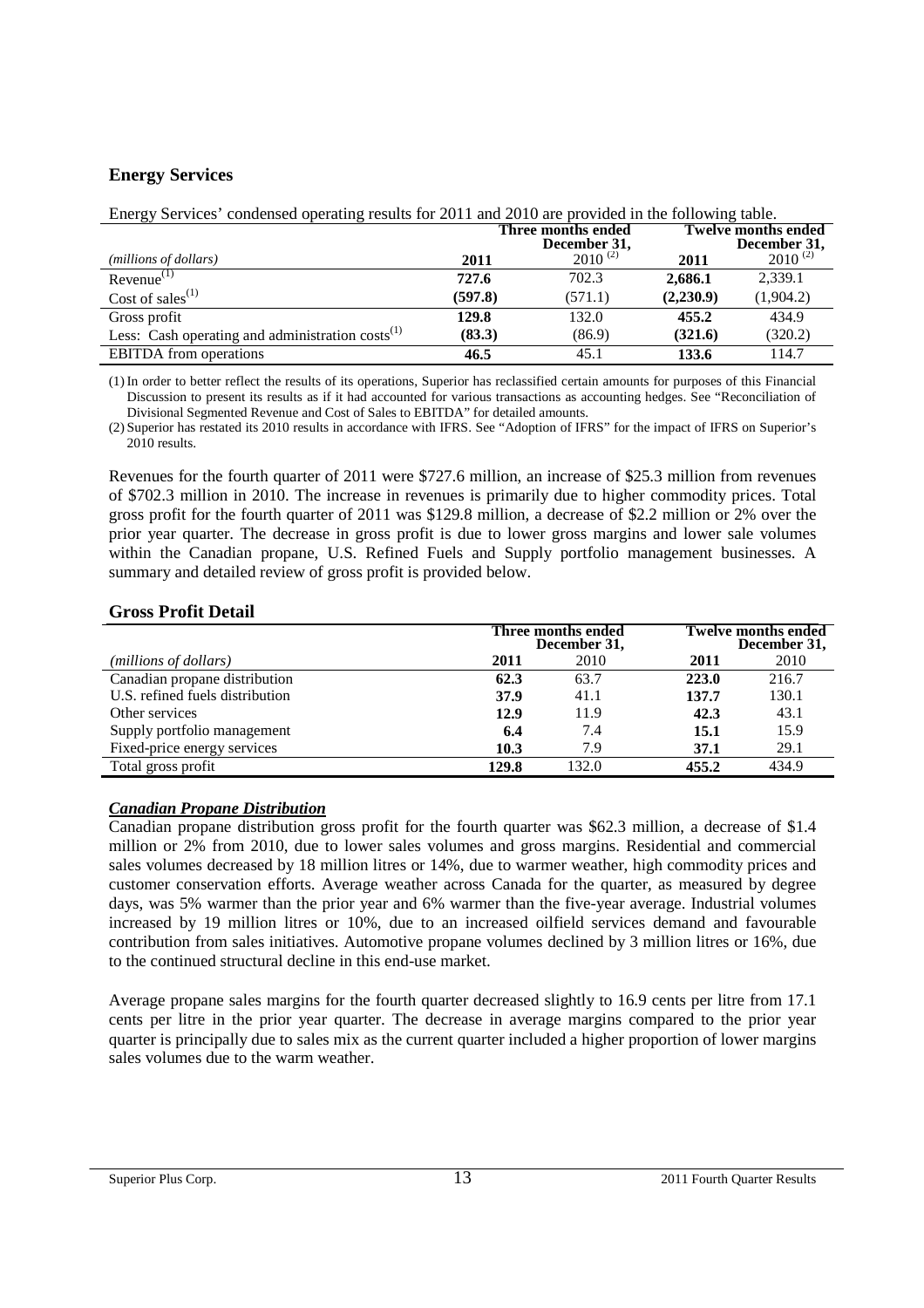## Energy Services

Energy Services' condensed operating results for 2011 and 2010 are provided in the following table.

| | Three months ended December 31, | | Twelve months ended December 31, | |
|---|---|---|---|---|
| *(millions of dollars)* | **2011** | 2010 [(2)] | **2011** | 2010 [(2)] |
| Revenue[(1)] | **727.6** | 702.3 | **2,686.1** | 2,339.1 |
| Cost of sales[(1)] | **(597.8)** | (571.1) | **(2,230.9)** | (1,904.2) |
| Gross profit | **129.8** | 132.0 | **455.2** | 434.9 |
| Less: Cash operating and administration costs[(1)] | **(83.3)** | (86.9) | **(321.6)** | (320.2) |
| EBITDA from operations | **46.5** | 45.1 | **133.6** | 114.7 |

(1) In order to better reflect the results of its operations, Superior has reclassified certain amounts for purposes of this Financial Discussion to present its results as if it had accounted for various transactions as accounting hedges. See "Reconciliation of Divisional Segmented Revenue and Cost of Sales to EBITDA" for detailed amounts.

(2) Superior has restated its 2010 results in accordance with IFRS. See "Adoption of IFRS" for the impact of IFRS on Superior's 2010 results.

Revenues for the fourth quarter of 2011 were $727.6 million, an increase of $25.3 million from revenues of $702.3 million in 2010. The increase in revenues is primarily due to higher commodity prices. Total gross profit for the fourth quarter of 2011 was $129.8 million, a decrease of $2.2 million or 2% over the prior year quarter. The decrease in gross profit is due to lower gross margins and lower sale volumes within the Canadian propane, U.S. Refined Fuels and Supply portfolio management businesses. A summary and detailed review of gross profit is provided below.

## Gross Profit Detail

| | Three months ended December 31, | | Twelve months ended December 31, | |
|---|---|---|---|---|
| *(millions of dollars)* | **2011** | 2010 | **2011** | 2010 |
| Canadian propane distribution | **62.3** | 63.7 | **223.0** | 216.7 |
| U.S. refined fuels distribution | **37.9** | 41.1 | **137.7** | 130.1 |
| Other services | **12.9** | 11.9 | **42.3** | 43.1 |
| Supply portfolio management | **6.4** | 7.4 | **15.1** | 15.9 |
| Fixed-price energy services | **10.3** | 7.9 | **37.1** | 29.1 |
| Total gross profit | **129.8** | 132.0 | **455.2** | 434.9 |

### *Canadian Propane Distribution*

Canadian propane distribution gross profit for the fourth quarter was $62.3 million, a decrease of $1.4 million or 2% from 2010, due to lower sales volumes and gross margins. Residential and commercial sales volumes decreased by 18 million litres or 14%, due to warmer weather, high commodity prices and customer conservation efforts. Average weather across Canada for the quarter, as measured by degree days, was 5% warmer than the prior year and 6% warmer than the five-year average. Industrial volumes increased by 19 million litres or 10%, due to an increased oilfield services demand and favourable contribution from sales initiatives. Automotive propane volumes declined by 3 million litres or 16%, due to the continued structural decline in this end-use market.

Average propane sales margins for the fourth quarter decreased slightly to 16.9 cents per litre from 17.1 cents per litre in the prior year quarter. The decrease in average margins compared to the prior year quarter is principally due to sales mix as the current quarter included a higher proportion of lower margins sales volumes due to the warm weather.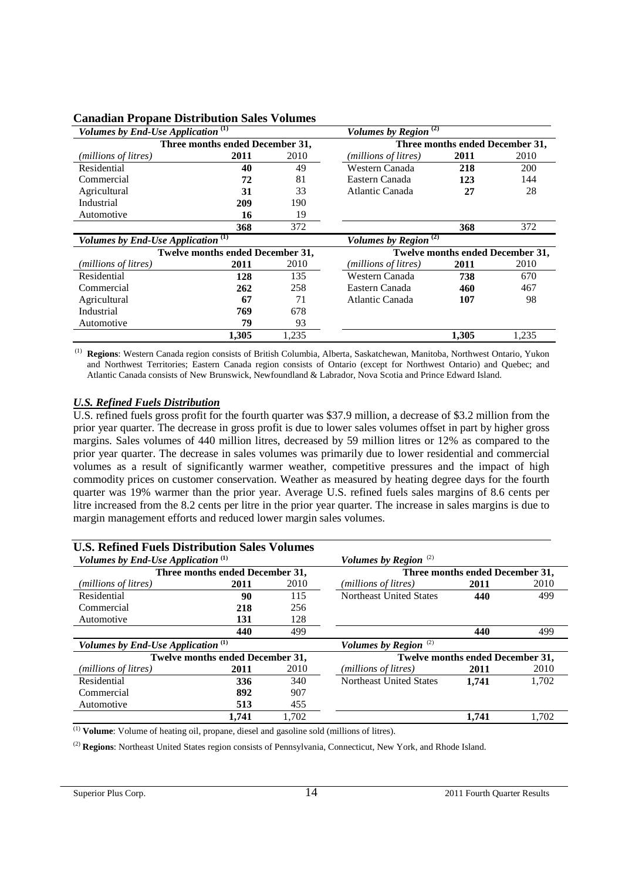## Canadian Propane Distribution Sales Volumes

| *Volumes by End-Use Application* [(1)] | | | *Volumes by Region* [(2)] | | |
|---|---|---|---|---|---|
| **Three months ended December 31,** | | | **Three months ended December 31,** | | |
| *(millions of litres)* | **2011** | 2010 | *(millions of litres)* | **2011** | 2010 |
| Residential | **40** | 49 | Western Canada | **218** | 200 |
| Commercial | **72** | 81 | Eastern Canada | **123** | 144 |
| Agricultural | **31** | 33 | Atlantic Canada | **27** | 28 |
| Industrial | **209** | 190 | | | |
| Automotive | **16** | 19 | | | |
| | **368** | 372 | | **368** | 372 |

| *Volumes by End-Use Application* [(1)] | | | *Volumes by Region* [(2)] | | |
|---|---|---|---|---|---|
| **Twelve months ended December 31,** | | | **Twelve months ended December 31,** | | |
| *(millions of litres)* | **2011** | 2010 | *(millions of litres)* | **2011** | 2010 |
| Residential | **128** | 135 | Western Canada | **738** | 670 |
| Commercial | **262** | 258 | Eastern Canada | **460** | 467 |
| Agricultural | **67** | 71 | Atlantic Canada | **107** | 98 |
| Industrial | **769** | 678 | | | |
| Automotive | **79** | 93 | | | |
| | **1,305** | 1,235 | | **1,305** | 1,235 |

[(1)] **Regions**: Western Canada region consists of British Columbia, Alberta, Saskatchewan, Manitoba, Northwest Ontario, Yukon and Northwest Territories; Eastern Canada region consists of Ontario (except for Northwest Ontario) and Quebec; and Atlantic Canada consists of New Brunswick, Newfoundland & Labrador, Nova Scotia and Prince Edward Island.

### *U.S. Refined Fuels Distribution*

U.S. refined fuels gross profit for the fourth quarter was $37.9 million, a decrease of $3.2 million from the prior year quarter. The decrease in gross profit is due to lower sales volumes offset in part by higher gross margins. Sales volumes of 440 million litres, decreased by 59 million litres or 12% as compared to the prior year quarter. The decrease in sales volumes was primarily due to lower residential and commercial volumes as a result of significantly warmer weather, competitive pressures and the impact of high commodity prices on customer conservation. Weather as measured by heating degree days for the fourth quarter was 19% warmer than the prior year. Average U.S. refined fuels sales margins of 8.6 cents per litre increased from the 8.2 cents per litre in the prior year quarter. The increase in sales margins is due to margin management efforts and reduced lower margin sales volumes.

## U.S. Refined Fuels Distribution Sales Volumes

| *Volumes by End-Use Application* [(1)] | | | *Volumes by Region* [(2)] | | |
|---|---|---|---|---|---|
| **Three months ended December 31,** | | | **Three months ended December 31,** | | |
| *(millions of litres)* | **2011** | 2010 | *(millions of litres)* | **2011** | 2010 |
| Residential | **90** | 115 | Northeast United States | **440** | 499 |
| Commercial | **218** | 256 | | | |
| Automotive | **131** | 128 | | | |
| | **440** | 499 | | **440** | 499 |

| *Volumes by End-Use Application* [(1)] | | | *Volumes by Region* [(2)] | | |
|---|---|---|---|---|---|
| **Twelve months ended December 31,** | | | **Twelve months ended December 31,** | | |
| *(millions of litres)* | **2011** | 2010 | *(millions of litres)* | **2011** | 2010 |
| Residential | **336** | 340 | Northeast United States | **1,741** | 1,702 |
| Commercial | **892** | 907 | | | |
| Automotive | **513** | 455 | | | |
| | **1,741** | 1,702 | | **1,741** | 1,702 |

[(1)] **Volume**: Volume of heating oil, propane, diesel and gasoline sold (millions of litres).

[(2)] **Regions**: Northeast United States region consists of Pennsylvania, Connecticut, New York, and Rhode Island.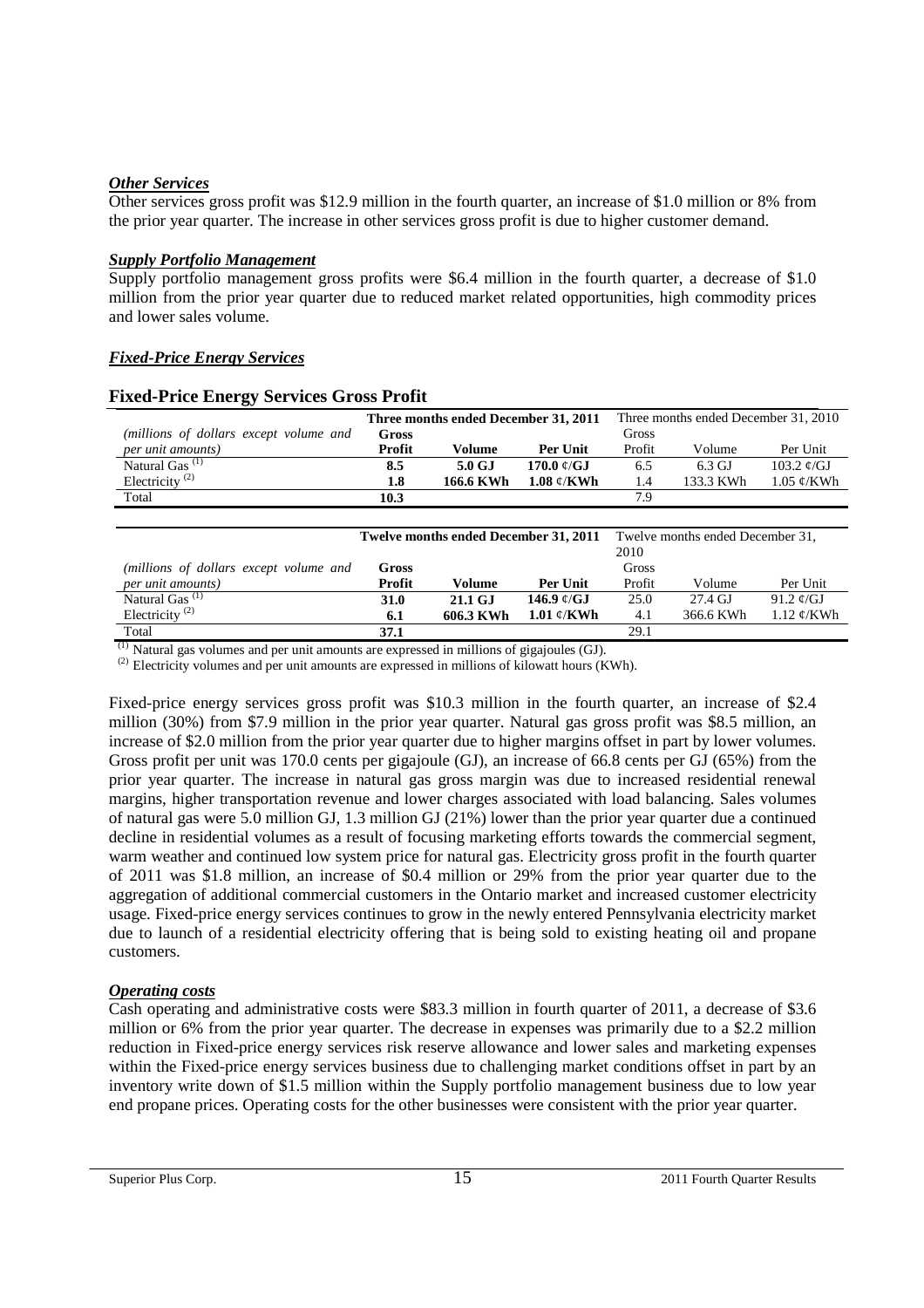### *Other Services*

Other services gross profit was $12.9 million in the fourth quarter, an increase of $1.0 million or 8% from the prior year quarter. The increase in other services gross profit is due to higher customer demand.

### *Supply Portfolio Management*

Supply portfolio management gross profits were $6.4 million in the fourth quarter, a decrease of $1.0 million from the prior year quarter due to reduced market related opportunities, high commodity prices and lower sales volume.

### *Fixed-Price Energy Services*

## Fixed-Price Energy Services Gross Profit

| *(millions of dollars except volume and per unit amounts)* | **Three months ended December 31, 2011** | | | Three months ended December 31, 2010 | | |
|---|---|---|---|---|---|---|
| | **Gross Profit** | **Volume** | **Per Unit** | Gross Profit | Volume | Per Unit |
| Natural Gas [(1)] | **8.5** | **5.0 GJ** | **170.0 ¢/GJ** | 6.5 | 6.3 GJ | 103.2 ¢/GJ |
| Electricity [(2)] | **1.8** | **166.6 KWh** | **1.08 ¢/KWh** | 1.4 | 133.3 KWh | 1.05 ¢/KWh |
| Total | **10.3** | | | 7.9 | | |

| *(millions of dollars except volume and per unit amounts)* | **Twelve months ended December 31, 2011** | | | Twelve months ended December 31, 2010 | | |
|---|---|---|---|---|---|---|
| | **Gross Profit** | **Volume** | **Per Unit** | Gross Profit | Volume | Per Unit |
| Natural Gas [(1)] | **31.0** | **21.1 GJ** | **146.9 ¢/GJ** | 25.0 | 27.4 GJ | 91.2 ¢/GJ |
| Electricity [(2)] | **6.1** | **606.3 KWh** | **1.01 ¢/KWh** | 4.1 | 366.6 KWh | 1.12 ¢/KWh |
| Total | **37.1** | | | 29.1 | | |

[(1)] Natural gas volumes and per unit amounts are expressed in millions of gigajoules (GJ).

[(2)] Electricity volumes and per unit amounts are expressed in millions of kilowatt hours (KWh).

Fixed-price energy services gross profit was $10.3 million in the fourth quarter, an increase of $2.4 million (30%) from $7.9 million in the prior year quarter. Natural gas gross profit was $8.5 million, an increase of $2.0 million from the prior year quarter due to higher margins offset in part by lower volumes. Gross profit per unit was 170.0 cents per gigajoule (GJ), an increase of 66.8 cents per GJ (65%) from the prior year quarter. The increase in natural gas gross margin was due to increased residential renewal margins, higher transportation revenue and lower charges associated with load balancing. Sales volumes of natural gas were 5.0 million GJ, 1.3 million GJ (21%) lower than the prior year quarter due a continued decline in residential volumes as a result of focusing marketing efforts towards the commercial segment, warm weather and continued low system price for natural gas. Electricity gross profit in the fourth quarter of 2011 was $1.8 million, an increase of $0.4 million or 29% from the prior year quarter due to the aggregation of additional commercial customers in the Ontario market and increased customer electricity usage. Fixed-price energy services continues to grow in the newly entered Pennsylvania electricity market due to launch of a residential electricity offering that is being sold to existing heating oil and propane customers.

### *Operating costs*

Cash operating and administrative costs were $83.3 million in fourth quarter of 2011, a decrease of $3.6 million or 6% from the prior year quarter. The decrease in expenses was primarily due to a $2.2 million reduction in Fixed-price energy services risk reserve allowance and lower sales and marketing expenses within the Fixed-price energy services business due to challenging market conditions offset in part by an inventory write down of $1.5 million within the Supply portfolio management business due to low year end propane prices. Operating costs for the other businesses were consistent with the prior year quarter.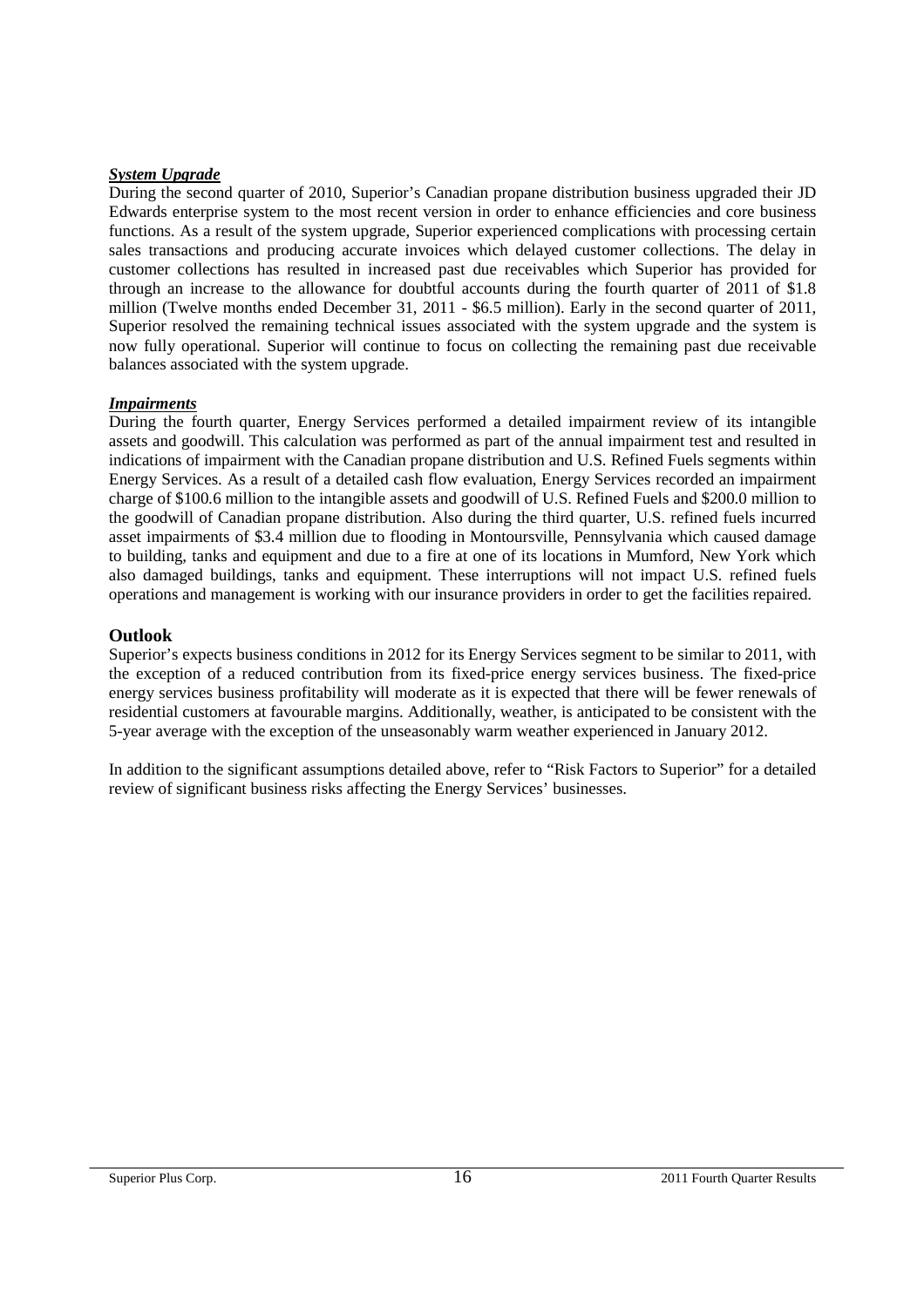***System Upgrade***

During the second quarter of 2010, Superior's Canadian propane distribution business upgraded their JD Edwards enterprise system to the most recent version in order to enhance efficiencies and core business functions. As a result of the system upgrade, Superior experienced complications with processing certain sales transactions and producing accurate invoices which delayed customer collections. The delay in customer collections has resulted in increased past due receivables which Superior has provided for through an increase to the allowance for doubtful accounts during the fourth quarter of 2011 of $1.8 million (Twelve months ended December 31, 2011 - $6.5 million). Early in the second quarter of 2011, Superior resolved the remaining technical issues associated with the system upgrade and the system is now fully operational. Superior will continue to focus on collecting the remaining past due receivable balances associated with the system upgrade.

***Impairments***

During the fourth quarter, Energy Services performed a detailed impairment review of its intangible assets and goodwill. This calculation was performed as part of the annual impairment test and resulted in indications of impairment with the Canadian propane distribution and U.S. Refined Fuels segments within Energy Services. As a result of a detailed cash flow evaluation, Energy Services recorded an impairment charge of $100.6 million to the intangible assets and goodwill of U.S. Refined Fuels and $200.0 million to the goodwill of Canadian propane distribution. Also during the third quarter, U.S. refined fuels incurred asset impairments of $3.4 million due to flooding in Montoursville, Pennsylvania which caused damage to building, tanks and equipment and due to a fire at one of its locations in Mumford, New York which also damaged buildings, tanks and equipment. These interruptions will not impact U.S. refined fuels operations and management is working with our insurance providers in order to get the facilities repaired.

## Outlook

Superior's expects business conditions in 2012 for its Energy Services segment to be similar to 2011, with the exception of a reduced contribution from its fixed-price energy services business. The fixed-price energy services business profitability will moderate as it is expected that there will be fewer renewals of residential customers at favourable margins. Additionally, weather, is anticipated to be consistent with the 5-year average with the exception of the unseasonably warm weather experienced in January 2012.

In addition to the significant assumptions detailed above, refer to "Risk Factors to Superior" for a detailed review of significant business risks affecting the Energy Services' businesses.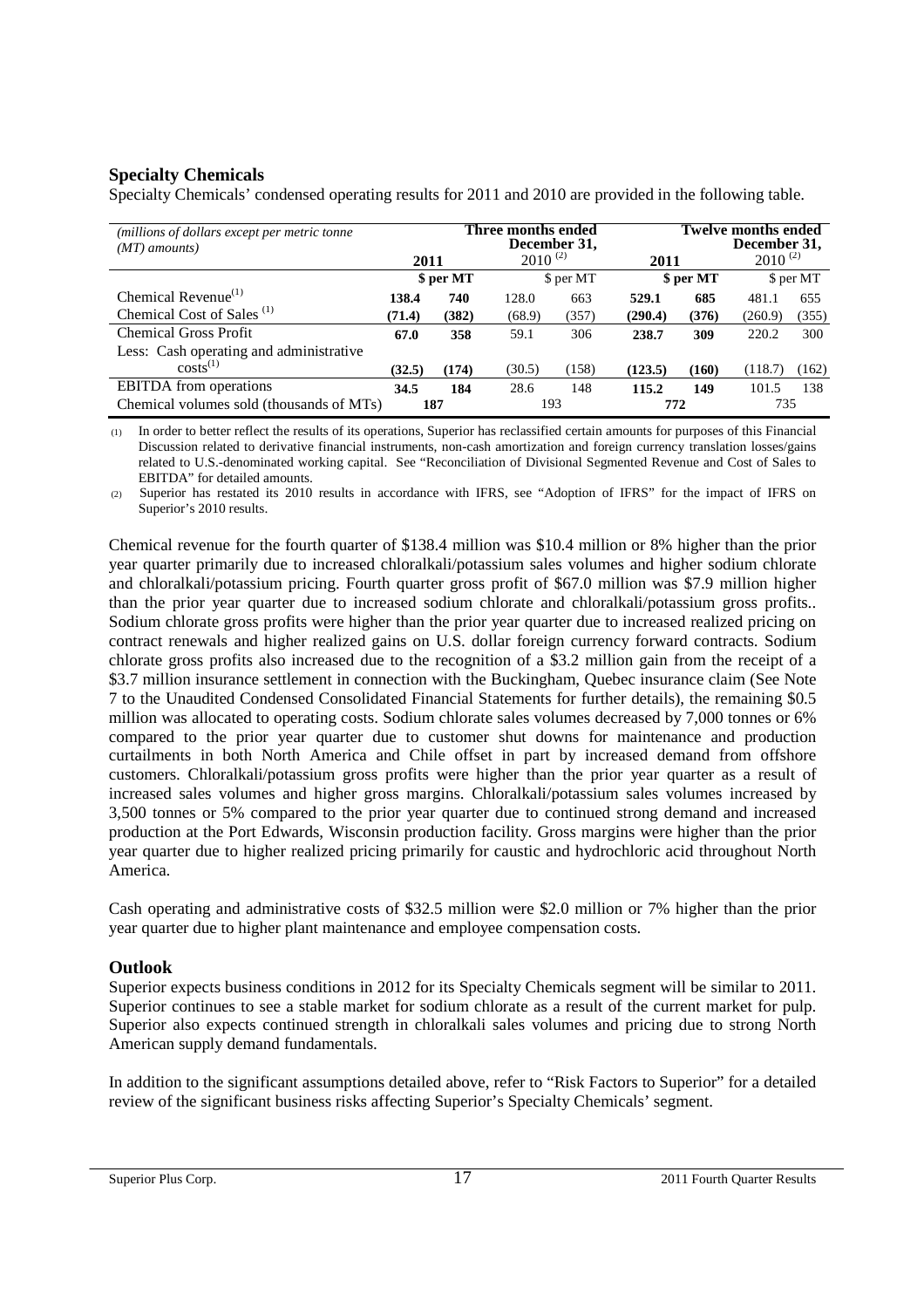## Specialty Chemicals

Specialty Chemicals' condensed operating results for 2011 and 2010 are provided in the following table.

| *(millions of dollars except per metric tonne (MT) amounts)* | **Three months ended December 31,** | | | | **Twelve months ended December 31,** | | | |
|---|---|---|---|---|---|---|---|---|
| | **2011** | | 2010 [(2)] | | **2011** | | 2010 [(2)] | |
| | | **$ per MT** | | $ per MT | | **$ per MT** | | $ per MT |
| Chemical Revenue[(1)] | **138.4** | **740** | 128.0 | 663 | **529.1** | **685** | 481.1 | 655 |
| Chemical Cost of Sales [(1)] | **(71.4)** | **(382)** | (68.9) | (357) | **(290.4)** | **(376)** | (260.9) | (355) |
| Chemical Gross Profit | **67.0** | **358** | 59.1 | 306 | **238.7** | **309** | 220.2 | 300 |
| Less: Cash operating and administrative costs[(1)] | **(32.5)** | **(174)** | (30.5) | (158) | **(123.5)** | **(160)** | (118.7) | (162) |
| EBITDA from operations | **34.5** | **184** | 28.6 | 148 | **115.2** | **149** | 101.5 | 138 |
| Chemical volumes sold (thousands of MTs) | **187** | | 193 | | **772** | | 735 | |

(1) In order to better reflect the results of its operations, Superior has reclassified certain amounts for purposes of this Financial Discussion related to derivative financial instruments, non-cash amortization and foreign currency translation losses/gains related to U.S.-denominated working capital. See "Reconciliation of Divisional Segmented Revenue and Cost of Sales to EBITDA" for detailed amounts.

(2) Superior has restated its 2010 results in accordance with IFRS, see "Adoption of IFRS" for the impact of IFRS on Superior's 2010 results.

Chemical revenue for the fourth quarter of $138.4 million was $10.4 million or 8% higher than the prior year quarter primarily due to increased chloralkali/potassium sales volumes and higher sodium chlorate and chloralkali/potassium pricing. Fourth quarter gross profit of $67.0 million was $7.9 million higher than the prior year quarter due to increased sodium chlorate and chloralkali/potassium gross profits.. Sodium chlorate gross profits were higher than the prior year quarter due to increased realized pricing on contract renewals and higher realized gains on U.S. dollar foreign currency forward contracts. Sodium chlorate gross profits also increased due to the recognition of a $3.2 million gain from the receipt of a $3.7 million insurance settlement in connection with the Buckingham, Quebec insurance claim (See Note 7 to the Unaudited Condensed Consolidated Financial Statements for further details), the remaining $0.5 million was allocated to operating costs. Sodium chlorate sales volumes decreased by 7,000 tonnes or 6% compared to the prior year quarter due to customer shut downs for maintenance and production curtailments in both North America and Chile offset in part by increased demand from offshore customers. Chloralkali/potassium gross profits were higher than the prior year quarter as a result of increased sales volumes and higher gross margins. Chloralkali/potassium sales volumes increased by 3,500 tonnes or 5% compared to the prior year quarter due to continued strong demand and increased production at the Port Edwards, Wisconsin production facility. Gross margins were higher than the prior year quarter due to higher realized pricing primarily for caustic and hydrochloric acid throughout North America.

Cash operating and administrative costs of $32.5 million were $2.0 million or 7% higher than the prior year quarter due to higher plant maintenance and employee compensation costs.

## Outlook

Superior expects business conditions in 2012 for its Specialty Chemicals segment will be similar to 2011. Superior continues to see a stable market for sodium chlorate as a result of the current market for pulp. Superior also expects continued strength in chloralkali sales volumes and pricing due to strong North American supply demand fundamentals.

In addition to the significant assumptions detailed above, refer to "Risk Factors to Superior" for a detailed review of the significant business risks affecting Superior's Specialty Chemicals' segment.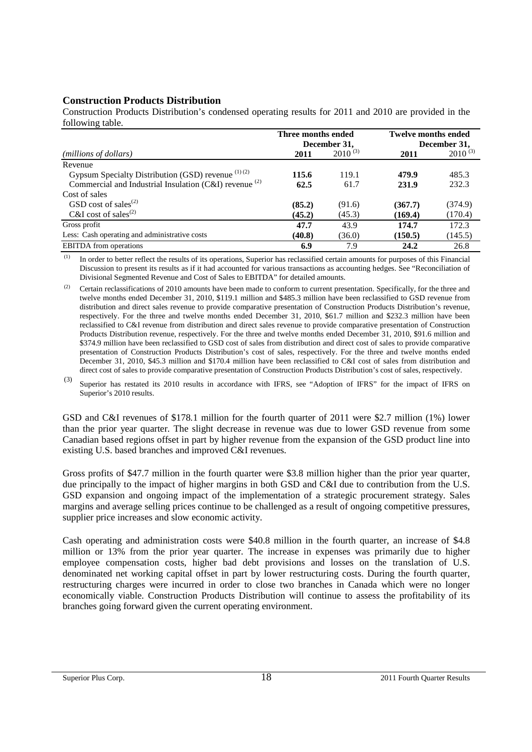## Construction Products Distribution

Construction Products Distribution's condensed operating results for 2011 and 2010 are provided in the following table.

| | Three months ended December 31, | | Twelve months ended December 31, | |
|---|---|---|---|---|
| *(millions of dollars)* | **2011** | 2010 [(3)] | **2011** | 2010 [(3)] |
| Revenue | | | | |
| Gypsum Specialty Distribution (GSD) revenue [(1) (2)] | **115.6** | 119.1 | **479.9** | 485.3 |
| Commercial and Industrial Insulation (C&I) revenue [(2)] | **62.5** | 61.7 | **231.9** | 232.3 |
| Cost of sales | | | | |
| GSD cost of sales[(2)] | **(85.2)** | (91.6) | **(367.7)** | (374.9) |
| C&I cost of sales[(2)] | **(45.2)** | (45.3) | **(169.4)** | (170.4) |
| Gross profit | **47.7** | 43.9 | **174.7** | 172.3 |
| Less: Cash operating and administrative costs | **(40.8)** | (36.0) | **(150.5)** | (145.5) |
| EBITDA from operations | **6.9** | 7.9 | **24.2** | 26.8 |

(1) In order to better reflect the results of its operations, Superior has reclassified certain amounts for purposes of this Financial Discussion to present its results as if it had accounted for various transactions as accounting hedges. See "Reconciliation of Divisional Segmented Revenue and Cost of Sales to EBITDA" for detailed amounts.

(2) Certain reclassifications of 2010 amounts have been made to conform to current presentation. Specifically, for the three and twelve months ended December 31, 2010, $119.1 million and $485.3 million have been reclassified to GSD revenue from distribution and direct sales revenue to provide comparative presentation of Construction Products Distribution's revenue, respectively. For the three and twelve months ended December 31, 2010, $61.7 million and $232.3 million have been reclassified to C&I revenue from distribution and direct sales revenue to provide comparative presentation of Construction Products Distribution revenue, respectively. For the three and twelve months ended December 31, 2010, $91.6 million and $374.9 million have been reclassified to GSD cost of sales from distribution and direct cost of sales to provide comparative presentation of Construction Products Distribution's cost of sales, respectively. For the three and twelve months ended December 31, 2010, $45.3 million and $170.4 million have been reclassified to C&I cost of sales from distribution and direct cost of sales to provide comparative presentation of Construction Products Distribution's cost of sales, respectively.

(3) Superior has restated its 2010 results in accordance with IFRS, see "Adoption of IFRS" for the impact of IFRS on Superior's 2010 results.

GSD and C&I revenues of $178.1 million for the fourth quarter of 2011 were $2.7 million (1%) lower than the prior year quarter. The slight decrease in revenue was due to lower GSD revenue from some Canadian based regions offset in part by higher revenue from the expansion of the GSD product line into existing U.S. based branches and improved C&I revenues.

Gross profits of $47.7 million in the fourth quarter were $3.8 million higher than the prior year quarter, due principally to the impact of higher margins in both GSD and C&I due to contribution from the U.S. GSD expansion and ongoing impact of the implementation of a strategic procurement strategy. Sales margins and average selling prices continue to be challenged as a result of ongoing competitive pressures, supplier price increases and slow economic activity.

Cash operating and administration costs were $40.8 million in the fourth quarter, an increase of $4.8 million or 13% from the prior year quarter. The increase in expenses was primarily due to higher employee compensation costs, higher bad debt provisions and losses on the translation of U.S. denominated net working capital offset in part by lower restructuring costs. During the fourth quarter, restructuring charges were incurred in order to close two branches in Canada which were no longer economically viable. Construction Products Distribution will continue to assess the profitability of its branches going forward given the current operating environment.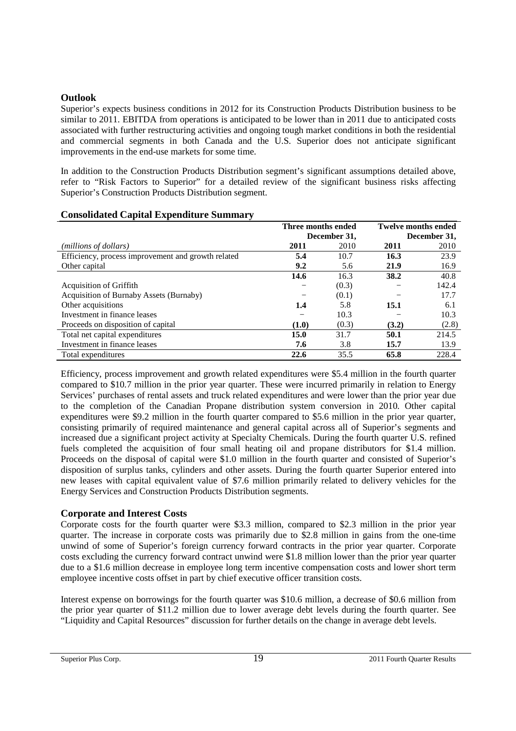## Outlook

Superior's expects business conditions in 2012 for its Construction Products Distribution business to be similar to 2011. EBITDA from operations is anticipated to be lower than in 2011 due to anticipated costs associated with further restructuring activities and ongoing tough market conditions in both the residential and commercial segments in both Canada and the U.S. Superior does not anticipate significant improvements in the end-use markets for some time.

In addition to the Construction Products Distribution segment's significant assumptions detailed above, refer to "Risk Factors to Superior" for a detailed review of the significant business risks affecting Superior's Construction Products Distribution segment.

## Consolidated Capital Expenditure Summary

| | Three months ended December 31, | | Twelve months ended December 31, | |
|---|---|---|---|---|
| *(millions of dollars)* | **2011** | 2010 | **2011** | 2010 |
| Efficiency, process improvement and growth related | **5.4** | 10.7 | **16.3** | 23.9 |
| Other capital | **9.2** | 5.6 | **21.9** | 16.9 |
| | **14.6** | 16.3 | **38.2** | 40.8 |
| Acquisition of Griffith | – | (0.3) | – | 142.4 |
| Acquisition of Burnaby Assets (Burnaby) | – | (0.1) | – | 17.7 |
| Other acquisitions | **1.4** | 5.8 | **15.1** | 6.1 |
| Investment in finance leases | – | 10.3 | – | 10.3 |
| Proceeds on disposition of capital | **(1.0)** | (0.3) | **(3.2)** | (2.8) |
| Total net capital expenditures | **15.0** | 31.7 | **50.1** | 214.5 |
| Investment in finance leases | **7.6** | 3.8 | **15.7** | 13.9 |
| Total expenditures | **22.6** | 35.5 | **65.8** | 228.4 |

Efficiency, process improvement and growth related expenditures were $5.4 million in the fourth quarter compared to $10.7 million in the prior year quarter. These were incurred primarily in relation to Energy Services' purchases of rental assets and truck related expenditures and were lower than the prior year due to the completion of the Canadian Propane distribution system conversion in 2010. Other capital expenditures were $9.2 million in the fourth quarter compared to $5.6 million in the prior year quarter, consisting primarily of required maintenance and general capital across all of Superior's segments and increased due a significant project activity at Specialty Chemicals. During the fourth quarter U.S. refined fuels completed the acquisition of four small heating oil and propane distributors for $1.4 million. Proceeds on the disposal of capital were $1.0 million in the fourth quarter and consisted of Superior's disposition of surplus tanks, cylinders and other assets. During the fourth quarter Superior entered into new leases with capital equivalent value of $7.6 million primarily related to delivery vehicles for the Energy Services and Construction Products Distribution segments.

## Corporate and Interest Costs

Corporate costs for the fourth quarter were $3.3 million, compared to $2.3 million in the prior year quarter. The increase in corporate costs was primarily due to $2.8 million in gains from the one-time unwind of some of Superior's foreign currency forward contracts in the prior year quarter. Corporate costs excluding the currency forward contract unwind were $1.8 million lower than the prior year quarter due to a $1.6 million decrease in employee long term incentive compensation costs and lower short term employee incentive costs offset in part by chief executive officer transition costs.

Interest expense on borrowings for the fourth quarter was $10.6 million, a decrease of $0.6 million from the prior year quarter of $11.2 million due to lower average debt levels during the fourth quarter. See "Liquidity and Capital Resources" discussion for further details on the change in average debt levels.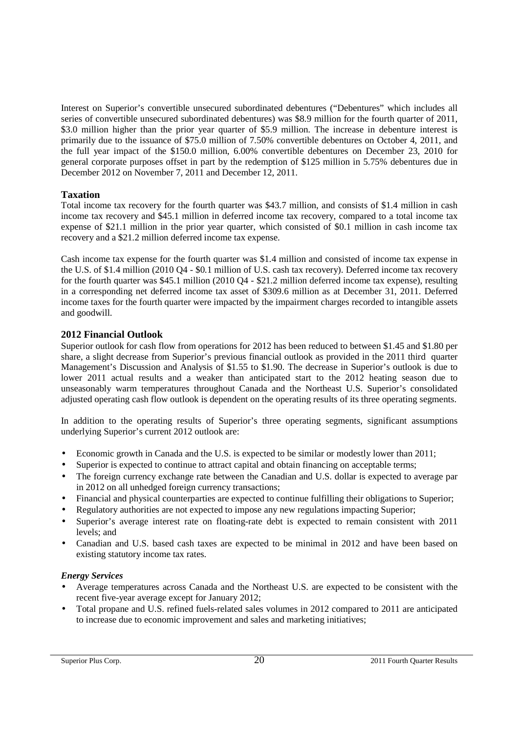Interest on Superior's convertible unsecured subordinated debentures ("Debentures" which includes all series of convertible unsecured subordinated debentures) was $8.9 million for the fourth quarter of 2011, $3.0 million higher than the prior year quarter of $5.9 million. The increase in debenture interest is primarily due to the issuance of $75.0 million of 7.50% convertible debentures on October 4, 2011, and the full year impact of the $150.0 million, 6.00% convertible debentures on December 23, 2010 for general corporate purposes offset in part by the redemption of $125 million in 5.75% debentures due in December 2012 on November 7, 2011 and December 12, 2011.

## Taxation

Total income tax recovery for the fourth quarter was $43.7 million, and consists of $1.4 million in cash income tax recovery and $45.1 million in deferred income tax recovery, compared to a total income tax expense of $21.1 million in the prior year quarter, which consisted of $0.1 million in cash income tax recovery and a $21.2 million deferred income tax expense.

Cash income tax expense for the fourth quarter was $1.4 million and consisted of income tax expense in the U.S. of $1.4 million (2010 Q4 - $0.1 million of U.S. cash tax recovery). Deferred income tax recovery for the fourth quarter was $45.1 million (2010 Q4 - $21.2 million deferred income tax expense), resulting in a corresponding net deferred income tax asset of $309.6 million as at December 31, 2011. Deferred income taxes for the fourth quarter were impacted by the impairment charges recorded to intangible assets and goodwill.

## 2012 Financial Outlook

Superior outlook for cash flow from operations for 2012 has been reduced to between $1.45 and $1.80 per share, a slight decrease from Superior's previous financial outlook as provided in the 2011 third quarter Management's Discussion and Analysis of $1.55 to $1.90. The decrease in Superior's outlook is due to lower 2011 actual results and a weaker than anticipated start to the 2012 heating season due to unseasonably warm temperatures throughout Canada and the Northeast U.S. Superior's consolidated adjusted operating cash flow outlook is dependent on the operating results of its three operating segments.

In addition to the operating results of Superior's three operating segments, significant assumptions underlying Superior's current 2012 outlook are:

- Economic growth in Canada and the U.S. is expected to be similar or modestly lower than 2011;
- Superior is expected to continue to attract capital and obtain financing on acceptable terms;
- The foreign currency exchange rate between the Canadian and U.S. dollar is expected to average par in 2012 on all unhedged foreign currency transactions;
- Financial and physical counterparties are expected to continue fulfilling their obligations to Superior;
- Regulatory authorities are not expected to impose any new regulations impacting Superior;
- Superior's average interest rate on floating-rate debt is expected to remain consistent with 2011 levels; and
- Canadian and U.S. based cash taxes are expected to be minimal in 2012 and have been based on existing statutory income tax rates.

### *Energy Services*

- Average temperatures across Canada and the Northeast U.S. are expected to be consistent with the recent five-year average except for January 2012;
- Total propane and U.S. refined fuels-related sales volumes in 2012 compared to 2011 are anticipated to increase due to economic improvement and sales and marketing initiatives;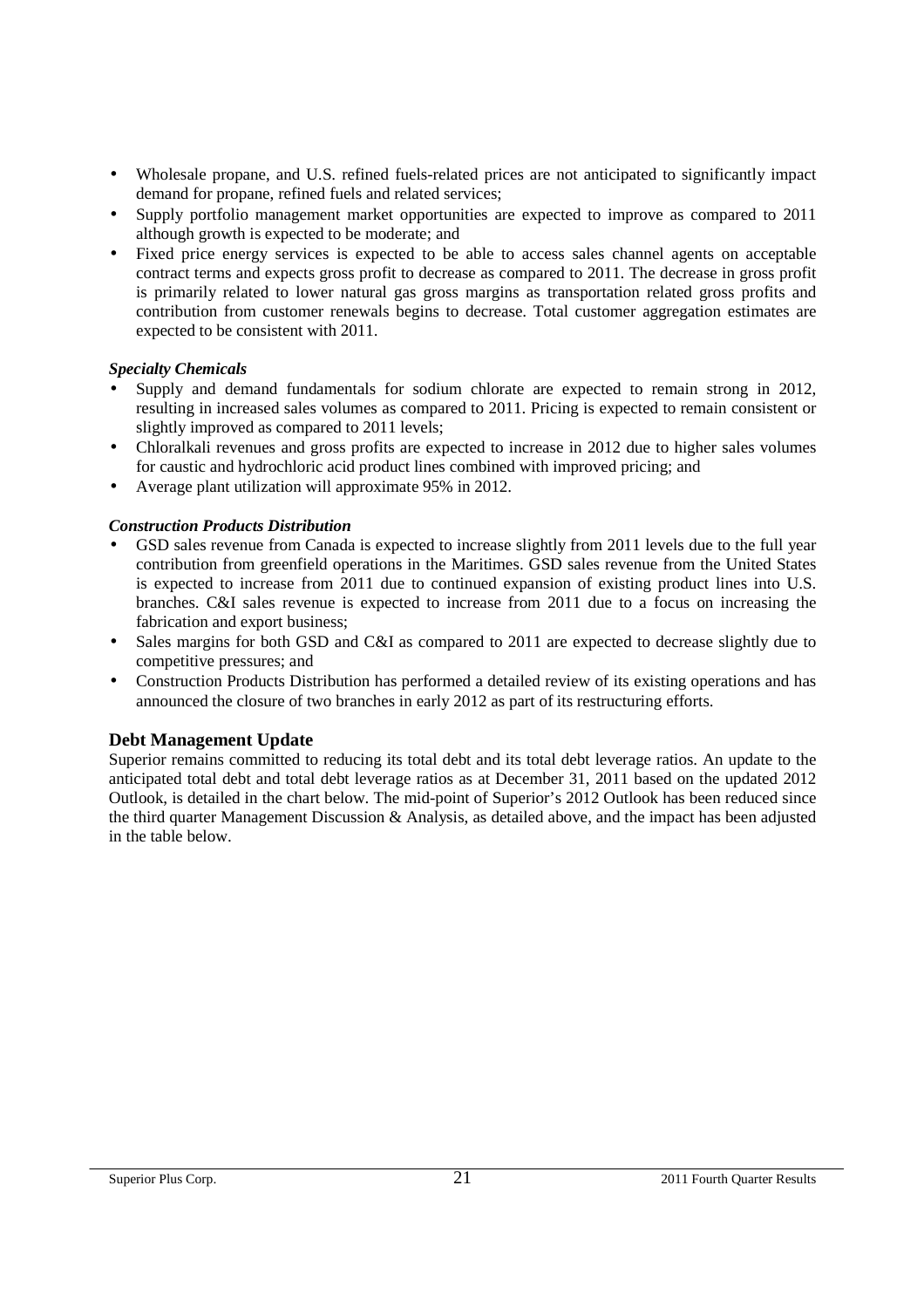- Wholesale propane, and U.S. refined fuels-related prices are not anticipated to significantly impact demand for propane, refined fuels and related services;
- Supply portfolio management market opportunities are expected to improve as compared to 2011 although growth is expected to be moderate; and
- Fixed price energy services is expected to be able to access sales channel agents on acceptable contract terms and expects gross profit to decrease as compared to 2011. The decrease in gross profit is primarily related to lower natural gas gross margins as transportation related gross profits and contribution from customer renewals begins to decrease. Total customer aggregation estimates are expected to be consistent with 2011.

***Specialty Chemicals***

- Supply and demand fundamentals for sodium chlorate are expected to remain strong in 2012, resulting in increased sales volumes as compared to 2011. Pricing is expected to remain consistent or slightly improved as compared to 2011 levels;
- Chloralkali revenues and gross profits are expected to increase in 2012 due to higher sales volumes for caustic and hydrochloric acid product lines combined with improved pricing; and
- Average plant utilization will approximate 95% in 2012.

***Construction Products Distribution***

- GSD sales revenue from Canada is expected to increase slightly from 2011 levels due to the full year contribution from greenfield operations in the Maritimes. GSD sales revenue from the United States is expected to increase from 2011 due to continued expansion of existing product lines into U.S. branches. C&I sales revenue is expected to increase from 2011 due to a focus on increasing the fabrication and export business;
- Sales margins for both GSD and C&I as compared to 2011 are expected to decrease slightly due to competitive pressures; and
- Construction Products Distribution has performed a detailed review of its existing operations and has announced the closure of two branches in early 2012 as part of its restructuring efforts.

## Debt Management Update

Superior remains committed to reducing its total debt and its total debt leverage ratios. An update to the anticipated total debt and total debt leverage ratios as at December 31, 2011 based on the updated 2012 Outlook, is detailed in the chart below. The mid-point of Superior's 2012 Outlook has been reduced since the third quarter Management Discussion & Analysis, as detailed above, and the impact has been adjusted in the table below.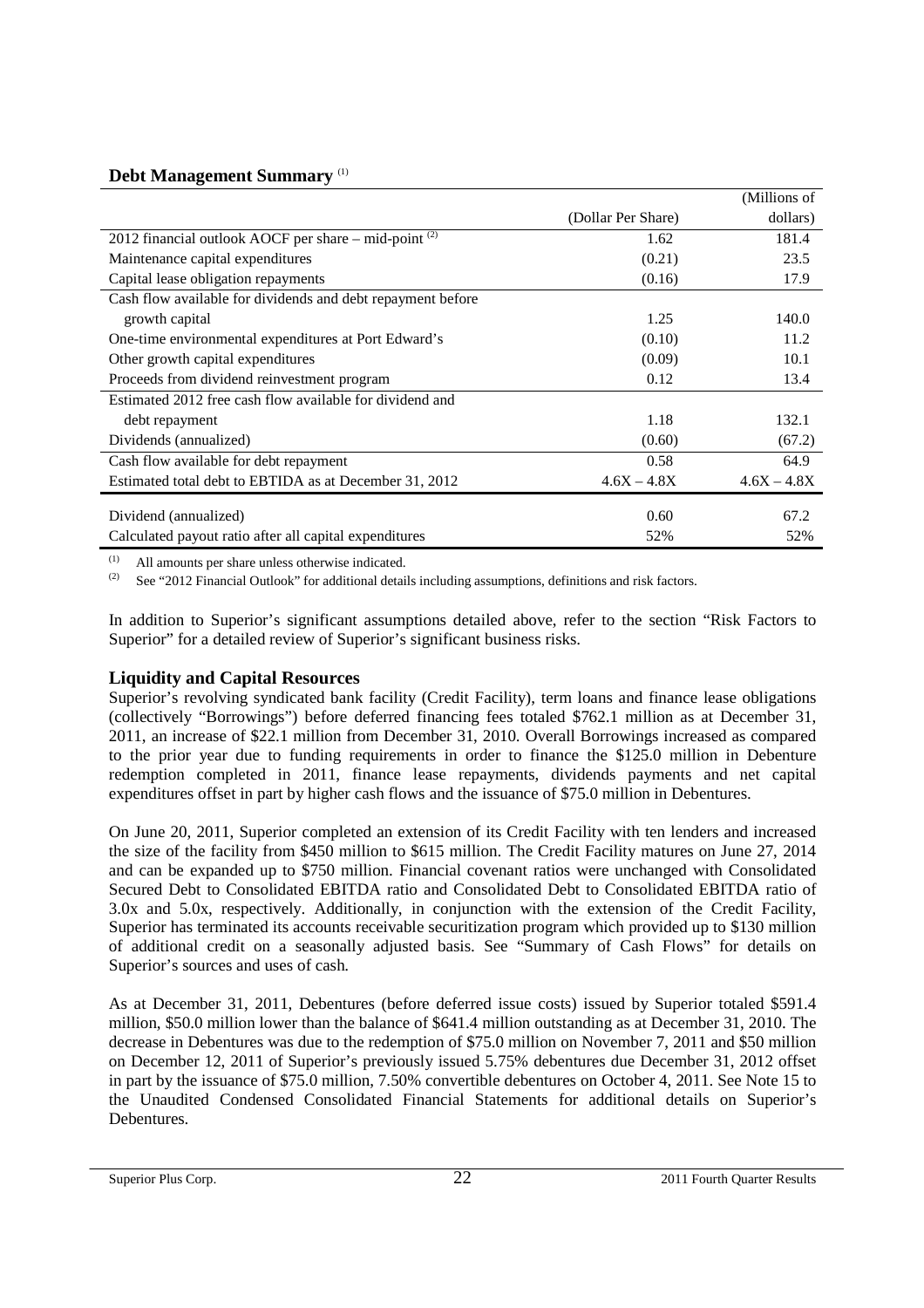## Debt Management Summary [(1)]

| | (Dollar Per Share) | (Millions of dollars) |
|---|---|---|
| 2012 financial outlook AOCF per share – mid-point [(2)] | 1.62 | 181.4 |
| Maintenance capital expenditures | (0.21) | 23.5 |
| Capital lease obligation repayments | (0.16) | 17.9 |
| Cash flow available for dividends and debt repayment before growth capital | 1.25 | 140.0 |
| One-time environmental expenditures at Port Edward's | (0.10) | 11.2 |
| Other growth capital expenditures | (0.09) | 10.1 |
| Proceeds from dividend reinvestment program | 0.12 | 13.4 |
| Estimated 2012 free cash flow available for dividend and debt repayment | 1.18 | 132.1 |
| Dividends (annualized) | (0.60) | (67.2) |
| Cash flow available for debt repayment | 0.58 | 64.9 |
| Estimated total debt to EBTIDA as at December 31, 2012 | 4.6X – 4.8X | 4.6X – 4.8X |
| Dividend (annualized) | 0.60 | 67.2 |
| Calculated payout ratio after all capital expenditures | 52% | 52% |

(1) All amounts per share unless otherwise indicated.

(2) See "2012 Financial Outlook" for additional details including assumptions, definitions and risk factors.

In addition to Superior's significant assumptions detailed above, refer to the section "Risk Factors to Superior" for a detailed review of Superior's significant business risks.

## Liquidity and Capital Resources

Superior's revolving syndicated bank facility (Credit Facility), term loans and finance lease obligations (collectively "Borrowings") before deferred financing fees totaled $762.1 million as at December 31, 2011, an increase of $22.1 million from December 31, 2010. Overall Borrowings increased as compared to the prior year due to funding requirements in order to finance the $125.0 million in Debenture redemption completed in 2011, finance lease repayments, dividends payments and net capital expenditures offset in part by higher cash flows and the issuance of $75.0 million in Debentures.

On June 20, 2011, Superior completed an extension of its Credit Facility with ten lenders and increased the size of the facility from $450 million to $615 million. The Credit Facility matures on June 27, 2014 and can be expanded up to $750 million. Financial covenant ratios were unchanged with Consolidated Secured Debt to Consolidated EBITDA ratio and Consolidated Debt to Consolidated EBITDA ratio of 3.0x and 5.0x, respectively. Additionally, in conjunction with the extension of the Credit Facility, Superior has terminated its accounts receivable securitization program which provided up to $130 million of additional credit on a seasonally adjusted basis. See "Summary of Cash Flows" for details on Superior's sources and uses of cash.

As at December 31, 2011, Debentures (before deferred issue costs) issued by Superior totaled $591.4 million, $50.0 million lower than the balance of $641.4 million outstanding as at December 31, 2010. The decrease in Debentures was due to the redemption of $75.0 million on November 7, 2011 and $50 million on December 12, 2011 of Superior's previously issued 5.75% debentures due December 31, 2012 offset in part by the issuance of $75.0 million, 7.50% convertible debentures on October 4, 2011. See Note 15 to the Unaudited Condensed Consolidated Financial Statements for additional details on Superior's Debentures.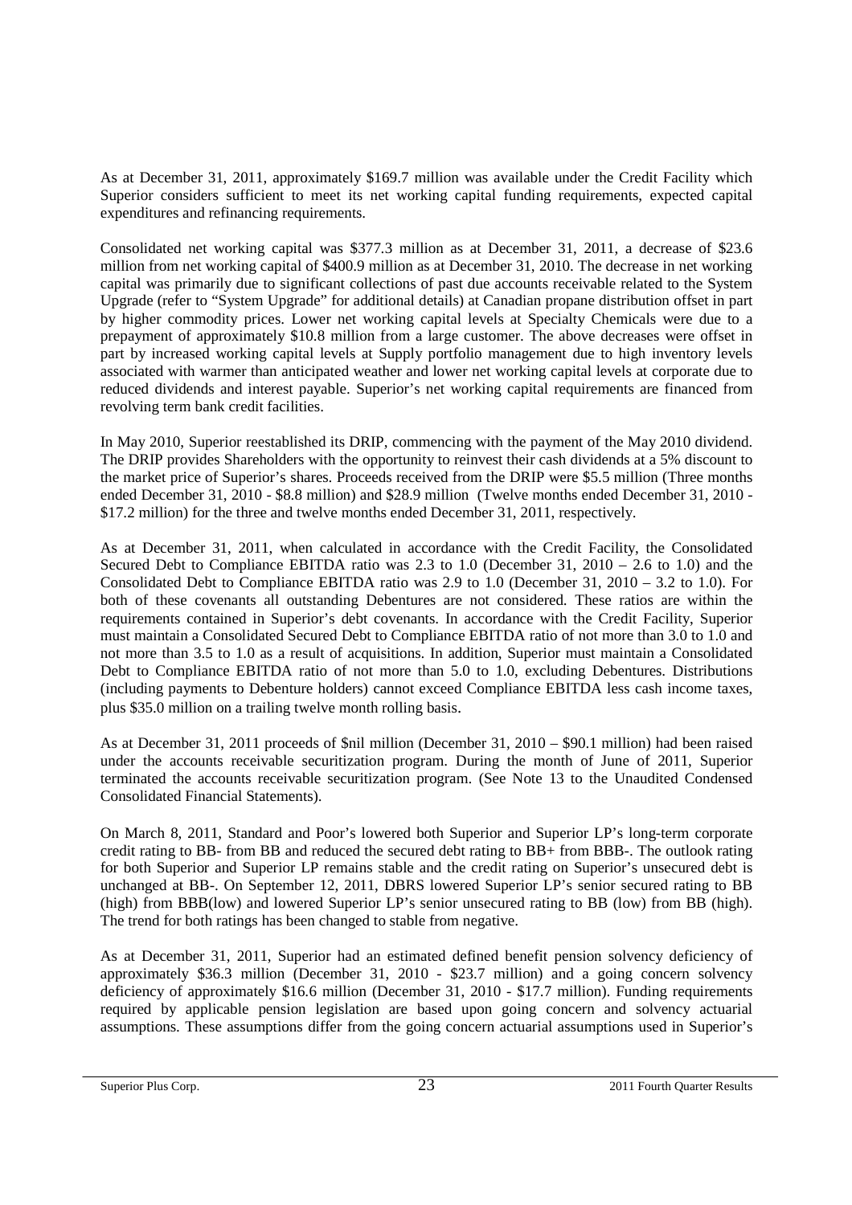As at December 31, 2011, approximately $169.7 million was available under the Credit Facility which Superior considers sufficient to meet its net working capital funding requirements, expected capital expenditures and refinancing requirements.

Consolidated net working capital was $377.3 million as at December 31, 2011, a decrease of $23.6 million from net working capital of $400.9 million as at December 31, 2010. The decrease in net working capital was primarily due to significant collections of past due accounts receivable related to the System Upgrade (refer to "System Upgrade" for additional details) at Canadian propane distribution offset in part by higher commodity prices. Lower net working capital levels at Specialty Chemicals were due to a prepayment of approximately $10.8 million from a large customer. The above decreases were offset in part by increased working capital levels at Supply portfolio management due to high inventory levels associated with warmer than anticipated weather and lower net working capital levels at corporate due to reduced dividends and interest payable. Superior's net working capital requirements are financed from revolving term bank credit facilities.

In May 2010, Superior reestablished its DRIP, commencing with the payment of the May 2010 dividend. The DRIP provides Shareholders with the opportunity to reinvest their cash dividends at a 5% discount to the market price of Superior's shares. Proceeds received from the DRIP were $5.5 million (Three months ended December 31, 2010 - $8.8 million) and $28.9 million (Twelve months ended December 31, 2010 - $17.2 million) for the three and twelve months ended December 31, 2011, respectively.

As at December 31, 2011, when calculated in accordance with the Credit Facility, the Consolidated Secured Debt to Compliance EBITDA ratio was 2.3 to 1.0 (December 31, 2010 – 2.6 to 1.0) and the Consolidated Debt to Compliance EBITDA ratio was 2.9 to 1.0 (December 31, 2010 – 3.2 to 1.0). For both of these covenants all outstanding Debentures are not considered. These ratios are within the requirements contained in Superior's debt covenants. In accordance with the Credit Facility, Superior must maintain a Consolidated Secured Debt to Compliance EBITDA ratio of not more than 3.0 to 1.0 and not more than 3.5 to 1.0 as a result of acquisitions. In addition, Superior must maintain a Consolidated Debt to Compliance EBITDA ratio of not more than 5.0 to 1.0, excluding Debentures. Distributions (including payments to Debenture holders) cannot exceed Compliance EBITDA less cash income taxes, plus $35.0 million on a trailing twelve month rolling basis.

As at December 31, 2011 proceeds of $nil million (December 31, 2010 – $90.1 million) had been raised under the accounts receivable securitization program. During the month of June of 2011, Superior terminated the accounts receivable securitization program. (See Note 13 to the Unaudited Condensed Consolidated Financial Statements).

On March 8, 2011, Standard and Poor's lowered both Superior and Superior LP's long-term corporate credit rating to BB- from BB and reduced the secured debt rating to BB+ from BBB-. The outlook rating for both Superior and Superior LP remains stable and the credit rating on Superior's unsecured debt is unchanged at BB-. On September 12, 2011, DBRS lowered Superior LP's senior secured rating to BB (high) from BBB(low) and lowered Superior LP's senior unsecured rating to BB (low) from BB (high). The trend for both ratings has been changed to stable from negative.

As at December 31, 2011, Superior had an estimated defined benefit pension solvency deficiency of approximately $36.3 million (December 31, 2010 - $23.7 million) and a going concern solvency deficiency of approximately $16.6 million (December 31, 2010 - $17.7 million). Funding requirements required by applicable pension legislation are based upon going concern and solvency actuarial assumptions. These assumptions differ from the going concern actuarial assumptions used in Superior's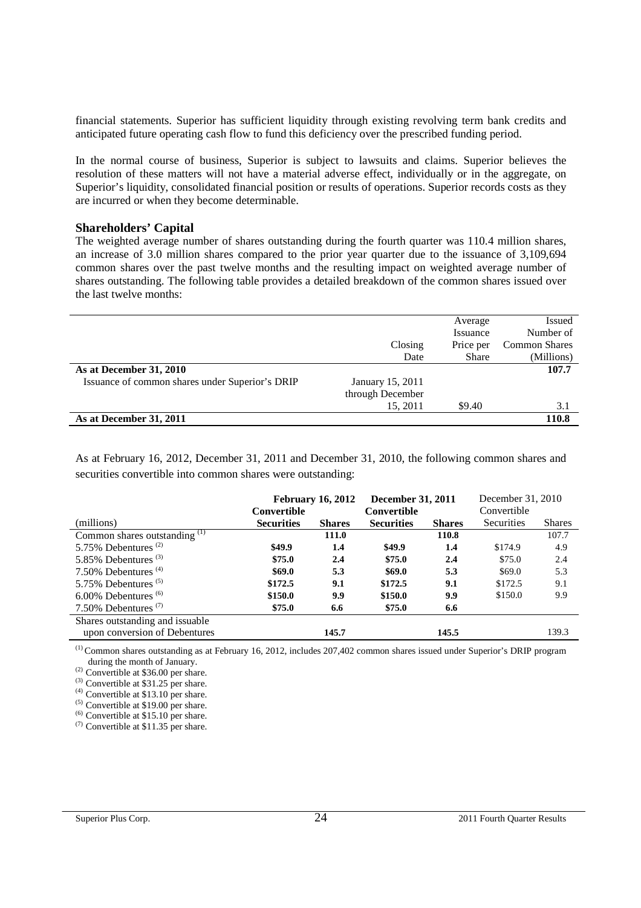financial statements. Superior has sufficient liquidity through existing revolving term bank credits and anticipated future operating cash flow to fund this deficiency over the prescribed funding period.

In the normal course of business, Superior is subject to lawsuits and claims. Superior believes the resolution of these matters will not have a material adverse effect, individually or in the aggregate, on Superior's liquidity, consolidated financial position or results of operations. Superior records costs as they are incurred or when they become determinable.

### Shareholders' Capital

The weighted average number of shares outstanding during the fourth quarter was 110.4 million shares, an increase of 3.0 million shares compared to the prior year quarter due to the issuance of 3,109,694 common shares over the past twelve months and the resulting impact on weighted average number of shares outstanding. The following table provides a detailed breakdown of the common shares issued over the last twelve months:

| | Closing Date | Average Issuance Price per Share | Issued Number of Common Shares (Millions) |
|---|---|---|---|
| **As at December 31, 2010** | | | **107.7** |
| Issuance of common shares under Superior's DRIP | January 15, 2011 through December 15, 2011 | \$9.40 | 3.1 |
| **As at December 31, 2011** | | | **110.8** |

As at February 16, 2012, December 31, 2011 and December 31, 2010, the following common shares and securities convertible into common shares were outstanding:

| | **February 16, 2012** | | **December 31, 2011** | | December 31, 2010 | |
|---|---|---|---|---|---|---|
| (millions) | **Convertible Securities** | **Shares** | **Convertible Securities** | **Shares** | Convertible Securities | Shares |
| Common shares outstanding [(1)] | | **111.0** | | **110.8** | | 107.7 |
| 5.75% Debentures [(2)] | **\$49.9** | **1.4** | **\$49.9** | **1.4** | \$174.9 | 4.9 |
| 5.85% Debentures [(3)] | **\$75.0** | **2.4** | **\$75.0** | **2.4** | \$75.0 | 2.4 |
| 7.50% Debentures [(4)] | **\$69.0** | **5.3** | **\$69.0** | **5.3** | \$69.0 | 5.3 |
| 5.75% Debentures [(5)] | **\$172.5** | **9.1** | **\$172.5** | **9.1** | \$172.5 | 9.1 |
| 6.00% Debentures [(6)] | **\$150.0** | **9.9** | **\$150.0** | **9.9** | \$150.0 | 9.9 |
| 7.50% Debentures [(7)] | **\$75.0** | **6.6** | **\$75.0** | **6.6** | | |
| Shares outstanding and issuable upon conversion of Debentures | | **145.7** | | **145.5** | | 139.3 |

[(1)] Common shares outstanding as at February 16, 2012, includes 207,402 common shares issued under Superior's DRIP program during the month of January.

[(2)] Convertible at \$36.00 per share.

[(3)] Convertible at \$31.25 per share.

[(4)] Convertible at \$13.10 per share.

[(5)] Convertible at \$19.00 per share.

[(6)] Convertible at \$15.10 per share.

[(7)] Convertible at \$11.35 per share.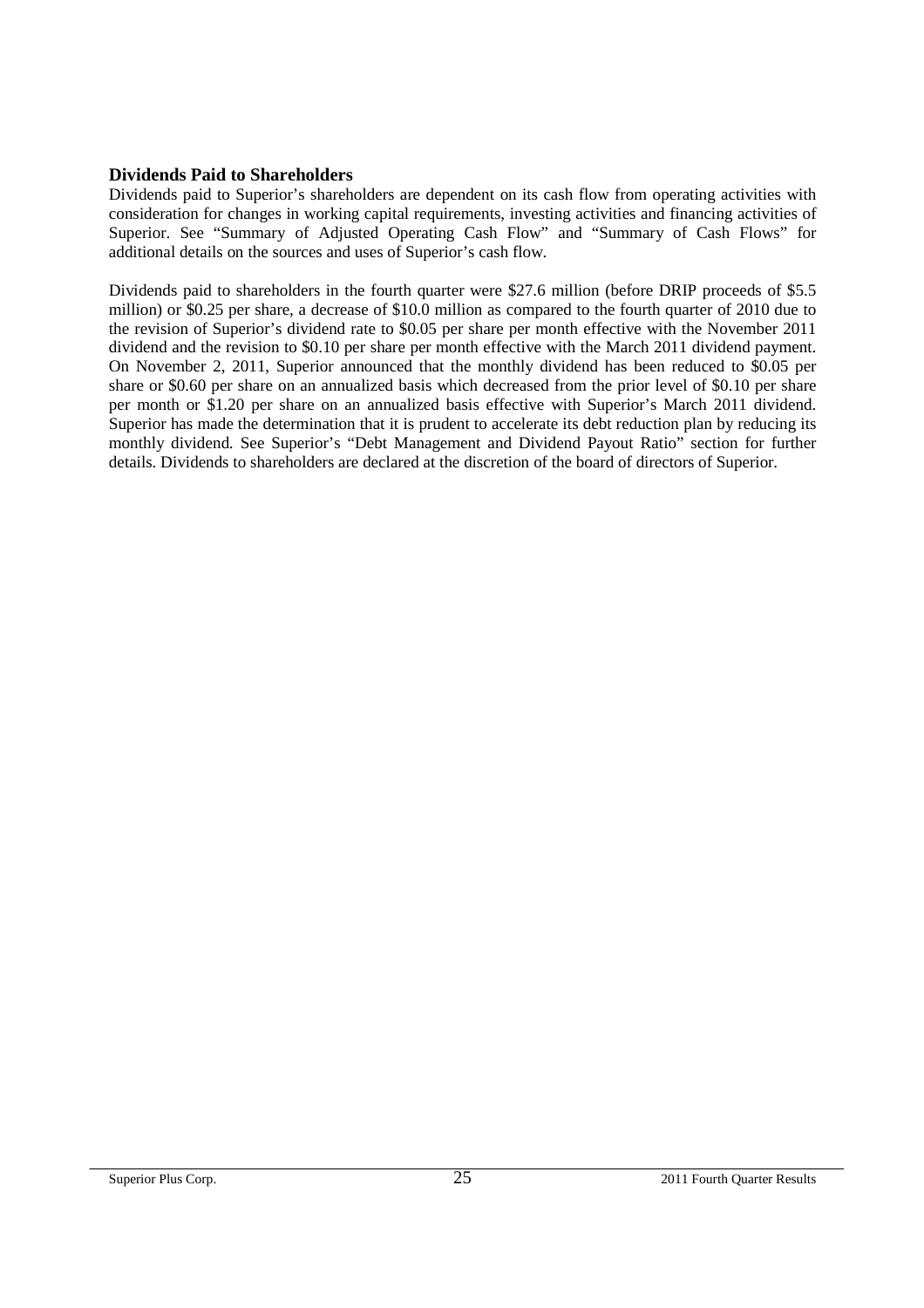## Dividends Paid to Shareholders

Dividends paid to Superior's shareholders are dependent on its cash flow from operating activities with consideration for changes in working capital requirements, investing activities and financing activities of Superior. See "Summary of Adjusted Operating Cash Flow" and "Summary of Cash Flows" for additional details on the sources and uses of Superior's cash flow.

Dividends paid to shareholders in the fourth quarter were $27.6 million (before DRIP proceeds of $5.5 million) or $0.25 per share, a decrease of $10.0 million as compared to the fourth quarter of 2010 due to the revision of Superior's dividend rate to $0.05 per share per month effective with the November 2011 dividend and the revision to $0.10 per share per month effective with the March 2011 dividend payment. On November 2, 2011, Superior announced that the monthly dividend has been reduced to $0.05 per share or $0.60 per share on an annualized basis which decreased from the prior level of $0.10 per share per month or $1.20 per share on an annualized basis effective with Superior's March 2011 dividend. Superior has made the determination that it is prudent to accelerate its debt reduction plan by reducing its monthly dividend. See Superior's "Debt Management and Dividend Payout Ratio" section for further details. Dividends to shareholders are declared at the discretion of the board of directors of Superior.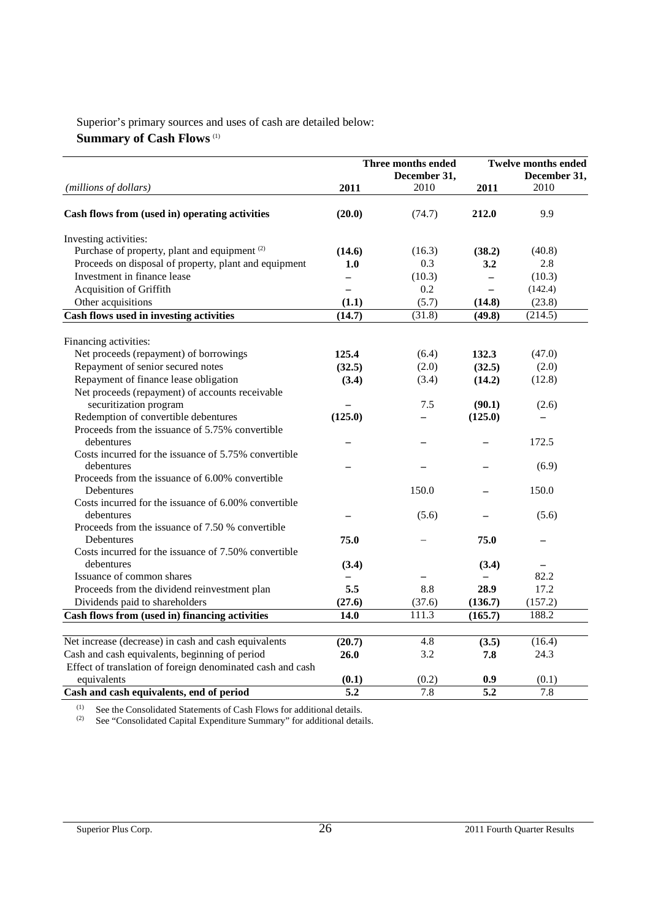Superior's primary sources and uses of cash are detailed below:

**Summary of Cash Flows** [1]

| *(millions of dollars)* | Three months ended December 31, 2011 | 2010 | Twelve months ended December 31, 2011 | 2010 |
|---|---|---|---|---|
| **Cash flows from (used in) operating activities** | **(20.0)** | (74.7) | **212.0** | 9.9 |
| Investing activities: | | | | |
| Purchase of property, plant and equipment [2] | **(14.6)** | (16.3) | **(38.2)** | (40.8) |
| Proceeds on disposal of property, plant and equipment | **1.0** | 0.3 | **3.2** | 2.8 |
| Investment in finance lease | **–** | (10.3) | **–** | (10.3) |
| Acquisition of Griffith | **–** | 0.2 | **–** | (142.4) |
| Other acquisitions | **(1.1)** | (5.7) | **(14.8)** | (23.8) |
| **Cash flows used in investing activities** | **(14.7)** | (31.8) | **(49.8)** | (214.5) |
| Financing activities: | | | | |
| Net proceeds (repayment) of borrowings | **125.4** | (6.4) | **132.3** | (47.0) |
| Repayment of senior secured notes | **(32.5)** | (2.0) | **(32.5)** | (2.0) |
| Repayment of finance lease obligation | **(3.4)** | (3.4) | **(14.2)** | (12.8) |
| Net proceeds (repayment) of accounts receivable securitization program | **–** | 7.5 | **(90.1)** | (2.6) |
| Redemption of convertible debentures | **(125.0)** | – | **(125.0)** | – |
| Proceeds from the issuance of 5.75% convertible debentures | **–** | – | **–** | 172.5 |
| Costs incurred for the issuance of 5.75% convertible debentures | **–** | – | **–** | (6.9) |
| Proceeds from the issuance of 6.00% convertible Debentures | | 150.0 | **–** | 150.0 |
| Costs incurred for the issuance of 6.00% convertible debentures | **–** | (5.6) | **–** | (5.6) |
| Proceeds from the issuance of 7.50 % convertible Debentures | **75.0** | – | **75.0** | – |
| Costs incurred for the issuance of 7.50% convertible debentures | **(3.4)** | | **(3.4)** | – |
| Issuance of common shares | **–** | – | **–** | 82.2 |
| Proceeds from the dividend reinvestment plan | **5.5** | 8.8 | **28.9** | 17.2 |
| Dividends paid to shareholders | **(27.6)** | (37.6) | **(136.7)** | (157.2) |
| **Cash flows from (used in) financing activities** | **14.0** | 111.3 | **(165.7)** | 188.2 |
| Net increase (decrease) in cash and cash equivalents | **(20.7)** | 4.8 | **(3.5)** | (16.4) |
| Cash and cash equivalents, beginning of period | **26.0** | 3.2 | **7.8** | 24.3 |
| Effect of translation of foreign denominated cash and cash equivalents | **(0.1)** | (0.2) | **0.9** | (0.1) |
| **Cash and cash equivalents, end of period** | **5.2** | 7.8 | **5.2** | 7.8 |

[1] See the Consolidated Statements of Cash Flows for additional details.

[2] See "Consolidated Capital Expenditure Summary" for additional details.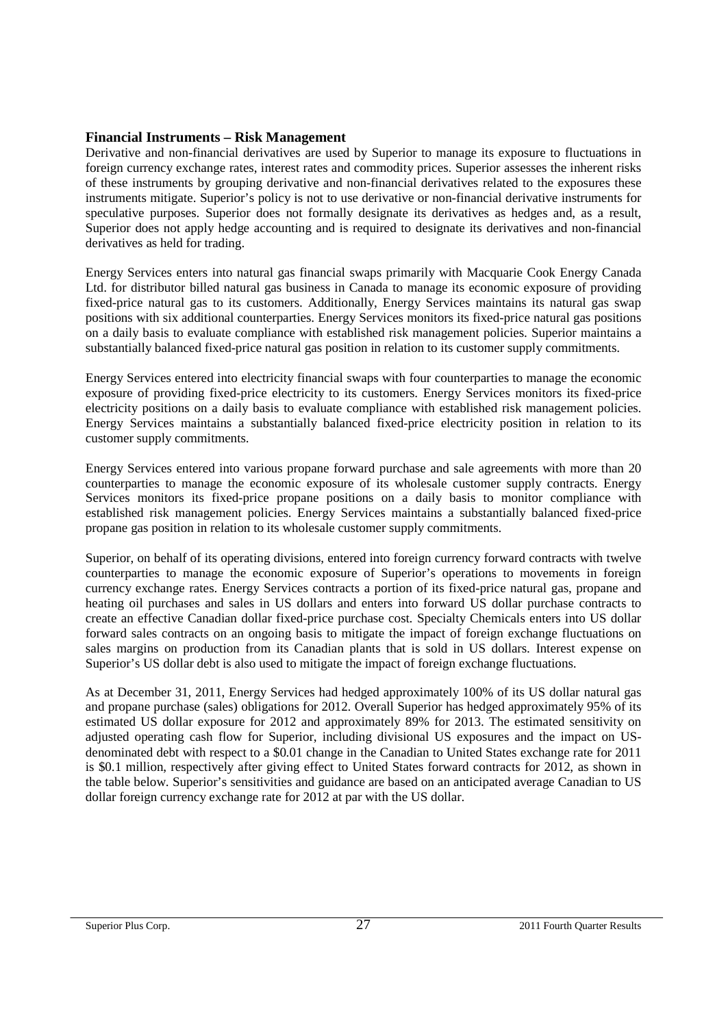## Financial Instruments – Risk Management

Derivative and non-financial derivatives are used by Superior to manage its exposure to fluctuations in foreign currency exchange rates, interest rates and commodity prices. Superior assesses the inherent risks of these instruments by grouping derivative and non-financial derivatives related to the exposures these instruments mitigate. Superior's policy is not to use derivative or non-financial derivative instruments for speculative purposes. Superior does not formally designate its derivatives as hedges and, as a result, Superior does not apply hedge accounting and is required to designate its derivatives and non-financial derivatives as held for trading.

Energy Services enters into natural gas financial swaps primarily with Macquarie Cook Energy Canada Ltd. for distributor billed natural gas business in Canada to manage its economic exposure of providing fixed-price natural gas to its customers. Additionally, Energy Services maintains its natural gas swap positions with six additional counterparties. Energy Services monitors its fixed-price natural gas positions on a daily basis to evaluate compliance with established risk management policies. Superior maintains a substantially balanced fixed-price natural gas position in relation to its customer supply commitments.

Energy Services entered into electricity financial swaps with four counterparties to manage the economic exposure of providing fixed-price electricity to its customers. Energy Services monitors its fixed-price electricity positions on a daily basis to evaluate compliance with established risk management policies. Energy Services maintains a substantially balanced fixed-price electricity position in relation to its customer supply commitments.

Energy Services entered into various propane forward purchase and sale agreements with more than 20 counterparties to manage the economic exposure of its wholesale customer supply contracts. Energy Services monitors its fixed-price propane positions on a daily basis to monitor compliance with established risk management policies. Energy Services maintains a substantially balanced fixed-price propane gas position in relation to its wholesale customer supply commitments.

Superior, on behalf of its operating divisions, entered into foreign currency forward contracts with twelve counterparties to manage the economic exposure of Superior's operations to movements in foreign currency exchange rates. Energy Services contracts a portion of its fixed-price natural gas, propane and heating oil purchases and sales in US dollars and enters into forward US dollar purchase contracts to create an effective Canadian dollar fixed-price purchase cost. Specialty Chemicals enters into US dollar forward sales contracts on an ongoing basis to mitigate the impact of foreign exchange fluctuations on sales margins on production from its Canadian plants that is sold in US dollars. Interest expense on Superior's US dollar debt is also used to mitigate the impact of foreign exchange fluctuations.

As at December 31, 2011, Energy Services had hedged approximately 100% of its US dollar natural gas and propane purchase (sales) obligations for 2012. Overall Superior has hedged approximately 95% of its estimated US dollar exposure for 2012 and approximately 89% for 2013. The estimated sensitivity on adjusted operating cash flow for Superior, including divisional US exposures and the impact on US-denominated debt with respect to a $0.01 change in the Canadian to United States exchange rate for 2011 is $0.1 million, respectively after giving effect to United States forward contracts for 2012, as shown in the table below. Superior's sensitivities and guidance are based on an anticipated average Canadian to US dollar foreign currency exchange rate for 2012 at par with the US dollar.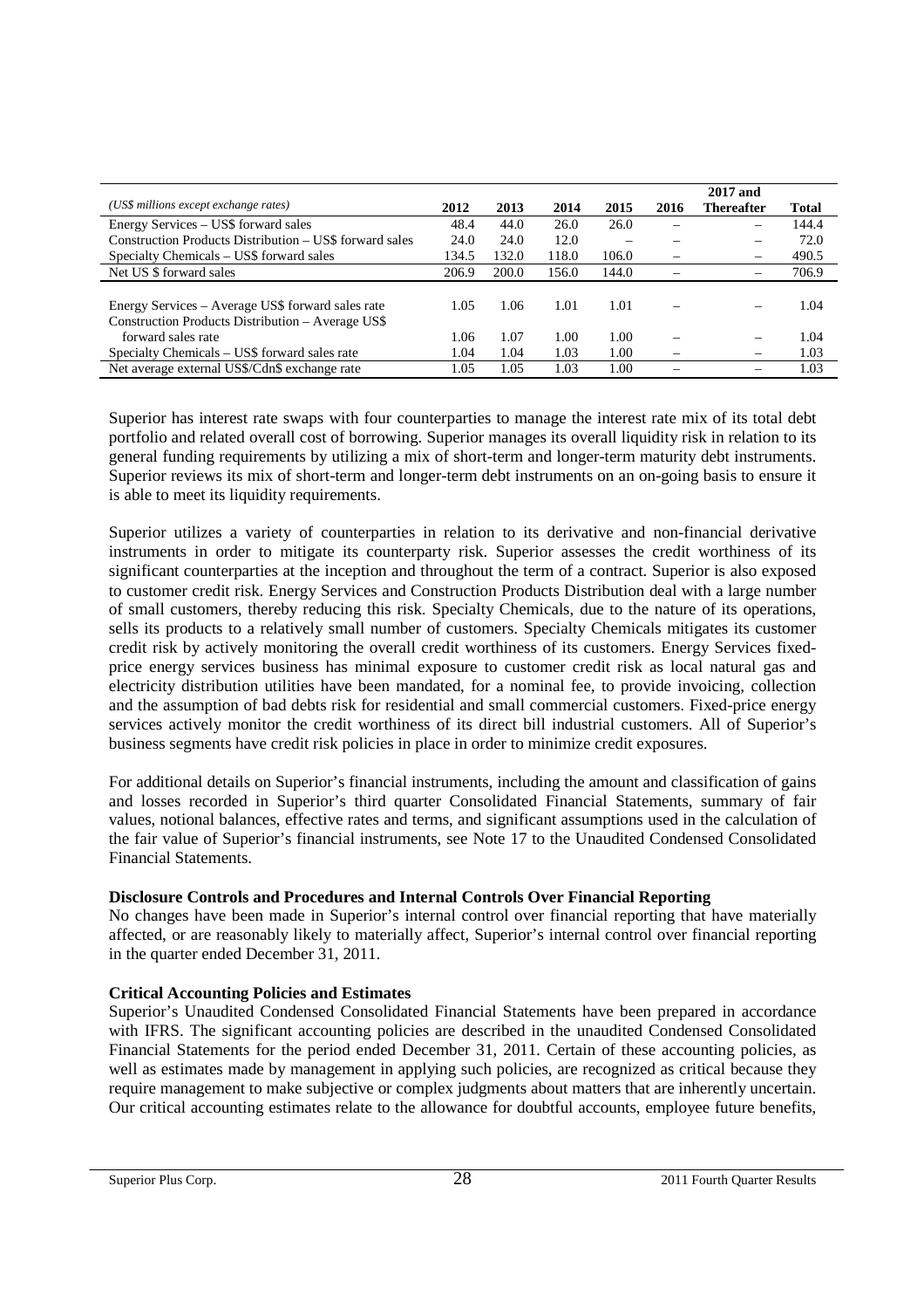| *(US$ millions except exchange rates)* | 2012 | 2013 | 2014 | 2015 | 2016 | 2017 and Thereafter | Total |
|---|---|---|---|---|---|---|---|
| Energy Services – US$ forward sales | 48.4 | 44.0 | 26.0 | 26.0 | – | – | 144.4 |
| Construction Products Distribution – US$ forward sales | 24.0 | 24.0 | 12.0 | – | – | – | 72.0 |
| Specialty Chemicals – US$ forward sales | 134.5 | 132.0 | 118.0 | 106.0 | – | – | 490.5 |
| Net US $ forward sales | 206.9 | 200.0 | 156.0 | 144.0 | – | – | 706.9 |
| | | | | | | | |
| Energy Services – Average US$ forward sales rate | 1.05 | 1.06 | 1.01 | 1.01 | – | – | 1.04 |
| Construction Products Distribution – Average US$ forward sales rate | 1.06 | 1.07 | 1.00 | 1.00 | – | – | 1.04 |
| Specialty Chemicals – US$ forward sales rate | 1.04 | 1.04 | 1.03 | 1.00 | – | – | 1.03 |
| Net average external US$/Cdn$ exchange rate | 1.05 | 1.05 | 1.03 | 1.00 | – | – | 1.03 |

Superior has interest rate swaps with four counterparties to manage the interest rate mix of its total debt portfolio and related overall cost of borrowing. Superior manages its overall liquidity risk in relation to its general funding requirements by utilizing a mix of short-term and longer-term maturity debt instruments. Superior reviews its mix of short-term and longer-term debt instruments on an on-going basis to ensure it is able to meet its liquidity requirements.

Superior utilizes a variety of counterparties in relation to its derivative and non-financial derivative instruments in order to mitigate its counterparty risk. Superior assesses the credit worthiness of its significant counterparties at the inception and throughout the term of a contract. Superior is also exposed to customer credit risk. Energy Services and Construction Products Distribution deal with a large number of small customers, thereby reducing this risk. Specialty Chemicals, due to the nature of its operations, sells its products to a relatively small number of customers. Specialty Chemicals mitigates its customer credit risk by actively monitoring the overall credit worthiness of its customers. Energy Services fixed-price energy services business has minimal exposure to customer credit risk as local natural gas and electricity distribution utilities have been mandated, for a nominal fee, to provide invoicing, collection and the assumption of bad debts risk for residential and small commercial customers. Fixed-price energy services actively monitor the credit worthiness of its direct bill industrial customers. All of Superior's business segments have credit risk policies in place in order to minimize credit exposures.

For additional details on Superior's financial instruments, including the amount and classification of gains and losses recorded in Superior's third quarter Consolidated Financial Statements, summary of fair values, notional balances, effective rates and terms, and significant assumptions used in the calculation of the fair value of Superior's financial instruments, see Note 17 to the Unaudited Condensed Consolidated Financial Statements.

**Disclosure Controls and Procedures and Internal Controls Over Financial Reporting**

No changes have been made in Superior's internal control over financial reporting that have materially affected, or are reasonably likely to materially affect, Superior's internal control over financial reporting in the quarter ended December 31, 2011.

**Critical Accounting Policies and Estimates**

Superior's Unaudited Condensed Consolidated Financial Statements have been prepared in accordance with IFRS. The significant accounting policies are described in the unaudited Condensed Consolidated Financial Statements for the period ended December 31, 2011. Certain of these accounting policies, as well as estimates made by management in applying such policies, are recognized as critical because they require management to make subjective or complex judgments about matters that are inherently uncertain. Our critical accounting estimates relate to the allowance for doubtful accounts, employee future benefits,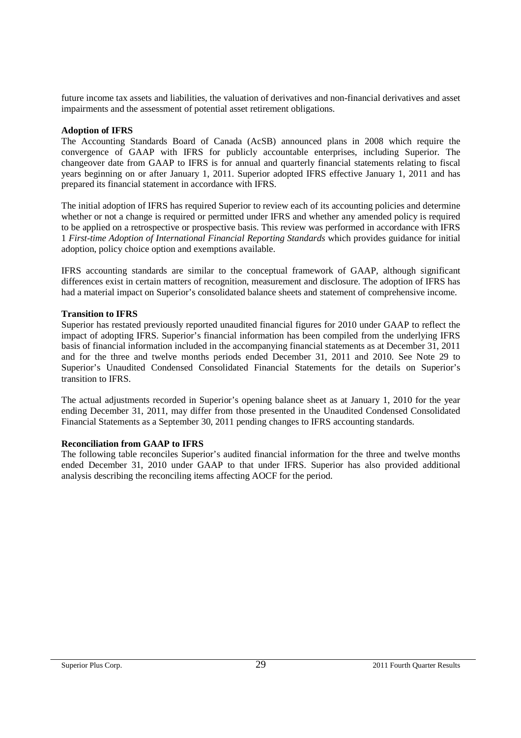future income tax assets and liabilities, the valuation of derivatives and non-financial derivatives and asset impairments and the assessment of potential asset retirement obligations.

**Adoption of IFRS**

The Accounting Standards Board of Canada (AcSB) announced plans in 2008 which require the convergence of GAAP with IFRS for publicly accountable enterprises, including Superior. The changeover date from GAAP to IFRS is for annual and quarterly financial statements relating to fiscal years beginning on or after January 1, 2011. Superior adopted IFRS effective January 1, 2011 and has prepared its financial statement in accordance with IFRS.

The initial adoption of IFRS has required Superior to review each of its accounting policies and determine whether or not a change is required or permitted under IFRS and whether any amended policy is required to be applied on a retrospective or prospective basis. This review was performed in accordance with IFRS 1 *First-time Adoption of International Financial Reporting Standards* which provides guidance for initial adoption, policy choice option and exemptions available.

IFRS accounting standards are similar to the conceptual framework of GAAP, although significant differences exist in certain matters of recognition, measurement and disclosure. The adoption of IFRS has had a material impact on Superior's consolidated balance sheets and statement of comprehensive income.

**Transition to IFRS**

Superior has restated previously reported unaudited financial figures for 2010 under GAAP to reflect the impact of adopting IFRS. Superior's financial information has been compiled from the underlying IFRS basis of financial information included in the accompanying financial statements as at December 31, 2011 and for the three and twelve months periods ended December 31, 2011 and 2010. See Note 29 to Superior's Unaudited Condensed Consolidated Financial Statements for the details on Superior's transition to IFRS.

The actual adjustments recorded in Superior's opening balance sheet as at January 1, 2010 for the year ending December 31, 2011, may differ from those presented in the Unaudited Condensed Consolidated Financial Statements as a September 30, 2011 pending changes to IFRS accounting standards.

**Reconciliation from GAAP to IFRS**

The following table reconciles Superior's audited financial information for the three and twelve months ended December 31, 2010 under GAAP to that under IFRS. Superior has also provided additional analysis describing the reconciling items affecting AOCF for the period.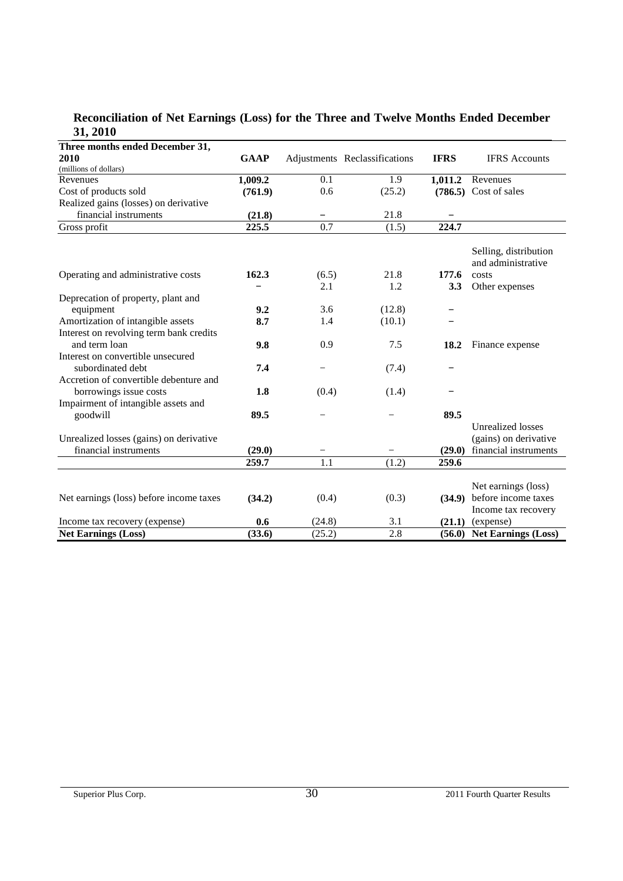## Reconciliation of Net Earnings (Loss) for the Three and Twelve Months Ended December 31, 2010

| Three months ended December 31, 2010 (millions of dollars) | GAAP | Adjustments | Reclassifications | IFRS | IFRS Accounts |
|---|---|---|---|---|---|
| Revenues | **1,009.2** | 0.1 | 1.9 | **1,011.2** | Revenues |
| Cost of products sold | **(761.9)** | 0.6 | (25.2) | **(786.5)** | Cost of sales |
| Realized gains (losses) on derivative financial instruments | **(21.8)** | – | 21.8 | – | |
| Gross profit | **225.5** | 0.7 | (1.5) | **224.7** | |
| Operating and administrative costs | **162.3** | (6.5) | 21.8 | **177.6** | Selling, distribution and administrative costs |
| | – | 2.1 | 1.2 | **3.3** | Other expenses |
| Deprecation of property, plant and equipment | **9.2** | 3.6 | (12.8) | – | |
| Amortization of intangible assets | **8.7** | 1.4 | (10.1) | – | |
| Interest on revolving term bank credits and term loan | **9.8** | 0.9 | 7.5 | **18.2** | Finance expense |
| Interest on convertible unsecured subordinated debt | **7.4** | – | (7.4) | – | |
| Accretion of convertible debenture and borrowings issue costs | **1.8** | (0.4) | (1.4) | – | |
| Impairment of intangible assets and goodwill | **89.5** | – | – | **89.5** | |
| Unrealized losses (gains) on derivative financial instruments | **(29.0)** | – | – | **(29.0)** | Unrealized losses (gains) on derivative financial instruments |
| | **259.7** | 1.1 | (1.2) | **259.6** | |
| Net earnings (loss) before income taxes | **(34.2)** | (0.4) | (0.3) | **(34.9)** | Net earnings (loss) before income taxes |
| Income tax recovery (expense) | **0.6** | (24.8) | 3.1 | **(21.1)** | Income tax recovery (expense) |
| **Net Earnings (Loss)** | **(33.6)** | (25.2) | 2.8 | **(56.0)** | **Net Earnings (Loss)** |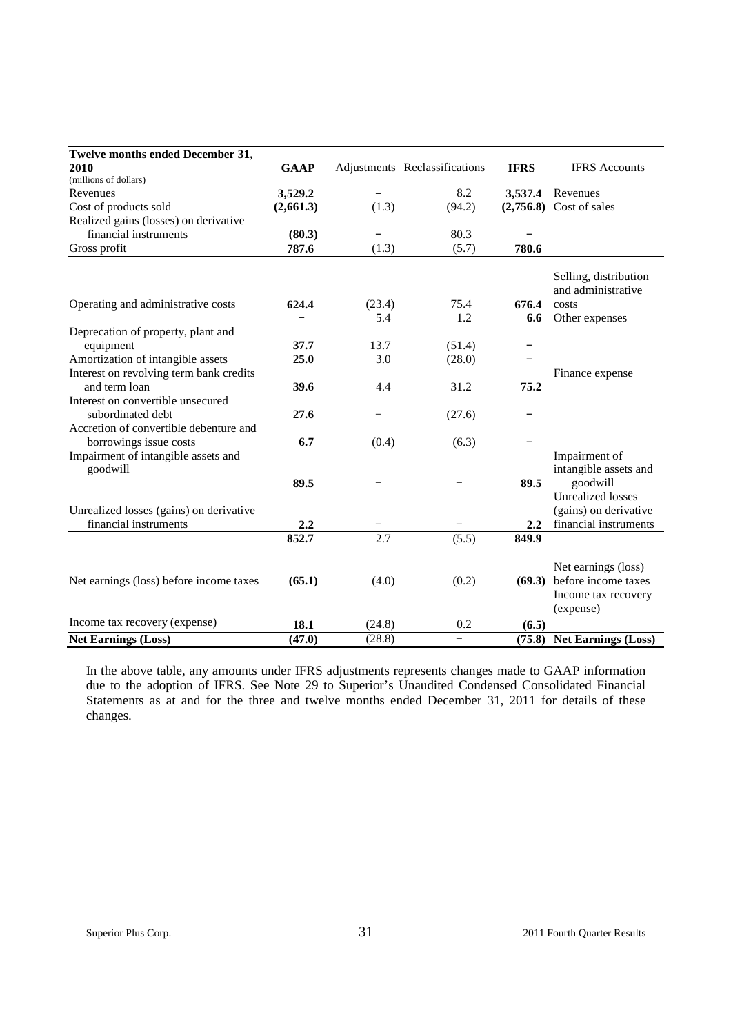| Twelve months ended December 31, 2010 (millions of dollars) | GAAP | Adjustments | Reclassifications | IFRS | IFRS Accounts |
|---|---|---|---|---|---|
| Revenues | **3,529.2** | − | 8.2 | **3,537.4** | Revenues |
| Cost of products sold | **(2,661.3)** | (1.3) | (94.2) | **(2,756.8)** | Cost of sales |
| Realized gains (losses) on derivative financial instruments | **(80.3)** | − | 80.3 | − | |
| Gross profit | **787.6** | (1.3) | (5.7) | **780.6** | |
| Operating and administrative costs | **624.4** | (23.4) | 75.4 | **676.4** | Selling, distribution and administrative costs |
| | − | 5.4 | 1.2 | **6.6** | Other expenses |
| Deprecation of property, plant and equipment | **37.7** | 13.7 | (51.4) | − | |
| Amortization of intangible assets | **25.0** | 3.0 | (28.0) | − | |
| Interest on revolving term bank credits and term loan | **39.6** | 4.4 | 31.2 | **75.2** | Finance expense |
| Interest on convertible unsecured subordinated debt | **27.6** | − | (27.6) | − | |
| Accretion of convertible debenture and borrowings issue costs | **6.7** | (0.4) | (6.3) | − | |
| Impairment of intangible assets and goodwill | **89.5** | − | − | **89.5** | Impairment of intangible assets and goodwill |
| Unrealized losses (gains) on derivative financial instruments | **2.2** | − | − | **2.2** | Unrealized losses (gains) on derivative financial instruments |
| | **852.7** | 2.7 | (5.5) | **849.9** | |
| Net earnings (loss) before income taxes | **(65.1)** | (4.0) | (0.2) | **(69.3)** | Net earnings (loss) before income taxes |
| Income tax recovery (expense) | **18.1** | (24.8) | 0.2 | **(6.5)** | Income tax recovery (expense) |
| **Net Earnings (Loss)** | **(47.0)** | (28.8) | − | **(75.8)** | **Net Earnings (Loss)** |

In the above table, any amounts under IFRS adjustments represents changes made to GAAP information due to the adoption of IFRS. See Note 29 to Superior's Unaudited Condensed Consolidated Financial Statements as at and for the three and twelve months ended December 31, 2011 for details of these changes.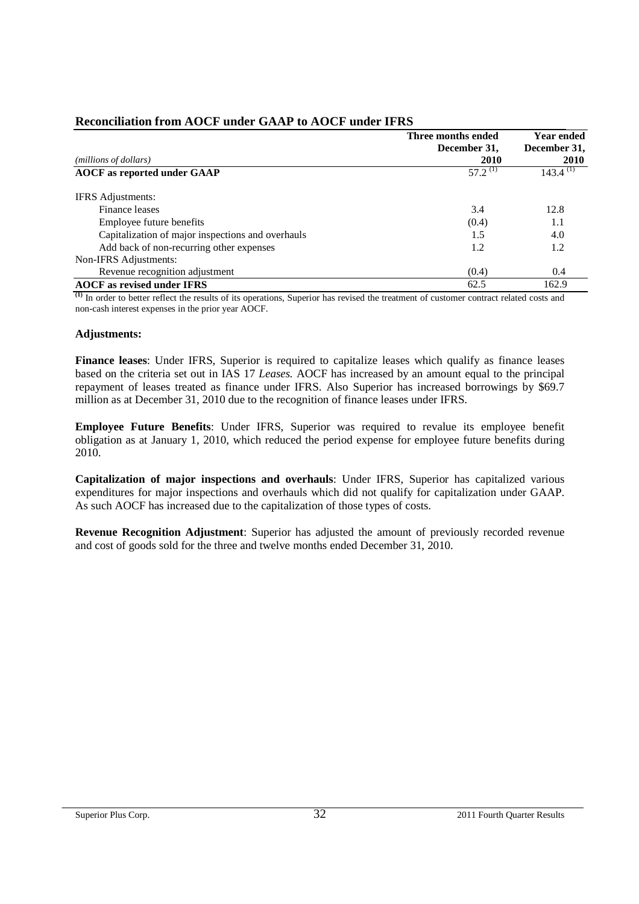## Reconciliation from AOCF under GAAP to AOCF under IFRS

| *(millions of dollars)* | Three months ended December 31, 2010 | Year ended December 31, 2010 |
|---|---|---|
| **AOCF as reported under GAAP** | 57.2 [(1)] | 143.4 [(1)] |
| IFRS Adjustments: | | |
| Finance leases | 3.4 | 12.8 |
| Employee future benefits | (0.4) | 1.1 |
| Capitalization of major inspections and overhauls | 1.5 | 4.0 |
| Add back of non-recurring other expenses | 1.2 | 1.2 |
| Non-IFRS Adjustments: | | |
| Revenue recognition adjustment | (0.4) | 0.4 |
| **AOCF as revised under IFRS** | 62.5 | 162.9 |

**(1)** In order to better reflect the results of its operations, Superior has revised the treatment of customer contract related costs and non-cash interest expenses in the prior year AOCF.

**Adjustments:**

**Finance leases**: Under IFRS, Superior is required to capitalize leases which qualify as finance leases based on the criteria set out in IAS 17 *Leases.* AOCF has increased by an amount equal to the principal repayment of leases treated as finance under IFRS. Also Superior has increased borrowings by $69.7 million as at December 31, 2010 due to the recognition of finance leases under IFRS.

**Employee Future Benefits**: Under IFRS, Superior was required to revalue its employee benefit obligation as at January 1, 2010, which reduced the period expense for employee future benefits during 2010.

**Capitalization of major inspections and overhauls**: Under IFRS, Superior has capitalized various expenditures for major inspections and overhauls which did not qualify for capitalization under GAAP. As such AOCF has increased due to the capitalization of those types of costs.

**Revenue Recognition Adjustment**: Superior has adjusted the amount of previously recorded revenue and cost of goods sold for the three and twelve months ended December 31, 2010.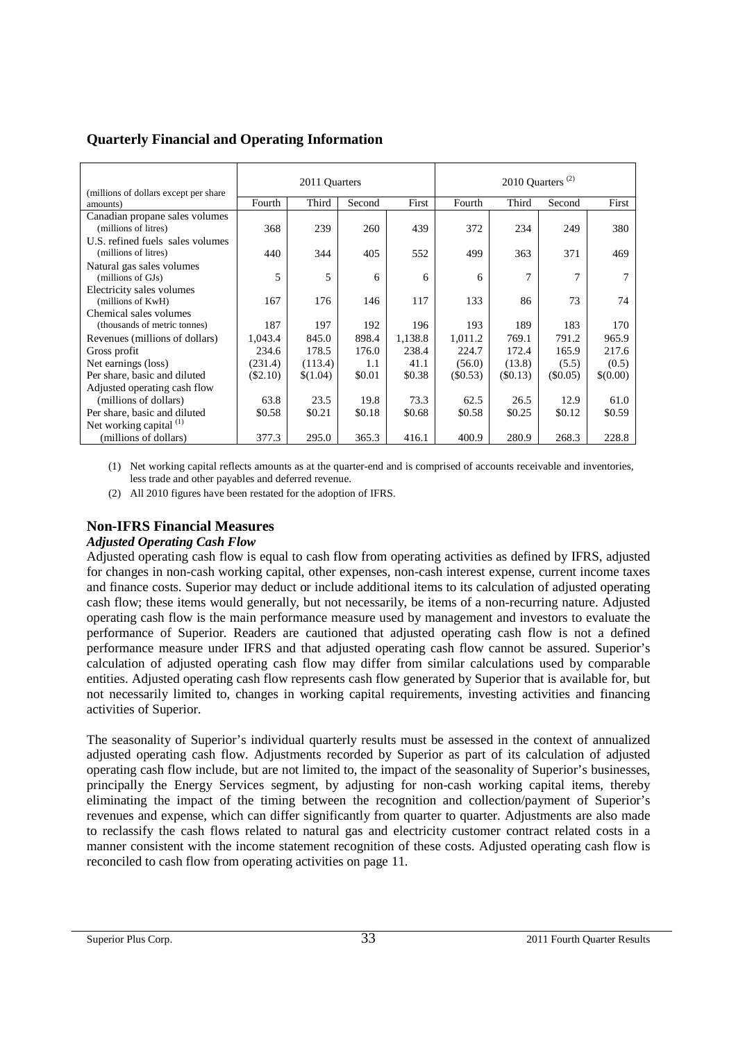## Quarterly Financial and Operating Information

| (millions of dollars except per share amounts) | 2011 Quarters | | | | 2010 Quarters [(2)] | | | |
|---|---|---|---|---|---|---|---|---|
| | Fourth | Third | Second | First | Fourth | Third | Second | First |
| Canadian propane sales volumes (millions of litres) | 368 | 239 | 260 | 439 | 372 | 234 | 249 | 380 |
| U.S. refined fuels sales volumes (millions of litres) | 440 | 344 | 405 | 552 | 499 | 363 | 371 | 469 |
| Natural gas sales volumes (millions of GJs) | 5 | 5 | 6 | 6 | 6 | 7 | 7 | 7 |
| Electricity sales volumes (millions of KwH) | 167 | 176 | 146 | 117 | 133 | 86 | 73 | 74 |
| Chemical sales volumes (thousands of metric tonnes) | 187 | 197 | 192 | 196 | 193 | 189 | 183 | 170 |
| Revenues (millions of dollars) | 1,043.4 | 845.0 | 898.4 | 1,138.8 | 1,011.2 | 769.1 | 791.2 | 965.9 |
| Gross profit | 234.6 | 178.5 | 176.0 | 238.4 | 224.7 | 172.4 | 165.9 | 217.6 |
| Net earnings (loss) | (231.4) | (113.4) | 1.1 | 41.1 | (56.0) | (13.8) | (5.5) | (0.5) |
| Per share, basic and diluted | ($2.10) | $(1.04) | $0.01 | $0.38 | ($0.53) | ($0.13) | ($0.05) | $(0.00) |
| Adjusted operating cash flow (millions of dollars) | 63.8 | 23.5 | 19.8 | 73.3 | 62.5 | 26.5 | 12.9 | 61.0 |
| Per share, basic and diluted | $0.58 | $0.21 | $0.18 | $0.68 | $0.58 | $0.25 | $0.12 | $0.59 |
| Net working capital [(1)] (millions of dollars) | 377.3 | 295.0 | 365.3 | 416.1 | 400.9 | 280.9 | 268.3 | 228.8 |

(1) Net working capital reflects amounts as at the quarter-end and is comprised of accounts receivable and inventories, less trade and other payables and deferred revenue.

(2) All 2010 figures have been restated for the adoption of IFRS.

## Non-IFRS Financial Measures

### *Adjusted Operating Cash Flow*

Adjusted operating cash flow is equal to cash flow from operating activities as defined by IFRS, adjusted for changes in non-cash working capital, other expenses, non-cash interest expense, current income taxes and finance costs. Superior may deduct or include additional items to its calculation of adjusted operating cash flow; these items would generally, but not necessarily, be items of a non-recurring nature. Adjusted operating cash flow is the main performance measure used by management and investors to evaluate the performance of Superior. Readers are cautioned that adjusted operating cash flow is not a defined performance measure under IFRS and that adjusted operating cash flow cannot be assured. Superior's calculation of adjusted operating cash flow may differ from similar calculations used by comparable entities. Adjusted operating cash flow represents cash flow generated by Superior that is available for, but not necessarily limited to, changes in working capital requirements, investing activities and financing activities of Superior.

The seasonality of Superior's individual quarterly results must be assessed in the context of annualized adjusted operating cash flow. Adjustments recorded by Superior as part of its calculation of adjusted operating cash flow include, but are not limited to, the impact of the seasonality of Superior's businesses, principally the Energy Services segment, by adjusting for non-cash working capital items, thereby eliminating the impact of the timing between the recognition and collection/payment of Superior's revenues and expense, which can differ significantly from quarter to quarter. Adjustments are also made to reclassify the cash flows related to natural gas and electricity customer contract related costs in a manner consistent with the income statement recognition of these costs. Adjusted operating cash flow is reconciled to cash flow from operating activities on page 11.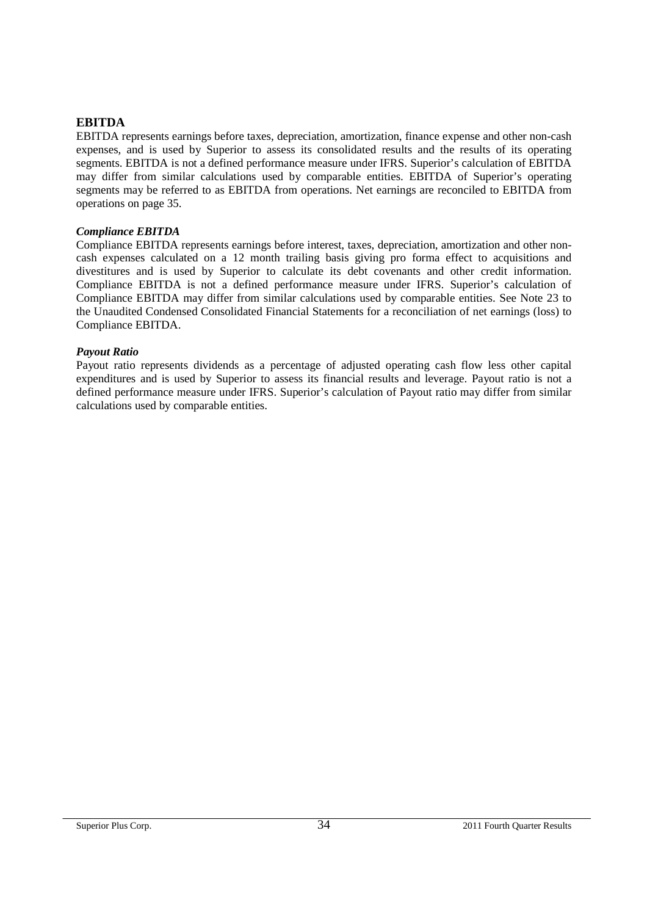## EBITDA

EBITDA represents earnings before taxes, depreciation, amortization, finance expense and other non-cash expenses, and is used by Superior to assess its consolidated results and the results of its operating segments. EBITDA is not a defined performance measure under IFRS. Superior's calculation of EBITDA may differ from similar calculations used by comparable entities. EBITDA of Superior's operating segments may be referred to as EBITDA from operations. Net earnings are reconciled to EBITDA from operations on page 35.

### *Compliance EBITDA*

Compliance EBITDA represents earnings before interest, taxes, depreciation, amortization and other non-cash expenses calculated on a 12 month trailing basis giving pro forma effect to acquisitions and divestitures and is used by Superior to calculate its debt covenants and other credit information. Compliance EBITDA is not a defined performance measure under IFRS. Superior's calculation of Compliance EBITDA may differ from similar calculations used by comparable entities. See Note 23 to the Unaudited Condensed Consolidated Financial Statements for a reconciliation of net earnings (loss) to Compliance EBITDA.

### *Payout Ratio*

Payout ratio represents dividends as a percentage of adjusted operating cash flow less other capital expenditures and is used by Superior to assess its financial results and leverage. Payout ratio is not a defined performance measure under IFRS. Superior's calculation of Payout ratio may differ from similar calculations used by comparable entities.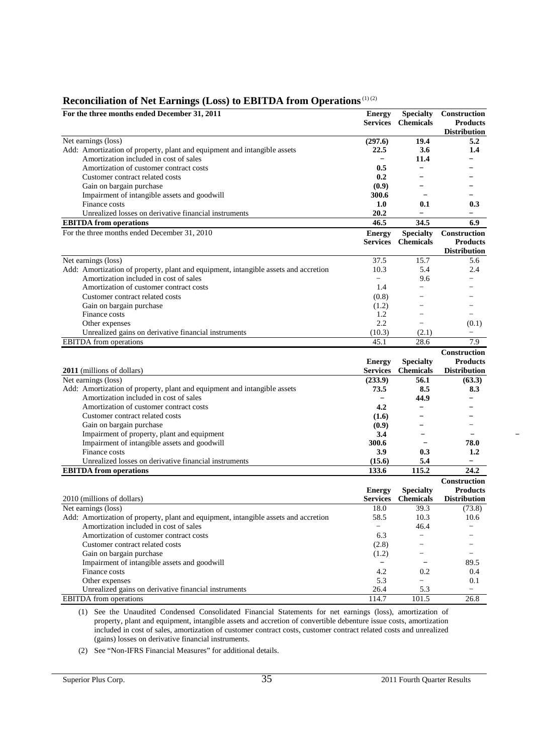## Reconciliation of Net Earnings (Loss) to EBITDA from Operations (1) (2)

| For the three months ended December 31, 2011 | Energy Services | Specialty Chemicals | Construction Products Distribution |
|---|---|---|---|
| Net earnings (loss) | **(297.6)** | **19.4** | **5.2** |
| Add: Amortization of property, plant and equipment and intangible assets | **22.5** | **3.6** | **1.4** |
| Amortization included in cost of sales | **–** | **11.4** | **–** |
| Amortization of customer contract costs | **0.5** | **–** | **–** |
| Customer contract related costs | **0.2** | **–** | **–** |
| Gain on bargain purchase | **(0.9)** | **–** | **–** |
| Impairment of intangible assets and goodwill | **300.6** | **–** | **–** |
| Finance costs | **1.0** | **0.1** | **0.3** |
| Unrealized losses on derivative financial instruments | **20.2** | **–** | **–** |
| **EBITDA from operations** | **46.5** | **34.5** | **6.9** |

| For the three months ended December 31, 2010 | Energy Services | Specialty Chemicals | Construction Products Distribution |
|---|---|---|---|
| Net earnings (loss) | 37.5 | 15.7 | 5.6 |
| Add: Amortization of property, plant and equipment, intangible assets and accretion | 10.3 | 5.4 | 2.4 |
| Amortization included in cost of sales | – | 9.6 | – |
| Amortization of customer contract costs | 1.4 | – | – |
| Customer contract related costs | (0.8) | – | – |
| Gain on bargain purchase | (1.2) | – | – |
| Finance costs | 1.2 | – | – |
| Other expenses | 2.2 | – | (0.1) |
| Unrealized gains on derivative financial instruments | (10.3) | (2.1) | – |
| EBITDA from operations | 45.1 | 28.6 | 7.9 |

| **2011** (millions of dollars) | Energy Services | Specialty Chemicals | Construction Products Distribution |
|---|---|---|---|
| Net earnings (loss) | **(233.9)** | **56.1** | **(63.3)** |
| Add: Amortization of property, plant and equipment and intangible assets | **73.5** | **8.5** | **8.3** |
| Amortization included in cost of sales | **–** | **44.9** | **–** |
| Amortization of customer contract costs | **4.2** | **–** | **–** |
| Customer contract related costs | **(1.6)** | **–** | **–** |
| Gain on bargain purchase | **(0.9)** | **–** | – |
| Impairment of property, plant and equipment | **3.4** | **–** | **–** |
| Impairment of intangible assets and goodwill | **300.6** | **–** | **78.0** |
| Finance costs | **3.9** | **0.3** | **1.2** |
| Unrealized losses on derivative financial instruments | **(15.6)** | **5.4** | **–** |
| **EBITDA from operations** | **133.6** | **115.2** | **24.2** |

| 2010 (millions of dollars) | Energy Services | Specialty Chemicals | Construction Products Distribution |
|---|---|---|---|
| Net earnings (loss) | 18.0 | 39.3 | (73.8) |
| Add: Amortization of property, plant and equipment, intangible assets and accretion | 58.5 | 10.3 | 10.6 |
| Amortization included in cost of sales | – | 46.4 | – |
| Amortization of customer contract costs | 6.3 | – | – |
| Customer contract related costs | (2.8) | – | – |
| Gain on bargain purchase | (1.2) | – | – |
| Impairment of intangible assets and goodwill | – | – | 89.5 |
| Finance costs | 4.2 | 0.2 | 0.4 |
| Other expenses | 5.3 | – | 0.1 |
| Unrealized gains on derivative financial instruments | 26.4 | 5.3 | – |
| EBITDA from operations | 114.7 | 101.5 | 26.8 |

(1) See the Unaudited Condensed Consolidated Financial Statements for net earnings (loss), amortization of property, plant and equipment, intangible assets and accretion of convertible debenture issue costs, amortization included in cost of sales, amortization of customer contract costs, customer contract related costs and unrealized (gains) losses on derivative financial instruments.

(2) See "Non-IFRS Financial Measures" for additional details.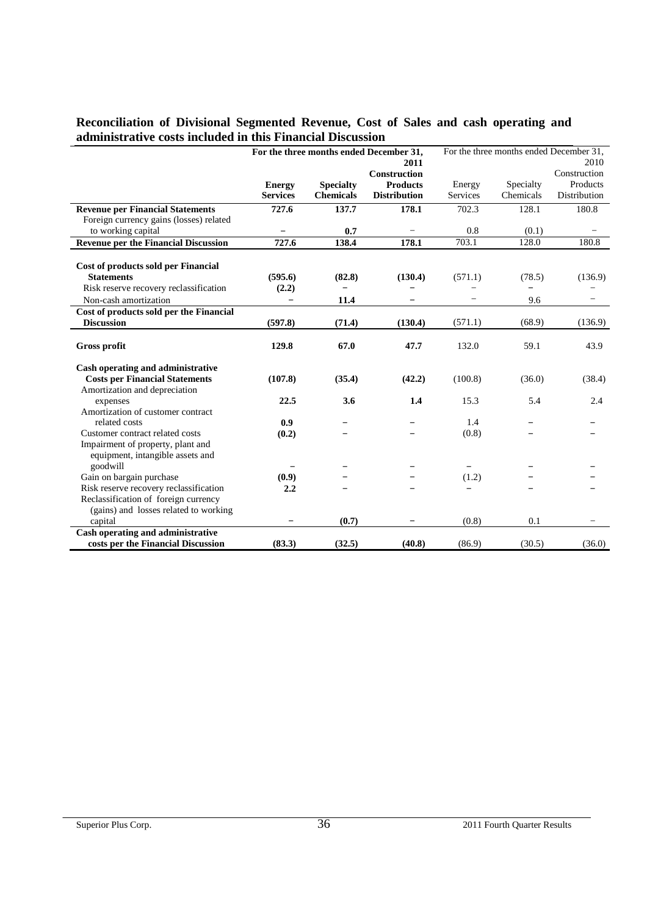## Reconciliation of Divisional Segmented Revenue, Cost of Sales and cash operating and administrative costs included in this Financial Discussion

| | For the three months ended December 31, 2011 | | | For the three months ended December 31, 2010 | | |
|---|---|---|---|---|---|---|
| | **Energy Services** | **Specialty Chemicals** | **Construction Products Distribution** | Energy Services | Specialty Chemicals | Construction Products Distribution |
| **Revenue per Financial Statements** | **727.6** | **137.7** | **178.1** | 702.3 | 128.1 | 180.8 |
| Foreign currency gains (losses) related to working capital | – | **0.7** | – | 0.8 | (0.1) | – |
| **Revenue per the Financial Discussion** | **727.6** | **138.4** | **178.1** | 703.1 | 128.0 | 180.8 |
| **Cost of products sold per Financial Statements** | **(595.6)** | **(82.8)** | **(130.4)** | (571.1) | (78.5) | (136.9) |
| Risk reserve recovery reclassification | **(2.2)** | – | – | – | – | – |
| Non-cash amortization | – | **11.4** | – | – | 9.6 | – |
| **Cost of products sold per the Financial Discussion** | **(597.8)** | **(71.4)** | **(130.4)** | (571.1) | (68.9) | (136.9) |
| **Gross profit** | **129.8** | **67.0** | **47.7** | 132.0 | 59.1 | 43.9 |
| **Cash operating and administrative Costs per Financial Statements** | **(107.8)** | **(35.4)** | **(42.2)** | (100.8) | (36.0) | (38.4) |
| Amortization and depreciation expenses | **22.5** | **3.6** | **1.4** | 15.3 | 5.4 | 2.4 |
| Amortization of customer contract related costs | **0.9** | – | – | 1.4 | – | – |
| Customer contract related costs | **(0.2)** | – | – | (0.8) | – | – |
| Impairment of property, plant and equipment, intangible assets and goodwill | – | – | – | – | – | – |
| Gain on bargain purchase | **(0.9)** | – | – | (1.2) | – | – |
| Risk reserve recovery reclassification | **2.2** | – | – | – | – | – |
| Reclassification of foreign currency (gains) and losses related to working capital | – | **(0.7)** | – | (0.8) | 0.1 | – |
| **Cash operating and administrative costs per the Financial Discussion** | **(83.3)** | **(32.5)** | **(40.8)** | (86.9) | (30.5) | (36.0) |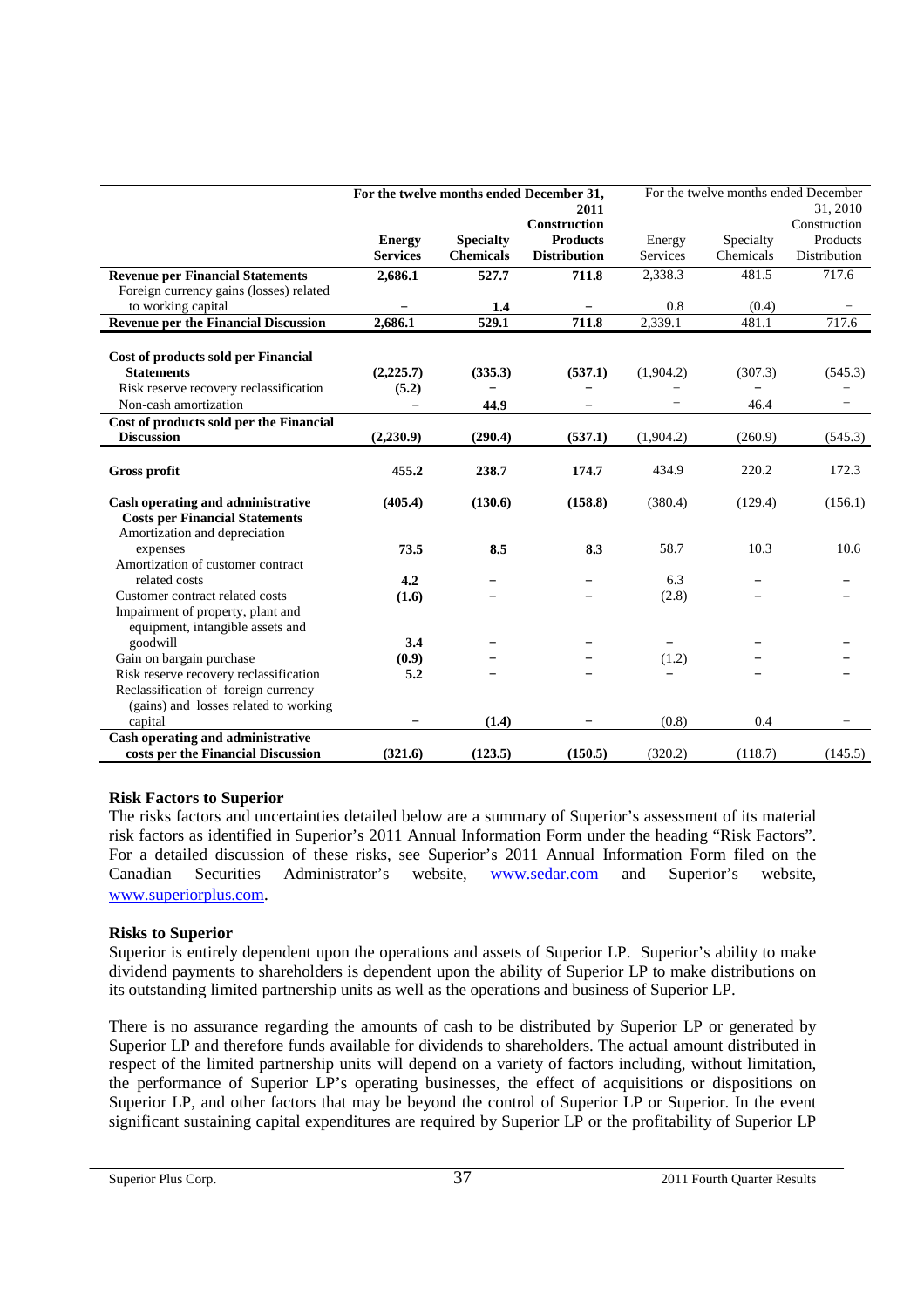| | For the twelve months ended December 31, 2011 | | | For the twelve months ended December 31, 2010 | | |
|---|---|---|---|---|---|---|
| | **Energy Services** | **Specialty Chemicals** | **Construction Products Distribution** | Energy Services | Specialty Chemicals | Construction Products Distribution |
| **Revenue per Financial Statements** | **2,686.1** | **527.7** | **711.8** | 2,338.3 | 481.5 | 717.6 |
| Foreign currency gains (losses) related to working capital | – | **1.4** | – | 0.8 | (0.4) | – |
| **Revenue per the Financial Discussion** | **2,686.1** | **529.1** | **711.8** | 2,339.1 | 481.1 | 717.6 |
| | | | | | | |
| **Cost of products sold per Financial Statements** | **(2,225.7)** | **(335.3)** | **(537.1)** | (1,904.2) | (307.3) | (545.3) |
| Risk reserve recovery reclassification | **(5.2)** | – | – | – | – | – |
| Non-cash amortization | – | **44.9** | – | – | 46.4 | – |
| **Cost of products sold per the Financial Discussion** | **(2,230.9)** | **(290.4)** | **(537.1)** | (1,904.2) | (260.9) | (545.3) |
| | | | | | | |
| **Gross profit** | **455.2** | **238.7** | **174.7** | 434.9 | 220.2 | 172.3 |
| | | | | | | |
| **Cash operating and administrative Costs per Financial Statements** | **(405.4)** | **(130.6)** | **(158.8)** | (380.4) | (129.4) | (156.1) |
| Amortization and depreciation expenses | **73.5** | **8.5** | **8.3** | 58.7 | 10.3 | 10.6 |
| Amortization of customer contract related costs | **4.2** | – | – | 6.3 | – | – |
| Customer contract related costs | **(1.6)** | – | – | (2.8) | – | – |
| Impairment of property, plant and equipment, intangible assets and goodwill | **3.4** | – | – | – | – | – |
| Gain on bargain purchase | **(0.9)** | – | – | (1.2) | – | – |
| Risk reserve recovery reclassification | **5.2** | – | – | – | – | – |
| Reclassification of foreign currency (gains) and losses related to working capital | – | **(1.4)** | – | (0.8) | 0.4 | – |
| **Cash operating and administrative costs per the Financial Discussion** | **(321.6)** | **(123.5)** | **(150.5)** | (320.2) | (118.7) | (145.5) |

## Risk Factors to Superior

The risks factors and uncertainties detailed below are a summary of Superior's assessment of its material risk factors as identified in Superior's 2011 Annual Information Form under the heading "Risk Factors". For a detailed discussion of these risks, see Superior's 2011 Annual Information Form filed on the Canadian Securities Administrator's website, www.sedar.com and Superior's website, www.superiorplus.com.

## Risks to Superior

Superior is entirely dependent upon the operations and assets of Superior LP. Superior's ability to make dividend payments to shareholders is dependent upon the ability of Superior LP to make distributions on its outstanding limited partnership units as well as the operations and business of Superior LP.

There is no assurance regarding the amounts of cash to be distributed by Superior LP or generated by Superior LP and therefore funds available for dividends to shareholders. The actual amount distributed in respect of the limited partnership units will depend on a variety of factors including, without limitation, the performance of Superior LP's operating businesses, the effect of acquisitions or dispositions on Superior LP, and other factors that may be beyond the control of Superior LP or Superior. In the event significant sustaining capital expenditures are required by Superior LP or the profitability of Superior LP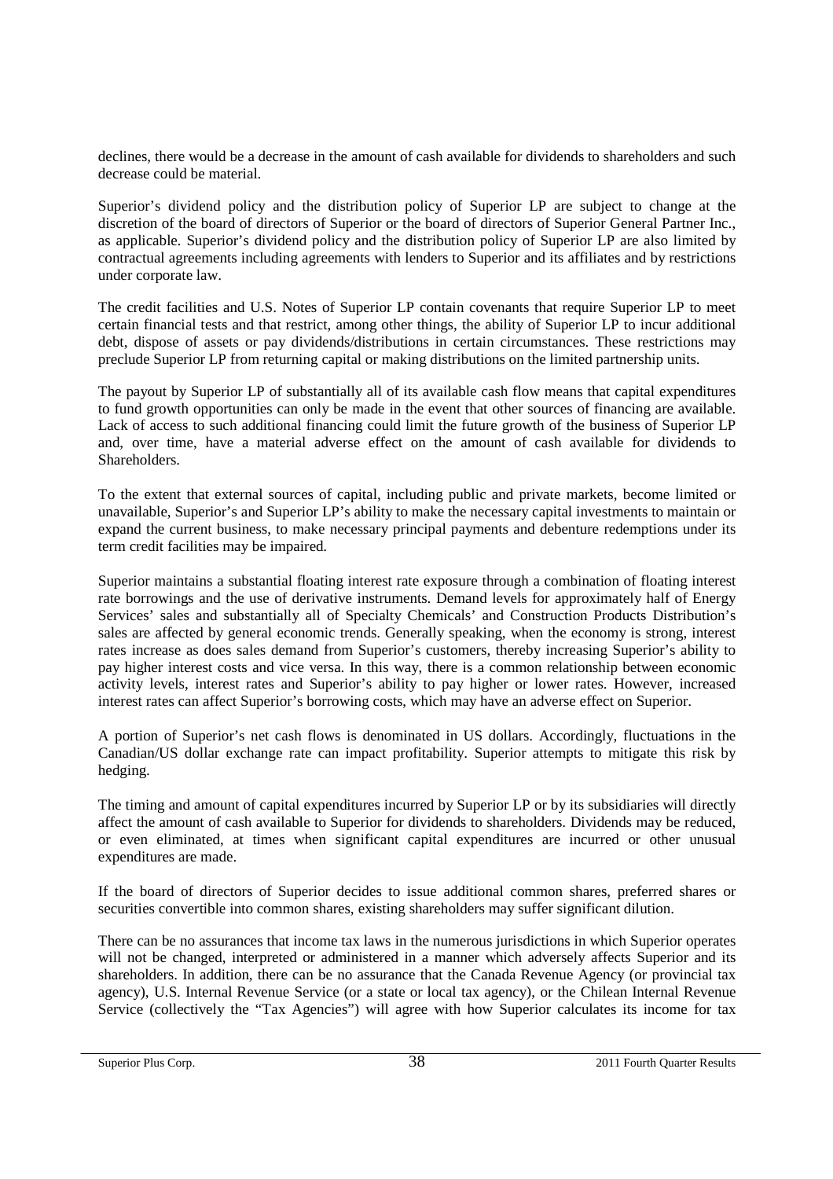declines, there would be a decrease in the amount of cash available for dividends to shareholders and such decrease could be material.

Superior's dividend policy and the distribution policy of Superior LP are subject to change at the discretion of the board of directors of Superior or the board of directors of Superior General Partner Inc., as applicable. Superior's dividend policy and the distribution policy of Superior LP are also limited by contractual agreements including agreements with lenders to Superior and its affiliates and by restrictions under corporate law.

The credit facilities and U.S. Notes of Superior LP contain covenants that require Superior LP to meet certain financial tests and that restrict, among other things, the ability of Superior LP to incur additional debt, dispose of assets or pay dividends/distributions in certain circumstances. These restrictions may preclude Superior LP from returning capital or making distributions on the limited partnership units.

The payout by Superior LP of substantially all of its available cash flow means that capital expenditures to fund growth opportunities can only be made in the event that other sources of financing are available. Lack of access to such additional financing could limit the future growth of the business of Superior LP and, over time, have a material adverse effect on the amount of cash available for dividends to Shareholders.

To the extent that external sources of capital, including public and private markets, become limited or unavailable, Superior's and Superior LP's ability to make the necessary capital investments to maintain or expand the current business, to make necessary principal payments and debenture redemptions under its term credit facilities may be impaired.

Superior maintains a substantial floating interest rate exposure through a combination of floating interest rate borrowings and the use of derivative instruments. Demand levels for approximately half of Energy Services' sales and substantially all of Specialty Chemicals' and Construction Products Distribution's sales are affected by general economic trends. Generally speaking, when the economy is strong, interest rates increase as does sales demand from Superior's customers, thereby increasing Superior's ability to pay higher interest costs and vice versa. In this way, there is a common relationship between economic activity levels, interest rates and Superior's ability to pay higher or lower rates. However, increased interest rates can affect Superior's borrowing costs, which may have an adverse effect on Superior.

A portion of Superior's net cash flows is denominated in US dollars. Accordingly, fluctuations in the Canadian/US dollar exchange rate can impact profitability. Superior attempts to mitigate this risk by hedging.

The timing and amount of capital expenditures incurred by Superior LP or by its subsidiaries will directly affect the amount of cash available to Superior for dividends to shareholders. Dividends may be reduced, or even eliminated, at times when significant capital expenditures are incurred or other unusual expenditures are made.

If the board of directors of Superior decides to issue additional common shares, preferred shares or securities convertible into common shares, existing shareholders may suffer significant dilution.

There can be no assurances that income tax laws in the numerous jurisdictions in which Superior operates will not be changed, interpreted or administered in a manner which adversely affects Superior and its shareholders. In addition, there can be no assurance that the Canada Revenue Agency (or provincial tax agency), U.S. Internal Revenue Service (or a state or local tax agency), or the Chilean Internal Revenue Service (collectively the "Tax Agencies") will agree with how Superior calculates its income for tax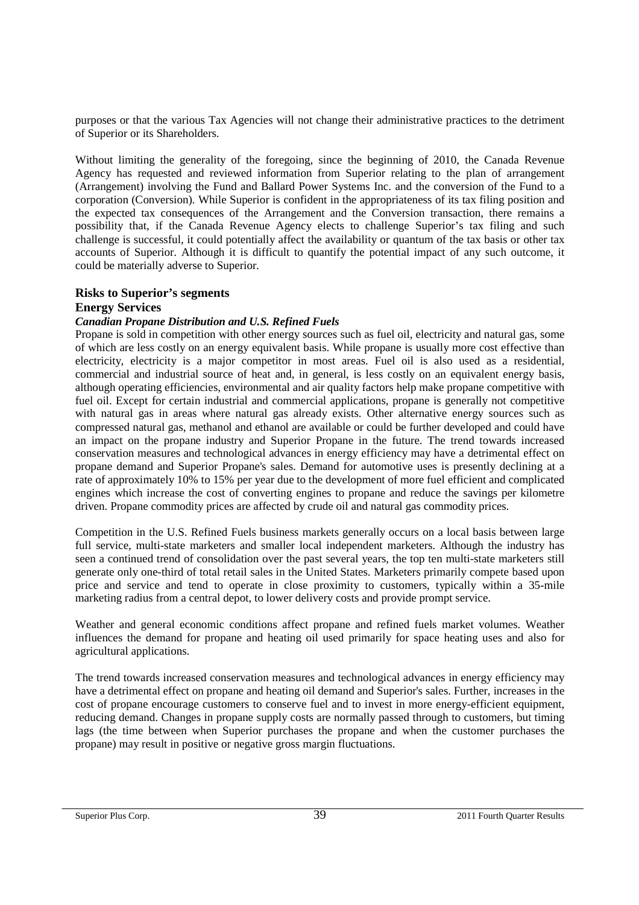purposes or that the various Tax Agencies will not change their administrative practices to the detriment of Superior or its Shareholders.

Without limiting the generality of the foregoing, since the beginning of 2010, the Canada Revenue Agency has requested and reviewed information from Superior relating to the plan of arrangement (Arrangement) involving the Fund and Ballard Power Systems Inc. and the conversion of the Fund to a corporation (Conversion). While Superior is confident in the appropriateness of its tax filing position and the expected tax consequences of the Arrangement and the Conversion transaction, there remains a possibility that, if the Canada Revenue Agency elects to challenge Superior's tax filing and such challenge is successful, it could potentially affect the availability or quantum of the tax basis or other tax accounts of Superior. Although it is difficult to quantify the potential impact of any such outcome, it could be materially adverse to Superior.

## Risks to Superior's segments

### Energy Services

#### *Canadian Propane Distribution and U.S. Refined Fuels*

Propane is sold in competition with other energy sources such as fuel oil, electricity and natural gas, some of which are less costly on an energy equivalent basis. While propane is usually more cost effective than electricity, electricity is a major competitor in most areas. Fuel oil is also used as a residential, commercial and industrial source of heat and, in general, is less costly on an equivalent energy basis, although operating efficiencies, environmental and air quality factors help make propane competitive with fuel oil. Except for certain industrial and commercial applications, propane is generally not competitive with natural gas in areas where natural gas already exists. Other alternative energy sources such as compressed natural gas, methanol and ethanol are available or could be further developed and could have an impact on the propane industry and Superior Propane in the future. The trend towards increased conservation measures and technological advances in energy efficiency may have a detrimental effect on propane demand and Superior Propane's sales. Demand for automotive uses is presently declining at a rate of approximately 10% to 15% per year due to the development of more fuel efficient and complicated engines which increase the cost of converting engines to propane and reduce the savings per kilometre driven. Propane commodity prices are affected by crude oil and natural gas commodity prices.

Competition in the U.S. Refined Fuels business markets generally occurs on a local basis between large full service, multi-state marketers and smaller local independent marketers. Although the industry has seen a continued trend of consolidation over the past several years, the top ten multi-state marketers still generate only one-third of total retail sales in the United States. Marketers primarily compete based upon price and service and tend to operate in close proximity to customers, typically within a 35-mile marketing radius from a central depot, to lower delivery costs and provide prompt service.

Weather and general economic conditions affect propane and refined fuels market volumes. Weather influences the demand for propane and heating oil used primarily for space heating uses and also for agricultural applications.

The trend towards increased conservation measures and technological advances in energy efficiency may have a detrimental effect on propane and heating oil demand and Superior's sales. Further, increases in the cost of propane encourage customers to conserve fuel and to invest in more energy-efficient equipment, reducing demand. Changes in propane supply costs are normally passed through to customers, but timing lags (the time between when Superior purchases the propane and when the customer purchases the propane) may result in positive or negative gross margin fluctuations.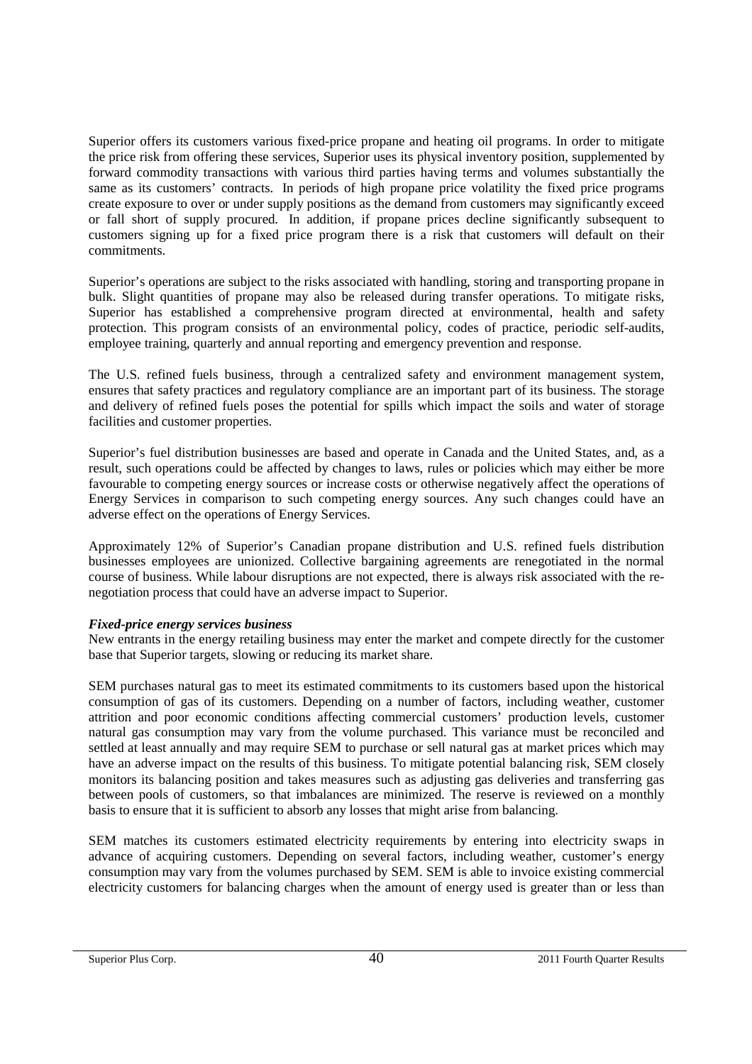Superior offers its customers various fixed-price propane and heating oil programs. In order to mitigate the price risk from offering these services, Superior uses its physical inventory position, supplemented by forward commodity transactions with various third parties having terms and volumes substantially the same as its customers' contracts. In periods of high propane price volatility the fixed price programs create exposure to over or under supply positions as the demand from customers may significantly exceed or fall short of supply procured. In addition, if propane prices decline significantly subsequent to customers signing up for a fixed price program there is a risk that customers will default on their commitments.

Superior's operations are subject to the risks associated with handling, storing and transporting propane in bulk. Slight quantities of propane may also be released during transfer operations. To mitigate risks, Superior has established a comprehensive program directed at environmental, health and safety protection. This program consists of an environmental policy, codes of practice, periodic self-audits, employee training, quarterly and annual reporting and emergency prevention and response.

The U.S. refined fuels business, through a centralized safety and environment management system, ensures that safety practices and regulatory compliance are an important part of its business. The storage and delivery of refined fuels poses the potential for spills which impact the soils and water of storage facilities and customer properties.

Superior's fuel distribution businesses are based and operate in Canada and the United States, and, as a result, such operations could be affected by changes to laws, rules or policies which may either be more favourable to competing energy sources or increase costs or otherwise negatively affect the operations of Energy Services in comparison to such competing energy sources. Any such changes could have an adverse effect on the operations of Energy Services.

Approximately 12% of Superior's Canadian propane distribution and U.S. refined fuels distribution businesses employees are unionized. Collective bargaining agreements are renegotiated in the normal course of business. While labour disruptions are not expected, there is always risk associated with the re-negotiation process that could have an adverse impact to Superior.

***Fixed-price energy services business***

New entrants in the energy retailing business may enter the market and compete directly for the customer base that Superior targets, slowing or reducing its market share.

SEM purchases natural gas to meet its estimated commitments to its customers based upon the historical consumption of gas of its customers. Depending on a number of factors, including weather, customer attrition and poor economic conditions affecting commercial customers' production levels, customer natural gas consumption may vary from the volume purchased. This variance must be reconciled and settled at least annually and may require SEM to purchase or sell natural gas at market prices which may have an adverse impact on the results of this business. To mitigate potential balancing risk, SEM closely monitors its balancing position and takes measures such as adjusting gas deliveries and transferring gas between pools of customers, so that imbalances are minimized. The reserve is reviewed on a monthly basis to ensure that it is sufficient to absorb any losses that might arise from balancing.

SEM matches its customers estimated electricity requirements by entering into electricity swaps in advance of acquiring customers. Depending on several factors, including weather, customer's energy consumption may vary from the volumes purchased by SEM. SEM is able to invoice existing commercial electricity customers for balancing charges when the amount of energy used is greater than or less than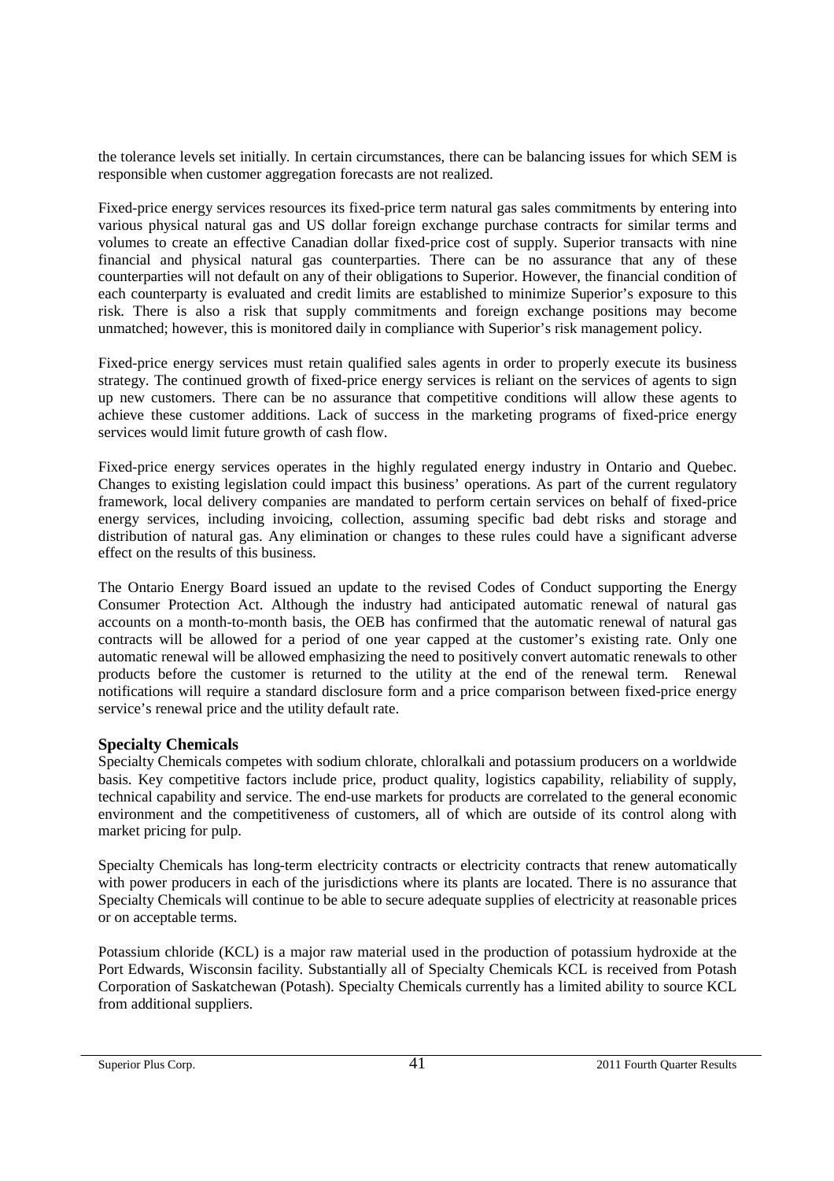the tolerance levels set initially. In certain circumstances, there can be balancing issues for which SEM is responsible when customer aggregation forecasts are not realized.

Fixed-price energy services resources its fixed-price term natural gas sales commitments by entering into various physical natural gas and US dollar foreign exchange purchase contracts for similar terms and volumes to create an effective Canadian dollar fixed-price cost of supply. Superior transacts with nine financial and physical natural gas counterparties. There can be no assurance that any of these counterparties will not default on any of their obligations to Superior. However, the financial condition of each counterparty is evaluated and credit limits are established to minimize Superior's exposure to this risk. There is also a risk that supply commitments and foreign exchange positions may become unmatched; however, this is monitored daily in compliance with Superior's risk management policy.

Fixed-price energy services must retain qualified sales agents in order to properly execute its business strategy. The continued growth of fixed-price energy services is reliant on the services of agents to sign up new customers. There can be no assurance that competitive conditions will allow these agents to achieve these customer additions. Lack of success in the marketing programs of fixed-price energy services would limit future growth of cash flow.

Fixed-price energy services operates in the highly regulated energy industry in Ontario and Quebec. Changes to existing legislation could impact this business' operations. As part of the current regulatory framework, local delivery companies are mandated to perform certain services on behalf of fixed-price energy services, including invoicing, collection, assuming specific bad debt risks and storage and distribution of natural gas. Any elimination or changes to these rules could have a significant adverse effect on the results of this business.

The Ontario Energy Board issued an update to the revised Codes of Conduct supporting the Energy Consumer Protection Act. Although the industry had anticipated automatic renewal of natural gas accounts on a month-to-month basis, the OEB has confirmed that the automatic renewal of natural gas contracts will be allowed for a period of one year capped at the customer's existing rate. Only one automatic renewal will be allowed emphasizing the need to positively convert automatic renewals to other products before the customer is returned to the utility at the end of the renewal term. Renewal notifications will require a standard disclosure form and a price comparison between fixed-price energy service's renewal price and the utility default rate.

## Specialty Chemicals

Specialty Chemicals competes with sodium chlorate, chloralkali and potassium producers on a worldwide basis. Key competitive factors include price, product quality, logistics capability, reliability of supply, technical capability and service. The end-use markets for products are correlated to the general economic environment and the competitiveness of customers, all of which are outside of its control along with market pricing for pulp.

Specialty Chemicals has long-term electricity contracts or electricity contracts that renew automatically with power producers in each of the jurisdictions where its plants are located. There is no assurance that Specialty Chemicals will continue to be able to secure adequate supplies of electricity at reasonable prices or on acceptable terms.

Potassium chloride (KCL) is a major raw material used in the production of potassium hydroxide at the Port Edwards, Wisconsin facility. Substantially all of Specialty Chemicals KCL is received from Potash Corporation of Saskatchewan (Potash). Specialty Chemicals currently has a limited ability to source KCL from additional suppliers.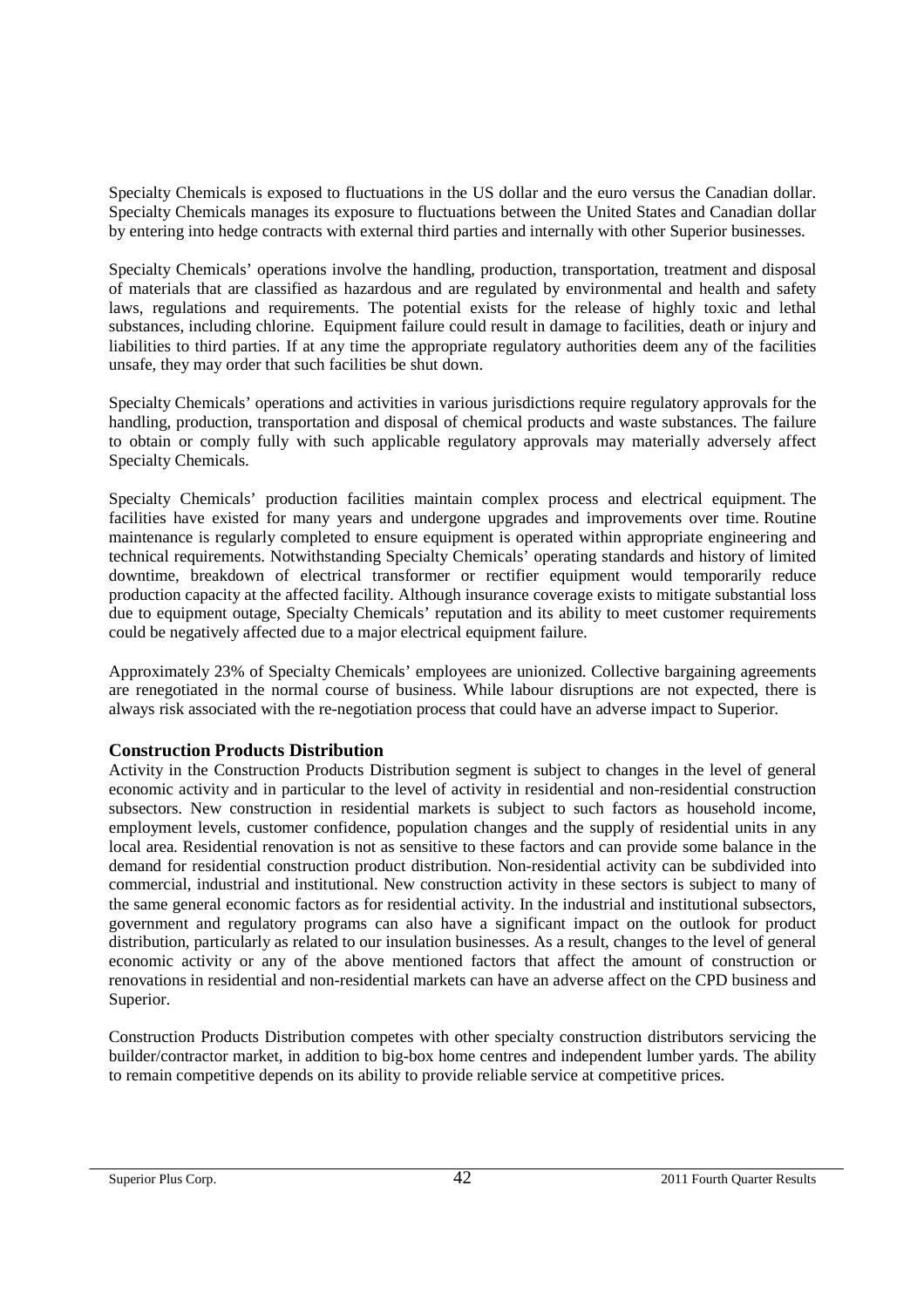Specialty Chemicals is exposed to fluctuations in the US dollar and the euro versus the Canadian dollar. Specialty Chemicals manages its exposure to fluctuations between the United States and Canadian dollar by entering into hedge contracts with external third parties and internally with other Superior businesses.

Specialty Chemicals' operations involve the handling, production, transportation, treatment and disposal of materials that are classified as hazardous and are regulated by environmental and health and safety laws, regulations and requirements. The potential exists for the release of highly toxic and lethal substances, including chlorine. Equipment failure could result in damage to facilities, death or injury and liabilities to third parties. If at any time the appropriate regulatory authorities deem any of the facilities unsafe, they may order that such facilities be shut down.

Specialty Chemicals' operations and activities in various jurisdictions require regulatory approvals for the handling, production, transportation and disposal of chemical products and waste substances. The failure to obtain or comply fully with such applicable regulatory approvals may materially adversely affect Specialty Chemicals.

Specialty Chemicals' production facilities maintain complex process and electrical equipment. The facilities have existed for many years and undergone upgrades and improvements over time. Routine maintenance is regularly completed to ensure equipment is operated within appropriate engineering and technical requirements. Notwithstanding Specialty Chemicals' operating standards and history of limited downtime, breakdown of electrical transformer or rectifier equipment would temporarily reduce production capacity at the affected facility. Although insurance coverage exists to mitigate substantial loss due to equipment outage, Specialty Chemicals' reputation and its ability to meet customer requirements could be negatively affected due to a major electrical equipment failure.

Approximately 23% of Specialty Chemicals' employees are unionized. Collective bargaining agreements are renegotiated in the normal course of business. While labour disruptions are not expected, there is always risk associated with the re-negotiation process that could have an adverse impact to Superior.

### Construction Products Distribution

Activity in the Construction Products Distribution segment is subject to changes in the level of general economic activity and in particular to the level of activity in residential and non-residential construction subsectors. New construction in residential markets is subject to such factors as household income, employment levels, customer confidence, population changes and the supply of residential units in any local area. Residential renovation is not as sensitive to these factors and can provide some balance in the demand for residential construction product distribution. Non-residential activity can be subdivided into commercial, industrial and institutional. New construction activity in these sectors is subject to many of the same general economic factors as for residential activity. In the industrial and institutional subsectors, government and regulatory programs can also have a significant impact on the outlook for product distribution, particularly as related to our insulation businesses. As a result, changes to the level of general economic activity or any of the above mentioned factors that affect the amount of construction or renovations in residential and non-residential markets can have an adverse affect on the CPD business and Superior.

Construction Products Distribution competes with other specialty construction distributors servicing the builder/contractor market, in addition to big-box home centres and independent lumber yards. The ability to remain competitive depends on its ability to provide reliable service at competitive prices.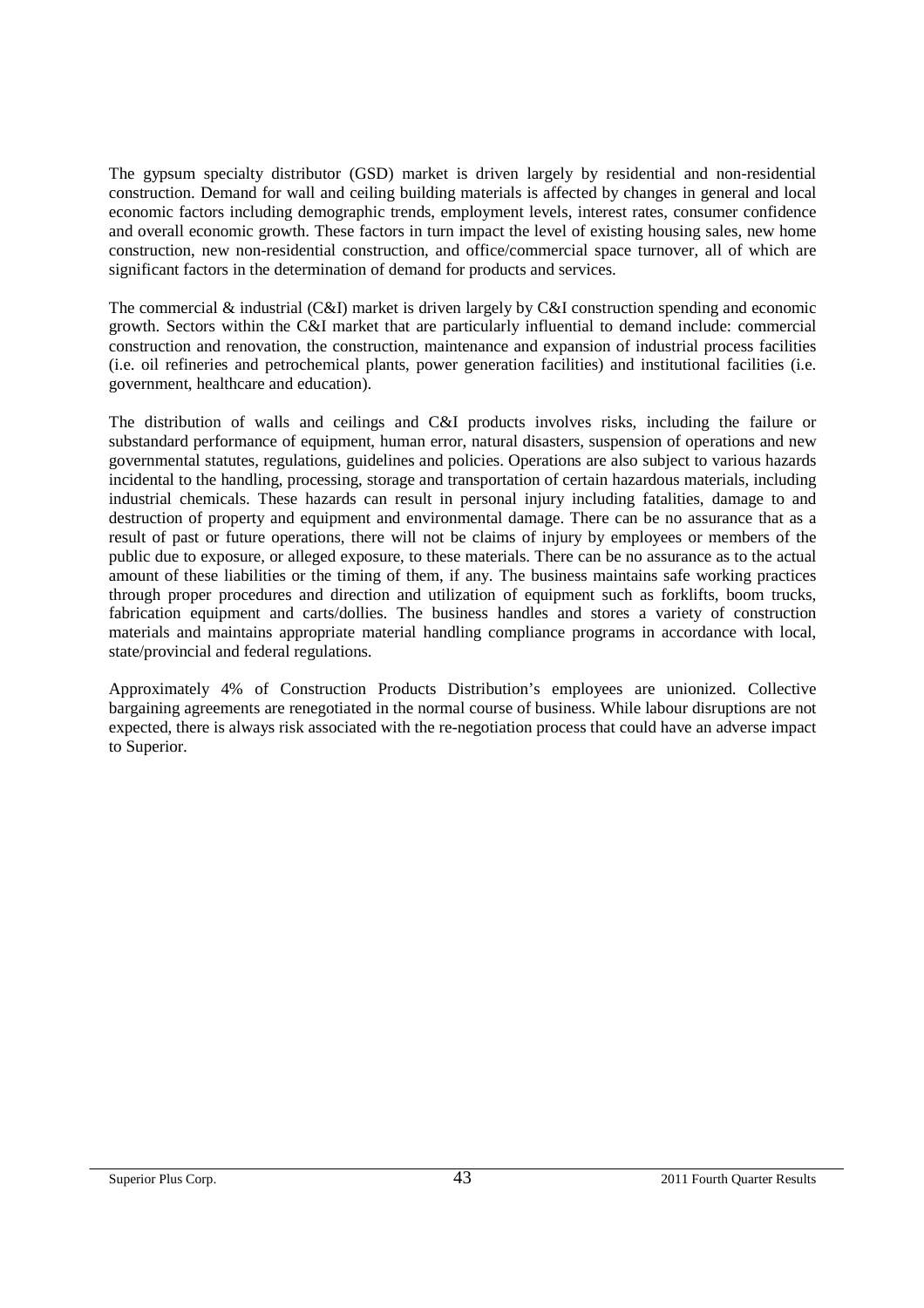The gypsum specialty distributor (GSD) market is driven largely by residential and non-residential construction. Demand for wall and ceiling building materials is affected by changes in general and local economic factors including demographic trends, employment levels, interest rates, consumer confidence and overall economic growth. These factors in turn impact the level of existing housing sales, new home construction, new non-residential construction, and office/commercial space turnover, all of which are significant factors in the determination of demand for products and services.

The commercial & industrial (C&I) market is driven largely by C&I construction spending and economic growth. Sectors within the C&I market that are particularly influential to demand include: commercial construction and renovation, the construction, maintenance and expansion of industrial process facilities (i.e. oil refineries and petrochemical plants, power generation facilities) and institutional facilities (i.e. government, healthcare and education).

The distribution of walls and ceilings and C&I products involves risks, including the failure or substandard performance of equipment, human error, natural disasters, suspension of operations and new governmental statutes, regulations, guidelines and policies. Operations are also subject to various hazards incidental to the handling, processing, storage and transportation of certain hazardous materials, including industrial chemicals. These hazards can result in personal injury including fatalities, damage to and destruction of property and equipment and environmental damage. There can be no assurance that as a result of past or future operations, there will not be claims of injury by employees or members of the public due to exposure, or alleged exposure, to these materials. There can be no assurance as to the actual amount of these liabilities or the timing of them, if any. The business maintains safe working practices through proper procedures and direction and utilization of equipment such as forklifts, boom trucks, fabrication equipment and carts/dollies. The business handles and stores a variety of construction materials and maintains appropriate material handling compliance programs in accordance with local, state/provincial and federal regulations.

Approximately 4% of Construction Products Distribution's employees are unionized. Collective bargaining agreements are renegotiated in the normal course of business. While labour disruptions are not expected, there is always risk associated with the re-negotiation process that could have an adverse impact to Superior.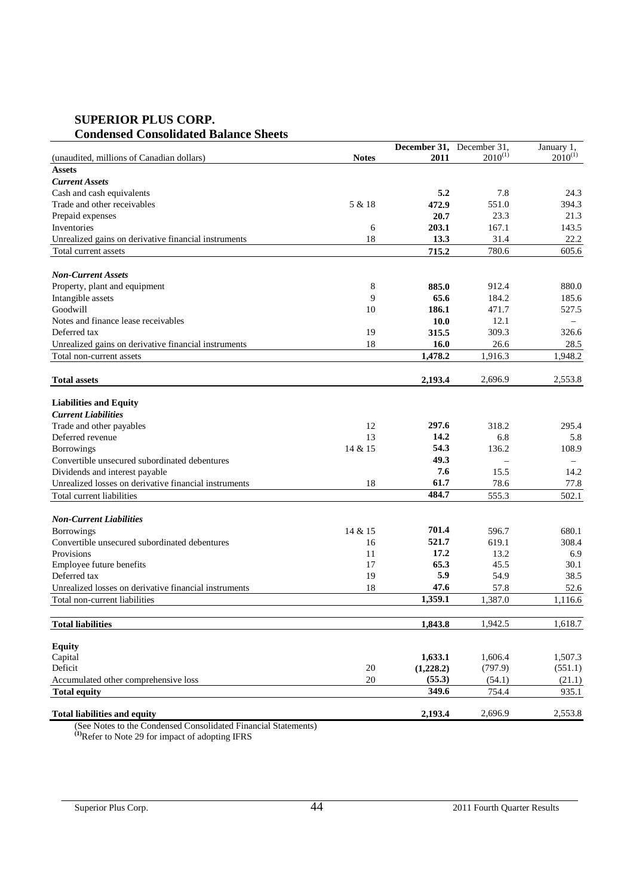# SUPERIOR PLUS CORP.

## Condensed Consolidated Balance Sheets

| (unaudited, millions of Canadian dollars) | Notes | December 31, 2011 | December 31, 2010[(1)] | January 1, 2010[(1)] |
|---|---|---|---|---|
| **Assets** | | | | |
| ***Current Assets*** | | | | |
| Cash and cash equivalents | | **5.2** | 7.8 | 24.3 |
| Trade and other receivables | 5 & 18 | **472.9** | 551.0 | 394.3 |
| Prepaid expenses | | **20.7** | 23.3 | 21.3 |
| Inventories | 6 | **203.1** | 167.1 | 143.5 |
| Unrealized gains on derivative financial instruments | 18 | **13.3** | 31.4 | 22.2 |
| Total current assets | | **715.2** | 780.6 | 605.6 |
| ***Non-Current Assets*** | | | | |
| Property, plant and equipment | 8 | **885.0** | 912.4 | 880.0 |
| Intangible assets | 9 | **65.6** | 184.2 | 185.6 |
| Goodwill | 10 | **186.1** | 471.7 | 527.5 |
| Notes and finance lease receivables | | **10.0** | 12.1 | – |
| Deferred tax | 19 | **315.5** | 309.3 | 326.6 |
| Unrealized gains on derivative financial instruments | 18 | **16.0** | 26.6 | 28.5 |
| Total non-current assets | | **1,478.2** | 1,916.3 | 1,948.2 |
| **Total assets** | | **2,193.4** | 2,696.9 | 2,553.8 |
| **Liabilities and Equity** | | | | |
| ***Current Liabilities*** | | | | |
| Trade and other payables | 12 | **297.6** | 318.2 | 295.4 |
| Deferred revenue | 13 | **14.2** | 6.8 | 5.8 |
| Borrowings | 14 & 15 | **54.3** | 136.2 | 108.9 |
| Convertible unsecured subordinated debentures | | **49.3** | – | – |
| Dividends and interest payable | | **7.6** | 15.5 | 14.2 |
| Unrealized losses on derivative financial instruments | 18 | **61.7** | 78.6 | 77.8 |
| Total current liabilities | | **484.7** | 555.3 | 502.1 |
| ***Non-Current Liabilities*** | | | | |
| Borrowings | 14 & 15 | **701.4** | 596.7 | 680.1 |
| Convertible unsecured subordinated debentures | 16 | **521.7** | 619.1 | 308.4 |
| Provisions | 11 | **17.2** | 13.2 | 6.9 |
| Employee future benefits | 17 | **65.3** | 45.5 | 30.1 |
| Deferred tax | 19 | **5.9** | 54.9 | 38.5 |
| Unrealized losses on derivative financial instruments | 18 | **47.6** | 57.8 | 52.6 |
| Total non-current liabilities | | **1,359.1** | 1,387.0 | 1,116.6 |
| **Total liabilities** | | **1,843.8** | 1,942.5 | 1,618.7 |
| **Equity** | | | | |
| Capital | | **1,633.1** | 1,606.4 | 1,507.3 |
| Deficit | 20 | **(1,228.2)** | (797.9) | (551.1) |
| Accumulated other comprehensive loss | 20 | **(55.3)** | (54.1) | (21.1) |
| **Total equity** | | **349.6** | 754.4 | 935.1 |
| **Total liabilities and equity** | | **2,193.4** | 2,696.9 | 2,553.8 |

(See Notes to the Condensed Consolidated Financial Statements)

[(1)] Refer to Note 29 for impact of adopting IFRS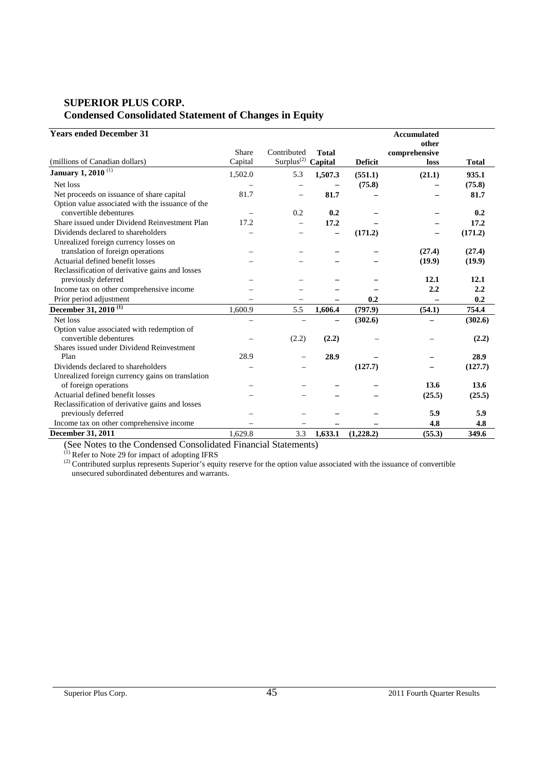# SUPERIOR PLUS CORP.
## Condensed Consolidated Statement of Changes in Equity

| Years ended December 31<br>(millions of Canadian dollars) | Share Capital | Contributed Surplus[(2)] | Total Capital | Deficit | Accumulated other comprehensive loss | Total |
|---|---|---|---|---|---|---|
| **January 1, 2010** [(1)] | 1,502.0 | 5.3 | **1,507.3** | **(551.1)** | **(21.1)** | **935.1** |
| Net loss | – | – | – | **(75.8)** | – | **(75.8)** |
| Net proceeds on issuance of share capital | 81.7 | – | **81.7** | – | – | **81.7** |
| Option value associated with the issuance of the convertible debentures | – | 0.2 | **0.2** | – | – | **0.2** |
| Share issued under Dividend Reinvestment Plan | 17.2 | – | **17.2** | – | – | **17.2** |
| Dividends declared to shareholders | – | – | – | **(171.2)** | – | **(171.2)** |
| Unrealized foreign currency losses on translation of foreign operations | – | – | – | – | **(27.4)** | **(27.4)** |
| Actuarial defined benefit losses | – | – | – | – | **(19.9)** | **(19.9)** |
| Reclassification of derivative gains and losses previously deferred | – | – | – | – | **12.1** | **12.1** |
| Income tax on other comprehensive income | – | – | – | – | **2.2** | **2.2** |
| Prior period adjustment | – | – | – | **0.2** | – | **0.2** |
| **December 31, 2010** [(1)] | 1,600.9 | 5.5 | **1,606.4** | **(797.9)** | **(54.1)** | **754.4** |
| Net loss | – | – | – | **(302.6)** | – | **(302.6)** |
| Option value associated with redemption of convertible debentures | – | (2.2) | **(2.2)** | – | – | **(2.2)** |
| Shares issued under Dividend Reinvestment Plan | 28.9 | – | **28.9** | – | – | **28.9** |
| Dividends declared to shareholders | – | – | | **(127.7)** | – | **(127.7)** |
| Unrealized foreign currency gains on translation of foreign operations | – | – | – | – | **13.6** | **13.6** |
| Actuarial defined benefit losses | – | – | – | – | **(25.5)** | **(25.5)** |
| Reclassification of derivative gains and losses previously deferred | – | – | – | – | **5.9** | **5.9** |
| Income tax on other comprehensive income | – | – | – | – | **4.8** | **4.8** |
| **December 31, 2011** | 1,629.8 | 3.3 | **1,633.1** | **(1,228.2)** | **(55.3)** | **349.6** |

(See Notes to the Condensed Consolidated Financial Statements)

(1) Refer to Note 29 for impact of adopting IFRS

(2) Contributed surplus represents Superior's equity reserve for the option value associated with the issuance of convertible unsecured subordinated debentures and warrants.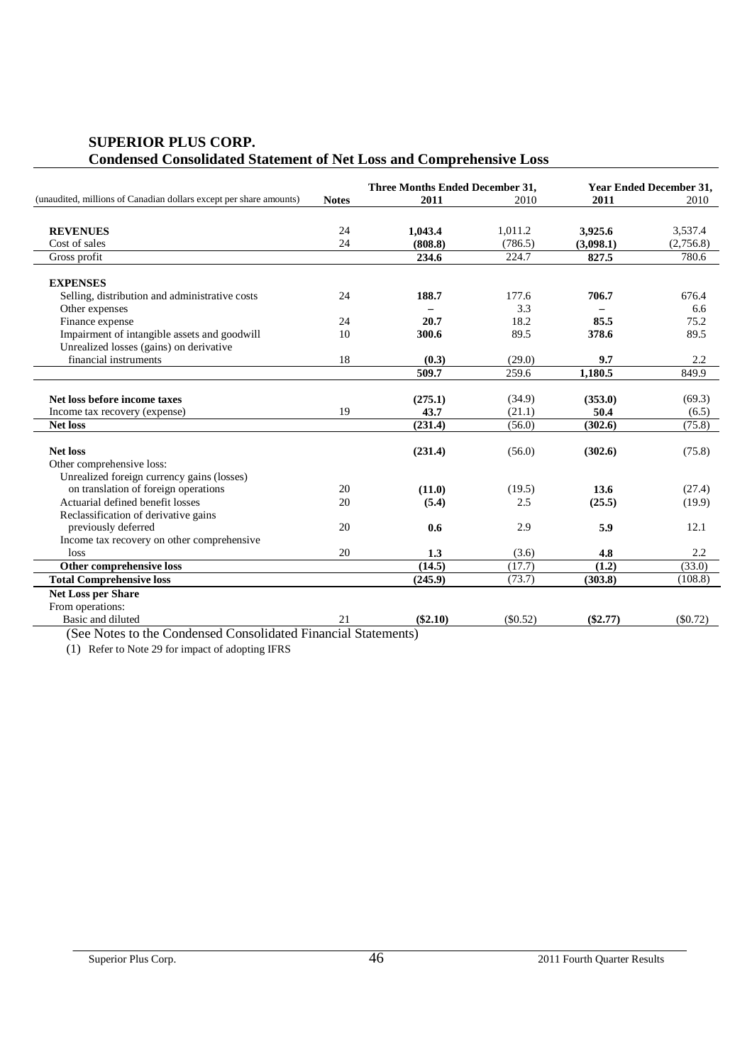## SUPERIOR PLUS CORP.
## Condensed Consolidated Statement of Net Loss and Comprehensive Loss

| (unaudited, millions of Canadian dollars except per share amounts) | Notes | Three Months Ended December 31, 2011 | 2010 | Year Ended December 31, 2011 | 2010 |
|---|---|---|---|---|---|
| **REVENUES** | 24 | **1,043.4** | 1,011.2 | **3,925.6** | 3,537.4 |
| Cost of sales | 24 | **(808.8)** | (786.5) | **(3,098.1)** | (2,756.8) |
| Gross profit | | **234.6** | 224.7 | **827.5** | 780.6 |
| **EXPENSES** | | | | | |
| Selling, distribution and administrative costs | 24 | **188.7** | 177.6 | **706.7** | 676.4 |
| Other expenses | | **–** | 3.3 | **–** | 6.6 |
| Finance expense | 24 | **20.7** | 18.2 | **85.5** | 75.2 |
| Impairment of intangible assets and goodwill | 10 | **300.6** | 89.5 | **378.6** | 89.5 |
| Unrealized losses (gains) on derivative financial instruments | 18 | **(0.3)** | (29.0) | **9.7** | 2.2 |
| | | **509.7** | 259.6 | **1,180.5** | 849.9 |
| **Net loss before income taxes** | | **(275.1)** | (34.9) | **(353.0)** | (69.3) |
| Income tax recovery (expense) | 19 | **43.7** | (21.1) | **50.4** | (6.5) |
| **Net loss** | | **(231.4)** | (56.0) | **(302.6)** | (75.8) |
| **Net loss** | | **(231.4)** | (56.0) | **(302.6)** | (75.8) |
| Other comprehensive loss: | | | | | |
| Unrealized foreign currency gains (losses) on translation of foreign operations | 20 | **(11.0)** | (19.5) | **13.6** | (27.4) |
| Actuarial defined benefit losses | 20 | **(5.4)** | 2.5 | **(25.5)** | (19.9) |
| Reclassification of derivative gains previously deferred | 20 | **0.6** | 2.9 | **5.9** | 12.1 |
| Income tax recovery on other comprehensive loss | 20 | **1.3** | (3.6) | **4.8** | 2.2 |
| **Other comprehensive loss** | | **(14.5)** | (17.7) | **(1.2)** | (33.0) |
| **Total Comprehensive loss** | | **(245.9)** | (73.7) | **(303.8)** | (108.8) |
| **Net Loss per Share** | | | | | |
| From operations: | | | | | |
| Basic and diluted | 21 | **($2.10)** | ($0.52) | **($2.77)** | ($0.72) |

(See Notes to the Condensed Consolidated Financial Statements)

(1) Refer to Note 29 for impact of adopting IFRS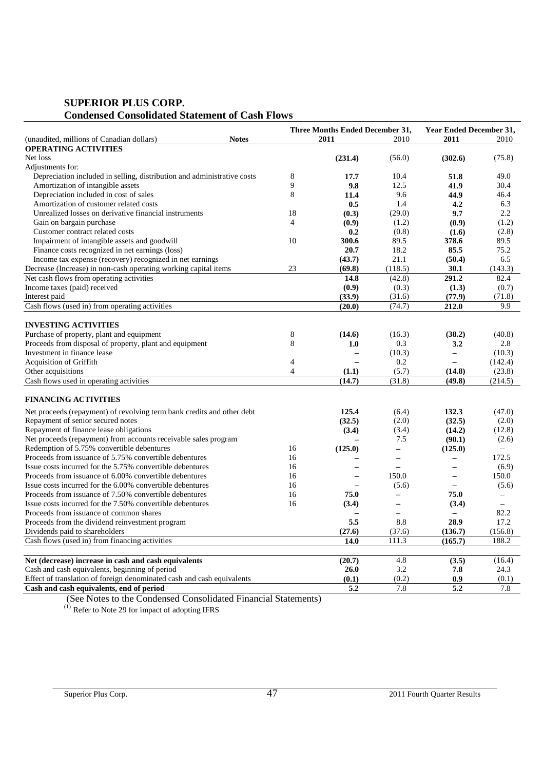# SUPERIOR PLUS CORP.
## Condensed Consolidated Statement of Cash Flows

| (unaudited, millions of Canadian dollars) | Notes | Three Months Ended December 31, 2011 | 2010 | Year Ended December 31, 2011 | 2010 |
|---|---|---|---|---|---|
| **OPERATING ACTIVITIES** | | | | | |
| Net loss | | **(231.4)** | (56.0) | **(302.6)** | (75.8) |
| Adjustments for: | | | | | |
| Depreciation included in selling, distribution and administrative costs | 8 | **17.7** | 10.4 | **51.8** | 49.0 |
| Amortization of intangible assets | 9 | **9.8** | 12.5 | **41.9** | 30.4 |
| Depreciation included in cost of sales | 8 | **11.4** | 9.6 | **44.9** | 46.4 |
| Amortization of customer related costs | | **0.5** | 1.4 | **4.2** | 6.3 |
| Unrealized losses on derivative financial instruments | 18 | **(0.3)** | (29.0) | **9.7** | 2.2 |
| Gain on bargain purchase | 4 | **(0.9)** | (1.2) | **(0.9)** | (1.2) |
| Customer contract related costs | | **0.2** | (0.8) | **(1.6)** | (2.8) |
| Impairment of intangible assets and goodwill | 10 | **300.6** | 89.5 | **378.6** | 89.5 |
| Finance costs recognized in net earnings (loss) | | **20.7** | 18.2 | **85.5** | 75.2 |
| Income tax expense (recovery) recognized in net earnings | | **(43.7)** | 21.1 | **(50.4)** | 6.5 |
| Decrease (Increase) in non-cash operating working capital items | 23 | **(69.8)** | (118.5) | **30.1** | (143.3) |
| Net cash flows from operating activities | | **14.8** | (42.8) | **291.2** | 82.4 |
| Income taxes (paid) received | | **(0.9)** | (0.3) | **(1.3)** | (0.7) |
| Interest paid | | **(33.9)** | (31.6) | **(77.9)** | (71.8) |
| Cash flows (used in) from operating activities | | **(20.0)** | (74.7) | **212.0** | 9.9 |
| | | | | | |
| **INVESTING ACTIVITIES** | | | | | |
| Purchase of property, plant and equipment | 8 | **(14.6)** | (16.3) | **(38.2)** | (40.8) |
| Proceeds from disposal of property, plant and equipment | 8 | **1.0** | 0.3 | **3.2** | 2.8 |
| Investment in finance lease | | **–** | (10.3) | **–** | (10.3) |
| Acquisition of Griffith | 4 | **–** | 0.2 | **–** | (142.4) |
| Other acquisitions | 4 | **(1.1)** | (5.7) | **(14.8)** | (23.8) |
| Cash flows used in operating activities | | **(14.7)** | (31.8) | **(49.8)** | (214.5) |
| | | | | | |
| **FINANCING ACTIVITIES** | | | | | |
| Net proceeds (repayment) of revolving term bank credits and other debt | | **125.4** | (6.4) | **132.3** | (47.0) |
| Repayment of senior secured notes | | **(32.5)** | (2.0) | **(32.5)** | (2.0) |
| Repayment of finance lease obligations | | **(3.4)** | (3.4) | **(14.2)** | (12.8) |
| Net proceeds (repayment) from accounts receivable sales program | | **–** | 7.5 | **(90.1)** | (2.6) |
| Redemption of 5.75% convertible debentures | 16 | **(125.0)** | – | **(125.0)** | – |
| Proceeds from issuance of 5.75% convertible debentures | 16 | **–** | – | **–** | 172.5 |
| Issue costs incurred for the 5.75% convertible debentures | 16 | **–** | – | **–** | (6.9) |
| Proceeds from issuance of 6.00% convertible debentures | 16 | **–** | 150.0 | **–** | 150.0 |
| Issue costs incurred for the 6.00% convertible debentures | 16 | **–** | (5.6) | **–** | (5.6) |
| Proceeds from issuance of 7.50% convertible debentures | 16 | **75.0** | – | **75.0** | – |
| Issue costs incurred for the 7.50% convertible debentures | 16 | **(3.4)** | – | **(3.4)** | – |
| Proceeds from issuance of common shares | | **–** | – | **–** | 82.2 |
| Proceeds from the dividend reinvestment program | | **5.5** | 8.8 | **28.9** | 17.2 |
| Dividends paid to shareholders | | **(27.6)** | (37.6) | **(136.7)** | (156.8) |
| Cash flows (used in) from financing activities | | **14.0** | 111.3 | **(165.7)** | 188.2 |
| | | | | | |
| **Net (decrease) increase in cash and cash equivalents** | | **(20.7)** | 4.8 | **(3.5)** | (16.4) |
| Cash and cash equivalents, beginning of period | | **26.0** | 3.2 | **7.8** | 24.3 |
| Effect of translation of foreign denominated cash and cash equivalents | | **(0.1)** | (0.2) | **0.9** | (0.1) |
| **Cash and cash equivalents, end of period** | | **5.2** | 7.8 | **5.2** | 7.8 |

(See Notes to the Condensed Consolidated Financial Statements)

(1) Refer to Note 29 for impact of adopting IFRS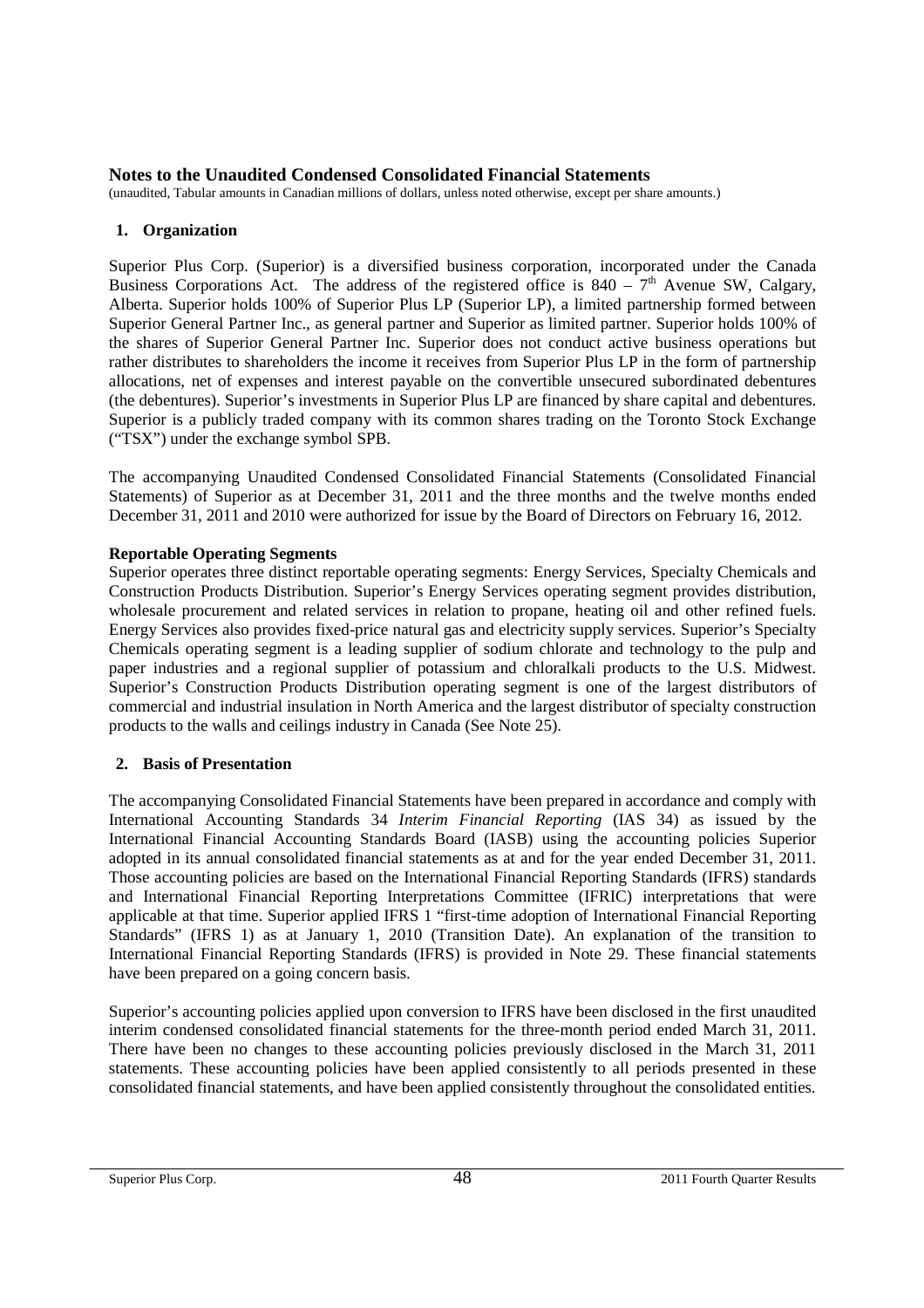## Notes to the Unaudited Condensed Consolidated Financial Statements

(unaudited, Tabular amounts in Canadian millions of dollars, unless noted otherwise, except per share amounts.)

### 1. Organization

Superior Plus Corp. (Superior) is a diversified business corporation, incorporated under the Canada Business Corporations Act. The address of the registered office is 840 – 7th Avenue SW, Calgary, Alberta. Superior holds 100% of Superior Plus LP (Superior LP), a limited partnership formed between Superior General Partner Inc., as general partner and Superior as limited partner. Superior holds 100% of the shares of Superior General Partner Inc. Superior does not conduct active business operations but rather distributes to shareholders the income it receives from Superior Plus LP in the form of partnership allocations, net of expenses and interest payable on the convertible unsecured subordinated debentures (the debentures). Superior's investments in Superior Plus LP are financed by share capital and debentures. Superior is a publicly traded company with its common shares trading on the Toronto Stock Exchange ("TSX") under the exchange symbol SPB.

The accompanying Unaudited Condensed Consolidated Financial Statements (Consolidated Financial Statements) of Superior as at December 31, 2011 and the three months and the twelve months ended December 31, 2011 and 2010 were authorized for issue by the Board of Directors on February 16, 2012.

**Reportable Operating Segments**

Superior operates three distinct reportable operating segments: Energy Services, Specialty Chemicals and Construction Products Distribution. Superior's Energy Services operating segment provides distribution, wholesale procurement and related services in relation to propane, heating oil and other refined fuels. Energy Services also provides fixed-price natural gas and electricity supply services. Superior's Specialty Chemicals operating segment is a leading supplier of sodium chlorate and technology to the pulp and paper industries and a regional supplier of potassium and chloralkali products to the U.S. Midwest. Superior's Construction Products Distribution operating segment is one of the largest distributors of commercial and industrial insulation in North America and the largest distributor of specialty construction products to the walls and ceilings industry in Canada (See Note 25).

### 2. Basis of Presentation

The accompanying Consolidated Financial Statements have been prepared in accordance and comply with International Accounting Standards 34 *Interim Financial Reporting* (IAS 34) as issued by the International Financial Accounting Standards Board (IASB) using the accounting policies Superior adopted in its annual consolidated financial statements as at and for the year ended December 31, 2011. Those accounting policies are based on the International Financial Reporting Standards (IFRS) standards and International Financial Reporting Interpretations Committee (IFRIC) interpretations that were applicable at that time. Superior applied IFRS 1 "first-time adoption of International Financial Reporting Standards" (IFRS 1) as at January 1, 2010 (Transition Date). An explanation of the transition to International Financial Reporting Standards (IFRS) is provided in Note 29. These financial statements have been prepared on a going concern basis.

Superior's accounting policies applied upon conversion to IFRS have been disclosed in the first unaudited interim condensed consolidated financial statements for the three-month period ended March 31, 2011. There have been no changes to these accounting policies previously disclosed in the March 31, 2011 statements. These accounting policies have been applied consistently to all periods presented in these consolidated financial statements, and have been applied consistently throughout the consolidated entities.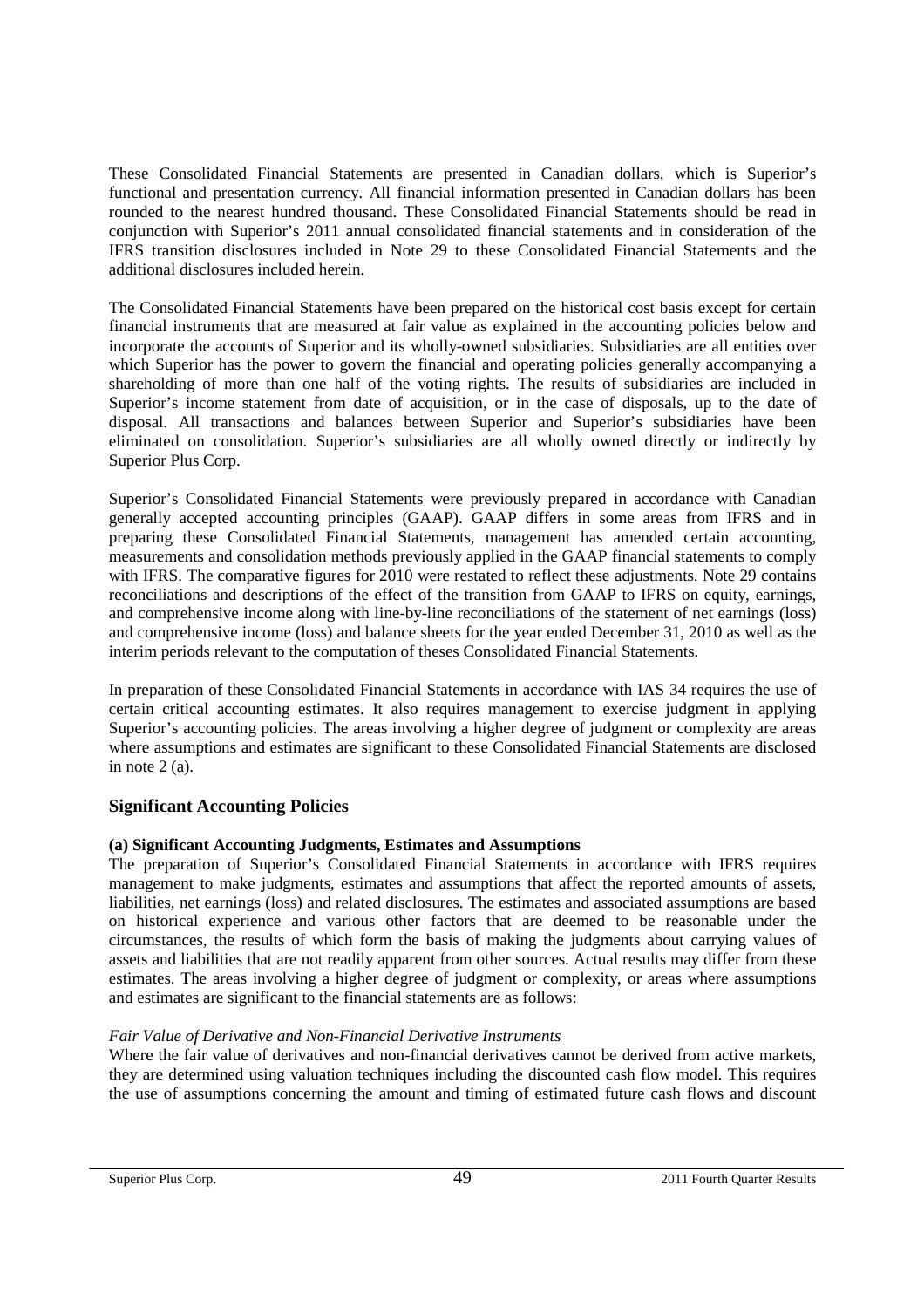These Consolidated Financial Statements are presented in Canadian dollars, which is Superior's functional and presentation currency. All financial information presented in Canadian dollars has been rounded to the nearest hundred thousand. These Consolidated Financial Statements should be read in conjunction with Superior's 2011 annual consolidated financial statements and in consideration of the IFRS transition disclosures included in Note 29 to these Consolidated Financial Statements and the additional disclosures included herein.

The Consolidated Financial Statements have been prepared on the historical cost basis except for certain financial instruments that are measured at fair value as explained in the accounting policies below and incorporate the accounts of Superior and its wholly-owned subsidiaries. Subsidiaries are all entities over which Superior has the power to govern the financial and operating policies generally accompanying a shareholding of more than one half of the voting rights. The results of subsidiaries are included in Superior's income statement from date of acquisition, or in the case of disposals, up to the date of disposal. All transactions and balances between Superior and Superior's subsidiaries have been eliminated on consolidation. Superior's subsidiaries are all wholly owned directly or indirectly by Superior Plus Corp.

Superior's Consolidated Financial Statements were previously prepared in accordance with Canadian generally accepted accounting principles (GAAP). GAAP differs in some areas from IFRS and in preparing these Consolidated Financial Statements, management has amended certain accounting, measurements and consolidation methods previously applied in the GAAP financial statements to comply with IFRS. The comparative figures for 2010 were restated to reflect these adjustments. Note 29 contains reconciliations and descriptions of the effect of the transition from GAAP to IFRS on equity, earnings, and comprehensive income along with line-by-line reconciliations of the statement of net earnings (loss) and comprehensive income (loss) and balance sheets for the year ended December 31, 2010 as well as the interim periods relevant to the computation of theses Consolidated Financial Statements.

In preparation of these Consolidated Financial Statements in accordance with IAS 34 requires the use of certain critical accounting estimates. It also requires management to exercise judgment in applying Superior's accounting policies. The areas involving a higher degree of judgment or complexity are areas where assumptions and estimates are significant to these Consolidated Financial Statements are disclosed in note 2 (a).

## Significant Accounting Policies

**(a) Significant Accounting Judgments, Estimates and Assumptions**

The preparation of Superior's Consolidated Financial Statements in accordance with IFRS requires management to make judgments, estimates and assumptions that affect the reported amounts of assets, liabilities, net earnings (loss) and related disclosures. The estimates and associated assumptions are based on historical experience and various other factors that are deemed to be reasonable under the circumstances, the results of which form the basis of making the judgments about carrying values of assets and liabilities that are not readily apparent from other sources. Actual results may differ from these estimates. The areas involving a higher degree of judgment or complexity, or areas where assumptions and estimates are significant to the financial statements are as follows:

*Fair Value of Derivative and Non-Financial Derivative Instruments*

Where the fair value of derivatives and non-financial derivatives cannot be derived from active markets, they are determined using valuation techniques including the discounted cash flow model. This requires the use of assumptions concerning the amount and timing of estimated future cash flows and discount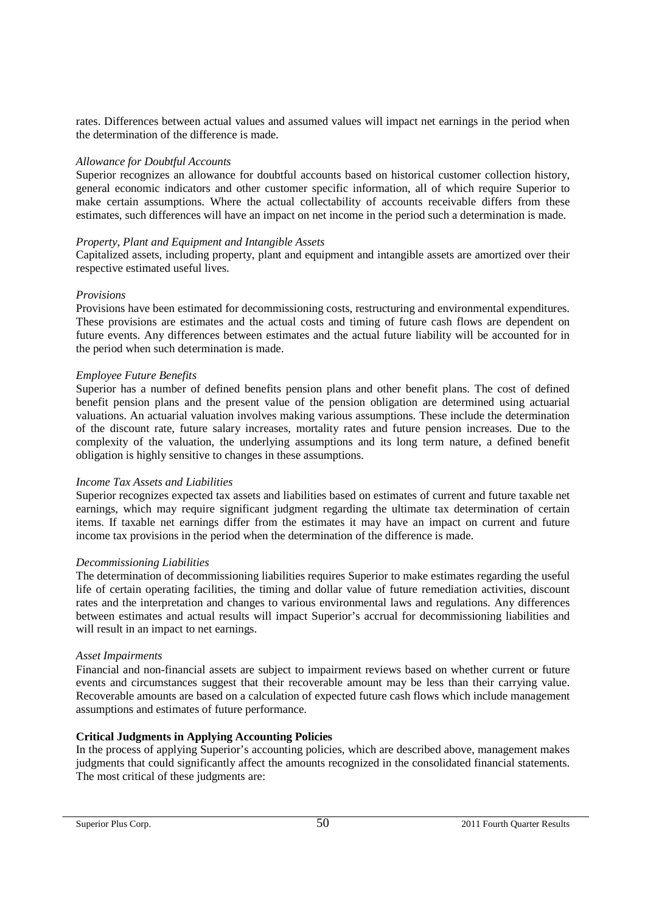rates. Differences between actual values and assumed values will impact net earnings in the period when the determination of the difference is made.

*Allowance for Doubtful Accounts*
Superior recognizes an allowance for doubtful accounts based on historical customer collection history, general economic indicators and other customer specific information, all of which require Superior to make certain assumptions. Where the actual collectability of accounts receivable differs from these estimates, such differences will have an impact on net income in the period such a determination is made.

*Property, Plant and Equipment and Intangible Assets*
Capitalized assets, including property, plant and equipment and intangible assets are amortized over their respective estimated useful lives.

*Provisions*
Provisions have been estimated for decommissioning costs, restructuring and environmental expenditures. These provisions are estimates and the actual costs and timing of future cash flows are dependent on future events. Any differences between estimates and the actual future liability will be accounted for in the period when such determination is made.

*Employee Future Benefits*
Superior has a number of defined benefits pension plans and other benefit plans. The cost of defined benefit pension plans and the present value of the pension obligation are determined using actuarial valuations. An actuarial valuation involves making various assumptions. These include the determination of the discount rate, future salary increases, mortality rates and future pension increases. Due to the complexity of the valuation, the underlying assumptions and its long term nature, a defined benefit obligation is highly sensitive to changes in these assumptions.

*Income Tax Assets and Liabilities*
Superior recognizes expected tax assets and liabilities based on estimates of current and future taxable net earnings, which may require significant judgment regarding the ultimate tax determination of certain items. If taxable net earnings differ from the estimates it may have an impact on current and future income tax provisions in the period when the determination of the difference is made.

*Decommissioning Liabilities*
The determination of decommissioning liabilities requires Superior to make estimates regarding the useful life of certain operating facilities, the timing and dollar value of future remediation activities, discount rates and the interpretation and changes to various environmental laws and regulations. Any differences between estimates and actual results will impact Superior's accrual for decommissioning liabilities and will result in an impact to net earnings.

*Asset Impairments*
Financial and non-financial assets are subject to impairment reviews based on whether current or future events and circumstances suggest that their recoverable amount may be less than their carrying value. Recoverable amounts are based on a calculation of expected future cash flows which include management assumptions and estimates of future performance.

**Critical Judgments in Applying Accounting Policies**
In the process of applying Superior's accounting policies, which are described above, management makes judgments that could significantly affect the amounts recognized in the consolidated financial statements. The most critical of these judgments are: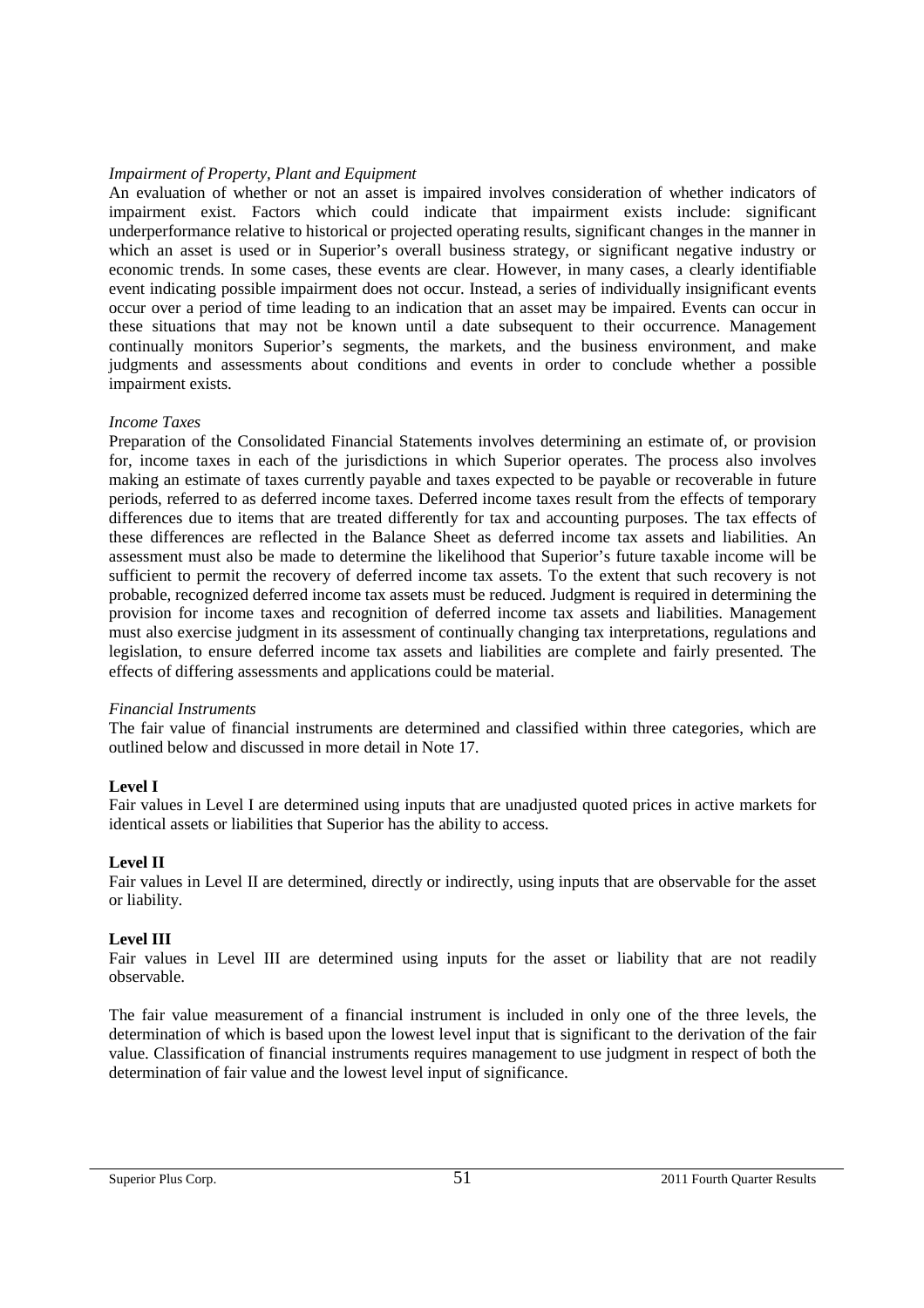*Impairment of Property, Plant and Equipment*

An evaluation of whether or not an asset is impaired involves consideration of whether indicators of impairment exist. Factors which could indicate that impairment exists include: significant underperformance relative to historical or projected operating results, significant changes in the manner in which an asset is used or in Superior's overall business strategy, or significant negative industry or economic trends. In some cases, these events are clear. However, in many cases, a clearly identifiable event indicating possible impairment does not occur. Instead, a series of individually insignificant events occur over a period of time leading to an indication that an asset may be impaired. Events can occur in these situations that may not be known until a date subsequent to their occurrence. Management continually monitors Superior's segments, the markets, and the business environment, and make judgments and assessments about conditions and events in order to conclude whether a possible impairment exists.

*Income Taxes*

Preparation of the Consolidated Financial Statements involves determining an estimate of, or provision for, income taxes in each of the jurisdictions in which Superior operates. The process also involves making an estimate of taxes currently payable and taxes expected to be payable or recoverable in future periods, referred to as deferred income taxes. Deferred income taxes result from the effects of temporary differences due to items that are treated differently for tax and accounting purposes. The tax effects of these differences are reflected in the Balance Sheet as deferred income tax assets and liabilities. An assessment must also be made to determine the likelihood that Superior's future taxable income will be sufficient to permit the recovery of deferred income tax assets. To the extent that such recovery is not probable, recognized deferred income tax assets must be reduced. Judgment is required in determining the provision for income taxes and recognition of deferred income tax assets and liabilities. Management must also exercise judgment in its assessment of continually changing tax interpretations, regulations and legislation, to ensure deferred income tax assets and liabilities are complete and fairly presented. The effects of differing assessments and applications could be material.

*Financial Instruments*

The fair value of financial instruments are determined and classified within three categories, which are outlined below and discussed in more detail in Note 17.

**Level I**

Fair values in Level I are determined using inputs that are unadjusted quoted prices in active markets for identical assets or liabilities that Superior has the ability to access.

**Level II**

Fair values in Level II are determined, directly or indirectly, using inputs that are observable for the asset or liability.

**Level III**

Fair values in Level III are determined using inputs for the asset or liability that are not readily observable.

The fair value measurement of a financial instrument is included in only one of the three levels, the determination of which is based upon the lowest level input that is significant to the derivation of the fair value. Classification of financial instruments requires management to use judgment in respect of both the determination of fair value and the lowest level input of significance.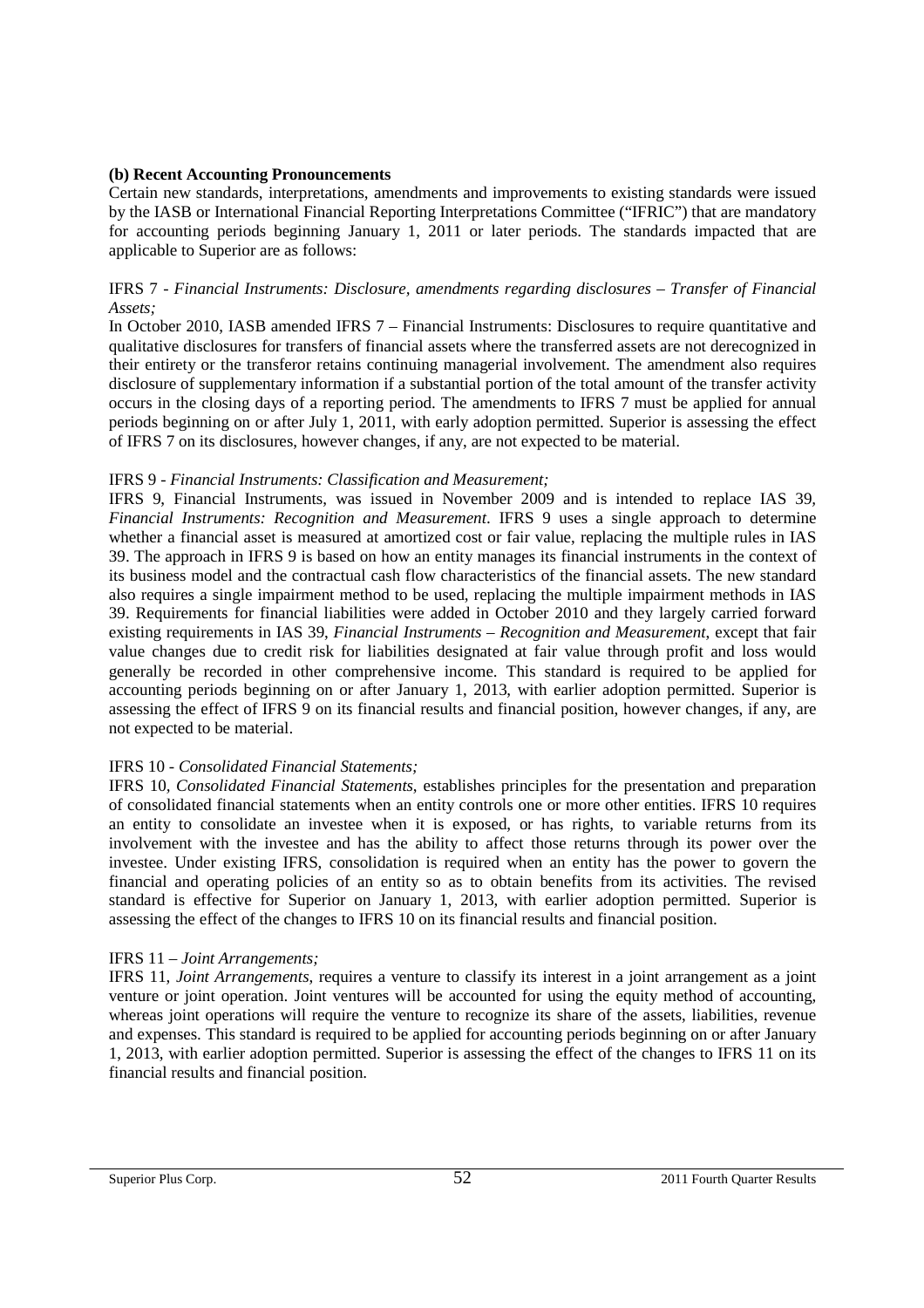### (b) Recent Accounting Pronouncements

Certain new standards, interpretations, amendments and improvements to existing standards were issued by the IASB or International Financial Reporting Interpretations Committee ("IFRIC") that are mandatory for accounting periods beginning January 1, 2011 or later periods. The standards impacted that are applicable to Superior are as follows:

IFRS 7 - *Financial Instruments: Disclosure, amendments regarding disclosures – Transfer of Financial Assets;*

In October 2010, IASB amended IFRS 7 – Financial Instruments: Disclosures to require quantitative and qualitative disclosures for transfers of financial assets where the transferred assets are not derecognized in their entirety or the transferor retains continuing managerial involvement. The amendment also requires disclosure of supplementary information if a substantial portion of the total amount of the transfer activity occurs in the closing days of a reporting period. The amendments to IFRS 7 must be applied for annual periods beginning on or after July 1, 2011, with early adoption permitted. Superior is assessing the effect of IFRS 7 on its disclosures, however changes, if any, are not expected to be material.

IFRS 9 - *Financial Instruments: Classification and Measurement;*

IFRS 9, Financial Instruments, was issued in November 2009 and is intended to replace IAS 39, *Financial Instruments: Recognition and Measurement*. IFRS 9 uses a single approach to determine whether a financial asset is measured at amortized cost or fair value, replacing the multiple rules in IAS 39. The approach in IFRS 9 is based on how an entity manages its financial instruments in the context of its business model and the contractual cash flow characteristics of the financial assets. The new standard also requires a single impairment method to be used, replacing the multiple impairment methods in IAS 39. Requirements for financial liabilities were added in October 2010 and they largely carried forward existing requirements in IAS 39, *Financial Instruments – Recognition and Measurement*, except that fair value changes due to credit risk for liabilities designated at fair value through profit and loss would generally be recorded in other comprehensive income. This standard is required to be applied for accounting periods beginning on or after January 1, 2013, with earlier adoption permitted. Superior is assessing the effect of IFRS 9 on its financial results and financial position, however changes, if any, are not expected to be material.

IFRS 10 - *Consolidated Financial Statements;*

IFRS 10, *Consolidated Financial Statements*, establishes principles for the presentation and preparation of consolidated financial statements when an entity controls one or more other entities. IFRS 10 requires an entity to consolidate an investee when it is exposed, or has rights, to variable returns from its involvement with the investee and has the ability to affect those returns through its power over the investee. Under existing IFRS, consolidation is required when an entity has the power to govern the financial and operating policies of an entity so as to obtain benefits from its activities. The revised standard is effective for Superior on January 1, 2013, with earlier adoption permitted. Superior is assessing the effect of the changes to IFRS 10 on its financial results and financial position.

IFRS 11 – *Joint Arrangements;*

IFRS 11, *Joint Arrangements*, requires a venture to classify its interest in a joint arrangement as a joint venture or joint operation. Joint ventures will be accounted for using the equity method of accounting, whereas joint operations will require the venture to recognize its share of the assets, liabilities, revenue and expenses. This standard is required to be applied for accounting periods beginning on or after January 1, 2013, with earlier adoption permitted. Superior is assessing the effect of the changes to IFRS 11 on its financial results and financial position.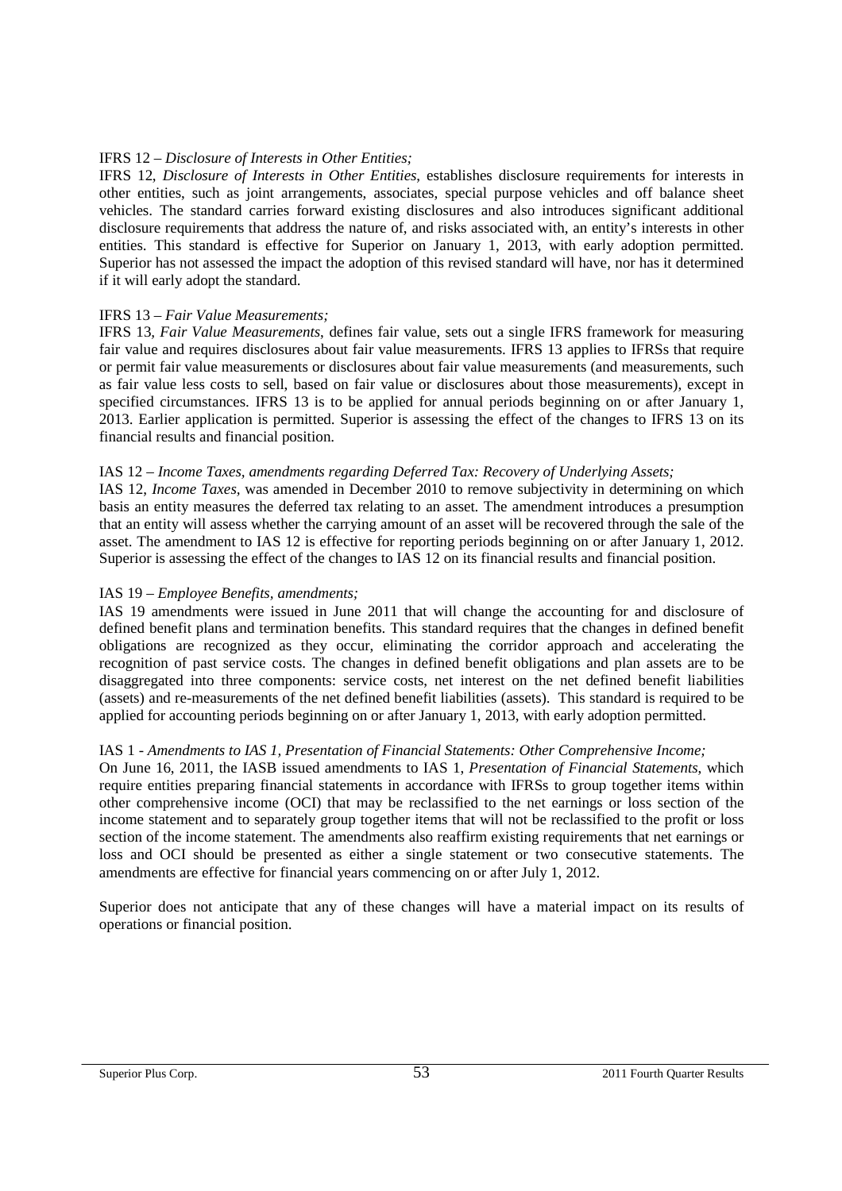IFRS 12 – *Disclosure of Interests in Other Entities;*

IFRS 12, *Disclosure of Interests in Other Entities*, establishes disclosure requirements for interests in other entities, such as joint arrangements, associates, special purpose vehicles and off balance sheet vehicles. The standard carries forward existing disclosures and also introduces significant additional disclosure requirements that address the nature of, and risks associated with, an entity's interests in other entities. This standard is effective for Superior on January 1, 2013, with early adoption permitted. Superior has not assessed the impact the adoption of this revised standard will have, nor has it determined if it will early adopt the standard.

IFRS 13 – *Fair Value Measurements;*

IFRS 13*, Fair Value Measurements*, defines fair value, sets out a single IFRS framework for measuring fair value and requires disclosures about fair value measurements. IFRS 13 applies to IFRSs that require or permit fair value measurements or disclosures about fair value measurements (and measurements, such as fair value less costs to sell, based on fair value or disclosures about those measurements), except in specified circumstances. IFRS 13 is to be applied for annual periods beginning on or after January 1, 2013. Earlier application is permitted. Superior is assessing the effect of the changes to IFRS 13 on its financial results and financial position.

IAS 12 – *Income Taxes, amendments regarding Deferred Tax: Recovery of Underlying Assets;*

IAS 12*, Income Taxes*, was amended in December 2010 to remove subjectivity in determining on which basis an entity measures the deferred tax relating to an asset. The amendment introduces a presumption that an entity will assess whether the carrying amount of an asset will be recovered through the sale of the asset. The amendment to IAS 12 is effective for reporting periods beginning on or after January 1, 2012. Superior is assessing the effect of the changes to IAS 12 on its financial results and financial position.

IAS 19 – *Employee Benefits, amendments;*

IAS 19 amendments were issued in June 2011 that will change the accounting for and disclosure of defined benefit plans and termination benefits. This standard requires that the changes in defined benefit obligations are recognized as they occur, eliminating the corridor approach and accelerating the recognition of past service costs. The changes in defined benefit obligations and plan assets are to be disaggregated into three components: service costs, net interest on the net defined benefit liabilities (assets) and re-measurements of the net defined benefit liabilities (assets). This standard is required to be applied for accounting periods beginning on or after January 1, 2013, with early adoption permitted.

IAS 1 - *Amendments to IAS 1, Presentation of Financial Statements: Other Comprehensive Income;*

On June 16, 2011, the IASB issued amendments to IAS 1, *Presentation of Financial Statements*, which require entities preparing financial statements in accordance with IFRSs to group together items within other comprehensive income (OCI) that may be reclassified to the net earnings or loss section of the income statement and to separately group together items that will not be reclassified to the profit or loss section of the income statement. The amendments also reaffirm existing requirements that net earnings or loss and OCI should be presented as either a single statement or two consecutive statements. The amendments are effective for financial years commencing on or after July 1, 2012.

Superior does not anticipate that any of these changes will have a material impact on its results of operations or financial position.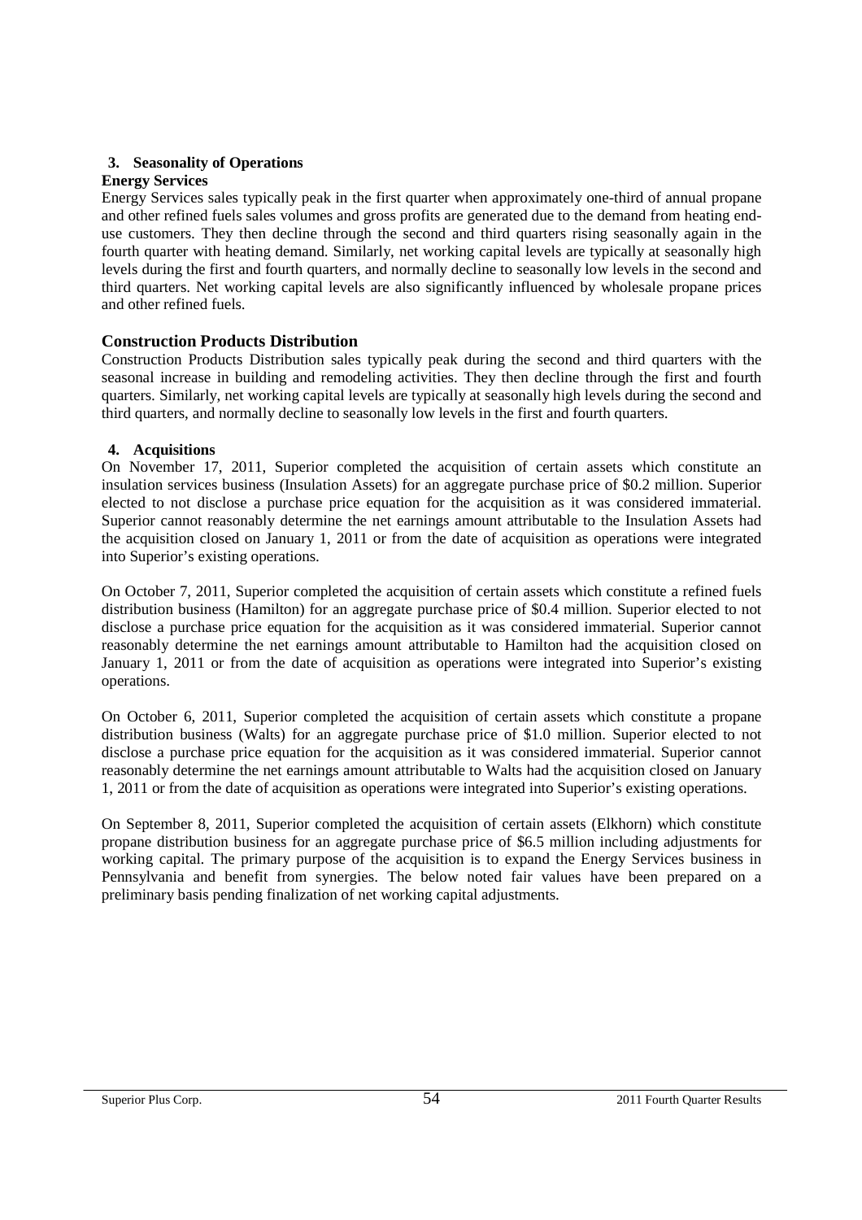## 3. Seasonality of Operations

### Energy Services

Energy Services sales typically peak in the first quarter when approximately one-third of annual propane and other refined fuels sales volumes and gross profits are generated due to the demand from heating end-use customers. They then decline through the second and third quarters rising seasonally again in the fourth quarter with heating demand. Similarly, net working capital levels are typically at seasonally high levels during the first and fourth quarters, and normally decline to seasonally low levels in the second and third quarters. Net working capital levels are also significantly influenced by wholesale propane prices and other refined fuels.

### Construction Products Distribution

Construction Products Distribution sales typically peak during the second and third quarters with the seasonal increase in building and remodeling activities. They then decline through the first and fourth quarters. Similarly, net working capital levels are typically at seasonally high levels during the second and third quarters, and normally decline to seasonally low levels in the first and fourth quarters.

## 4. Acquisitions

On November 17, 2011, Superior completed the acquisition of certain assets which constitute an insulation services business (Insulation Assets) for an aggregate purchase price of $0.2 million. Superior elected to not disclose a purchase price equation for the acquisition as it was considered immaterial. Superior cannot reasonably determine the net earnings amount attributable to the Insulation Assets had the acquisition closed on January 1, 2011 or from the date of acquisition as operations were integrated into Superior's existing operations.

On October 7, 2011, Superior completed the acquisition of certain assets which constitute a refined fuels distribution business (Hamilton) for an aggregate purchase price of $0.4 million. Superior elected to not disclose a purchase price equation for the acquisition as it was considered immaterial. Superior cannot reasonably determine the net earnings amount attributable to Hamilton had the acquisition closed on January 1, 2011 or from the date of acquisition as operations were integrated into Superior's existing operations.

On October 6, 2011, Superior completed the acquisition of certain assets which constitute a propane distribution business (Walts) for an aggregate purchase price of $1.0 million. Superior elected to not disclose a purchase price equation for the acquisition as it was considered immaterial. Superior cannot reasonably determine the net earnings amount attributable to Walts had the acquisition closed on January 1, 2011 or from the date of acquisition as operations were integrated into Superior's existing operations.

On September 8, 2011, Superior completed the acquisition of certain assets (Elkhorn) which constitute propane distribution business for an aggregate purchase price of $6.5 million including adjustments for working capital. The primary purpose of the acquisition is to expand the Energy Services business in Pennsylvania and benefit from synergies. The below noted fair values have been prepared on a preliminary basis pending finalization of net working capital adjustments.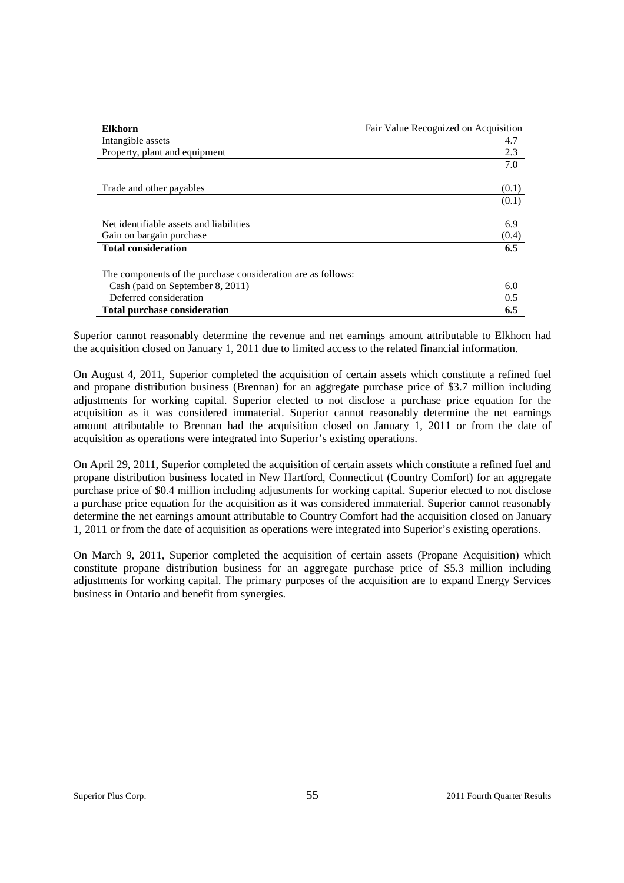| **Elkhorn** | Fair Value Recognized on Acquisition |
|---|---|
| Intangible assets | 4.7 |
| Property, plant and equipment | 2.3 |
| | 7.0 |
| | |
| Trade and other payables | (0.1) |
| | (0.1) |
| | |
| Net identifiable assets and liabilities | 6.9 |
| Gain on bargain purchase | (0.4) |
| **Total consideration** | **6.5** |
| | |
| The components of the purchase consideration are as follows: | |
| Cash (paid on September 8, 2011) | 6.0 |
| Deferred consideration | 0.5 |
| **Total purchase consideration** | **6.5** |

Superior cannot reasonably determine the revenue and net earnings amount attributable to Elkhorn had the acquisition closed on January 1, 2011 due to limited access to the related financial information.

On August 4, 2011, Superior completed the acquisition of certain assets which constitute a refined fuel and propane distribution business (Brennan) for an aggregate purchase price of $3.7 million including adjustments for working capital. Superior elected to not disclose a purchase price equation for the acquisition as it was considered immaterial. Superior cannot reasonably determine the net earnings amount attributable to Brennan had the acquisition closed on January 1, 2011 or from the date of acquisition as operations were integrated into Superior's existing operations.

On April 29, 2011, Superior completed the acquisition of certain assets which constitute a refined fuel and propane distribution business located in New Hartford, Connecticut (Country Comfort) for an aggregate purchase price of $0.4 million including adjustments for working capital. Superior elected to not disclose a purchase price equation for the acquisition as it was considered immaterial. Superior cannot reasonably determine the net earnings amount attributable to Country Comfort had the acquisition closed on January 1, 2011 or from the date of acquisition as operations were integrated into Superior's existing operations.

On March 9, 2011, Superior completed the acquisition of certain assets (Propane Acquisition) which constitute propane distribution business for an aggregate purchase price of $5.3 million including adjustments for working capital. The primary purposes of the acquisition are to expand Energy Services business in Ontario and benefit from synergies.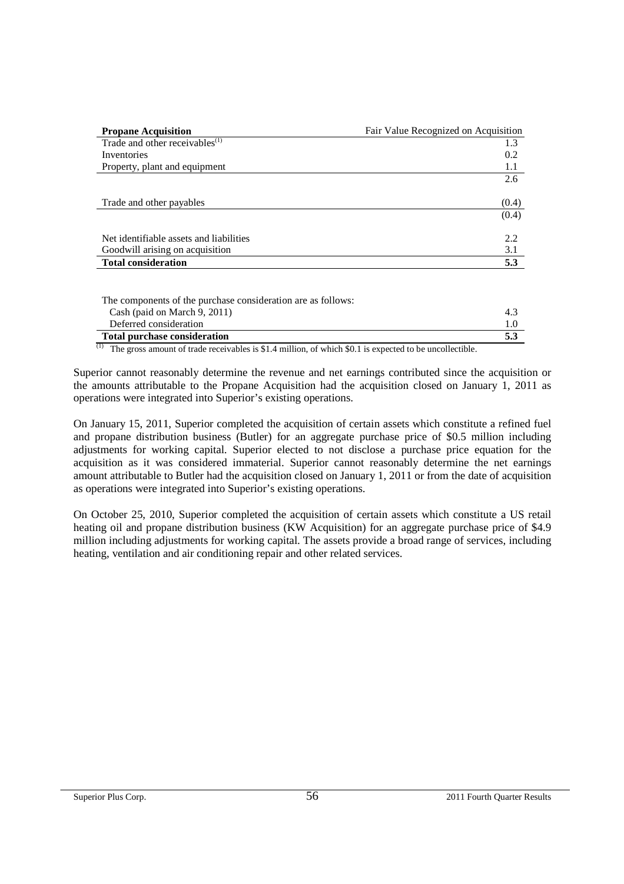| **Propane Acquisition** | Fair Value Recognized on Acquisition |
|---|---|
| Trade and other receivables[(1)] | 1.3 |
| Inventories | 0.2 |
| Property, plant and equipment | 1.1 |
| | 2.6 |
| | |
| Trade and other payables | (0.4) |
| | (0.4) |
| | |
| Net identifiable assets and liabilities | 2.2 |
| Goodwill arising on acquisition | 3.1 |
| **Total consideration** | **5.3** |

| The components of the purchase consideration are as follows: | |
|---|---|
| Cash (paid on March 9, 2011) | 4.3 |
| Deferred consideration | 1.0 |
| **Total purchase consideration** | **5.3** |

(1) The gross amount of trade receivables is $1.4 million, of which $0.1 is expected to be uncollectible.

Superior cannot reasonably determine the revenue and net earnings contributed since the acquisition or the amounts attributable to the Propane Acquisition had the acquisition closed on January 1, 2011 as operations were integrated into Superior's existing operations.

On January 15, 2011, Superior completed the acquisition of certain assets which constitute a refined fuel and propane distribution business (Butler) for an aggregate purchase price of $0.5 million including adjustments for working capital. Superior elected to not disclose a purchase price equation for the acquisition as it was considered immaterial. Superior cannot reasonably determine the net earnings amount attributable to Butler had the acquisition closed on January 1, 2011 or from the date of acquisition as operations were integrated into Superior's existing operations.

On October 25, 2010, Superior completed the acquisition of certain assets which constitute a US retail heating oil and propane distribution business (KW Acquisition) for an aggregate purchase price of $4.9 million including adjustments for working capital. The assets provide a broad range of services, including heating, ventilation and air conditioning repair and other related services.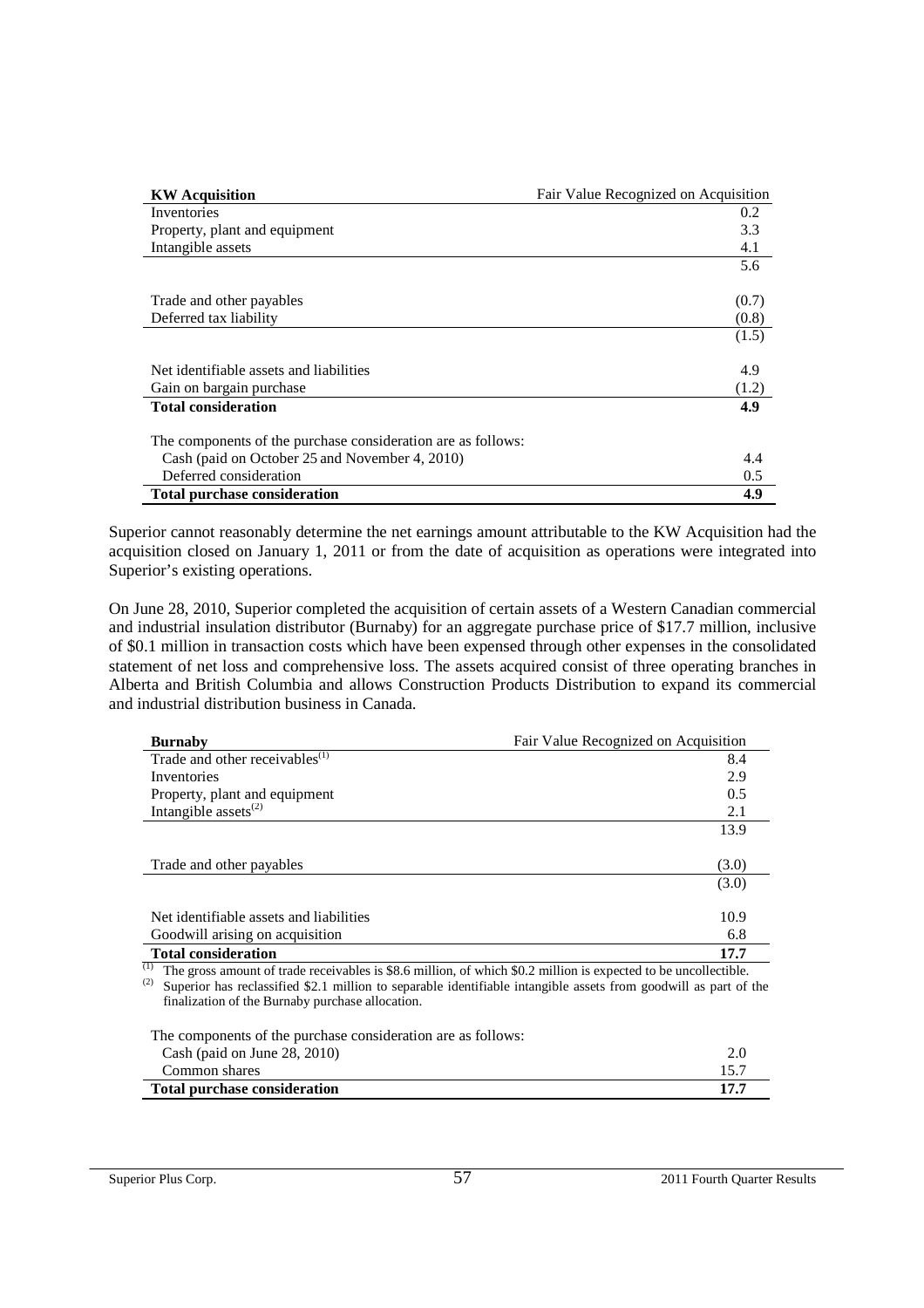| KW Acquisition | Fair Value Recognized on Acquisition |
|---|---|
| Inventories | 0.2 |
| Property, plant and equipment | 3.3 |
| Intangible assets | 4.1 |
| | 5.6 |
| Trade and other payables | (0.7) |
| Deferred tax liability | (0.8) |
| | (1.5) |
| Net identifiable assets and liabilities | 4.9 |
| Gain on bargain purchase | (1.2) |
| **Total consideration** | **4.9** |
| The components of the purchase consideration are as follows: | |
| Cash (paid on October 25 and November 4, 2010) | 4.4 |
| Deferred consideration | 0.5 |
| **Total purchase consideration** | **4.9** |

Superior cannot reasonably determine the net earnings amount attributable to the KW Acquisition had the acquisition closed on January 1, 2011 or from the date of acquisition as operations were integrated into Superior's existing operations.

On June 28, 2010, Superior completed the acquisition of certain assets of a Western Canadian commercial and industrial insulation distributor (Burnaby) for an aggregate purchase price of $17.7 million, inclusive of $0.1 million in transaction costs which have been expensed through other expenses in the consolidated statement of net loss and comprehensive loss. The assets acquired consist of three operating branches in Alberta and British Columbia and allows Construction Products Distribution to expand its commercial and industrial distribution business in Canada.

| Burnaby | Fair Value Recognized on Acquisition |
|---|---|
| Trade and other receivables(1) | 8.4 |
| Inventories | 2.9 |
| Property, plant and equipment | 0.5 |
| Intangible assets(2) | 2.1 |
| | 13.9 |
| Trade and other payables | (3.0) |
| | (3.0) |
| Net identifiable assets and liabilities | 10.9 |
| Goodwill arising on acquisition | 6.8 |
| **Total consideration** | **17.7** |

(1) The gross amount of trade receivables is $8.6 million, of which $0.2 million is expected to be uncollectible.
(2) Superior has reclassified $2.1 million to separable identifiable intangible assets from goodwill as part of the finalization of the Burnaby purchase allocation.

| The components of the purchase consideration are as follows: | |
|---|---|
| Cash (paid on June 28, 2010) | 2.0 |
| Common shares | 15.7 |
| **Total purchase consideration** | **17.7** |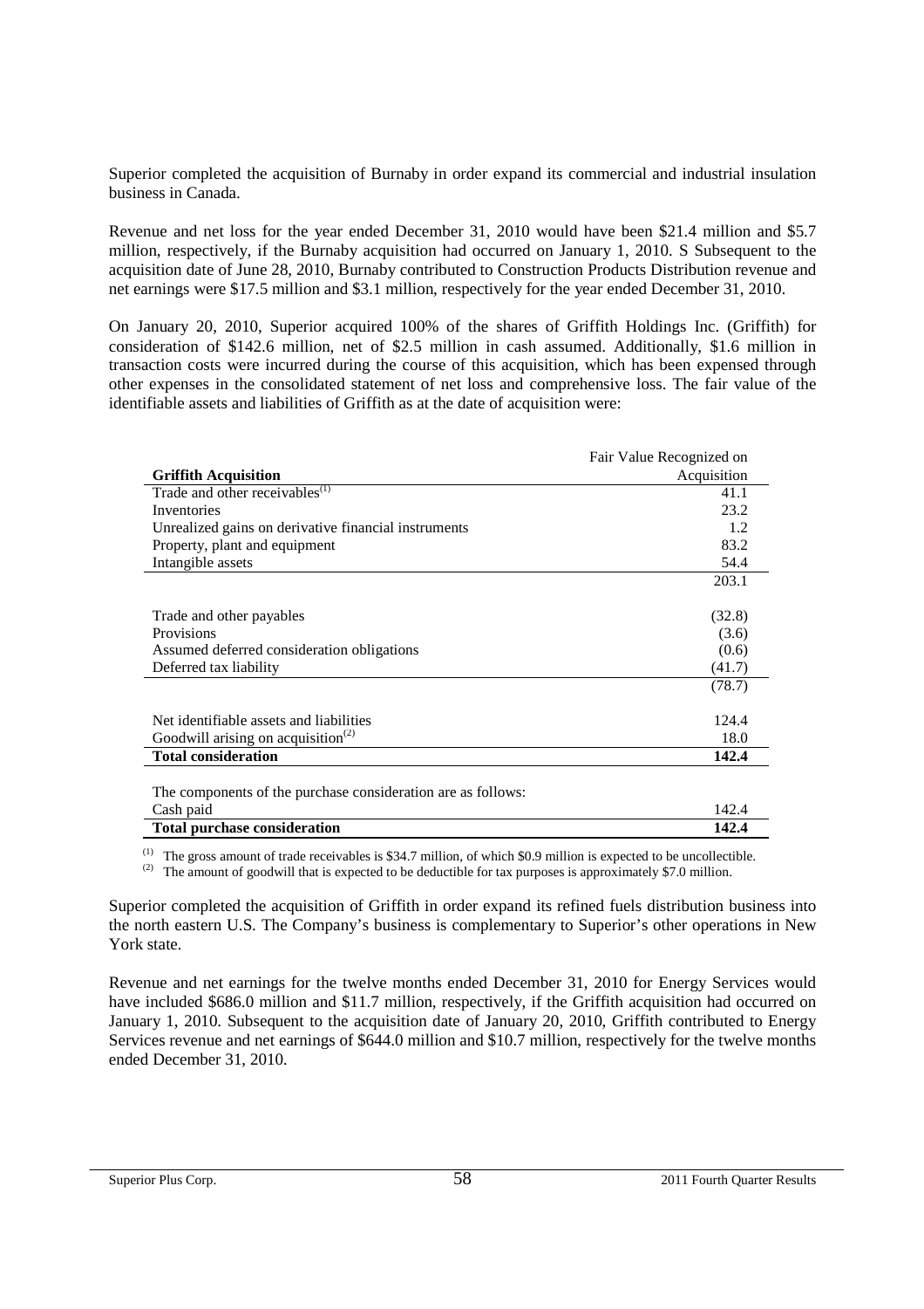Superior completed the acquisition of Burnaby in order expand its commercial and industrial insulation business in Canada.

Revenue and net loss for the year ended December 31, 2010 would have been $21.4 million and $5.7 million, respectively, if the Burnaby acquisition had occurred on January 1, 2010. S Subsequent to the acquisition date of June 28, 2010, Burnaby contributed to Construction Products Distribution revenue and net earnings were $17.5 million and $3.1 million, respectively for the year ended December 31, 2010.

On January 20, 2010, Superior acquired 100% of the shares of Griffith Holdings Inc. (Griffith) for consideration of $142.6 million, net of $2.5 million in cash assumed. Additionally, $1.6 million in transaction costs were incurred during the course of this acquisition, which has been expensed through other expenses in the consolidated statement of net loss and comprehensive loss. The fair value of the identifiable assets and liabilities of Griffith as at the date of acquisition were:

| **Griffith Acquisition** | Fair Value Recognized on Acquisition |
|---|---|
| Trade and other receivables[(1)] | 41.1 |
| Inventories | 23.2 |
| Unrealized gains on derivative financial instruments | 1.2 |
| Property, plant and equipment | 83.2 |
| Intangible assets | 54.4 |
| | 203.1 |
| Trade and other payables | (32.8) |
| Provisions | (3.6) |
| Assumed deferred consideration obligations | (0.6) |
| Deferred tax liability | (41.7) |
| | (78.7) |
| Net identifiable assets and liabilities | 124.4 |
| Goodwill arising on acquisition[(2)] | 18.0 |
| **Total consideration** | **142.4** |
| The components of the purchase consideration are as follows: | |
| Cash paid | 142.4 |
| **Total purchase consideration** | **142.4** |

(1) The gross amount of trade receivables is $34.7 million, of which $0.9 million is expected to be uncollectible.
(2) The amount of goodwill that is expected to be deductible for tax purposes is approximately $7.0 million.

Superior completed the acquisition of Griffith in order expand its refined fuels distribution business into the north eastern U.S. The Company's business is complementary to Superior's other operations in New York state.

Revenue and net earnings for the twelve months ended December 31, 2010 for Energy Services would have included $686.0 million and $11.7 million, respectively, if the Griffith acquisition had occurred on January 1, 2010. Subsequent to the acquisition date of January 20, 2010, Griffith contributed to Energy Services revenue and net earnings of $644.0 million and $10.7 million, respectively for the twelve months ended December 31, 2010.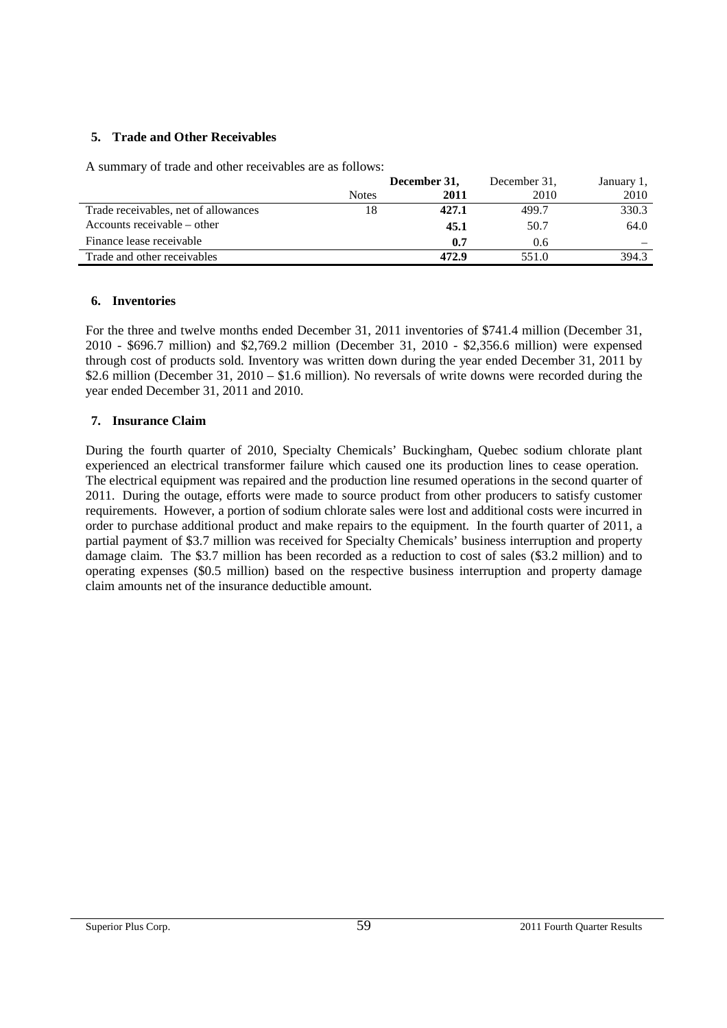## 5. Trade and Other Receivables

A summary of trade and other receivables are as follows:

| | Notes | **December 31, 2011** | December 31, 2010 | January 1, 2010 |
|---|---|---|---|---|
| Trade receivables, net of allowances | 18 | **427.1** | 499.7 | 330.3 |
| Accounts receivable – other | | **45.1** | 50.7 | 64.0 |
| Finance lease receivable | | **0.7** | 0.6 | – |
| Trade and other receivables | | **472.9** | 551.0 | 394.3 |

## 6. Inventories

For the three and twelve months ended December 31, 2011 inventories of $741.4 million (December 31, 2010 - $696.7 million) and $2,769.2 million (December 31, 2010 - $2,356.6 million) were expensed through cost of products sold. Inventory was written down during the year ended December 31, 2011 by $2.6 million (December 31, 2010 – $1.6 million). No reversals of write downs were recorded during the year ended December 31, 2011 and 2010.

## 7. Insurance Claim

During the fourth quarter of 2010, Specialty Chemicals' Buckingham, Quebec sodium chlorate plant experienced an electrical transformer failure which caused one its production lines to cease operation. The electrical equipment was repaired and the production line resumed operations in the second quarter of 2011. During the outage, efforts were made to source product from other producers to satisfy customer requirements. However, a portion of sodium chlorate sales were lost and additional costs were incurred in order to purchase additional product and make repairs to the equipment. In the fourth quarter of 2011, a partial payment of $3.7 million was received for Specialty Chemicals' business interruption and property damage claim. The $3.7 million has been recorded as a reduction to cost of sales ($3.2 million) and to operating expenses ($0.5 million) based on the respective business interruption and property damage claim amounts net of the insurance deductible amount.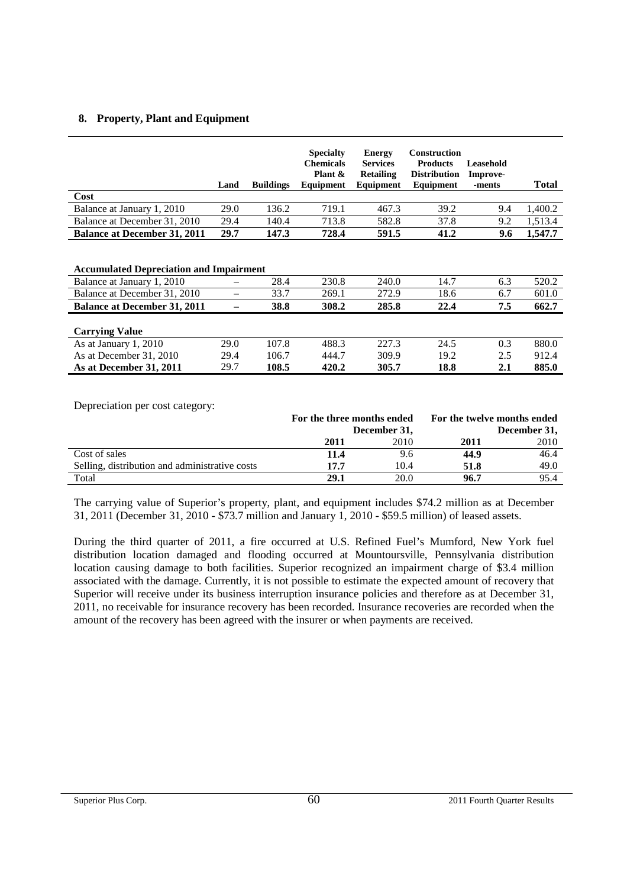## 8. Property, Plant and Equipment

| | Land | Buildings | Specialty Chemicals Plant & Equipment | Energy Services Retailing Equipment | Construction Products Distribution Equipment | Leasehold Improve-ments | Total |
|---|---|---|---|---|---|---|---|
| **Cost** | | | | | | | |
| Balance at January 1, 2010 | 29.0 | 136.2 | 719.1 | 467.3 | 39.2 | 9.4 | 1,400.2 |
| Balance at December 31, 2010 | 29.4 | 140.4 | 713.8 | 582.8 | 37.8 | 9.2 | 1,513.4 |
| **Balance at December 31, 2011** | **29.7** | **147.3** | **728.4** | **591.5** | **41.2** | **9.6** | **1,547.7** |
| | | | | | | | |
| **Accumulated Depreciation and Impairment** | | | | | | | |
| Balance at January 1, 2010 | – | 28.4 | 230.8 | 240.0 | 14.7 | 6.3 | 520.2 |
| Balance at December 31, 2010 | – | 33.7 | 269.1 | 272.9 | 18.6 | 6.7 | 601.0 |
| **Balance at December 31, 2011** | **–** | **38.8** | **308.2** | **285.8** | **22.4** | **7.5** | **662.7** |
| | | | | | | | |
| **Carrying Value** | | | | | | | |
| As at January 1, 2010 | 29.0 | 107.8 | 488.3 | 227.3 | 24.5 | 0.3 | 880.0 |
| As at December 31, 2010 | 29.4 | 106.7 | 444.7 | 309.9 | 19.2 | 2.5 | 912.4 |
| **As at December 31, 2011** | 29.7 | **108.5** | **420.2** | **305.7** | **18.8** | **2.1** | **885.0** |

Depreciation per cost category:

| | For the three months ended December 31, | | For the twelve months ended December 31, | |
|---|---|---|---|---|
| | **2011** | 2010 | **2011** | 2010 |
| Cost of sales | **11.4** | 9.6 | **44.9** | 46.4 |
| Selling, distribution and administrative costs | **17.7** | 10.4 | **51.8** | 49.0 |
| Total | **29.1** | 20.0 | **96.7** | 95.4 |

The carrying value of Superior's property, plant, and equipment includes $74.2 million as at December 31, 2011 (December 31, 2010 - $73.7 million and January 1, 2010 - $59.5 million) of leased assets.

During the third quarter of 2011, a fire occurred at U.S. Refined Fuel's Mumford, New York fuel distribution location damaged and flooding occurred at Mountoursville, Pennsylvania distribution location causing damage to both facilities. Superior recognized an impairment charge of $3.4 million associated with the damage. Currently, it is not possible to estimate the expected amount of recovery that Superior will receive under its business interruption insurance policies and therefore as at December 31, 2011, no receivable for insurance recovery has been recorded. Insurance recoveries are recorded when the amount of the recovery has been agreed with the insurer or when payments are received.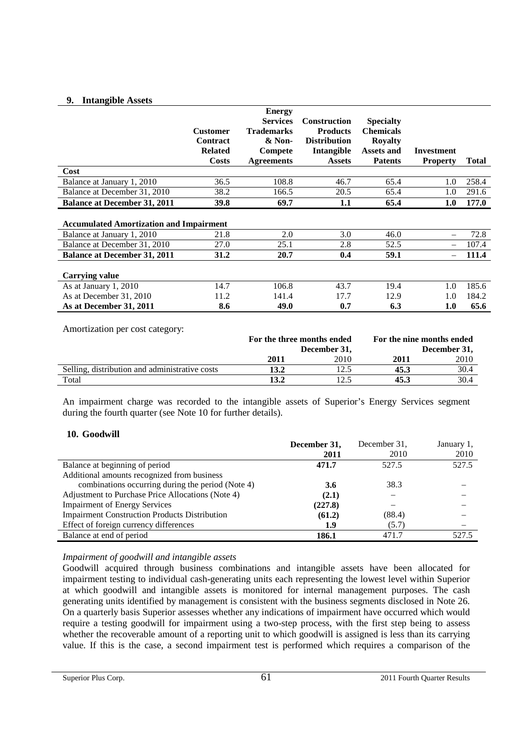## 9. Intangible Assets

| | Customer Contract Related Costs | Energy Services Trademarks & Non-Compete Agreements | Construction Products Distribution Intangible Assets | Specialty Chemicals Royalty Assets and Patents | Investment Property | Total |
|---|---|---|---|---|---|---|
| **Cost** | | | | | | |
| Balance at January 1, 2010 | 36.5 | 108.8 | 46.7 | 65.4 | 1.0 | 258.4 |
| Balance at December 31, 2010 | 38.2 | 166.5 | 20.5 | 65.4 | 1.0 | 291.6 |
| **Balance at December 31, 2011** | **39.8** | **69.7** | **1.1** | **65.4** | **1.0** | **177.0** |
| | | | | | | |
| **Accumulated Amortization and Impairment** | | | | | | |
| Balance at January 1, 2010 | 21.8 | 2.0 | 3.0 | 46.0 | – | 72.8 |
| Balance at December 31, 2010 | 27.0 | 25.1 | 2.8 | 52.5 | – | 107.4 |
| **Balance at December 31, 2011** | **31.2** | **20.7** | **0.4** | **59.1** | **–** | **111.4** |
| | | | | | | |
| **Carrying value** | | | | | | |
| As at January 1, 2010 | 14.7 | 106.8 | 43.7 | 19.4 | 1.0 | 185.6 |
| As at December 31, 2010 | 11.2 | 141.4 | 17.7 | 12.9 | 1.0 | 184.2 |
| **As at December 31, 2011** | **8.6** | **49.0** | **0.7** | **6.3** | **1.0** | **65.6** |

Amortization per cost category:

| | For the three months ended December 31, | | For the nine months ended December 31, | |
|---|---|---|---|---|
| | **2011** | 2010 | **2011** | 2010 |
| Selling, distribution and administrative costs | **13.2** | 12.5 | **45.3** | 30.4 |
| Total | **13.2** | 12.5 | **45.3** | 30.4 |

An impairment charge was recorded to the intangible assets of Superior's Energy Services segment during the fourth quarter (see Note 10 for further details).

## 10. Goodwill

| | December 31, 2011 | December 31, 2010 | January 1, 2010 |
|---|---|---|---|
| Balance at beginning of period | **471.7** | 527.5 | 527.5 |
| Additional amounts recognized from business combinations occurring during the period (Note 4) | **3.6** | 38.3 | – |
| Adjustment to Purchase Price Allocations (Note 4) | **(2.1)** | – | – |
| Impairment of Energy Services | **(227.8)** | – | – |
| Impairment Construction Products Distribution | **(61.2)** | (88.4) | – |
| Effect of foreign currency differences | **1.9** | (5.7) | – |
| Balance at end of period | **186.1** | 471.7 | 527.5 |

*Impairment of goodwill and intangible assets*

Goodwill acquired through business combinations and intangible assets have been allocated for impairment testing to individual cash-generating units each representing the lowest level within Superior at which goodwill and intangible assets is monitored for internal management purposes. The cash generating units identified by management is consistent with the business segments disclosed in Note 26. On a quarterly basis Superior assesses whether any indications of impairment have occurred which would require a testing goodwill for impairment using a two-step process, with the first step being to assess whether the recoverable amount of a reporting unit to which goodwill is assigned is less than its carrying value. If this is the case, a second impairment test is performed which requires a comparison of the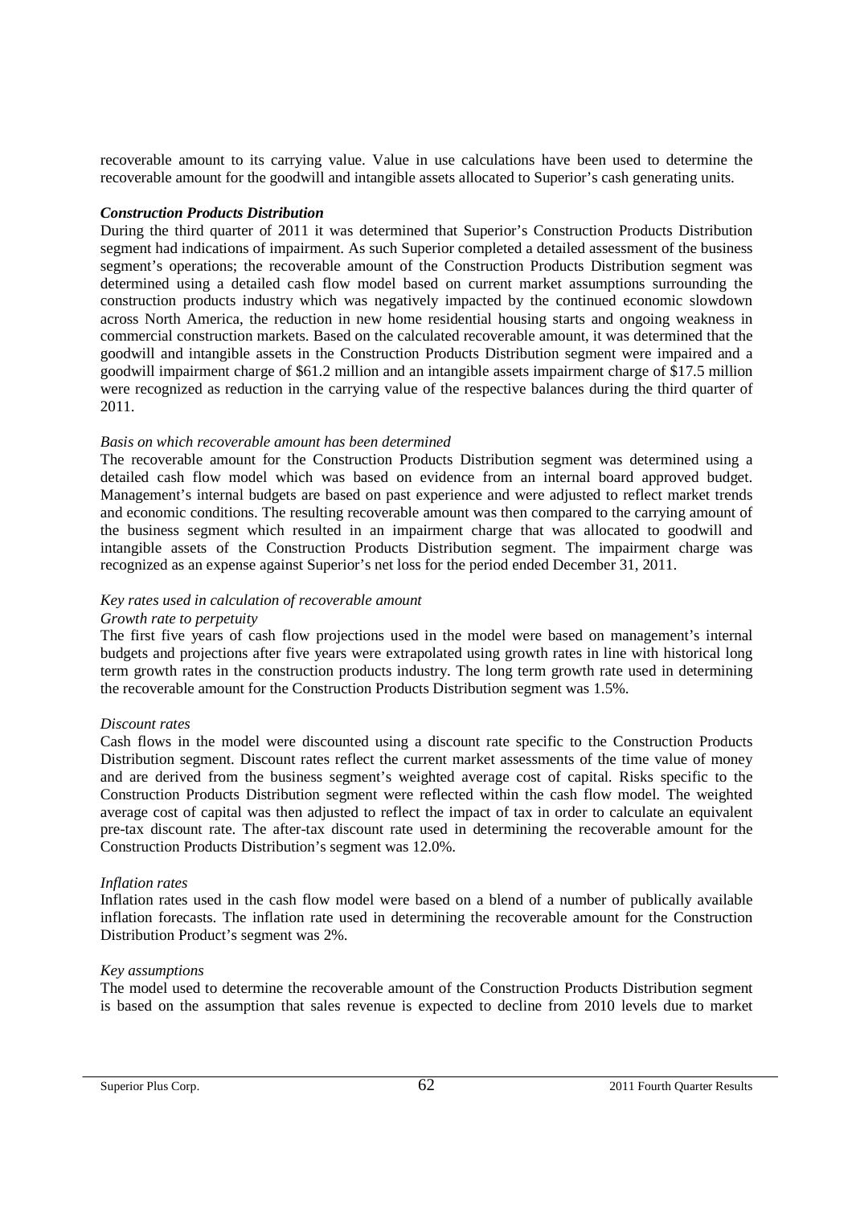recoverable amount to its carrying value. Value in use calculations have been used to determine the recoverable amount for the goodwill and intangible assets allocated to Superior's cash generating units.

***Construction Products Distribution***

During the third quarter of 2011 it was determined that Superior's Construction Products Distribution segment had indications of impairment. As such Superior completed a detailed assessment of the business segment's operations; the recoverable amount of the Construction Products Distribution segment was determined using a detailed cash flow model based on current market assumptions surrounding the construction products industry which was negatively impacted by the continued economic slowdown across North America, the reduction in new home residential housing starts and ongoing weakness in commercial construction markets. Based on the calculated recoverable amount, it was determined that the goodwill and intangible assets in the Construction Products Distribution segment were impaired and a goodwill impairment charge of $61.2 million and an intangible assets impairment charge of $17.5 million were recognized as reduction in the carrying value of the respective balances during the third quarter of 2011.

*Basis on which recoverable amount has been determined*

The recoverable amount for the Construction Products Distribution segment was determined using a detailed cash flow model which was based on evidence from an internal board approved budget. Management's internal budgets are based on past experience and were adjusted to reflect market trends and economic conditions. The resulting recoverable amount was then compared to the carrying amount of the business segment which resulted in an impairment charge that was allocated to goodwill and intangible assets of the Construction Products Distribution segment. The impairment charge was recognized as an expense against Superior's net loss for the period ended December 31, 2011.

*Key rates used in calculation of recoverable amount*

*Growth rate to perpetuity*

The first five years of cash flow projections used in the model were based on management's internal budgets and projections after five years were extrapolated using growth rates in line with historical long term growth rates in the construction products industry. The long term growth rate used in determining the recoverable amount for the Construction Products Distribution segment was 1.5%.

*Discount rates*

Cash flows in the model were discounted using a discount rate specific to the Construction Products Distribution segment. Discount rates reflect the current market assessments of the time value of money and are derived from the business segment's weighted average cost of capital. Risks specific to the Construction Products Distribution segment were reflected within the cash flow model. The weighted average cost of capital was then adjusted to reflect the impact of tax in order to calculate an equivalent pre-tax discount rate. The after-tax discount rate used in determining the recoverable amount for the Construction Products Distribution's segment was 12.0%.

*Inflation rates*

Inflation rates used in the cash flow model were based on a blend of a number of publically available inflation forecasts. The inflation rate used in determining the recoverable amount for the Construction Distribution Product's segment was 2%.

*Key assumptions*

The model used to determine the recoverable amount of the Construction Products Distribution segment is based on the assumption that sales revenue is expected to decline from 2010 levels due to market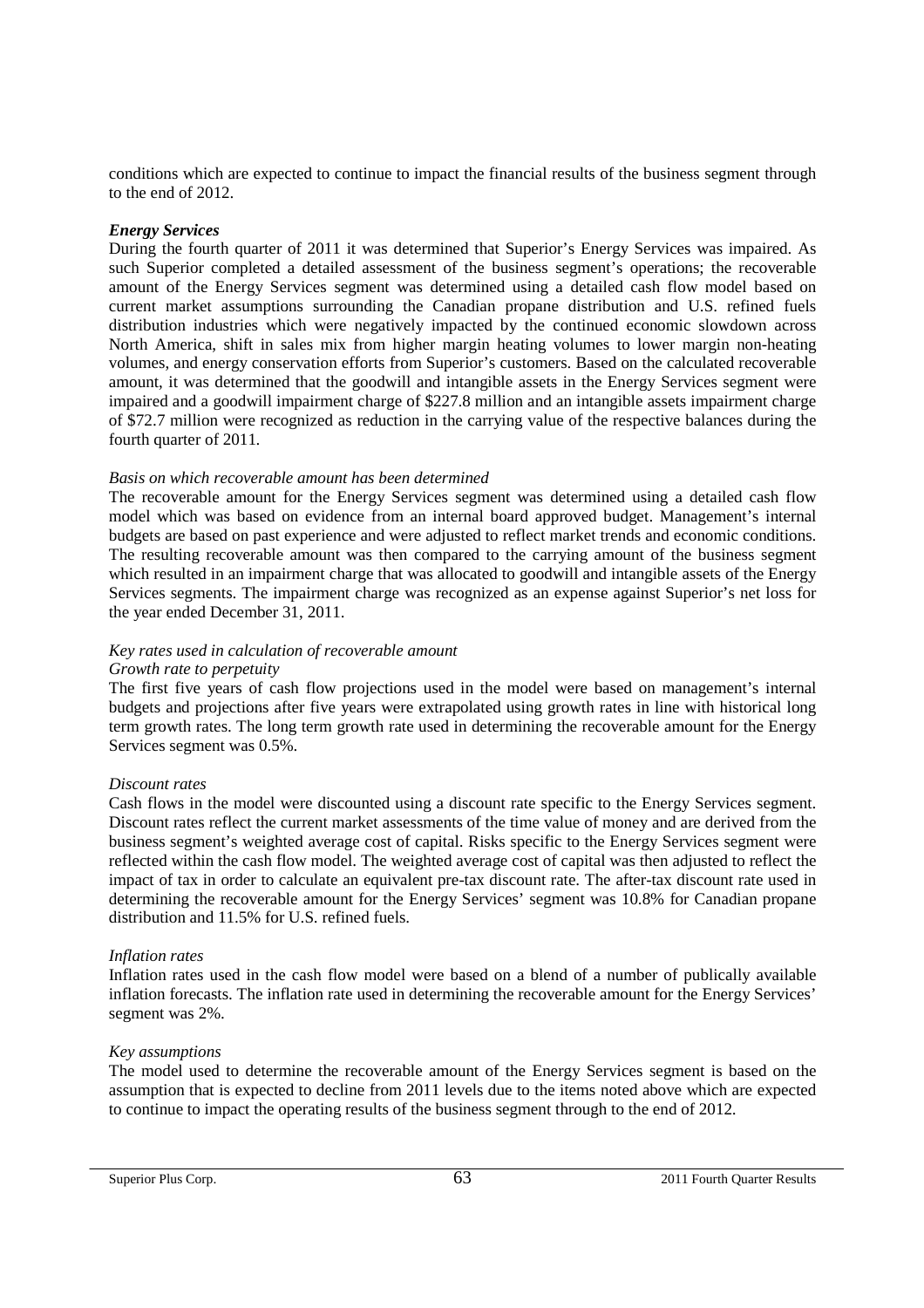conditions which are expected to continue to impact the financial results of the business segment through to the end of 2012.

***Energy Services***

During the fourth quarter of 2011 it was determined that Superior's Energy Services was impaired. As such Superior completed a detailed assessment of the business segment's operations; the recoverable amount of the Energy Services segment was determined using a detailed cash flow model based on current market assumptions surrounding the Canadian propane distribution and U.S. refined fuels distribution industries which were negatively impacted by the continued economic slowdown across North America, shift in sales mix from higher margin heating volumes to lower margin non-heating volumes, and energy conservation efforts from Superior's customers. Based on the calculated recoverable amount, it was determined that the goodwill and intangible assets in the Energy Services segment were impaired and a goodwill impairment charge of $227.8 million and an intangible assets impairment charge of $72.7 million were recognized as reduction in the carrying value of the respective balances during the fourth quarter of 2011.

*Basis on which recoverable amount has been determined*

The recoverable amount for the Energy Services segment was determined using a detailed cash flow model which was based on evidence from an internal board approved budget. Management's internal budgets are based on past experience and were adjusted to reflect market trends and economic conditions. The resulting recoverable amount was then compared to the carrying amount of the business segment which resulted in an impairment charge that was allocated to goodwill and intangible assets of the Energy Services segments. The impairment charge was recognized as an expense against Superior's net loss for the year ended December 31, 2011.

*Key rates used in calculation of recoverable amount*

*Growth rate to perpetuity*

The first five years of cash flow projections used in the model were based on management's internal budgets and projections after five years were extrapolated using growth rates in line with historical long term growth rates. The long term growth rate used in determining the recoverable amount for the Energy Services segment was 0.5%.

*Discount rates*

Cash flows in the model were discounted using a discount rate specific to the Energy Services segment. Discount rates reflect the current market assessments of the time value of money and are derived from the business segment's weighted average cost of capital. Risks specific to the Energy Services segment were reflected within the cash flow model. The weighted average cost of capital was then adjusted to reflect the impact of tax in order to calculate an equivalent pre-tax discount rate. The after-tax discount rate used in determining the recoverable amount for the Energy Services' segment was 10.8% for Canadian propane distribution and 11.5% for U.S. refined fuels.

*Inflation rates*

Inflation rates used in the cash flow model were based on a blend of a number of publically available inflation forecasts. The inflation rate used in determining the recoverable amount for the Energy Services' segment was 2%.

*Key assumptions*

The model used to determine the recoverable amount of the Energy Services segment is based on the assumption that is expected to decline from 2011 levels due to the items noted above which are expected to continue to impact the operating results of the business segment through to the end of 2012.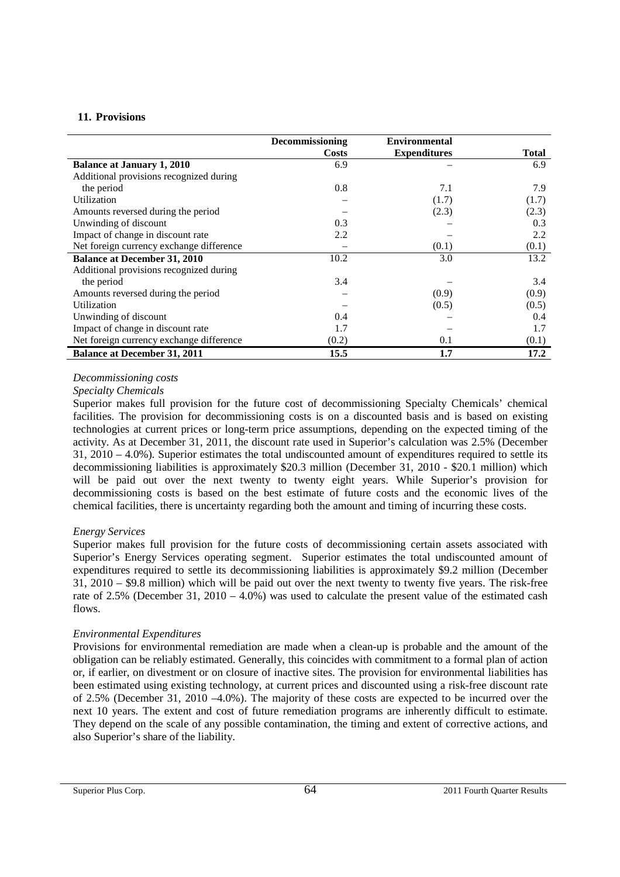## 11. Provisions

| | Decommissioning Costs | Environmental Expenditures | Total |
|---|---|---|---|
| **Balance at January 1, 2010** | 6.9 | – | 6.9 |
| Additional provisions recognized during the period | 0.8 | 7.1 | 7.9 |
| Utilization | – | (1.7) | (1.7) |
| Amounts reversed during the period | – | (2.3) | (2.3) |
| Unwinding of discount | 0.3 | – | 0.3 |
| Impact of change in discount rate | 2.2 | – | 2.2 |
| Net foreign currency exchange difference | – | (0.1) | (0.1) |
| **Balance at December 31, 2010** | 10.2 | 3.0 | 13.2 |
| Additional provisions recognized during the period | 3.4 | – | 3.4 |
| Amounts reversed during the period | – | (0.9) | (0.9) |
| Utilization | – | (0.5) | (0.5) |
| Unwinding of discount | 0.4 | – | 0.4 |
| Impact of change in discount rate | 1.7 | – | 1.7 |
| Net foreign currency exchange difference | (0.2) | 0.1 | (0.1) |
| **Balance at December 31, 2011** | **15.5** | **1.7** | **17.2** |

*Decommissioning costs*

*Specialty Chemicals*

Superior makes full provision for the future cost of decommissioning Specialty Chemicals' chemical facilities. The provision for decommissioning costs is on a discounted basis and is based on existing technologies at current prices or long-term price assumptions, depending on the expected timing of the activity. As at December 31, 2011, the discount rate used in Superior's calculation was 2.5% (December 31, 2010 – 4.0%). Superior estimates the total undiscounted amount of expenditures required to settle its decommissioning liabilities is approximately $20.3 million (December 31, 2010 - $20.1 million) which will be paid out over the next twenty to twenty eight years. While Superior's provision for decommissioning costs is based on the best estimate of future costs and the economic lives of the chemical facilities, there is uncertainty regarding both the amount and timing of incurring these costs.

*Energy Services*

Superior makes full provision for the future costs of decommissioning certain assets associated with Superior's Energy Services operating segment. Superior estimates the total undiscounted amount of expenditures required to settle its decommissioning liabilities is approximately $9.2 million (December 31, 2010 – $9.8 million) which will be paid out over the next twenty to twenty five years. The risk-free rate of 2.5% (December 31, 2010 – 4.0%) was used to calculate the present value of the estimated cash flows.

*Environmental Expenditures*

Provisions for environmental remediation are made when a clean-up is probable and the amount of the obligation can be reliably estimated. Generally, this coincides with commitment to a formal plan of action or, if earlier, on divestment or on closure of inactive sites. The provision for environmental liabilities has been estimated using existing technology, at current prices and discounted using a risk-free discount rate of 2.5% (December 31, 2010 –4.0%). The majority of these costs are expected to be incurred over the next 10 years. The extent and cost of future remediation programs are inherently difficult to estimate. They depend on the scale of any possible contamination, the timing and extent of corrective actions, and also Superior's share of the liability.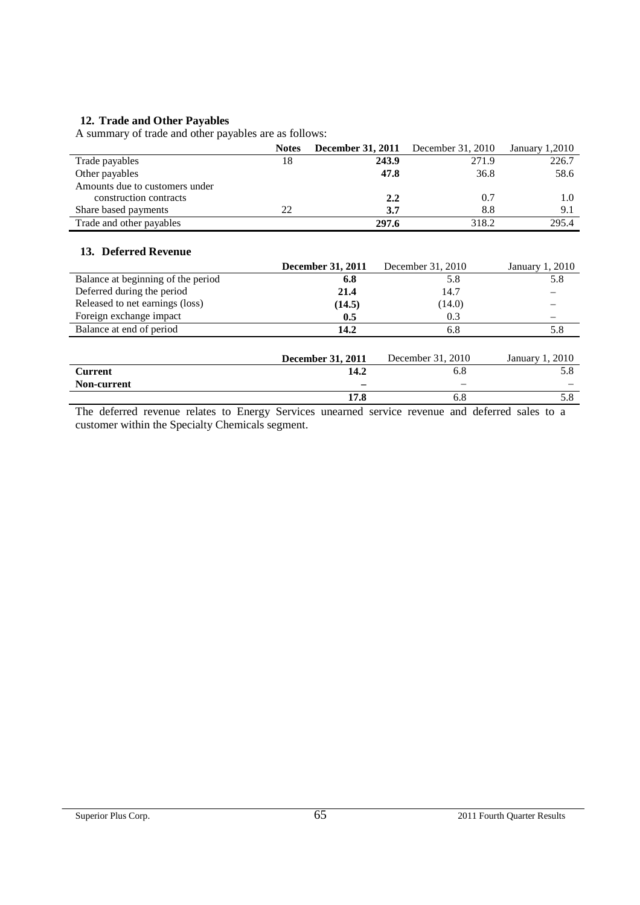## 12. Trade and Other Payables

A summary of trade and other payables are as follows:

| | Notes | **December 31, 2011** | December 31, 2010 | January 1,2010 |
|---|---|---|---|---|
| Trade payables | 18 | **243.9** | 271.9 | 226.7 |
| Other payables | | **47.8** | 36.8 | 58.6 |
| Amounts due to customers under construction contracts | | **2.2** | 0.7 | 1.0 |
| Share based payments | 22 | **3.7** | 8.8 | 9.1 |
| Trade and other payables | | **297.6** | 318.2 | 295.4 |

## 13. Deferred Revenue

| | **December 31, 2011** | December 31, 2010 | January 1, 2010 |
|---|---|---|---|
| Balance at beginning of the period | **6.8** | 5.8 | 5.8 |
| Deferred during the period | **21.4** | 14.7 | – |
| Released to net earnings (loss) | **(14.5)** | (14.0) | – |
| Foreign exchange impact | **0.5** | 0.3 | – |
| Balance at end of period | **14.2** | 6.8 | 5.8 |

| | **December 31, 2011** | December 31, 2010 | January 1, 2010 |
|---|---|---|---|
| **Current** | **14.2** | 6.8 | 5.8 |
| **Non-current** | **–** | – | – |
| | **17.8** | 6.8 | 5.8 |

The deferred revenue relates to Energy Services unearned service revenue and deferred sales to a customer within the Specialty Chemicals segment.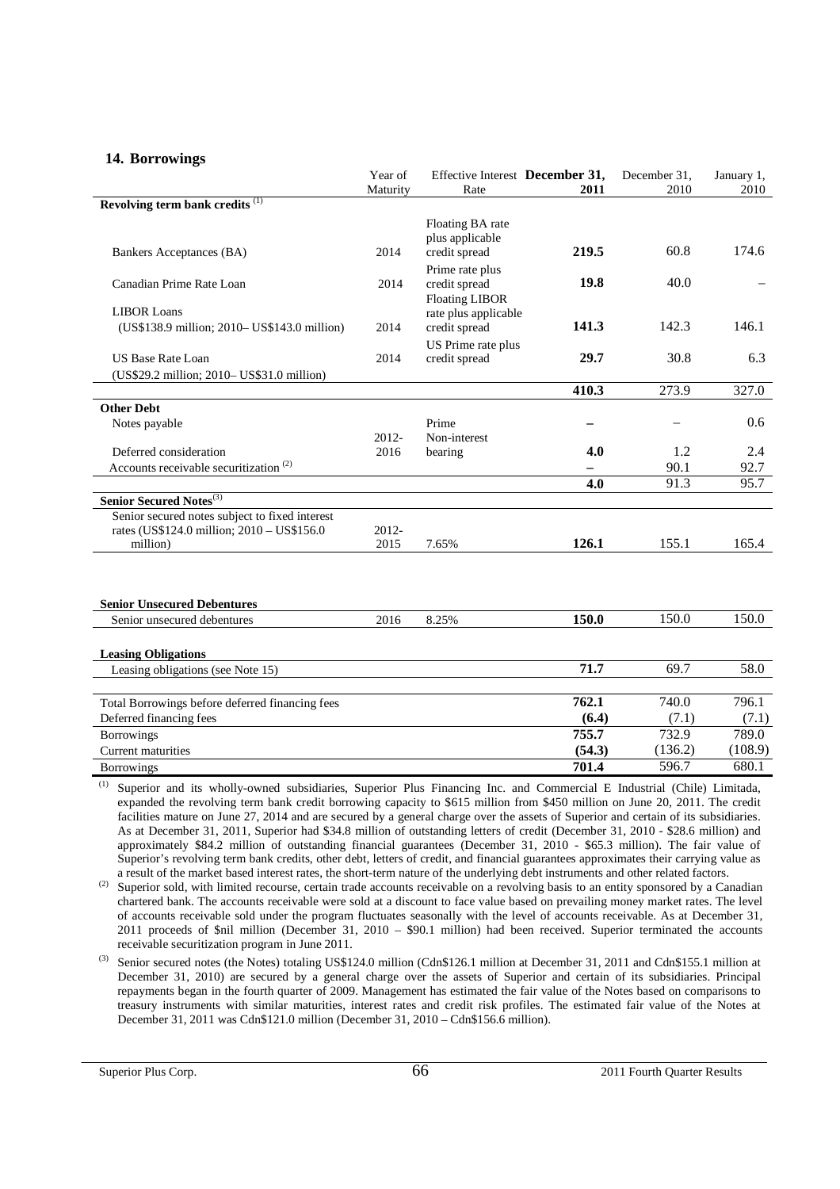## 14. Borrowings

| | Year of Maturity | Effective Interest Rate | **December 31, 2011** | December 31, 2010 | January 1, 2010 |
|---|---|---|---|---|---|
| **Revolving term bank credits** [(1)] | | | | | |
| Bankers Acceptances (BA) | 2014 | Floating BA rate plus applicable credit spread | **219.5** | 60.8 | 174.6 |
| Canadian Prime Rate Loan | 2014 | Prime rate plus credit spread | **19.8** | 40.0 | – |
| LIBOR Loans (US$138.9 million; 2010– US$143.0 million) | 2014 | Floating LIBOR rate plus applicable credit spread | **141.3** | 142.3 | 146.1 |
| US Base Rate Loan (US$29.2 million; 2010– US$31.0 million) | 2014 | US Prime rate plus credit spread | **29.7** | 30.8 | 6.3 |
| | | | **410.3** | 273.9 | 327.0 |
| **Other Debt** | | | | | |
| Notes payable | | Prime | **–** | – | 0.6 |
| Deferred consideration | 2012-2016 | Non-interest bearing | **4.0** | 1.2 | 2.4 |
| Accounts receivable securitization [(2)] | | | **–** | 90.1 | 92.7 |
| | | | **4.0** | 91.3 | 95.7 |
| **Senior Secured Notes**[(3)] | | | | | |
| Senior secured notes subject to fixed interest rates (US$124.0 million; 2010 – US$156.0 million) | 2012-2015 | 7.65% | **126.1** | 155.1 | 165.4 |
| **Senior Unsecured Debentures** | | | | | |
| Senior unsecured debentures | 2016 | 8.25% | **150.0** | 150.0 | 150.0 |
| **Leasing Obligations** | | | | | |
| Leasing obligations (see Note 15) | | | **71.7** | 69.7 | 58.0 |
| Total Borrowings before deferred financing fees | | | **762.1** | 740.0 | 796.1 |
| Deferred financing fees | | | **(6.4)** | (7.1) | (7.1) |
| Borrowings | | | **755.7** | 732.9 | 789.0 |
| Current maturities | | | **(54.3)** | (136.2) | (108.9) |
| Borrowings | | | **701.4** | 596.7 | 680.1 |

(1) Superior and its wholly-owned subsidiaries, Superior Plus Financing Inc. and Commercial E Industrial (Chile) Limitada, expanded the revolving term bank credit borrowing capacity to $615 million from $450 million on June 20, 2011. The credit facilities mature on June 27, 2014 and are secured by a general charge over the assets of Superior and certain of its subsidiaries. As at December 31, 2011, Superior had $34.8 million of outstanding letters of credit (December 31, 2010 - $28.6 million) and approximately $84.2 million of outstanding financial guarantees (December 31, 2010 - $65.3 million). The fair value of Superior's revolving term bank credits, other debt, letters of credit, and financial guarantees approximates their carrying value as a result of the market based interest rates, the short-term nature of the underlying debt instruments and other related factors.

(2) Superior sold, with limited recourse, certain trade accounts receivable on a revolving basis to an entity sponsored by a Canadian chartered bank. The accounts receivable were sold at a discount to face value based on prevailing money market rates. The level of accounts receivable sold under the program fluctuates seasonally with the level of accounts receivable. As at December 31, 2011 proceeds of $nil million (December 31, 2010 – $90.1 million) had been received. Superior terminated the accounts receivable securitization program in June 2011.

(3) Senior secured notes (the Notes) totaling US$124.0 million (Cdn$126.1 million at December 31, 2011 and Cdn$155.1 million at December 31, 2010) are secured by a general charge over the assets of Superior and certain of its subsidiaries. Principal repayments began in the fourth quarter of 2009. Management has estimated the fair value of the Notes based on comparisons to treasury instruments with similar maturities, interest rates and credit risk profiles. The estimated fair value of the Notes at December 31, 2011 was Cdn$121.0 million (December 31, 2010 – Cdn$156.6 million).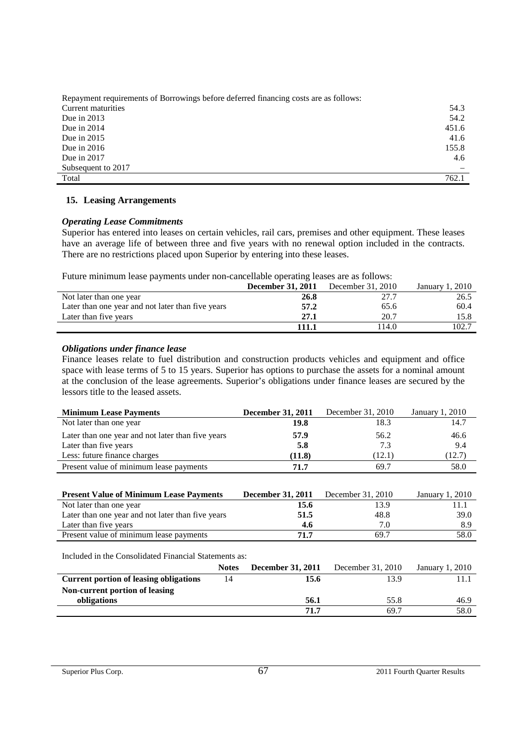Repayment requirements of Borrowings before deferred financing costs are as follows:

| | |
|---|---|
| Current maturities | 54.3 |
| Due in 2013 | 54.2 |
| Due in 2014 | 451.6 |
| Due in 2015 | 41.6 |
| Due in 2016 | 155.8 |
| Due in 2017 | 4.6 |
| Subsequent to 2017 | – |
| Total | 762.1 |

## 15. Leasing Arrangements

### *Operating Lease Commitments*

Superior has entered into leases on certain vehicles, rail cars, premises and other equipment. These leases have an average life of between three and five years with no renewal option included in the contracts. There are no restrictions placed upon Superior by entering into these leases.

Future minimum lease payments under non-cancellable operating leases are as follows:

| | **December 31, 2011** | December 31, 2010 | January 1, 2010 |
|---|---|---|---|
| Not later than one year | **26.8** | 27.7 | 26.5 |
| Later than one year and not later than five years | **57.2** | 65.6 | 60.4 |
| Later than five years | **27.1** | 20.7 | 15.8 |
| | **111.1** | 114.0 | 102.7 |

### *Obligations under finance lease*

Finance leases relate to fuel distribution and construction products vehicles and equipment and office space with lease terms of 5 to 15 years. Superior has options to purchase the assets for a nominal amount at the conclusion of the lease agreements. Superior's obligations under finance leases are secured by the lessors title to the leased assets.

| **Minimum Lease Payments** | **December 31, 2011** | December 31, 2010 | January 1, 2010 |
|---|---|---|---|
| Not later than one year | **19.8** | 18.3 | 14.7 |
| Later than one year and not later than five years | **57.9** | 56.2 | 46.6 |
| Later than five years | **5.8** | 7.3 | 9.4 |
| Less: future finance charges | **(11.8)** | (12.1) | (12.7) |
| Present value of minimum lease payments | **71.7** | 69.7 | 58.0 |

| **Present Value of Minimum Lease Payments** | **December 31, 2011** | December 31, 2010 | January 1, 2010 |
|---|---|---|---|
| Not later than one year | **15.6** | 13.9 | 11.1 |
| Later than one year and not later than five years | **51.5** | 48.8 | 39.0 |
| Later than five years | **4.6** | 7.0 | 8.9 |
| Present value of minimum lease payments | **71.7** | 69.7 | 58.0 |

Included in the Consolidated Financial Statements as:

| | **Notes** | **December 31, 2011** | December 31, 2010 | January 1, 2010 |
|---|---|---|---|---|
| **Current portion of leasing obligations** | 14 | **15.6** | 13.9 | 11.1 |
| **Non-current portion of leasing obligations** | | **56.1** | 55.8 | 46.9 |
| | | **71.7** | 69.7 | 58.0 |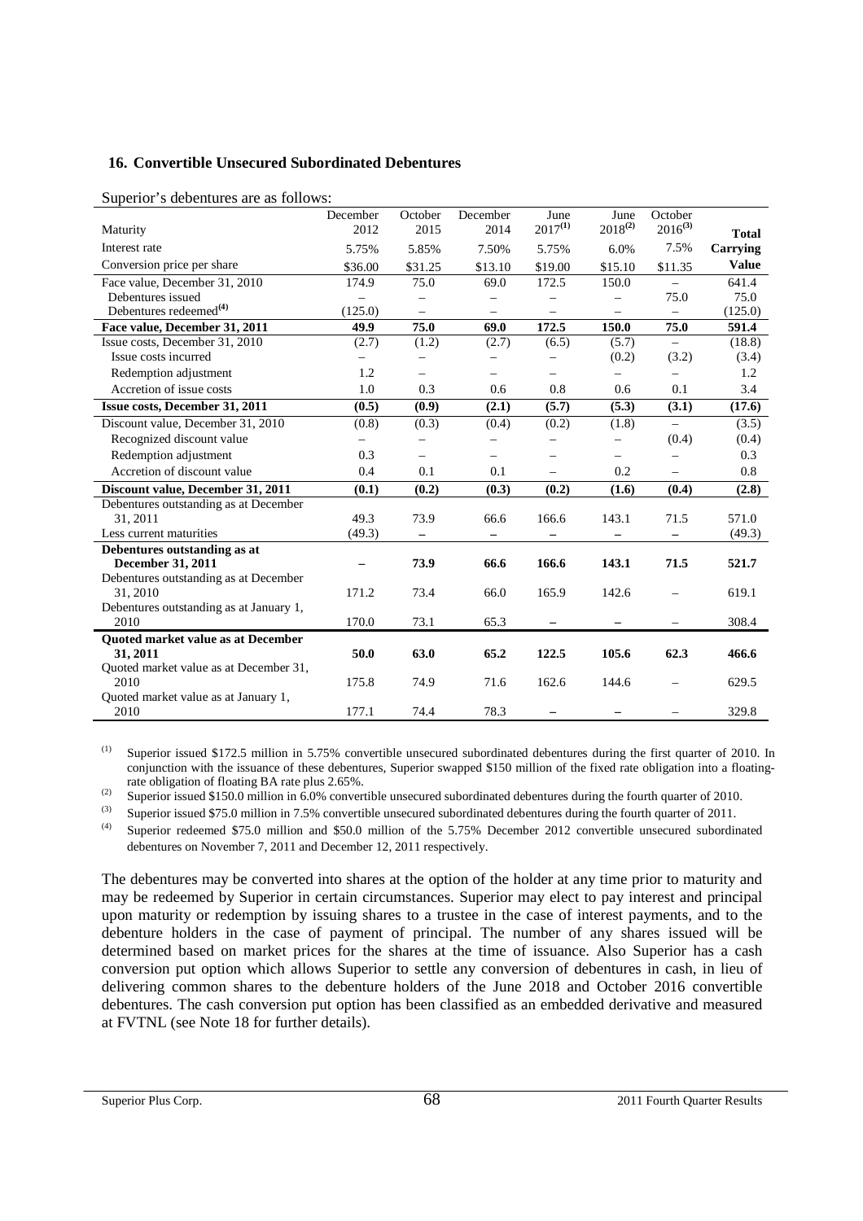### 16. Convertible Unsecured Subordinated Debentures

Superior's debentures are as follows:

| Maturity | December 2012 | October 2015 | December 2014 | June 2017[(1)] | June 2018[(2)] | October 2016[(3)] | Total Carrying Value |
|---|---|---|---|---|---|---|---|
| Interest rate | 5.75% | 5.85% | 7.50% | 5.75% | 6.0% | 7.5% | |
| Conversion price per share | $36.00 | $31.25 | $13.10 | $19.00 | $15.10 | $11.35 | |
| Face value, December 31, 2010 | 174.9 | 75.0 | 69.0 | 172.5 | 150.0 | – | 641.4 |
| Debentures issued | – | – | – | – | – | 75.0 | 75.0 |
| Debentures redeemed[(4)] | (125.0) | – | – | – | – | – | (125.0) |
| **Face value, December 31, 2011** | **49.9** | **75.0** | **69.0** | **172.5** | **150.0** | **75.0** | **591.4** |
| Issue costs, December 31, 2010 | (2.7) | (1.2) | (2.7) | (6.5) | (5.7) | – | (18.8) |
| Issue costs incurred | – | – | – | – | (0.2) | (3.2) | (3.4) |
| Redemption adjustment | 1.2 | – | – | – | – | – | 1.2 |
| Accretion of issue costs | 1.0 | 0.3 | 0.6 | 0.8 | 0.6 | 0.1 | 3.4 |
| **Issue costs, December 31, 2011** | **(0.5)** | **(0.9)** | **(2.1)** | **(5.7)** | **(5.3)** | **(3.1)** | **(17.6)** |
| Discount value, December 31, 2010 | (0.8) | (0.3) | (0.4) | (0.2) | (1.8) | – | (3.5) |
| Recognized discount value | – | – | – | – | – | (0.4) | (0.4) |
| Redemption adjustment | 0.3 | – | – | – | – | – | 0.3 |
| Accretion of discount value | 0.4 | 0.1 | 0.1 | – | 0.2 | – | 0.8 |
| **Discount value, December 31, 2011** | **(0.1)** | **(0.2)** | **(0.3)** | **(0.2)** | **(1.6)** | **(0.4)** | **(2.8)** |
| Debentures outstanding as at December 31, 2011 | 49.3 | 73.9 | 66.6 | 166.6 | 143.1 | 71.5 | 571.0 |
| Less current maturities | (49.3) | – | – | – | – | – | (49.3) |
| **Debentures outstanding as at December 31, 2011** | **–** | **73.9** | **66.6** | **166.6** | **143.1** | **71.5** | **521.7** |
| Debentures outstanding as at December 31, 2010 | 171.2 | 73.4 | 66.0 | 165.9 | 142.6 | – | 619.1 |
| Debentures outstanding as at January 1, 2010 | 170.0 | 73.1 | 65.3 | – | – | – | 308.4 |
| **Quoted market value as at December 31, 2011** | **50.0** | **63.0** | **65.2** | **122.5** | **105.6** | **62.3** | **466.6** |
| Quoted market value as at December 31, 2010 | 175.8 | 74.9 | 71.6 | 162.6 | 144.6 | – | 629.5 |
| Quoted market value as at January 1, 2010 | 177.1 | 74.4 | 78.3 | – | – | – | 329.8 |

(1) Superior issued $172.5 million in 5.75% convertible unsecured subordinated debentures during the first quarter of 2010. In conjunction with the issuance of these debentures, Superior swapped $150 million of the fixed rate obligation into a floating-rate obligation of floating BA rate plus 2.65%.

(2) Superior issued $150.0 million in 6.0% convertible unsecured subordinated debentures during the fourth quarter of 2010.

(3) Superior issued $75.0 million in 7.5% convertible unsecured subordinated debentures during the fourth quarter of 2011.

(4) Superior redeemed $75.0 million and $50.0 million of the 5.75% December 2012 convertible unsecured subordinated debentures on November 7, 2011 and December 12, 2011 respectively.

The debentures may be converted into shares at the option of the holder at any time prior to maturity and may be redeemed by Superior in certain circumstances. Superior may elect to pay interest and principal upon maturity or redemption by issuing shares to a trustee in the case of interest payments, and to the debenture holders in the case of payment of principal. The number of any shares issued will be determined based on market prices for the shares at the time of issuance. Also Superior has a cash conversion put option which allows Superior to settle any conversion of debentures in cash, in lieu of delivering common shares to the debenture holders of the June 2018 and October 2016 convertible debentures. The cash conversion put option has been classified as an embedded derivative and measured at FVTNL (see Note 18 for further details).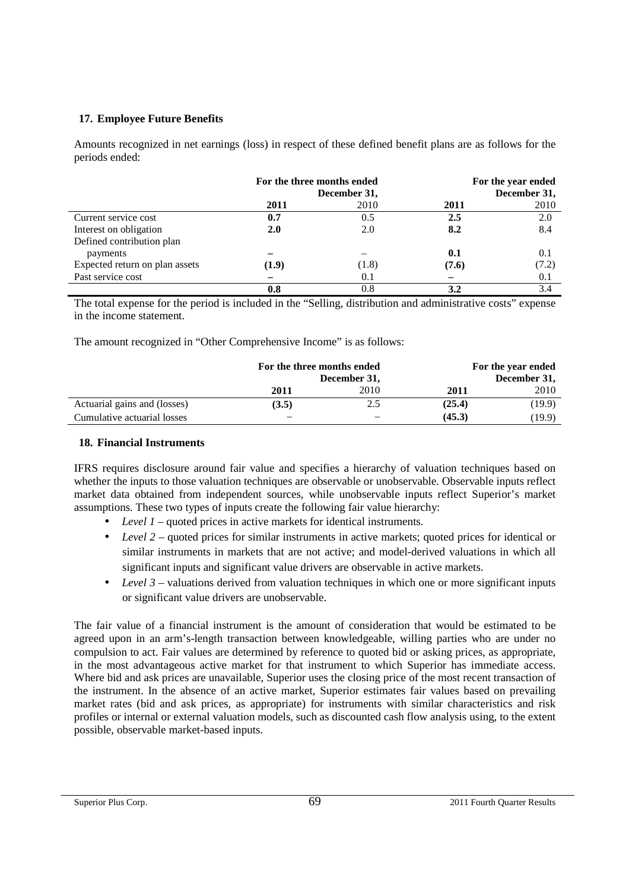## 17. Employee Future Benefits

Amounts recognized in net earnings (loss) in respect of these defined benefit plans are as follows for the periods ended:

| | For the three months ended December 31, | | For the year ended December 31, | |
|---|---|---|---|---|
| | **2011** | 2010 | **2011** | 2010 |
| Current service cost | **0.7** | 0.5 | **2.5** | 2.0 |
| Interest on obligation | **2.0** | 2.0 | **8.2** | 8.4 |
| Defined contribution plan payments | **–** | – | **0.1** | 0.1 |
| Expected return on plan assets | **(1.9)** | (1.8) | **(7.6)** | (7.2) |
| Past service cost | **–** | 0.1 | **–** | 0.1 |
| | **0.8** | 0.8 | **3.2** | 3.4 |

The total expense for the period is included in the "Selling, distribution and administrative costs" expense in the income statement.

The amount recognized in "Other Comprehensive Income" is as follows:

| | For the three months ended December 31, | | For the year ended December 31, | |
|---|---|---|---|---|
| | **2011** | 2010 | **2011** | 2010 |
| Actuarial gains and (losses) | **(3.5)** | 2.5 | **(25.4)** | (19.9) |
| Cumulative actuarial losses | – | – | **(45.3)** | (19.9) |

## 18. Financial Instruments

IFRS requires disclosure around fair value and specifies a hierarchy of valuation techniques based on whether the inputs to those valuation techniques are observable or unobservable. Observable inputs reflect market data obtained from independent sources, while unobservable inputs reflect Superior's market assumptions. These two types of inputs create the following fair value hierarchy:

- *Level 1* – quoted prices in active markets for identical instruments.
- *Level 2* – quoted prices for similar instruments in active markets; quoted prices for identical or similar instruments in markets that are not active; and model-derived valuations in which all significant inputs and significant value drivers are observable in active markets.
- *Level 3* – valuations derived from valuation techniques in which one or more significant inputs or significant value drivers are unobservable.

The fair value of a financial instrument is the amount of consideration that would be estimated to be agreed upon in an arm's-length transaction between knowledgeable, willing parties who are under no compulsion to act. Fair values are determined by reference to quoted bid or asking prices, as appropriate, in the most advantageous active market for that instrument to which Superior has immediate access. Where bid and ask prices are unavailable, Superior uses the closing price of the most recent transaction of the instrument. In the absence of an active market, Superior estimates fair values based on prevailing market rates (bid and ask prices, as appropriate) for instruments with similar characteristics and risk profiles or internal or external valuation models, such as discounted cash flow analysis using, to the extent possible, observable market-based inputs.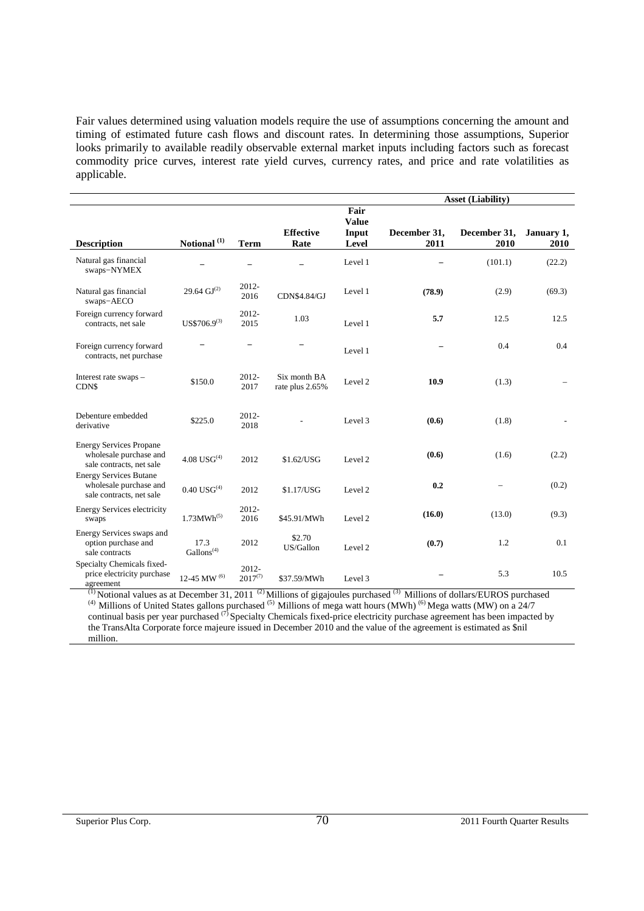Fair values determined using valuation models require the use of assumptions concerning the amount and timing of estimated future cash flows and discount rates. In determining those assumptions, Superior looks primarily to available readily observable external market inputs including factors such as forecast commodity price curves, interest rate yield curves, currency rates, and price and rate volatilities as applicable.

| | | | | | Asset (Liability) | | |
|---|---|---|---|---|---|---|---|
| **Description** | **Notional [(1)]** | **Term** | **Effective Rate** | **Fair Value Input Level** | **December 31, 2011** | **December 31, 2010** | **January 1, 2010** |
| Natural gas financial swaps−NYMEX | – | – | – | Level 1 | – | (101.1) | (22.2) |
| Natural gas financial swaps−AECO | 29.64 GJ[(2)] | 2012-2016 | CDN$4.84/GJ | Level 1 | **(78.9)** | (2.9) | (69.3) |
| Foreign currency forward contracts, net sale | US$706.9[(3)] | 2012-2015 | 1.03 | Level 1 | **5.7** | 12.5 | 12.5 |
| Foreign currency forward contracts, net purchase | – | – | – | Level 1 | – | 0.4 | 0.4 |
| Interest rate swaps – CDN$ | $150.0 | 2012-2017 | Six month BA rate plus 2.65% | Level 2 | **10.9** | (1.3) | – |
| Debenture embedded derivative | $225.0 | 2012-2018 | - | Level 3 | **(0.6)** | (1.8) | - |
| Energy Services Propane wholesale purchase and sale contracts, net sale | 4.08 USG[(4)] | 2012 | $1.62/USG | Level 2 | **(0.6)** | (1.6) | (2.2) |
| Energy Services Butane wholesale purchase and sale contracts, net sale | 0.40 USG[(4)] | 2012 | $1.17/USG | Level 2 | **0.2** | – | (0.2) |
| Energy Services electricity swaps | 1.73MWh[(5)] | 2012-2016 | $45.91/MWh | Level 2 | **(16.0)** | (13.0) | (9.3) |
| Energy Services swaps and option purchase and sale contracts | 17.3 Gallons[(4)] | 2012 | $2.70 US/Gallon | Level 2 | **(0.7)** | 1.2 | 0.1 |
| Specialty Chemicals fixed-price electricity purchase agreement | 12-45 MW [(6)] | 2012-2017[(7)] | $37.59/MWh | Level 3 | – | 5.3 | 10.5 |

[(1)] Notional values as at December 31, 2011 [(2)] Millions of gigajoules purchased [(3)] Millions of dollars/EUROS purchased [(4)] Millions of United States gallons purchased [(5)] Millions of mega watt hours (MWh) [(6)] Mega watts (MW) on a 24/7 continual basis per year purchased [(7)] Specialty Chemicals fixed-price electricity purchase agreement has been impacted by the TransAlta Corporate force majeure issued in December 2010 and the value of the agreement is estimated as $nil million.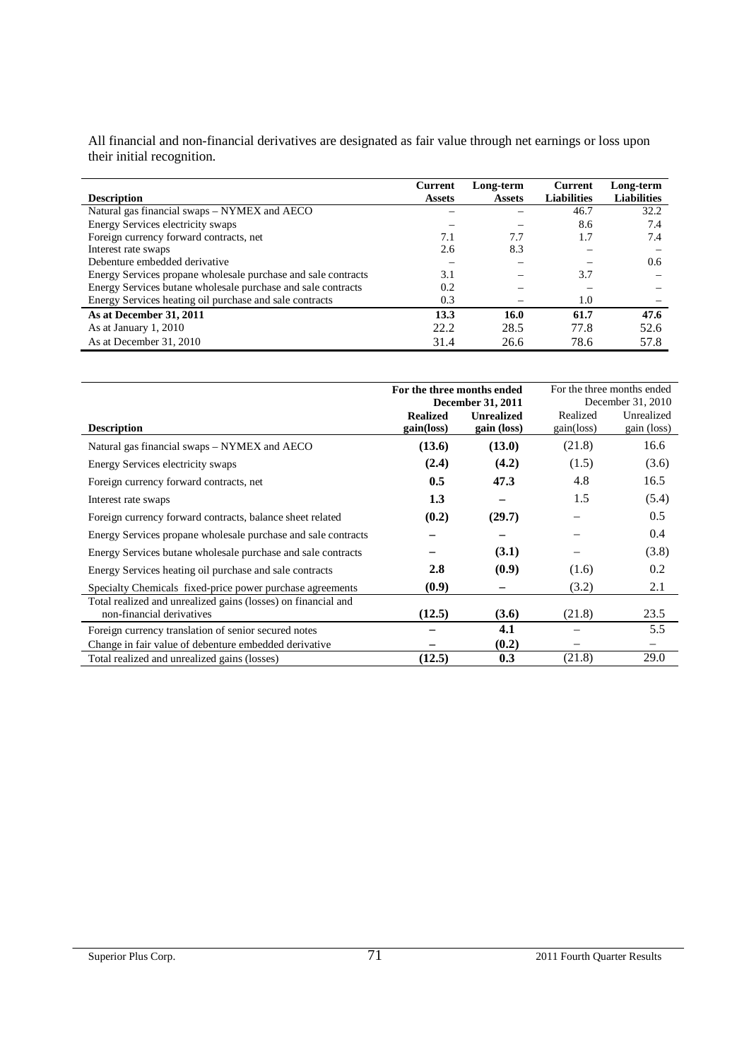All financial and non-financial derivatives are designated as fair value through net earnings or loss upon their initial recognition.

| Description | Current Assets | Long-term Assets | Current Liabilities | Long-term Liabilities |
|---|---|---|---|---|
| Natural gas financial swaps – NYMEX and AECO | – | – | 46.7 | 32.2 |
| Energy Services electricity swaps | – | – | 8.6 | 7.4 |
| Foreign currency forward contracts, net | 7.1 | 7.7 | 1.7 | 7.4 |
| Interest rate swaps | 2.6 | 8.3 | – | – |
| Debenture embedded derivative | – | – | – | 0.6 |
| Energy Services propane wholesale purchase and sale contracts | 3.1 | – | 3.7 | – |
| Energy Services butane wholesale purchase and sale contracts | 0.2 | – | – | – |
| Energy Services heating oil purchase and sale contracts | 0.3 | – | 1.0 | – |
| **As at December 31, 2011** | **13.3** | **16.0** | **61.7** | **47.6** |
| As at January 1, 2010 | 22.2 | 28.5 | 77.8 | 52.6 |
| As at December 31, 2010 | 31.4 | 26.6 | 78.6 | 57.8 |

| | **For the three months ended December 31, 2011** | | For the three months ended December 31, 2010 | |
|---|---|---|---|---|
| **Description** | **Realized gain(loss)** | **Unrealized gain (loss)** | Realized gain(loss) | Unrealized gain (loss) |
| Natural gas financial swaps – NYMEX and AECO | **(13.6)** | **(13.0)** | (21.8) | 16.6 |
| Energy Services electricity swaps | **(2.4)** | **(4.2)** | (1.5) | (3.6) |
| Foreign currency forward contracts, net | **0.5** | **47.3** | 4.8 | 16.5 |
| Interest rate swaps | **1.3** | **–** | 1.5 | (5.4) |
| Foreign currency forward contracts, balance sheet related | **(0.2)** | **(29.7)** | – | 0.5 |
| Energy Services propane wholesale purchase and sale contracts | **–** | **–** | – | 0.4 |
| Energy Services butane wholesale purchase and sale contracts | **–** | **(3.1)** | – | (3.8) |
| Energy Services heating oil purchase and sale contracts | **2.8** | **(0.9)** | (1.6) | 0.2 |
| Specialty Chemicals fixed-price power purchase agreements | **(0.9)** | **–** | (3.2) | 2.1 |
| Total realized and unrealized gains (losses) on financial and non-financial derivatives | **(12.5)** | **(3.6)** | (21.8) | 23.5 |
| Foreign currency translation of senior secured notes | **–** | **4.1** | – | 5.5 |
| Change in fair value of debenture embedded derivative | **–** | **(0.2)** | – | – |
| Total realized and unrealized gains (losses) | **(12.5)** | **0.3** | (21.8) | 29.0 |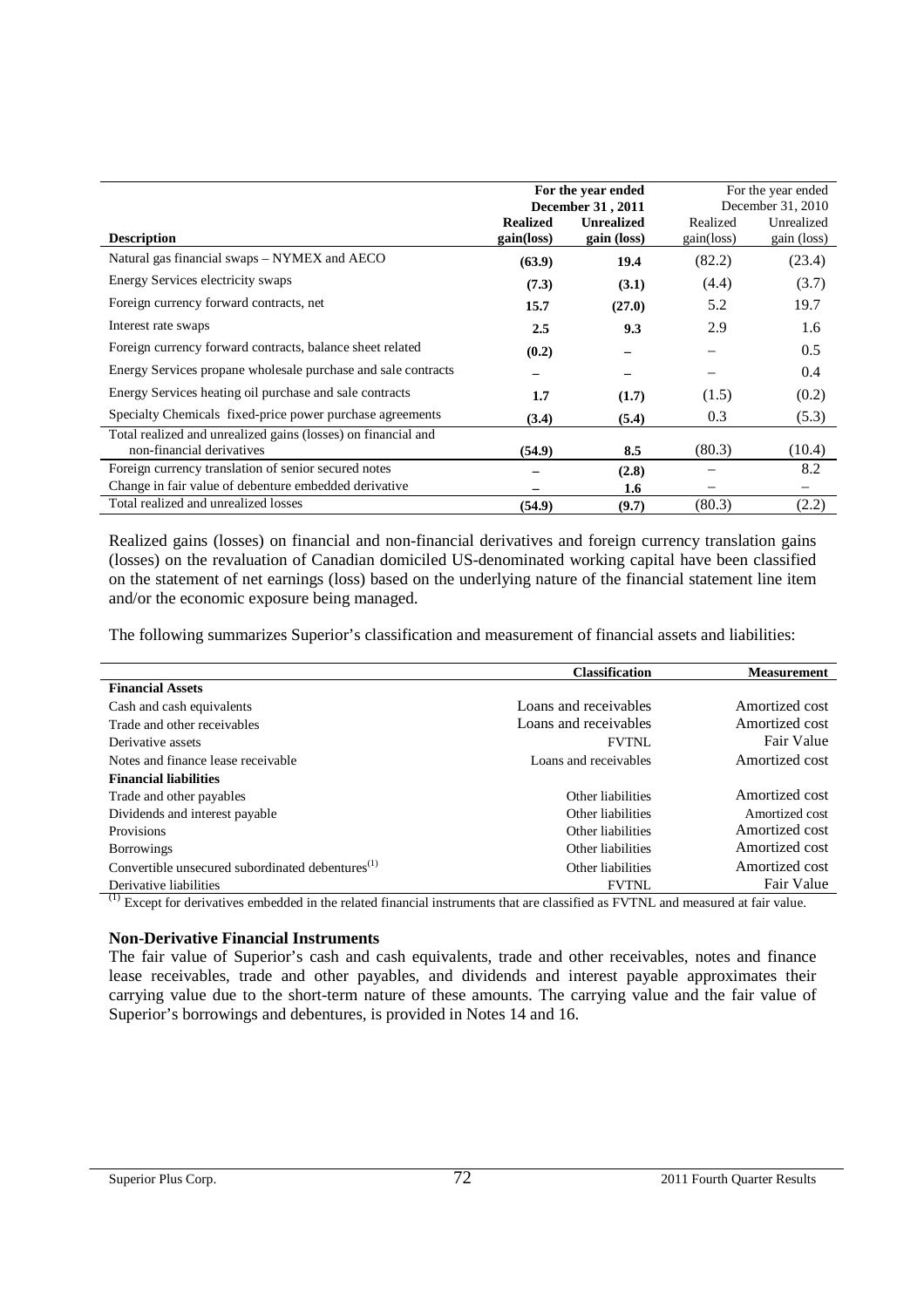| Description | For the year ended December 31 , 2011 | | For the year ended December 31, 2010 | |
|---|---|---|---|---|
| | **Realized gain(loss)** | **Unrealized gain (loss)** | Realized gain(loss) | Unrealized gain (loss) |
| Natural gas financial swaps – NYMEX and AECO | **(63.9)** | **19.4** | (82.2) | (23.4) |
| Energy Services electricity swaps | **(7.3)** | **(3.1)** | (4.4) | (3.7) |
| Foreign currency forward contracts, net | **15.7** | **(27.0)** | 5.2 | 19.7 |
| Interest rate swaps | **2.5** | **9.3** | 2.9 | 1.6 |
| Foreign currency forward contracts, balance sheet related | **(0.2)** | **–** | – | 0.5 |
| Energy Services propane wholesale purchase and sale contracts | **–** | **–** | – | 0.4 |
| Energy Services heating oil purchase and sale contracts | **1.7** | **(1.7)** | (1.5) | (0.2) |
| Specialty Chemicals fixed-price power purchase agreements | **(3.4)** | **(5.4)** | 0.3 | (5.3) |
| Total realized and unrealized gains (losses) on financial and non-financial derivatives | **(54.9)** | **8.5** | (80.3) | (10.4) |
| Foreign currency translation of senior secured notes | **–** | **(2.8)** | – | 8.2 |
| Change in fair value of debenture embedded derivative | **–** | **1.6** | – | – |
| Total realized and unrealized losses | **(54.9)** | **(9.7)** | (80.3) | (2.2) |

Realized gains (losses) on financial and non-financial derivatives and foreign currency translation gains (losses) on the revaluation of Canadian domiciled US-denominated working capital have been classified on the statement of net earnings (loss) based on the underlying nature of the financial statement line item and/or the economic exposure being managed.

The following summarizes Superior's classification and measurement of financial assets and liabilities:

| | Classification | Measurement |
|---|---|---|
| **Financial Assets** | | |
| Cash and cash equivalents | Loans and receivables | Amortized cost |
| Trade and other receivables | Loans and receivables | Amortized cost |
| Derivative assets | FVTNL | Fair Value |
| Notes and finance lease receivable | Loans and receivables | Amortized cost |
| **Financial liabilities** | | |
| Trade and other payables | Other liabilities | Amortized cost |
| Dividends and interest payable | Other liabilities | Amortized cost |
| Provisions | Other liabilities | Amortized cost |
| Borrowings | Other liabilities | Amortized cost |
| Convertible unsecured subordinated debentures[(1)] | Other liabilities | Amortized cost |
| Derivative liabilities | FVTNL | Fair Value |

[(1)] Except for derivatives embedded in the related financial instruments that are classified as FVTNL and measured at fair value.

**Non-Derivative Financial Instruments**

The fair value of Superior's cash and cash equivalents, trade and other receivables, notes and finance lease receivables, trade and other payables, and dividends and interest payable approximates their carrying value due to the short-term nature of these amounts. The carrying value and the fair value of Superior's borrowings and debentures, is provided in Notes 14 and 16.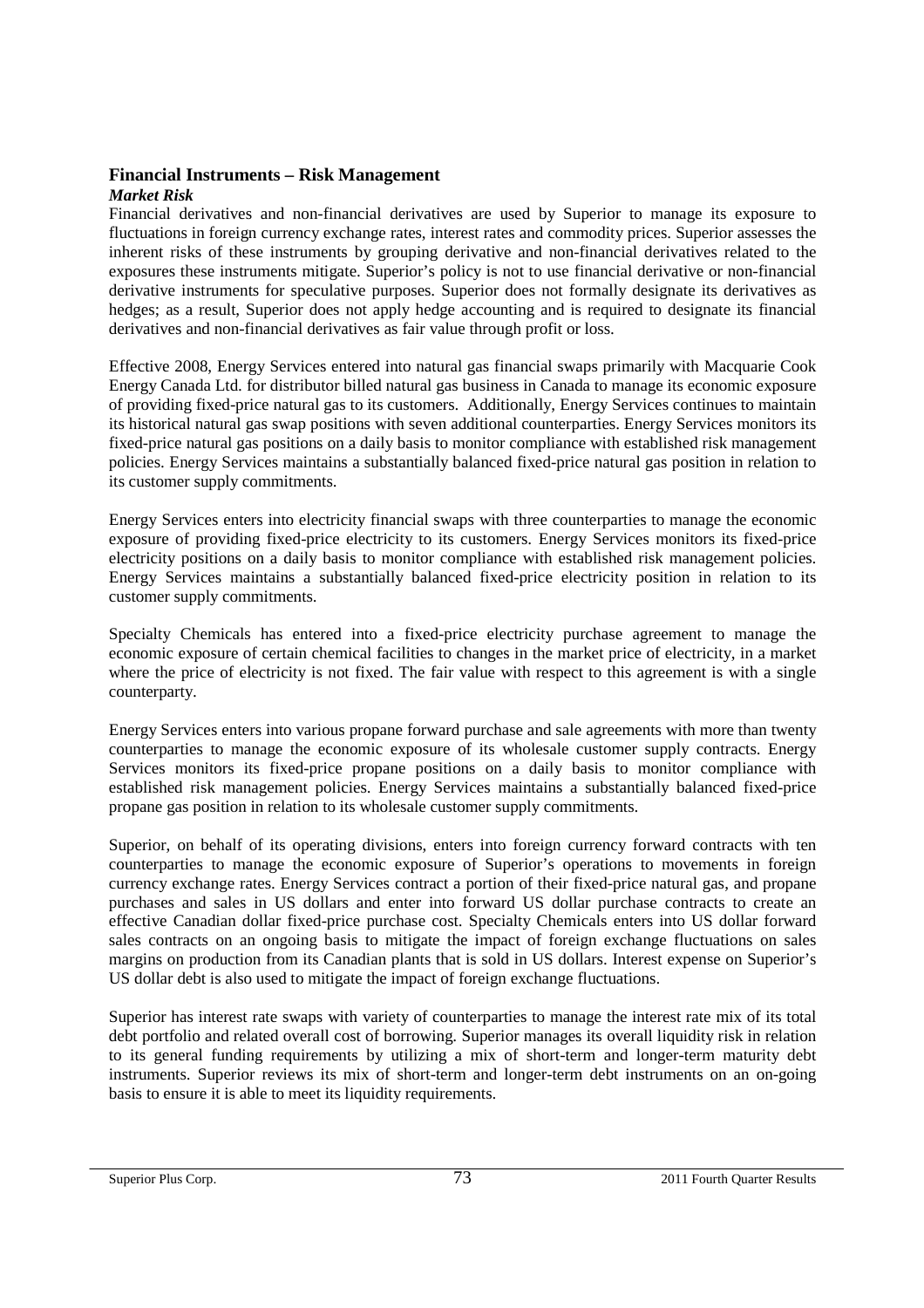## Financial Instruments – Risk Management

### *Market Risk*

Financial derivatives and non-financial derivatives are used by Superior to manage its exposure to fluctuations in foreign currency exchange rates, interest rates and commodity prices. Superior assesses the inherent risks of these instruments by grouping derivative and non-financial derivatives related to the exposures these instruments mitigate. Superior's policy is not to use financial derivative or non-financial derivative instruments for speculative purposes. Superior does not formally designate its derivatives as hedges; as a result, Superior does not apply hedge accounting and is required to designate its financial derivatives and non-financial derivatives as fair value through profit or loss.

Effective 2008, Energy Services entered into natural gas financial swaps primarily with Macquarie Cook Energy Canada Ltd. for distributor billed natural gas business in Canada to manage its economic exposure of providing fixed-price natural gas to its customers. Additionally, Energy Services continues to maintain its historical natural gas swap positions with seven additional counterparties. Energy Services monitors its fixed-price natural gas positions on a daily basis to monitor compliance with established risk management policies. Energy Services maintains a substantially balanced fixed-price natural gas position in relation to its customer supply commitments.

Energy Services enters into electricity financial swaps with three counterparties to manage the economic exposure of providing fixed-price electricity to its customers. Energy Services monitors its fixed-price electricity positions on a daily basis to monitor compliance with established risk management policies. Energy Services maintains a substantially balanced fixed-price electricity position in relation to its customer supply commitments.

Specialty Chemicals has entered into a fixed-price electricity purchase agreement to manage the economic exposure of certain chemical facilities to changes in the market price of electricity, in a market where the price of electricity is not fixed. The fair value with respect to this agreement is with a single counterparty.

Energy Services enters into various propane forward purchase and sale agreements with more than twenty counterparties to manage the economic exposure of its wholesale customer supply contracts. Energy Services monitors its fixed-price propane positions on a daily basis to monitor compliance with established risk management policies. Energy Services maintains a substantially balanced fixed-price propane gas position in relation to its wholesale customer supply commitments.

Superior, on behalf of its operating divisions, enters into foreign currency forward contracts with ten counterparties to manage the economic exposure of Superior's operations to movements in foreign currency exchange rates. Energy Services contract a portion of their fixed-price natural gas, and propane purchases and sales in US dollars and enter into forward US dollar purchase contracts to create an effective Canadian dollar fixed-price purchase cost. Specialty Chemicals enters into US dollar forward sales contracts on an ongoing basis to mitigate the impact of foreign exchange fluctuations on sales margins on production from its Canadian plants that is sold in US dollars. Interest expense on Superior's US dollar debt is also used to mitigate the impact of foreign exchange fluctuations.

Superior has interest rate swaps with variety of counterparties to manage the interest rate mix of its total debt portfolio and related overall cost of borrowing. Superior manages its overall liquidity risk in relation to its general funding requirements by utilizing a mix of short-term and longer-term maturity debt instruments. Superior reviews its mix of short-term and longer-term debt instruments on an on-going basis to ensure it is able to meet its liquidity requirements.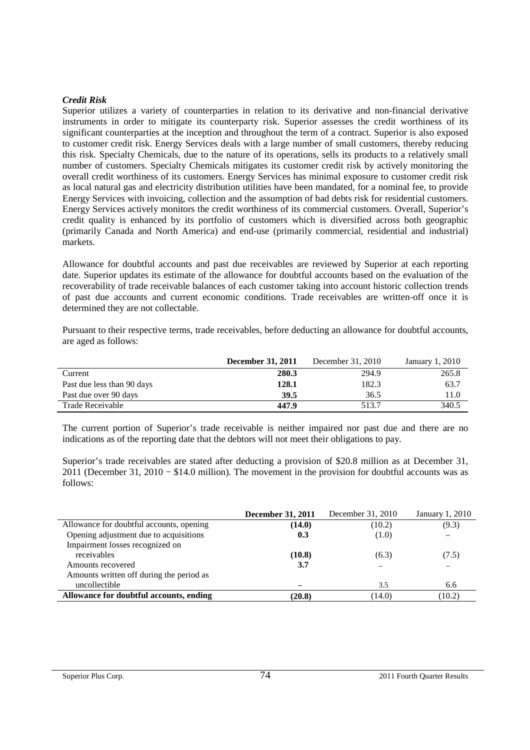*Credit Risk*

Superior utilizes a variety of counterparties in relation to its derivative and non-financial derivative instruments in order to mitigate its counterparty risk. Superior assesses the credit worthiness of its significant counterparties at the inception and throughout the term of a contract. Superior is also exposed to customer credit risk. Energy Services deals with a large number of small customers, thereby reducing this risk. Specialty Chemicals, due to the nature of its operations, sells its products to a relatively small number of customers. Specialty Chemicals mitigates its customer credit risk by actively monitoring the overall credit worthiness of its customers. Energy Services has minimal exposure to customer credit risk as local natural gas and electricity distribution utilities have been mandated, for a nominal fee, to provide Energy Services with invoicing, collection and the assumption of bad debts risk for residential customers. Energy Services actively monitors the credit worthiness of its commercial customers. Overall, Superior's credit quality is enhanced by its portfolio of customers which is diversified across both geographic (primarily Canada and North America) and end-use (primarily commercial, residential and industrial) markets.

Allowance for doubtful accounts and past due receivables are reviewed by Superior at each reporting date. Superior updates its estimate of the allowance for doubtful accounts based on the evaluation of the recoverability of trade receivable balances of each customer taking into account historic collection trends of past due accounts and current economic conditions. Trade receivables are written-off once it is determined they are not collectable.

Pursuant to their respective terms, trade receivables, before deducting an allowance for doubtful accounts, are aged as follows:

| | **December 31, 2011** | December 31, 2010 | January 1, 2010 |
|---|---|---|---|
| Current | **280.3** | 294.9 | 265.8 |
| Past due less than 90 days | **128.1** | 182.3 | 63.7 |
| Past due over 90 days | **39.5** | 36.5 | 11.0 |
| Trade Receivable | **447.9** | 513.7 | 340.5 |

The current portion of Superior's trade receivable is neither impaired nor past due and there are no indications as of the reporting date that the debtors will not meet their obligations to pay.

Superior's trade receivables are stated after deducting a provision of $20.8 million as at December 31, 2011 (December 31, 2010 − $14.0 million). The movement in the provision for doubtful accounts was as follows:

| | **December 31, 2011** | December 31, 2010 | January 1, 2010 |
|---|---|---|---|
| Allowance for doubtful accounts, opening | **(14.0)** | (10.2) | (9.3) |
| Opening adjustment due to acquisitions | **0.3** | (1.0) | – |
| Impairment losses recognized on receivables | **(10.8)** | (6.3) | (7.5) |
| Amounts recovered | **3.7** | – | – |
| Amounts written off during the period as uncollectible | **–** | 3.5 | 6.6 |
| **Allowance for doubtful accounts, ending** | **(20.8)** | (14.0) | (10.2) |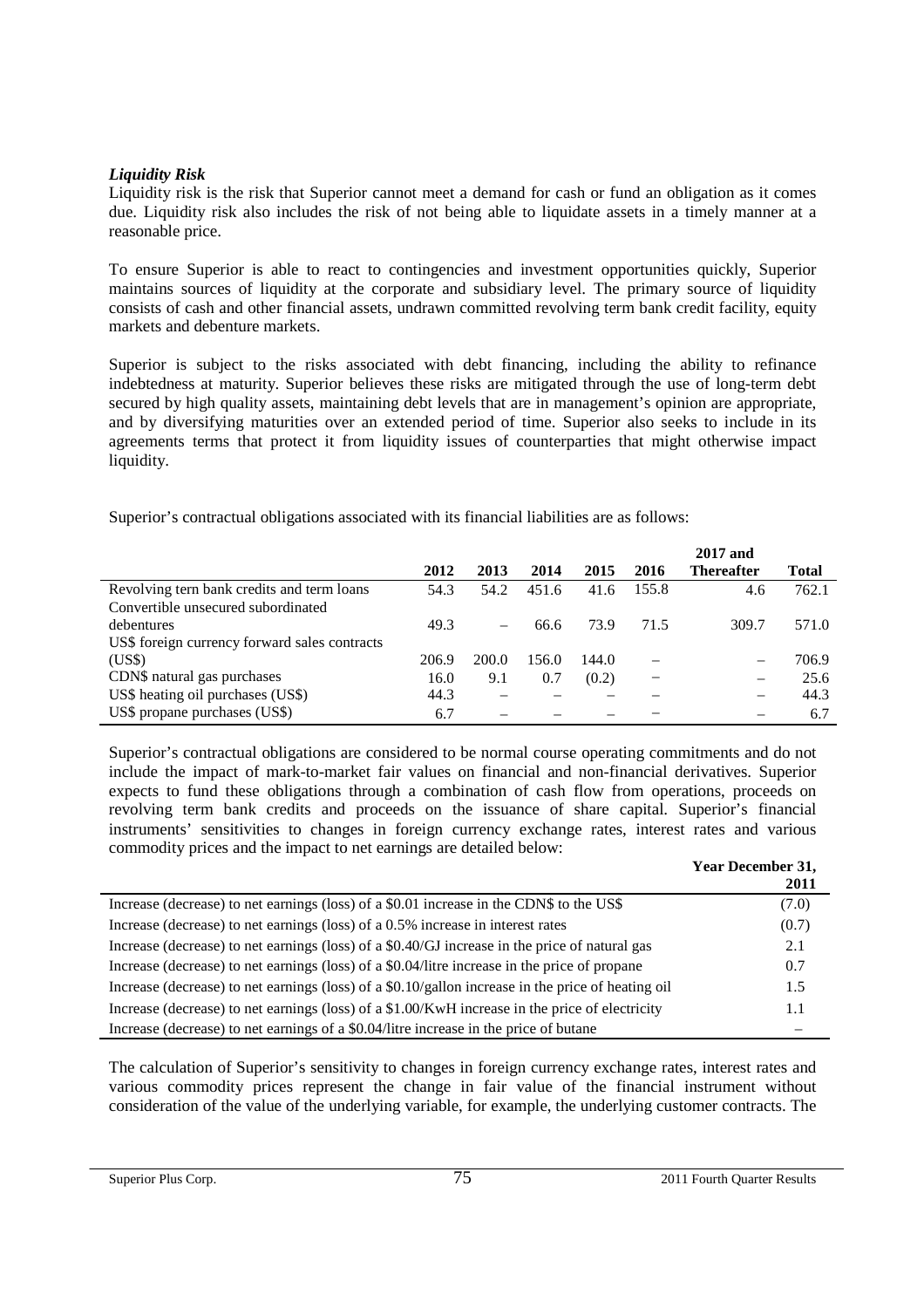***Liquidity Risk***

Liquidity risk is the risk that Superior cannot meet a demand for cash or fund an obligation as it comes due. Liquidity risk also includes the risk of not being able to liquidate assets in a timely manner at a reasonable price.

To ensure Superior is able to react to contingencies and investment opportunities quickly, Superior maintains sources of liquidity at the corporate and subsidiary level. The primary source of liquidity consists of cash and other financial assets, undrawn committed revolving term bank credit facility, equity markets and debenture markets.

Superior is subject to the risks associated with debt financing, including the ability to refinance indebtedness at maturity. Superior believes these risks are mitigated through the use of long-term debt secured by high quality assets, maintaining debt levels that are in management's opinion are appropriate, and by diversifying maturities over an extended period of time. Superior also seeks to include in its agreements terms that protect it from liquidity issues of counterparties that might otherwise impact liquidity.

Superior's contractual obligations associated with its financial liabilities are as follows:

| | 2012 | 2013 | 2014 | 2015 | 2016 | 2017 and Thereafter | Total |
|---|---|---|---|---|---|---|---|
| Revolving tern bank credits and term loans | 54.3 | 54.2 | 451.6 | 41.6 | 155.8 | 4.6 | 762.1 |
| Convertible unsecured subordinated debentures | 49.3 | – | 66.6 | 73.9 | 71.5 | 309.7 | 571.0 |
| US$ foreign currency forward sales contracts (US$) | 206.9 | 200.0 | 156.0 | 144.0 | – | – | 706.9 |
| CDN$ natural gas purchases | 16.0 | 9.1 | 0.7 | (0.2) | – | – | 25.6 |
| US$ heating oil purchases (US$) | 44.3 | – | – | – | – | – | 44.3 |
| US$ propane purchases (US$) | 6.7 | – | – | – | – | – | 6.7 |

Superior's contractual obligations are considered to be normal course operating commitments and do not include the impact of mark-to-market fair values on financial and non-financial derivatives. Superior expects to fund these obligations through a combination of cash flow from operations, proceeds on revolving term bank credits and proceeds on the issuance of share capital. Superior's financial instruments' sensitivities to changes in foreign currency exchange rates, interest rates and various commodity prices and the impact to net earnings are detailed below:

| | Year December 31, 2011 |
|---|---|
| Increase (decrease) to net earnings (loss) of a \$0.01 increase in the CDN\$ to the US\$ | (7.0) |
| Increase (decrease) to net earnings (loss) of a 0.5% increase in interest rates | (0.7) |
| Increase (decrease) to net earnings (loss) of a \$0.40/GJ increase in the price of natural gas | 2.1 |
| Increase (decrease) to net earnings (loss) of a \$0.04/litre increase in the price of propane | 0.7 |
| Increase (decrease) to net earnings (loss) of a \$0.10/gallon increase in the price of heating oil | 1.5 |
| Increase (decrease) to net earnings (loss) of a \$1.00/KwH increase in the price of electricity | 1.1 |
| Increase (decrease) to net earnings of a \$0.04/litre increase in the price of butane | – |

The calculation of Superior's sensitivity to changes in foreign currency exchange rates, interest rates and various commodity prices represent the change in fair value of the financial instrument without consideration of the value of the underlying variable, for example, the underlying customer contracts. The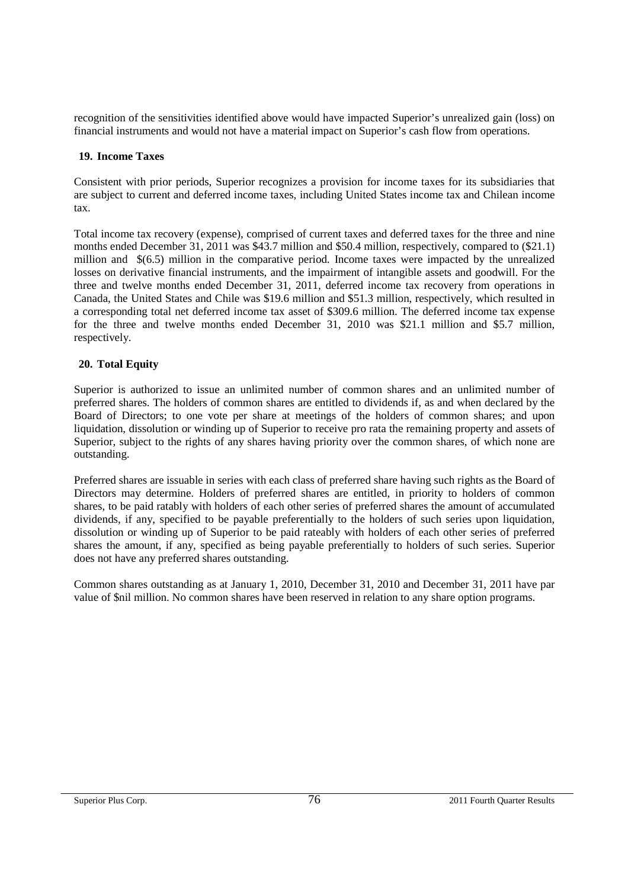recognition of the sensitivities identified above would have impacted Superior's unrealized gain (loss) on financial instruments and would not have a material impact on Superior's cash flow from operations.

## 19. Income Taxes

Consistent with prior periods, Superior recognizes a provision for income taxes for its subsidiaries that are subject to current and deferred income taxes, including United States income tax and Chilean income tax.

Total income tax recovery (expense), comprised of current taxes and deferred taxes for the three and nine months ended December 31, 2011 was $43.7 million and $50.4 million, respectively, compared to ($21.1) million and $(6.5) million in the comparative period. Income taxes were impacted by the unrealized losses on derivative financial instruments, and the impairment of intangible assets and goodwill. For the three and twelve months ended December 31, 2011, deferred income tax recovery from operations in Canada, the United States and Chile was $19.6 million and $51.3 million, respectively, which resulted in a corresponding total net deferred income tax asset of $309.6 million. The deferred income tax expense for the three and twelve months ended December 31, 2010 was $21.1 million and $5.7 million, respectively.

## 20. Total Equity

Superior is authorized to issue an unlimited number of common shares and an unlimited number of preferred shares. The holders of common shares are entitled to dividends if, as and when declared by the Board of Directors; to one vote per share at meetings of the holders of common shares; and upon liquidation, dissolution or winding up of Superior to receive pro rata the remaining property and assets of Superior, subject to the rights of any shares having priority over the common shares, of which none are outstanding.

Preferred shares are issuable in series with each class of preferred share having such rights as the Board of Directors may determine. Holders of preferred shares are entitled, in priority to holders of common shares, to be paid ratably with holders of each other series of preferred shares the amount of accumulated dividends, if any, specified to be payable preferentially to the holders of such series upon liquidation, dissolution or winding up of Superior to be paid rateably with holders of each other series of preferred shares the amount, if any, specified as being payable preferentially to holders of such series. Superior does not have any preferred shares outstanding.

Common shares outstanding as at January 1, 2010, December 31, 2010 and December 31, 2011 have par value of $nil million. No common shares have been reserved in relation to any share option programs.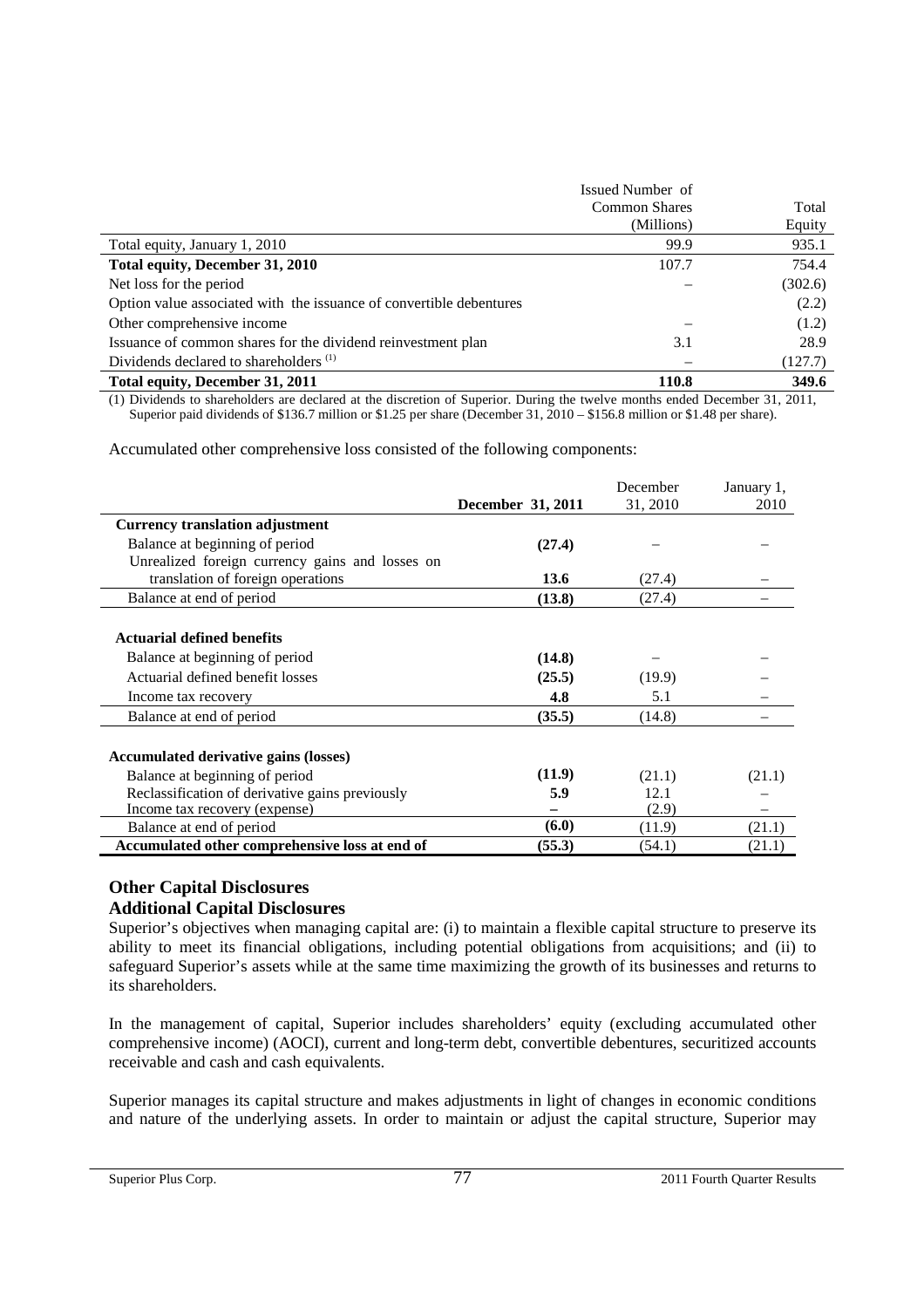| | Issued Number of Common Shares (Millions) | Total Equity |
|---|---|---|
| Total equity, January 1, 2010 | 99.9 | 935.1 |
| **Total equity, December 31, 2010** | 107.7 | 754.4 |
| Net loss for the period | – | (302.6) |
| Option value associated with the issuance of convertible debentures | | (2.2) |
| Other comprehensive income | – | (1.2) |
| Issuance of common shares for the dividend reinvestment plan | 3.1 | 28.9 |
| Dividends declared to shareholders [(1)] | – | (127.7) |
| **Total equity, December 31, 2011** | **110.8** | **349.6** |

(1) Dividends to shareholders are declared at the discretion of Superior. During the twelve months ended December 31, 2011, Superior paid dividends of $136.7 million or $1.25 per share (December 31, 2010 – $156.8 million or $1.48 per share).

Accumulated other comprehensive loss consisted of the following components:

| | December 31, 2011 | December 31, 2010 | January 1, 2010 |
|---|---|---|---|
| **Currency translation adjustment** | | | |
| Balance at beginning of period | **(27.4)** | – | – |
| Unrealized foreign currency gains and losses on translation of foreign operations | **13.6** | (27.4) | – |
| Balance at end of period | **(13.8)** | (27.4) | – |
| **Actuarial defined benefits** | | | |
| Balance at beginning of period | **(14.8)** | – | – |
| Actuarial defined benefit losses | **(25.5)** | (19.9) | – |
| Income tax recovery | **4.8** | 5.1 | – |
| Balance at end of period | **(35.5)** | (14.8) | – |
| **Accumulated derivative gains (losses)** | | | |
| Balance at beginning of period | **(11.9)** | (21.1) | (21.1) |
| Reclassification of derivative gains previously | **5.9** | 12.1 | – |
| Income tax recovery (expense) | **–** | (2.9) | – |
| Balance at end of period | **(6.0)** | (11.9) | (21.1) |
| **Accumulated other comprehensive loss at end of** | **(55.3)** | (54.1) | (21.1) |

## Other Capital Disclosures

### Additional Capital Disclosures

Superior's objectives when managing capital are: (i) to maintain a flexible capital structure to preserve its ability to meet its financial obligations, including potential obligations from acquisitions; and (ii) to safeguard Superior's assets while at the same time maximizing the growth of its businesses and returns to its shareholders.

In the management of capital, Superior includes shareholders' equity (excluding accumulated other comprehensive income) (AOCI), current and long-term debt, convertible debentures, securitized accounts receivable and cash and cash equivalents.

Superior manages its capital structure and makes adjustments in light of changes in economic conditions and nature of the underlying assets. In order to maintain or adjust the capital structure, Superior may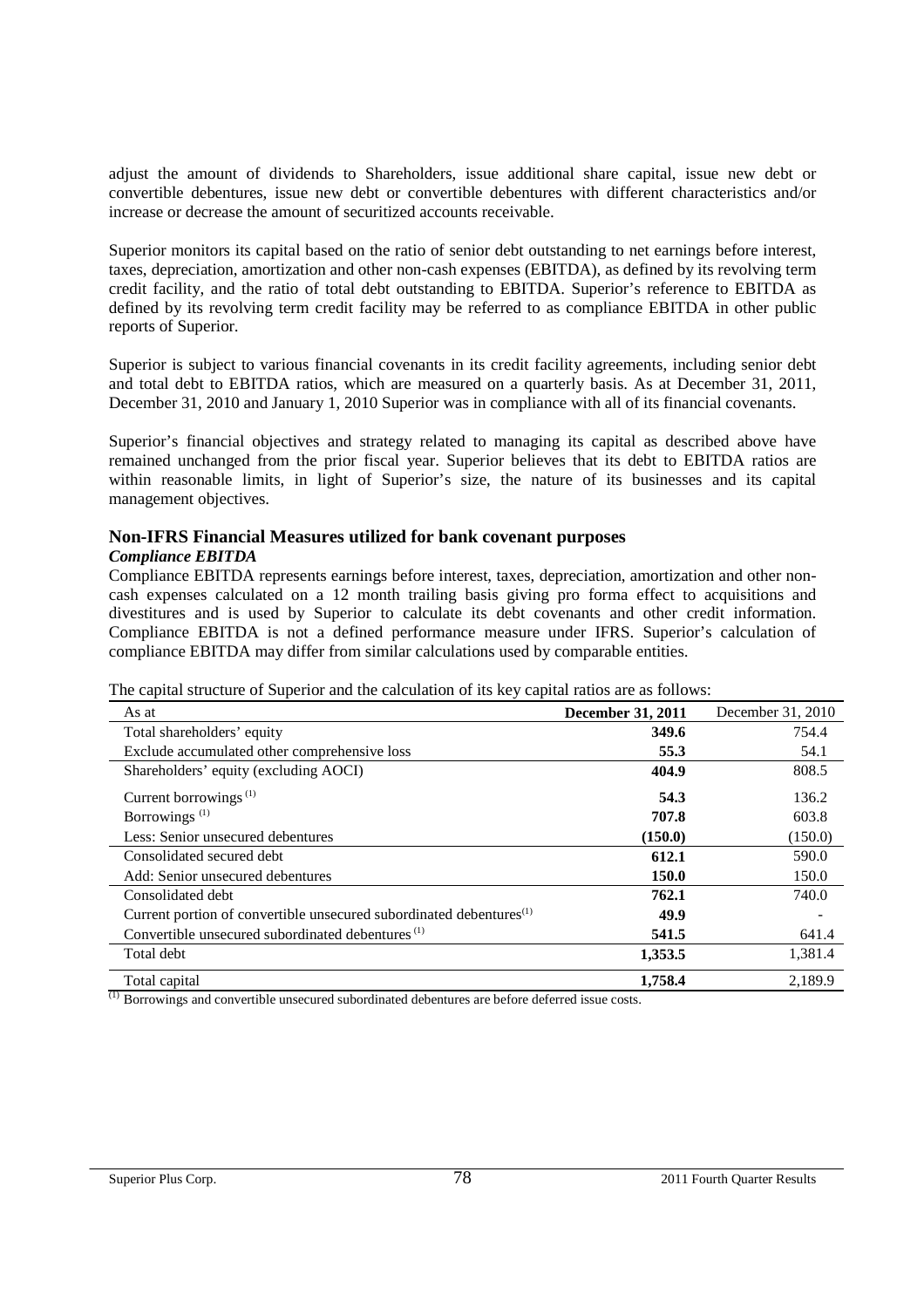adjust the amount of dividends to Shareholders, issue additional share capital, issue new debt or convertible debentures, issue new debt or convertible debentures with different characteristics and/or increase or decrease the amount of securitized accounts receivable.

Superior monitors its capital based on the ratio of senior debt outstanding to net earnings before interest, taxes, depreciation, amortization and other non-cash expenses (EBITDA), as defined by its revolving term credit facility, and the ratio of total debt outstanding to EBITDA. Superior's reference to EBITDA as defined by its revolving term credit facility may be referred to as compliance EBITDA in other public reports of Superior.

Superior is subject to various financial covenants in its credit facility agreements, including senior debt and total debt to EBITDA ratios, which are measured on a quarterly basis. As at December 31, 2011, December 31, 2010 and January 1, 2010 Superior was in compliance with all of its financial covenants.

Superior's financial objectives and strategy related to managing its capital as described above have remained unchanged from the prior fiscal year. Superior believes that its debt to EBITDA ratios are within reasonable limits, in light of Superior's size, the nature of its businesses and its capital management objectives.

## Non-IFRS Financial Measures utilized for bank covenant purposes

***Compliance EBITDA***

Compliance EBITDA represents earnings before interest, taxes, depreciation, amortization and other non-cash expenses calculated on a 12 month trailing basis giving pro forma effect to acquisitions and divestitures and is used by Superior to calculate its debt covenants and other credit information. Compliance EBITDA is not a defined performance measure under IFRS. Superior's calculation of compliance EBITDA may differ from similar calculations used by comparable entities.

The capital structure of Superior and the calculation of its key capital ratios are as follows:

| As at | **December 31, 2011** | December 31, 2010 |
|---|---|---|
| Total shareholders' equity | **349.6** | 754.4 |
| Exclude accumulated other comprehensive loss | **55.3** | 54.1 |
| Shareholders' equity (excluding AOCI) | **404.9** | 808.5 |
| Current borrowings [(1)] | **54.3** | 136.2 |
| Borrowings [(1)] | **707.8** | 603.8 |
| Less: Senior unsecured debentures | **(150.0)** | (150.0) |
| Consolidated secured debt | **612.1** | 590.0 |
| Add: Senior unsecured debentures | **150.0** | 150.0 |
| Consolidated debt | **762.1** | 740.0 |
| Current portion of convertible unsecured subordinated debentures[(1)] | **49.9** | - |
| Convertible unsecured subordinated debentures [(1)] | **541.5** | 641.4 |
| Total debt | **1,353.5** | 1,381.4 |
| Total capital | **1,758.4** | 2,189.9 |

[(1)] Borrowings and convertible unsecured subordinated debentures are before deferred issue costs.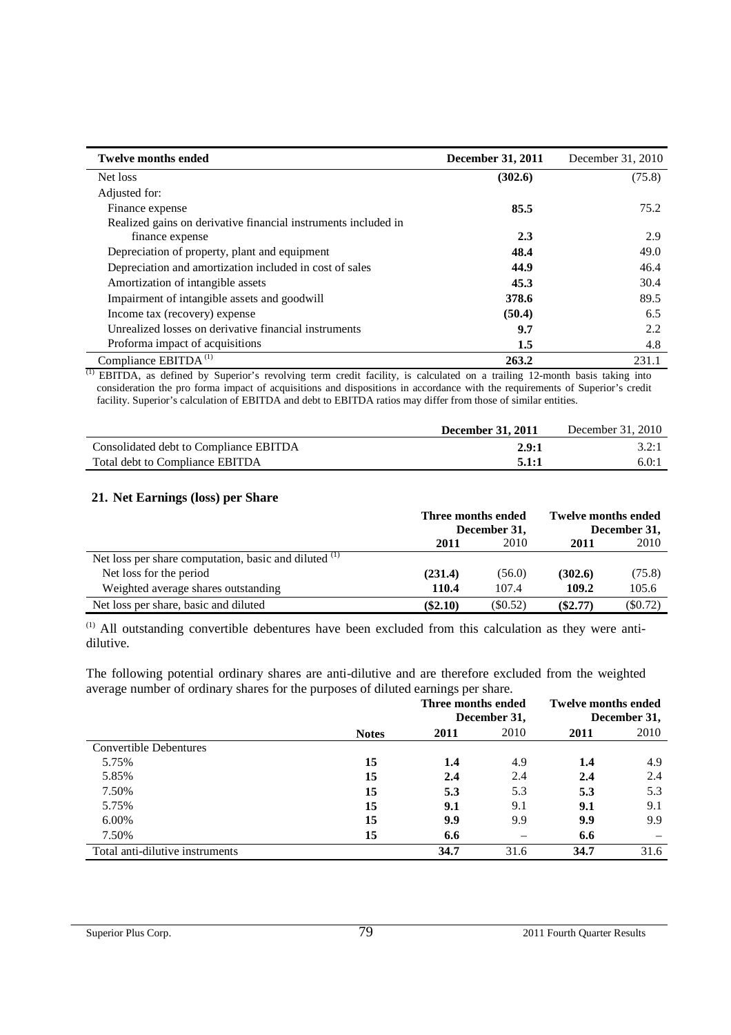| Twelve months ended | December 31, 2011 | December 31, 2010 |
|---|---|---|
| Net loss | **(302.6)** | (75.8) |
| Adjusted for: | | |
| Finance expense | **85.5** | 75.2 |
| Realized gains on derivative financial instruments included in finance expense | **2.3** | 2.9 |
| Depreciation of property, plant and equipment | **48.4** | 49.0 |
| Depreciation and amortization included in cost of sales | **44.9** | 46.4 |
| Amortization of intangible assets | **45.3** | 30.4 |
| Impairment of intangible assets and goodwill | **378.6** | 89.5 |
| Income tax (recovery) expense | **(50.4)** | 6.5 |
| Unrealized losses on derivative financial instruments | **9.7** | 2.2 |
| Proforma impact of acquisitions | **1.5** | 4.8 |
| Compliance EBITDA [(1)] | **263.2** | 231.1 |

[(1)] EBITDA, as defined by Superior's revolving term credit facility, is calculated on a trailing 12-month basis taking into consideration the pro forma impact of acquisitions and dispositions in accordance with the requirements of Superior's credit facility. Superior's calculation of EBITDA and debt to EBITDA ratios may differ from those of similar entities.

| | December 31, 2011 | December 31, 2010 |
|---|---|---|
| Consolidated debt to Compliance EBITDA | **2.9:1** | 3.2:1 |
| Total debt to Compliance EBITDA | **5.1:1** | 6.0:1 |

## 21. Net Earnings (loss) per Share

| | Three months ended December 31, | | Twelve months ended December 31, | |
|---|---|---|---|---|
| | **2011** | 2010 | **2011** | 2010 |
| Net loss per share computation, basic and diluted [(1)] | | | | |
| Net loss for the period | **(231.4)** | (56.0) | **(302.6)** | (75.8) |
| Weighted average shares outstanding | **110.4** | 107.4 | **109.2** | 105.6 |
| Net loss per share, basic and diluted | **($2.10)** | ($0.52) | **($2.77)** | ($0.72) |

[(1)] All outstanding convertible debentures have been excluded from this calculation as they were anti-dilutive.

The following potential ordinary shares are anti-dilutive and are therefore excluded from the weighted average number of ordinary shares for the purposes of diluted earnings per share.

| | | Three months ended December 31, | | Twelve months ended December 31, | |
|---|---|---|---|---|---|
| | **Notes** | **2011** | 2010 | **2011** | 2010 |
| Convertible Debentures | | | | | |
| 5.75% | **15** | **1.4** | 4.9 | **1.4** | 4.9 |
| 5.85% | **15** | **2.4** | 2.4 | **2.4** | 2.4 |
| 7.50% | **15** | **5.3** | 5.3 | **5.3** | 5.3 |
| 5.75% | **15** | **9.1** | 9.1 | **9.1** | 9.1 |
| 6.00% | **15** | **9.9** | 9.9 | **9.9** | 9.9 |
| 7.50% | **15** | **6.6** | – | **6.6** | – |
| Total anti-dilutive instruments | | **34.7** | 31.6 | **34.7** | 31.6 |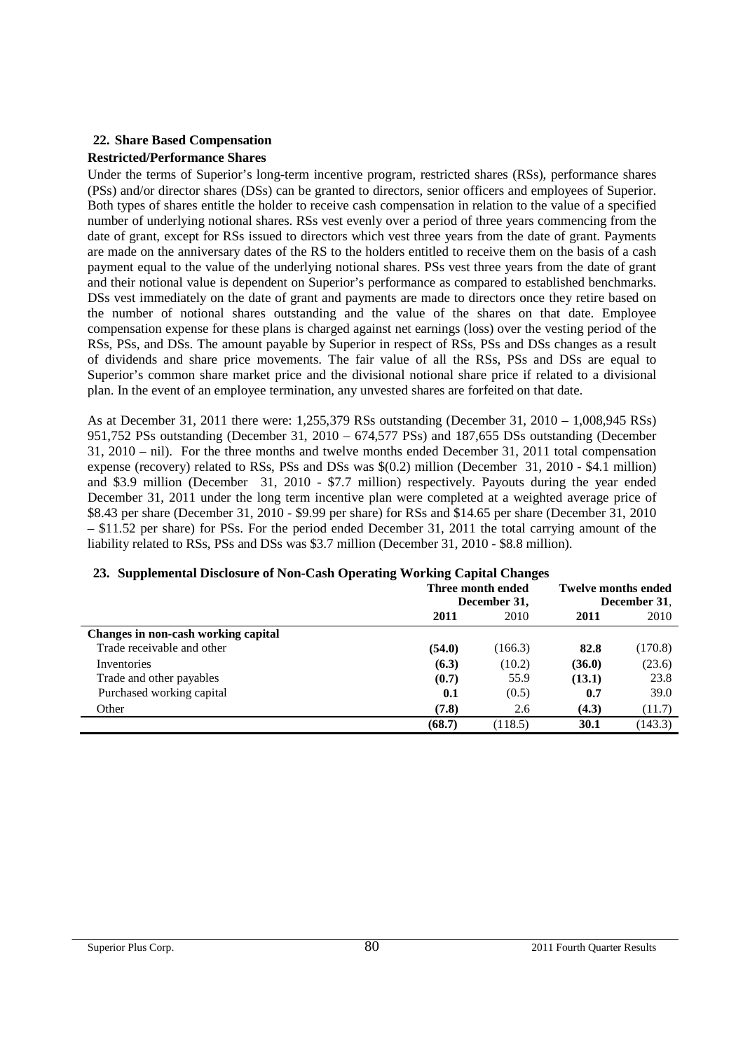## 22. Share Based Compensation

### Restricted/Performance Shares

Under the terms of Superior's long-term incentive program, restricted shares (RSs), performance shares (PSs) and/or director shares (DSs) can be granted to directors, senior officers and employees of Superior. Both types of shares entitle the holder to receive cash compensation in relation to the value of a specified number of underlying notional shares. RSs vest evenly over a period of three years commencing from the date of grant, except for RSs issued to directors which vest three years from the date of grant. Payments are made on the anniversary dates of the RS to the holders entitled to receive them on the basis of a cash payment equal to the value of the underlying notional shares. PSs vest three years from the date of grant and their notional value is dependent on Superior's performance as compared to established benchmarks. DSs vest immediately on the date of grant and payments are made to directors once they retire based on the number of notional shares outstanding and the value of the shares on that date. Employee compensation expense for these plans is charged against net earnings (loss) over the vesting period of the RSs, PSs, and DSs. The amount payable by Superior in respect of RSs, PSs and DSs changes as a result of dividends and share price movements. The fair value of all the RSs, PSs and DSs are equal to Superior's common share market price and the divisional notional share price if related to a divisional plan. In the event of an employee termination, any unvested shares are forfeited on that date.

As at December 31, 2011 there were: 1,255,379 RSs outstanding (December 31, 2010 – 1,008,945 RSs) 951,752 PSs outstanding (December 31, 2010 – 674,577 PSs) and 187,655 DSs outstanding (December 31, 2010 – nil). For the three months and twelve months ended December 31, 2011 total compensation expense (recovery) related to RSs, PSs and DSs was $(0.2) million (December 31, 2010 - $4.1 million) and $3.9 million (December 31, 2010 - $7.7 million) respectively. Payouts during the year ended December 31, 2011 under the long term incentive plan were completed at a weighted average price of $8.43 per share (December 31, 2010 - $9.99 per share) for RSs and $14.65 per share (December 31, 2010 – $11.52 per share) for PSs. For the period ended December 31, 2011 the total carrying amount of the liability related to RSs, PSs and DSs was $3.7 million (December 31, 2010 - $8.8 million).

## 23. Supplemental Disclosure of Non-Cash Operating Working Capital Changes

| | Three month ended December 31, | | Twelve months ended December 31, | |
|---|---|---|---|---|
| | **2011** | 2010 | **2011** | 2010 |
| **Changes in non-cash working capital** | | | | |
| Trade receivable and other | **(54.0)** | (166.3) | **82.8** | (170.8) |
| Inventories | **(6.3)** | (10.2) | **(36.0)** | (23.6) |
| Trade and other payables | **(0.7)** | 55.9 | **(13.1)** | 23.8 |
| Purchased working capital | **0.1** | (0.5) | **0.7** | 39.0 |
| Other | **(7.8)** | 2.6 | **(4.3)** | (11.7) |
| | **(68.7)** | (118.5) | **30.1** | (143.3) |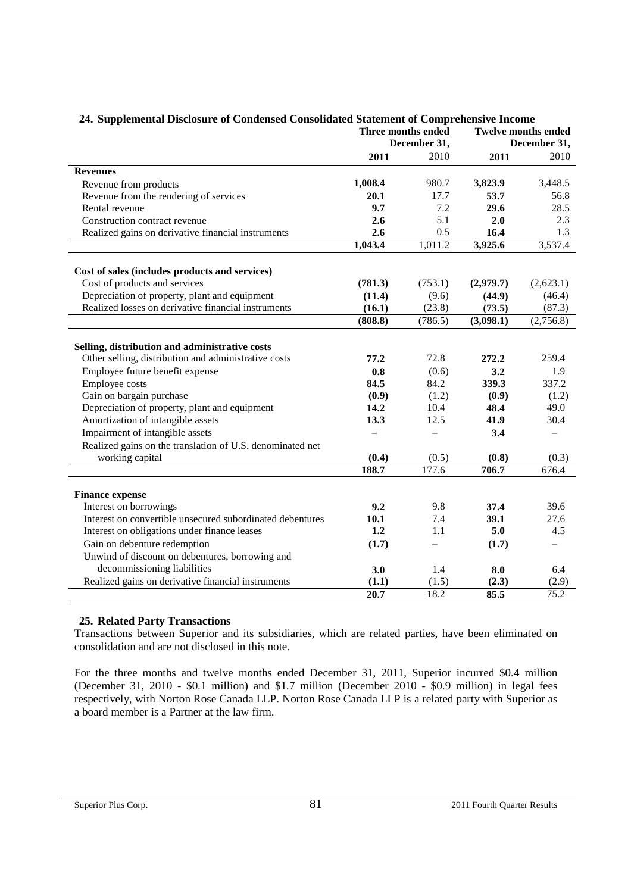## 24. Supplemental Disclosure of Condensed Consolidated Statement of Comprehensive Income

| | Three months ended December 31, | | Twelve months ended December 31, | |
|---|---|---|---|---|
| | **2011** | 2010 | **2011** | 2010 |
| **Revenues** | | | | |
| Revenue from products | **1,008.4** | 980.7 | **3,823.9** | 3,448.5 |
| Revenue from the rendering of services | **20.1** | 17.7 | **53.7** | 56.8 |
| Rental revenue | **9.7** | 7.2 | **29.6** | 28.5 |
| Construction contract revenue | **2.6** | 5.1 | **2.0** | 2.3 |
| Realized gains on derivative financial instruments | **2.6** | 0.5 | **16.4** | 1.3 |
| | **1,043.4** | 1,011.2 | **3,925.6** | 3,537.4 |
| **Cost of sales (includes products and services)** | | | | |
| Cost of products and services | **(781.3)** | (753.1) | **(2,979.7)** | (2,623.1) |
| Depreciation of property, plant and equipment | **(11.4)** | (9.6) | **(44.9)** | (46.4) |
| Realized losses on derivative financial instruments | **(16.1)** | (23.8) | **(73.5)** | (87.3) |
| | **(808.8)** | (786.5) | **(3,098.1)** | (2,756.8) |
| **Selling, distribution and administrative costs** | | | | |
| Other selling, distribution and administrative costs | **77.2** | 72.8 | **272.2** | 259.4 |
| Employee future benefit expense | **0.8** | (0.6) | **3.2** | 1.9 |
| Employee costs | **84.5** | 84.2 | **339.3** | 337.2 |
| Gain on bargain purchase | **(0.9)** | (1.2) | **(0.9)** | (1.2) |
| Depreciation of property, plant and equipment | **14.2** | 10.4 | **48.4** | 49.0 |
| Amortization of intangible assets | **13.3** | 12.5 | **41.9** | 30.4 |
| Impairment of intangible assets | – | – | **3.4** | – |
| Realized gains on the translation of U.S. denominated net working capital | **(0.4)** | (0.5) | **(0.8)** | (0.3) |
| | **188.7** | 177.6 | **706.7** | 676.4 |
| **Finance expense** | | | | |
| Interest on borrowings | **9.2** | 9.8 | **37.4** | 39.6 |
| Interest on convertible unsecured subordinated debentures | **10.1** | 7.4 | **39.1** | 27.6 |
| Interest on obligations under finance leases | **1.2** | 1.1 | **5.0** | 4.5 |
| Gain on debenture redemption | **(1.7)** | – | **(1.7)** | – |
| Unwind of discount on debentures, borrowing and decommissioning liabilities | **3.0** | 1.4 | **8.0** | 6.4 |
| Realized gains on derivative financial instruments | **(1.1)** | (1.5) | **(2.3)** | (2.9) |
| | **20.7** | 18.2 | **85.5** | 75.2 |

## 25. Related Party Transactions

Transactions between Superior and its subsidiaries, which are related parties, have been eliminated on consolidation and are not disclosed in this note.

For the three months and twelve months ended December 31, 2011, Superior incurred $0.4 million (December 31, 2010 - $0.1 million) and $1.7 million (December 2010 - $0.9 million) in legal fees respectively, with Norton Rose Canada LLP. Norton Rose Canada LLP is a related party with Superior as a board member is a Partner at the law firm.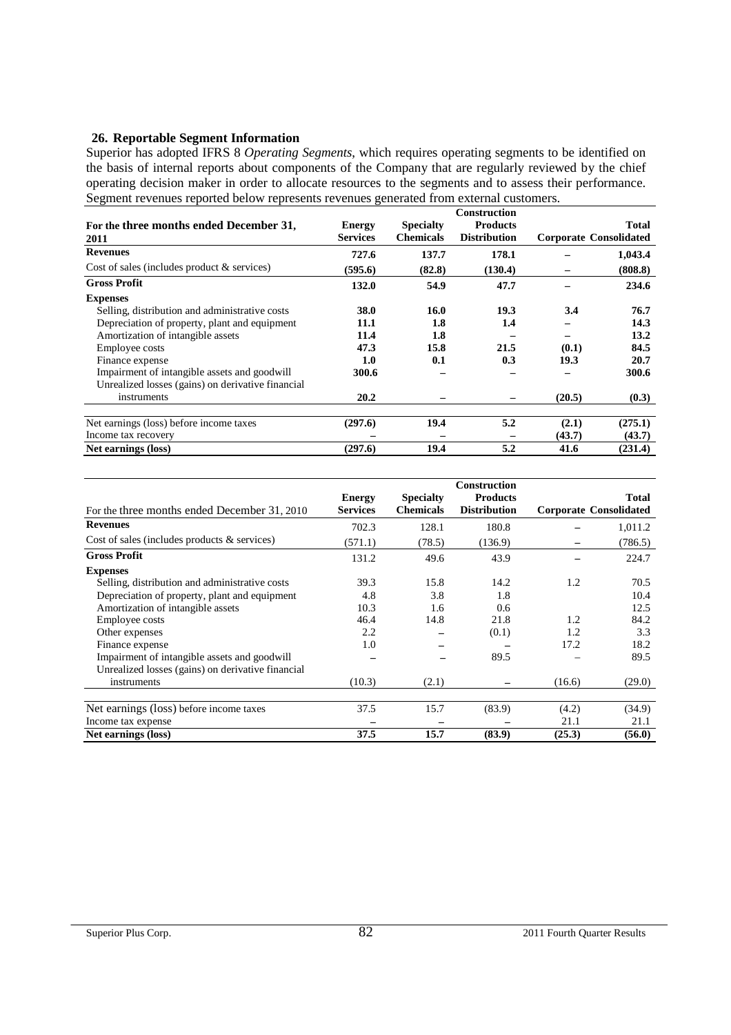## 26. Reportable Segment Information

Superior has adopted IFRS 8 *Operating Segments*, which requires operating segments to be identified on the basis of internal reports about components of the Company that are regularly reviewed by the chief operating decision maker in order to allocate resources to the segments and to assess their performance. Segment revenues reported below represents revenues generated from external customers.

| **For the three months ended December 31, 2011** | **Energy Services** | **Specialty Chemicals** | **Construction Products Distribution** | **Corporate** | **Total Consolidated** |
|---|---|---|---|---|---|
| **Revenues** | **727.6** | **137.7** | **178.1** | **–** | **1,043.4** |
| Cost of sales (includes product & services) | **(595.6)** | **(82.8)** | **(130.4)** | **–** | **(808.8)** |
| **Gross Profit** | **132.0** | **54.9** | **47.7** | **–** | **234.6** |
| **Expenses** | | | | | |
| Selling, distribution and administrative costs | **38.0** | **16.0** | **19.3** | **3.4** | **76.7** |
| Depreciation of property, plant and equipment | **11.1** | **1.8** | **1.4** | **–** | **14.3** |
| Amortization of intangible assets | **11.4** | **1.8** | **–** | **–** | **13.2** |
| Employee costs | **47.3** | **15.8** | **21.5** | **(0.1)** | **84.5** |
| Finance expense | **1.0** | **0.1** | **0.3** | **19.3** | **20.7** |
| Impairment of intangible assets and goodwill | **300.6** | **–** | **–** | **–** | **300.6** |
| Unrealized losses (gains) on derivative financial instruments | **20.2** | **–** | **–** | **(20.5)** | **(0.3)** |
| Net earnings (loss) before income taxes | **(297.6)** | **19.4** | **5.2** | **(2.1)** | **(275.1)** |
| Income tax recovery | **–** | **–** | **–** | **(43.7)** | **(43.7)** |
| **Net earnings (loss)** | **(297.6)** | **19.4** | **5.2** | **41.6** | **(231.4)** |

| For the three months ended December 31, 2010 | **Energy Services** | **Specialty Chemicals** | **Construction Products Distribution** | **Corporate** | **Total Consolidated** |
|---|---|---|---|---|---|
| **Revenues** | 702.3 | 128.1 | 180.8 | – | 1,011.2 |
| Cost of sales (includes products & services) | (571.1) | (78.5) | (136.9) | – | (786.5) |
| **Gross Profit** | 131.2 | 49.6 | 43.9 | – | 224.7 |
| **Expenses** | | | | | |
| Selling, distribution and administrative costs | 39.3 | 15.8 | 14.2 | 1.2 | 70.5 |
| Depreciation of property, plant and equipment | 4.8 | 3.8 | 1.8 | | 10.4 |
| Amortization of intangible assets | 10.3 | 1.6 | 0.6 | | 12.5 |
| Employee costs | 46.4 | 14.8 | 21.8 | 1.2 | 84.2 |
| Other expenses | 2.2 | – | (0.1) | 1.2 | 3.3 |
| Finance expense | 1.0 | – | – | 17.2 | 18.2 |
| Impairment of intangible assets and goodwill | – | – | 89.5 | – | 89.5 |
| Unrealized losses (gains) on derivative financial instruments | (10.3) | (2.1) | – | (16.6) | (29.0) |
| Net earnings (loss) before income taxes | 37.5 | 15.7 | (83.9) | (4.2) | (34.9) |
| Income tax expense | – | – | – | 21.1 | 21.1 |
| **Net earnings (loss)** | **37.5** | **15.7** | **(83.9)** | **(25.3)** | **(56.0)** |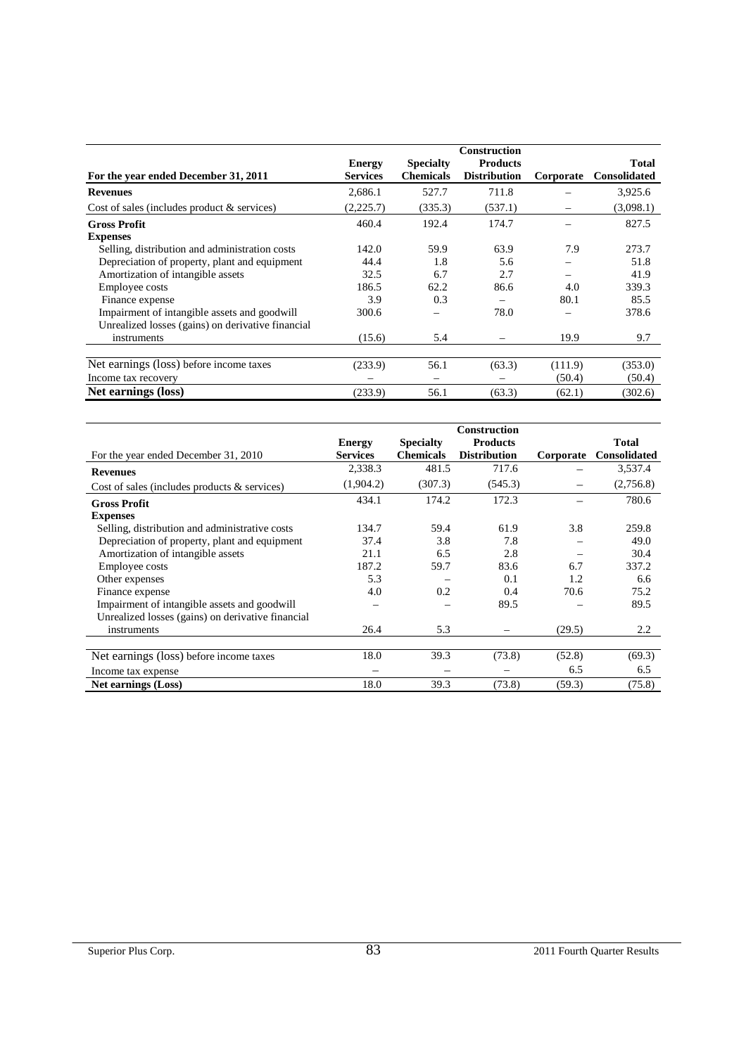| For the year ended December 31, 2011 | Energy Services | Specialty Chemicals | Construction Products Distribution | Corporate | Total Consolidated |
|---|---|---|---|---|---|
| **Revenues** | 2,686.1 | 527.7 | 711.8 | – | 3,925.6 |
| Cost of sales (includes product & services) | (2,225.7) | (335.3) | (537.1) | – | (3,098.1) |
| **Gross Profit** | 460.4 | 192.4 | 174.7 | – | 827.5 |
| **Expenses** | | | | | |
| Selling, distribution and administration costs | 142.0 | 59.9 | 63.9 | 7.9 | 273.7 |
| Depreciation of property, plant and equipment | 44.4 | 1.8 | 5.6 | – | 51.8 |
| Amortization of intangible assets | 32.5 | 6.7 | 2.7 | – | 41.9 |
| Employee costs | 186.5 | 62.2 | 86.6 | 4.0 | 339.3 |
| Finance expense | 3.9 | 0.3 | – | 80.1 | 85.5 |
| Impairment of intangible assets and goodwill | 300.6 | – | 78.0 | – | 378.6 |
| Unrealized losses (gains) on derivative financial instruments | (15.6) | 5.4 | – | 19.9 | 9.7 |
| Net earnings (loss) before income taxes | (233.9) | 56.1 | (63.3) | (111.9) | (353.0) |
| Income tax recovery | – | – | – | (50.4) | (50.4) |
| **Net earnings (loss)** | (233.9) | 56.1 | (63.3) | (62.1) | (302.6) |

| For the year ended December 31, 2010 | Energy Services | Specialty Chemicals | Construction Products Distribution | Corporate | Total Consolidated |
|---|---|---|---|---|---|
| **Revenues** | 2,338.3 | 481.5 | 717.6 | – | 3,537.4 |
| Cost of sales (includes products & services) | (1,904.2) | (307.3) | (545.3) | – | (2,756.8) |
| **Gross Profit** | 434.1 | 174.2 | 172.3 | – | 780.6 |
| **Expenses** | | | | | |
| Selling, distribution and administrative costs | 134.7 | 59.4 | 61.9 | 3.8 | 259.8 |
| Depreciation of property, plant and equipment | 37.4 | 3.8 | 7.8 | – | 49.0 |
| Amortization of intangible assets | 21.1 | 6.5 | 2.8 | – | 30.4 |
| Employee costs | 187.2 | 59.7 | 83.6 | 6.7 | 337.2 |
| Other expenses | 5.3 | – | 0.1 | 1.2 | 6.6 |
| Finance expense | 4.0 | 0.2 | 0.4 | 70.6 | 75.2 |
| Impairment of intangible assets and goodwill | – | – | 89.5 | – | 89.5 |
| Unrealized losses (gains) on derivative financial instruments | 26.4 | 5.3 | – | (29.5) | 2.2 |
| Net earnings (loss) before income taxes | 18.0 | 39.3 | (73.8) | (52.8) | (69.3) |
| Income tax expense | – | – | – | 6.5 | 6.5 |
| **Net earnings (Loss)** | 18.0 | 39.3 | (73.8) | (59.3) | (75.8) |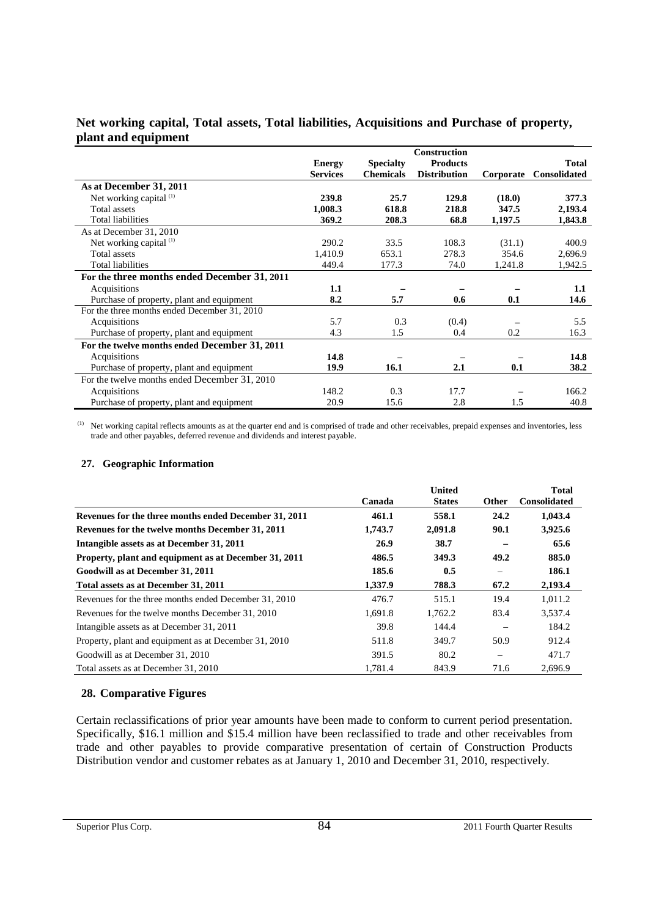## Net working capital, Total assets, Total liabilities, Acquisitions and Purchase of property, plant and equipment

| | Energy Services | Specialty Chemicals | Construction Products Distribution | Corporate | Total Consolidated |
|---|---|---|---|---|---|
| **As at December 31, 2011** | | | | | |
| Net working capital [(1)] | **239.8** | **25.7** | **129.8** | **(18.0)** | **377.3** |
| Total assets | **1,008.3** | **618.8** | **218.8** | **347.5** | **2,193.4** |
| Total liabilities | **369.2** | **208.3** | **68.8** | **1,197.5** | **1,843.8** |
| As at December 31, 2010 | | | | | |
| Net working capital [(1)] | 290.2 | 33.5 | 108.3 | (31.1) | 400.9 |
| Total assets | 1,410.9 | 653.1 | 278.3 | 354.6 | 2,696.9 |
| Total liabilities | 449.4 | 177.3 | 74.0 | 1,241.8 | 1,942.5 |
| **For the three months ended December 31, 2011** | | | | | |
| Acquisitions | **1.1** | **–** | **–** | **–** | **1.1** |
| Purchase of property, plant and equipment | **8.2** | **5.7** | **0.6** | **0.1** | **14.6** |
| For the three months ended December 31, 2010 | | | | | |
| Acquisitions | 5.7 | 0.3 | (0.4) | – | 5.5 |
| Purchase of property, plant and equipment | 4.3 | 1.5 | 0.4 | 0.2 | 16.3 |
| **For the twelve months ended December 31, 2011** | | | | | |
| Acquisitions | **14.8** | **–** | **–** | **–** | **14.8** |
| Purchase of property, plant and equipment | **19.9** | **16.1** | **2.1** | **0.1** | **38.2** |
| For the twelve months ended December 31, 2010 | | | | | |
| Acquisitions | 148.2 | 0.3 | 17.7 | – | 166.2 |
| Purchase of property, plant and equipment | 20.9 | 15.6 | 2.8 | 1.5 | 40.8 |

[(1)] Net working capital reflects amounts as at the quarter end and is comprised of trade and other receivables, prepaid expenses and inventories, less trade and other payables, deferred revenue and dividends and interest payable.

### 27. Geographic Information

| | Canada | United States | Other | Total Consolidated |
|---|---|---|---|---|
| **Revenues for the three months ended December 31, 2011** | **461.1** | **558.1** | **24.2** | **1,043.4** |
| **Revenues for the twelve months December 31, 2011** | **1,743.7** | **2,091.8** | **90.1** | **3,925.6** |
| **Intangible assets as at December 31, 2011** | **26.9** | **38.7** | **–** | **65.6** |
| **Property, plant and equipment as at December 31, 2011** | **486.5** | **349.3** | **49.2** | **885.0** |
| **Goodwill as at December 31, 2011** | **185.6** | **0.5** | – | **186.1** |
| **Total assets as at December 31, 2011** | **1,337.9** | **788.3** | **67.2** | **2,193.4** |
| Revenues for the three months ended December 31, 2010 | 476.7 | 515.1 | 19.4 | 1,011.2 |
| Revenues for the twelve months December 31, 2010 | 1,691.8 | 1,762.2 | 83.4 | 3,537.4 |
| Intangible assets as at December 31, 2011 | 39.8 | 144.4 | – | 184.2 |
| Property, plant and equipment as at December 31, 2010 | 511.8 | 349.7 | 50.9 | 912.4 |
| Goodwill as at December 31, 2010 | 391.5 | 80.2 | – | 471.7 |
| Total assets as at December 31, 2010 | 1,781.4 | 843.9 | 71.6 | 2,696.9 |

### 28. Comparative Figures

Certain reclassifications of prior year amounts have been made to conform to current period presentation. Specifically, $16.1 million and $15.4 million have been reclassified to trade and other receivables from trade and other payables to provide comparative presentation of certain of Construction Products Distribution vendor and customer rebates as at January 1, 2010 and December 31, 2010, respectively.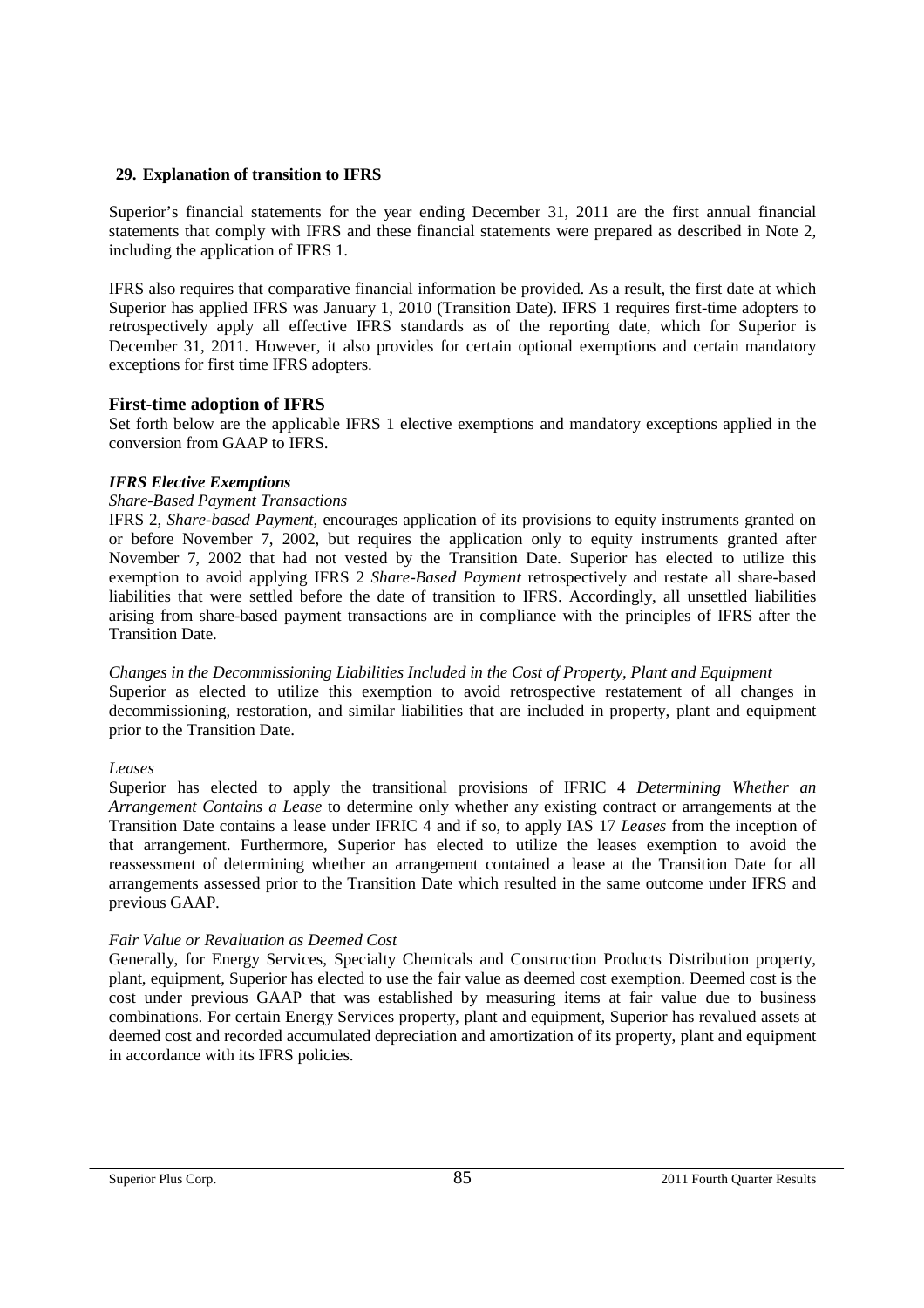## 29. Explanation of transition to IFRS

Superior's financial statements for the year ending December 31, 2011 are the first annual financial statements that comply with IFRS and these financial statements were prepared as described in Note 2, including the application of IFRS 1.

IFRS also requires that comparative financial information be provided. As a result, the first date at which Superior has applied IFRS was January 1, 2010 (Transition Date). IFRS 1 requires first-time adopters to retrospectively apply all effective IFRS standards as of the reporting date, which for Superior is December 31, 2011. However, it also provides for certain optional exemptions and certain mandatory exceptions for first time IFRS adopters.

### First-time adoption of IFRS

Set forth below are the applicable IFRS 1 elective exemptions and mandatory exceptions applied in the conversion from GAAP to IFRS.

***IFRS Elective Exemptions***

*Share-Based Payment Transactions*

IFRS 2, *Share-based Payment*, encourages application of its provisions to equity instruments granted on or before November 7, 2002, but requires the application only to equity instruments granted after November 7, 2002 that had not vested by the Transition Date. Superior has elected to utilize this exemption to avoid applying IFRS 2 *Share-Based Payment* retrospectively and restate all share-based liabilities that were settled before the date of transition to IFRS. Accordingly, all unsettled liabilities arising from share-based payment transactions are in compliance with the principles of IFRS after the Transition Date.

*Changes in the Decommissioning Liabilities Included in the Cost of Property, Plant and Equipment*

Superior as elected to utilize this exemption to avoid retrospective restatement of all changes in decommissioning, restoration, and similar liabilities that are included in property, plant and equipment prior to the Transition Date.

*Leases*

Superior has elected to apply the transitional provisions of IFRIC 4 *Determining Whether an Arrangement Contains a Lease* to determine only whether any existing contract or arrangements at the Transition Date contains a lease under IFRIC 4 and if so, to apply IAS 17 *Leases* from the inception of that arrangement. Furthermore, Superior has elected to utilize the leases exemption to avoid the reassessment of determining whether an arrangement contained a lease at the Transition Date for all arrangements assessed prior to the Transition Date which resulted in the same outcome under IFRS and previous GAAP.

*Fair Value or Revaluation as Deemed Cost*

Generally, for Energy Services, Specialty Chemicals and Construction Products Distribution property, plant, equipment, Superior has elected to use the fair value as deemed cost exemption. Deemed cost is the cost under previous GAAP that was established by measuring items at fair value due to business combinations. For certain Energy Services property, plant and equipment, Superior has revalued assets at deemed cost and recorded accumulated depreciation and amortization of its property, plant and equipment in accordance with its IFRS policies.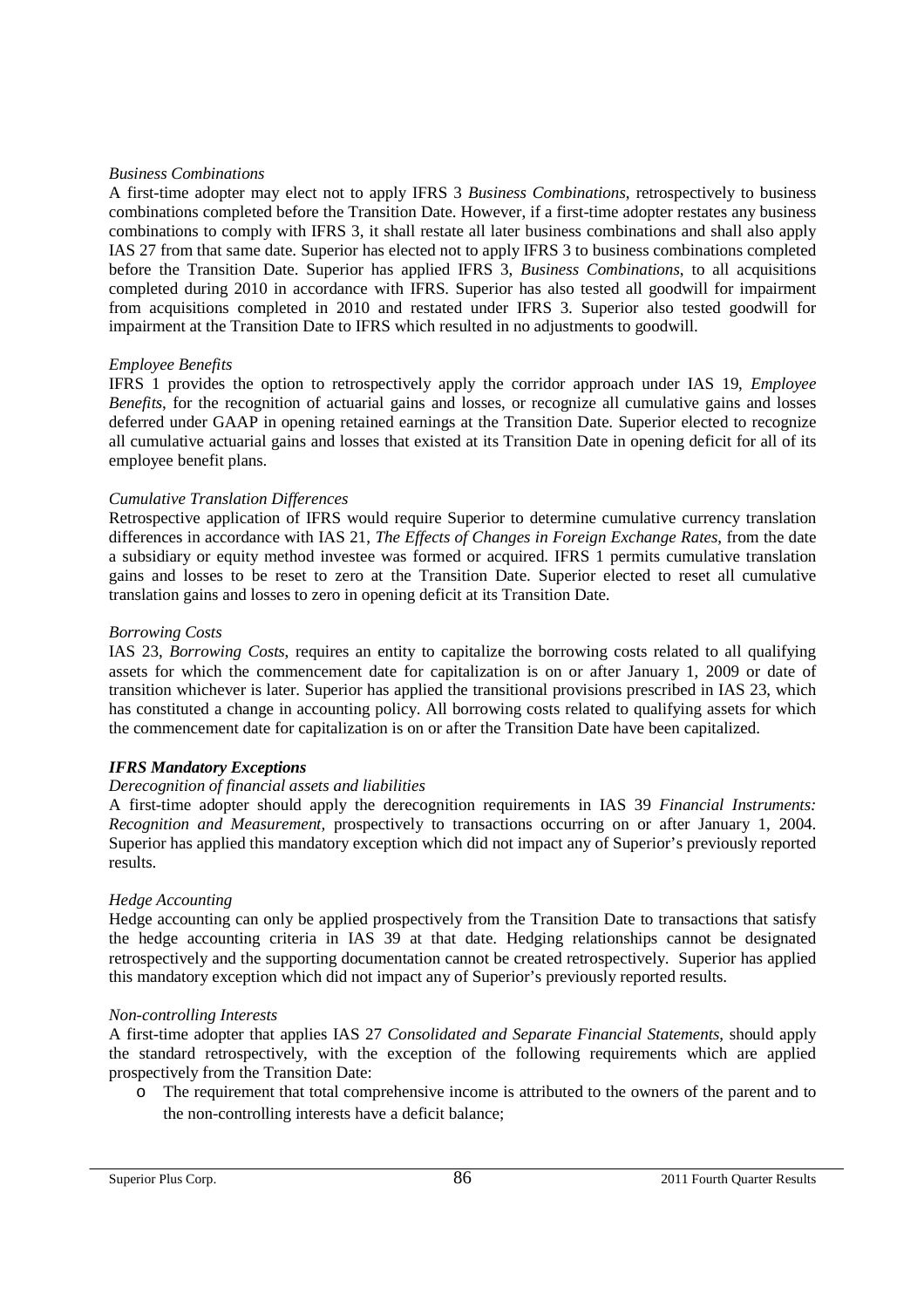*Business Combinations*

A first-time adopter may elect not to apply IFRS 3 *Business Combinations*, retrospectively to business combinations completed before the Transition Date. However, if a first-time adopter restates any business combinations to comply with IFRS 3, it shall restate all later business combinations and shall also apply IAS 27 from that same date. Superior has elected not to apply IFRS 3 to business combinations completed before the Transition Date. Superior has applied IFRS 3, *Business Combinations*, to all acquisitions completed during 2010 in accordance with IFRS. Superior has also tested all goodwill for impairment from acquisitions completed in 2010 and restated under IFRS 3. Superior also tested goodwill for impairment at the Transition Date to IFRS which resulted in no adjustments to goodwill.

*Employee Benefits*

IFRS 1 provides the option to retrospectively apply the corridor approach under IAS 19, *Employee Benefits*, for the recognition of actuarial gains and losses, or recognize all cumulative gains and losses deferred under GAAP in opening retained earnings at the Transition Date. Superior elected to recognize all cumulative actuarial gains and losses that existed at its Transition Date in opening deficit for all of its employee benefit plans.

*Cumulative Translation Differences*

Retrospective application of IFRS would require Superior to determine cumulative currency translation differences in accordance with IAS 21, *The Effects of Changes in Foreign Exchange Rates*, from the date a subsidiary or equity method investee was formed or acquired. IFRS 1 permits cumulative translation gains and losses to be reset to zero at the Transition Date. Superior elected to reset all cumulative translation gains and losses to zero in opening deficit at its Transition Date.

*Borrowing Costs*

IAS 23, *Borrowing Costs*, requires an entity to capitalize the borrowing costs related to all qualifying assets for which the commencement date for capitalization is on or after January 1, 2009 or date of transition whichever is later. Superior has applied the transitional provisions prescribed in IAS 23, which has constituted a change in accounting policy. All borrowing costs related to qualifying assets for which the commencement date for capitalization is on or after the Transition Date have been capitalized.

***IFRS Mandatory Exceptions***

*Derecognition of financial assets and liabilities*

A first-time adopter should apply the derecognition requirements in IAS 39 *Financial Instruments: Recognition and Measurement*, prospectively to transactions occurring on or after January 1, 2004. Superior has applied this mandatory exception which did not impact any of Superior's previously reported results.

*Hedge Accounting*

Hedge accounting can only be applied prospectively from the Transition Date to transactions that satisfy the hedge accounting criteria in IAS 39 at that date. Hedging relationships cannot be designated retrospectively and the supporting documentation cannot be created retrospectively. Superior has applied this mandatory exception which did not impact any of Superior's previously reported results.

*Non-controlling Interests*

A first-time adopter that applies IAS 27 *Consolidated and Separate Financial Statements*, should apply the standard retrospectively, with the exception of the following requirements which are applied prospectively from the Transition Date:

- The requirement that total comprehensive income is attributed to the owners of the parent and to the non-controlling interests have a deficit balance;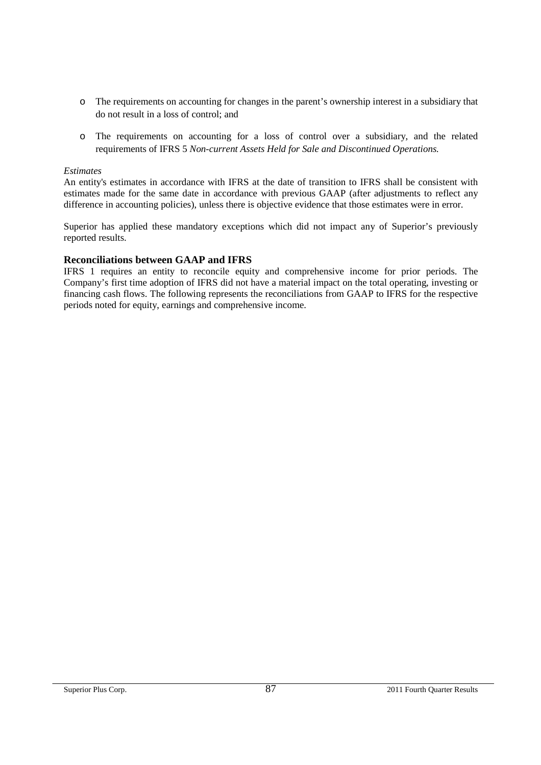- The requirements on accounting for changes in the parent's ownership interest in a subsidiary that do not result in a loss of control; and
- The requirements on accounting for a loss of control over a subsidiary, and the related requirements of IFRS 5 *Non-current Assets Held for Sale and Discontinued Operations.*

*Estimates*
An entity's estimates in accordance with IFRS at the date of transition to IFRS shall be consistent with estimates made for the same date in accordance with previous GAAP (after adjustments to reflect any difference in accounting policies), unless there is objective evidence that those estimates were in error.

Superior has applied these mandatory exceptions which did not impact any of Superior's previously reported results.

### Reconciliations between GAAP and IFRS

IFRS 1 requires an entity to reconcile equity and comprehensive income for prior periods. The Company's first time adoption of IFRS did not have a material impact on the total operating, investing or financing cash flows. The following represents the reconciliations from GAAP to IFRS for the respective periods noted for equity, earnings and comprehensive income.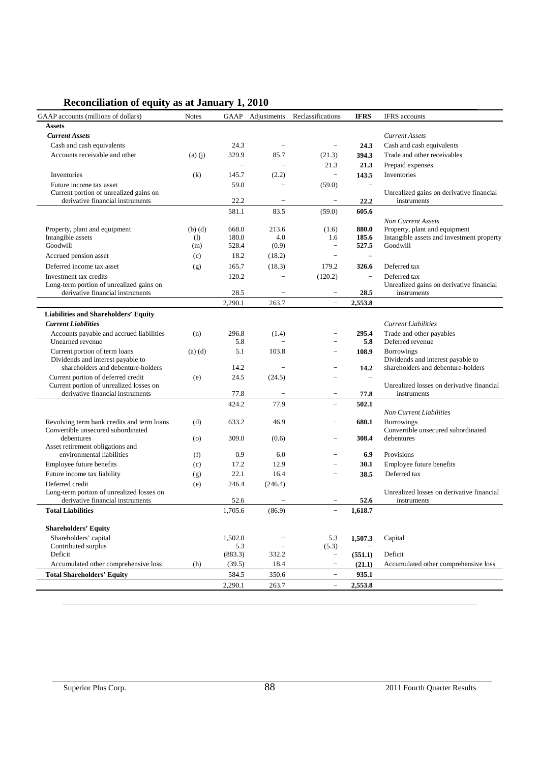## Reconciliation of equity as at January 1, 2010

| GAAP accounts (millions of dollars) | Notes | GAAP | Adjustments | Reclassifications | IFRS | IFRS accounts |
|---|---|---|---|---|---|---|
| **Assets** | | | | | | |
| ***Current Assets*** | | | | | | *Current Assets* |
| Cash and cash equivalents | | 24.3 | – | – | **24.3** | Cash and cash equivalents |
| Accounts receivable and other | (a) (j) | 329.9 | 85.7 | (21.3) | **394.3** | Trade and other receivables |
| | | – | – | 21.3 | **21.3** | Prepaid expenses |
| Inventories | (k) | 145.7 | (2.2) | – | **143.5** | Inventories |
| Future income tax asset | | 59.0 | – | (59.0) | – | |
| Current portion of unrealized gains on derivative financial instruments | | 22.2 | – | – | **22.2** | Unrealized gains on derivative financial instruments |
| | | 581.1 | 83.5 | (59.0) | **605.6** | |
| | | | | | | *Non Current Assets* |
| Property, plant and equipment | (b) (d) | 668.0 | 213.6 | (1.6) | **880.0** | Property, plant and equipment |
| Intangible assets | (l) | 180.0 | 4.0 | 1.6 | **185.6** | Intangible assets and investment property |
| Goodwill | (m) | 528.4 | (0.9) | – | **527.5** | Goodwill |
| Accrued pension asset | (c) | 18.2 | (18.2) | – | – | |
| Deferred income tax asset | (g) | 165.7 | (18.3) | 179.2 | **326.6** | Deferred tax |
| Investment tax credits | | 120.2 | – | (120.2) | – | Deferred tax |
| Long-term portion of unrealized gains on derivative financial instruments | | 28.5 | – | – | **28.5** | Unrealized gains on derivative financial instruments |
| | | 2,290.1 | 263.7 | – | **2,553.8** | |
| **Liabilities and Shareholders' Equity** | | | | | | |
| ***Current Liabilities*** | | | | | | *Current Liabilities* |
| Accounts payable and accrued liabilities | (n) | 296.8 | (1.4) | – | **295.4** | Trade and other payables |
| Unearned revenue | | 5.8 | – | – | **5.8** | Deferred revenue |
| Current portion of term loans | (a) (d) | 5.1 | 103.8 | – | **108.9** | Borrowings |
| Dividends and interest payable to shareholders and debenture-holders | | 14.2 | – | – | **14.2** | Dividends and interest payable to shareholders and debenture-holders |
| Current portion of deferred credit | (e) | 24.5 | (24.5) | – | – | |
| Current portion of unrealized losses on derivative financial instruments | | 77.8 | – | – | **77.8** | Unrealized losses on derivative financial instruments |
| | | 424.2 | 77.9 | – | **502.1** | |
| | | | | | | *Non Current Liabilities* |
| Revolving term bank credits and term loans | (d) | 633.2 | 46.9 | – | **680.1** | Borrowings |
| Convertible unsecured subordinated debentures | (o) | 309.0 | (0.6) | – | **308.4** | Convertible unsecured subordinated debentures |
| Asset retirement obligations and environmental liabilities | (f) | 0.9 | 6.0 | – | **6.9** | Provisions |
| Employee future benefits | (c) | 17.2 | 12.9 | – | **30.1** | Employee future benefits |
| Future income tax liability | (g) | 22.1 | 16.4 | – | **38.5** | Deferred tax |
| Deferred credit | (e) | 246.4 | (246.4) | – | – | |
| Long-term portion of unrealized losses on derivative financial instruments | | 52.6 | – | – | **52.6** | Unrealized losses on derivative financial instruments |
| **Total Liabilities** | | 1,705.6 | (86.9) | – | **1,618.7** | |
| **Shareholders' Equity** | | | | | | |
| Shareholders' capital | | 1,502.0 | – | 5.3 | **1,507.3** | Capital |
| Contributed surplus | | 5.3 | – | (5.3) | – | |
| Deficit | | (883.3) | 332.2 | – | **(551.1)** | Deficit |
| Accumulated other comprehensive loss | (h) | (39.5) | 18.4 | – | **(21.1)** | Accumulated other comprehensive loss |
| **Total Shareholders' Equity** | | 584.5 | 350.6 | – | **935.1** | |
| | | 2,290.1 | 263.7 | – | **2,553.8** | |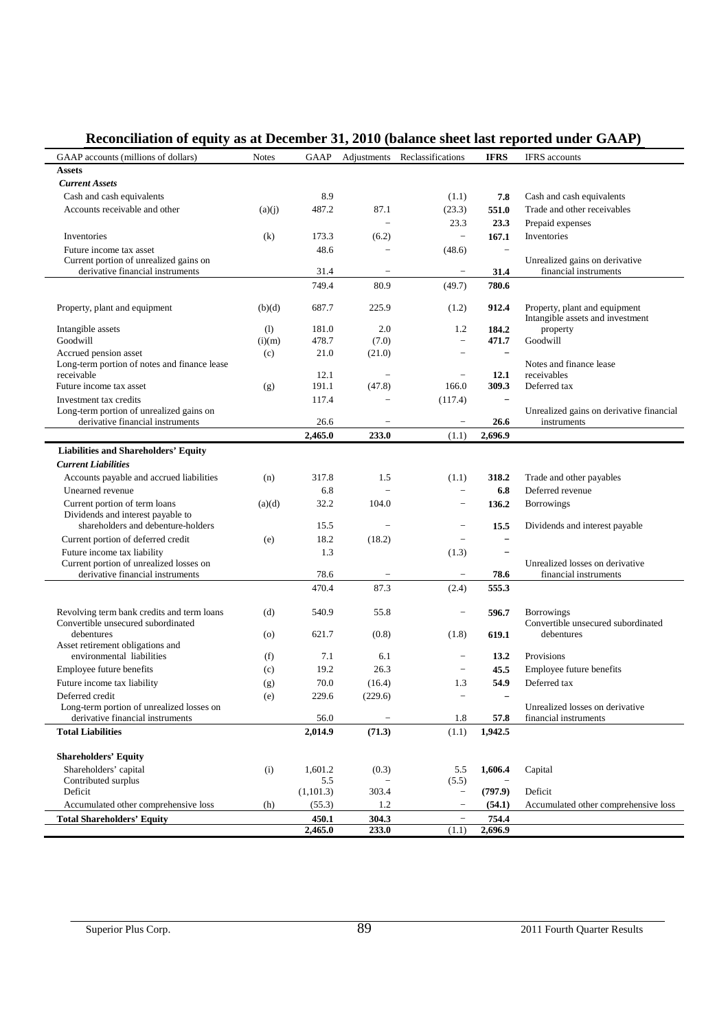# Reconciliation of equity as at December 31, 2010 (balance sheet last reported under GAAP)

| GAAP accounts (millions of dollars) | Notes | GAAP | Adjustments | Reclassifications | IFRS | IFRS accounts |
|---|---|---|---|---|---|---|
| **Assets** | | | | | | |
| ***Current Assets*** | | | | | | |
| Cash and cash equivalents | | 8.9 | | (1.1) | **7.8** | Cash and cash equivalents |
| Accounts receivable and other | (a)(j) | 487.2 | 87.1 | (23.3) | **551.0** | Trade and other receivables |
| | | | – | 23.3 | **23.3** | Prepaid expenses |
| Inventories | (k) | 173.3 | (6.2) | – | **167.1** | Inventories |
| Future income tax asset | | 48.6 | – | (48.6) | – | |
| Current portion of unrealized gains on derivative financial instruments | | 31.4 | – | – | **31.4** | Unrealized gains on derivative financial instruments |
| | | 749.4 | 80.9 | (49.7) | **780.6** | |
| Property, plant and equipment | (b)(d) | 687.7 | 225.9 | (1.2) | **912.4** | Property, plant and equipment |
| Intangible assets | (l) | 181.0 | 2.0 | 1.2 | **184.2** | Intangible assets and investment property |
| Goodwill | (i)(m) | 478.7 | (7.0) | – | **471.7** | Goodwill |
| Accrued pension asset | (c) | 21.0 | (21.0) | – | – | |
| Long-term portion of notes and finance lease receivable | | 12.1 | – | – | **12.1** | Notes and finance lease receivables |
| Future income tax asset | (g) | 191.1 | (47.8) | 166.0 | **309.3** | Deferred tax |
| Investment tax credits | | 117.4 | – | (117.4) | – | |
| Long-term portion of unrealized gains on derivative financial instruments | | 26.6 | – | – | **26.6** | Unrealized gains on derivative financial instruments |
| | | **2,465.0** | **233.0** | (1.1) | **2,696.9** | |
| **Liabilities and Shareholders' Equity** | | | | | | |
| ***Current Liabilities*** | | | | | | |
| Accounts payable and accrued liabilities | (n) | 317.8 | 1.5 | (1.1) | **318.2** | Trade and other payables |
| Unearned revenue | | 6.8 | – | – | **6.8** | Deferred revenue |
| Current portion of term loans | (a)(d) | 32.2 | 104.0 | – | **136.2** | Borrowings |
| Dividends and interest payable to shareholders and debenture-holders | | 15.5 | – | – | **15.5** | Dividends and interest payable |
| Current portion of deferred credit | (e) | 18.2 | (18.2) | – | – | |
| Future income tax liability | | 1.3 | | (1.3) | – | |
| Current portion of unrealized losses on derivative financial instruments | | 78.6 | – | – | **78.6** | Unrealized losses on derivative financial instruments |
| | | 470.4 | 87.3 | (2.4) | **555.3** | |
| Revolving term bank credits and term loans | (d) | 540.9 | 55.8 | – | **596.7** | Borrowings |
| Convertible unsecured subordinated debentures | (o) | 621.7 | (0.8) | (1.8) | **619.1** | Convertible unsecured subordinated debentures |
| Asset retirement obligations and environmental liabilities | (f) | 7.1 | 6.1 | – | **13.2** | Provisions |
| Employee future benefits | (c) | 19.2 | 26.3 | – | **45.5** | Employee future benefits |
| Future income tax liability | (g) | 70.0 | (16.4) | 1.3 | **54.9** | Deferred tax |
| Deferred credit | (e) | 229.6 | (229.6) | – | – | |
| Long-term portion of unrealized losses on derivative financial instruments | | 56.0 | – | 1.8 | **57.8** | Unrealized losses on derivative financial instruments |
| **Total Liabilities** | | **2,014.9** | **(71.3)** | (1.1) | **1,942.5** | |
| **Shareholders' Equity** | | | | | | |
| Shareholders' capital | (i) | 1,601.2 | (0.3) | 5.5 | **1,606.4** | Capital |
| Contributed surplus | | 5.5 | – | (5.5) | – | |
| Deficit | | (1,101.3) | 303.4 | – | **(797.9)** | Deficit |
| Accumulated other comprehensive loss | (h) | (55.3) | 1.2 | – | **(54.1)** | Accumulated other comprehensive loss |
| **Total Shareholders' Equity** | | **450.1** | **304.3** | – | **754.4** | |
| | | **2,465.0** | **233.0** | (1.1) | **2,696.9** | |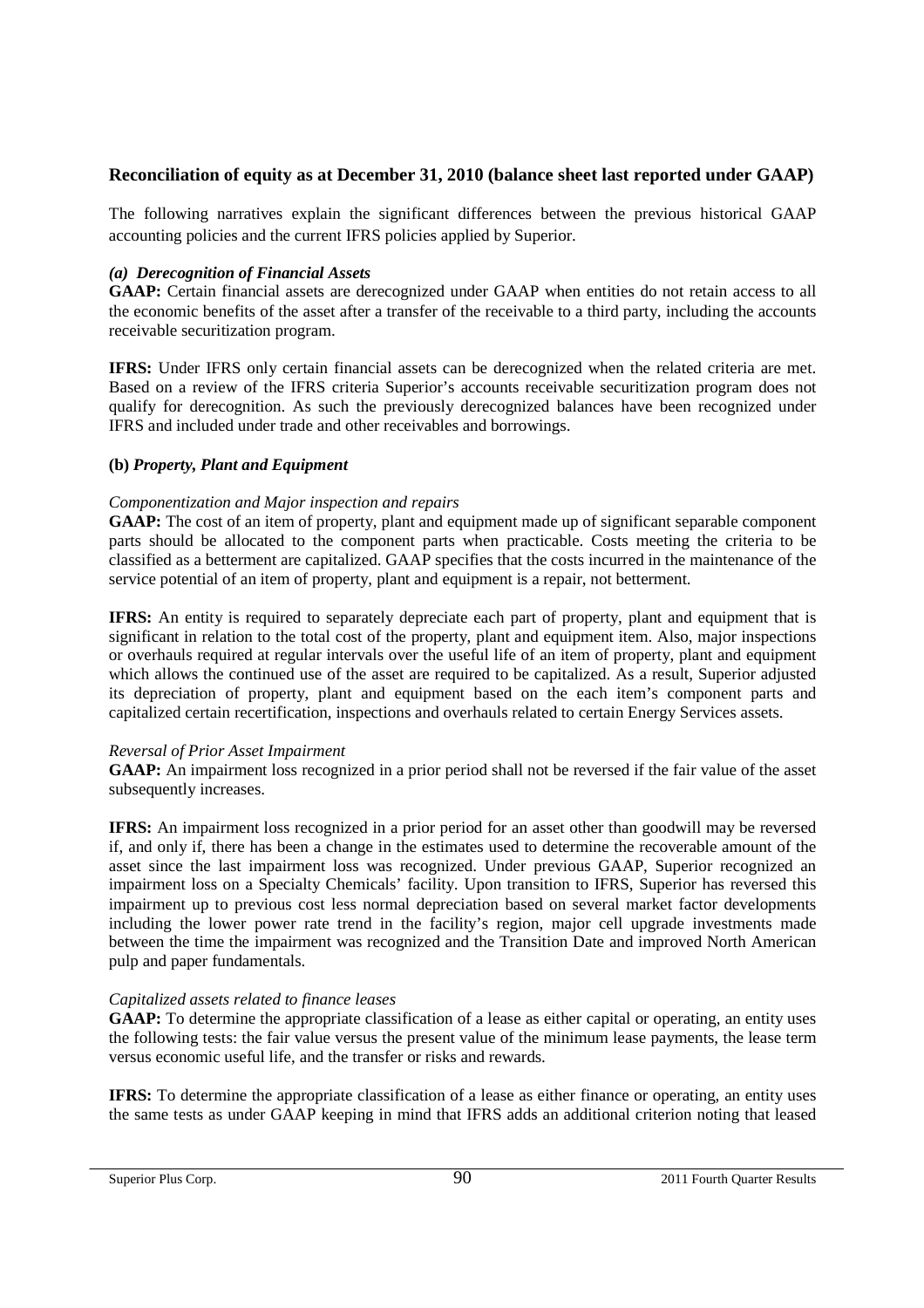## Reconciliation of equity as at December 31, 2010 (balance sheet last reported under GAAP)

The following narratives explain the significant differences between the previous historical GAAP accounting policies and the current IFRS policies applied by Superior.

### *(a) Derecognition of Financial Assets*

**GAAP:** Certain financial assets are derecognized under GAAP when entities do not retain access to all the economic benefits of the asset after a transfer of the receivable to a third party, including the accounts receivable securitization program.

**IFRS:** Under IFRS only certain financial assets can be derecognized when the related criteria are met. Based on a review of the IFRS criteria Superior's accounts receivable securitization program does not qualify for derecognition. As such the previously derecognized balances have been recognized under IFRS and included under trade and other receivables and borrowings.

### **(b)** *Property, Plant and Equipment*

*Componentization and Major inspection and repairs*

**GAAP:** The cost of an item of property, plant and equipment made up of significant separable component parts should be allocated to the component parts when practicable. Costs meeting the criteria to be classified as a betterment are capitalized. GAAP specifies that the costs incurred in the maintenance of the service potential of an item of property, plant and equipment is a repair, not betterment.

**IFRS:** An entity is required to separately depreciate each part of property, plant and equipment that is significant in relation to the total cost of the property, plant and equipment item. Also, major inspections or overhauls required at regular intervals over the useful life of an item of property, plant and equipment which allows the continued use of the asset are required to be capitalized. As a result, Superior adjusted its depreciation of property, plant and equipment based on the each item's component parts and capitalized certain recertification, inspections and overhauls related to certain Energy Services assets.

*Reversal of Prior Asset Impairment*

**GAAP:** An impairment loss recognized in a prior period shall not be reversed if the fair value of the asset subsequently increases.

**IFRS:** An impairment loss recognized in a prior period for an asset other than goodwill may be reversed if, and only if, there has been a change in the estimates used to determine the recoverable amount of the asset since the last impairment loss was recognized. Under previous GAAP, Superior recognized an impairment loss on a Specialty Chemicals' facility. Upon transition to IFRS, Superior has reversed this impairment up to previous cost less normal depreciation based on several market factor developments including the lower power rate trend in the facility's region, major cell upgrade investments made between the time the impairment was recognized and the Transition Date and improved North American pulp and paper fundamentals.

*Capitalized assets related to finance leases*

**GAAP:** To determine the appropriate classification of a lease as either capital or operating, an entity uses the following tests: the fair value versus the present value of the minimum lease payments, the lease term versus economic useful life, and the transfer or risks and rewards.

**IFRS:** To determine the appropriate classification of a lease as either finance or operating, an entity uses the same tests as under GAAP keeping in mind that IFRS adds an additional criterion noting that leased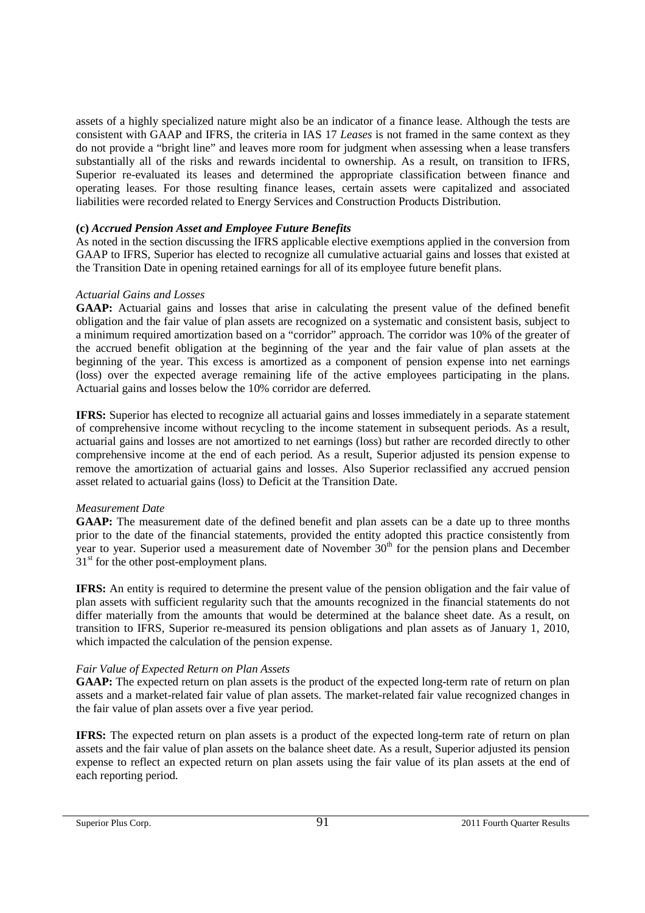assets of a highly specialized nature might also be an indicator of a finance lease. Although the tests are consistent with GAAP and IFRS, the criteria in IAS 17 *Leases* is not framed in the same context as they do not provide a "bright line" and leaves more room for judgment when assessing when a lease transfers substantially all of the risks and rewards incidental to ownership. As a result, on transition to IFRS, Superior re-evaluated its leases and determined the appropriate classification between finance and operating leases. For those resulting finance leases, certain assets were capitalized and associated liabilities were recorded related to Energy Services and Construction Products Distribution.

**(c)** ***Accrued Pension Asset and Employee Future Benefits***

As noted in the section discussing the IFRS applicable elective exemptions applied in the conversion from GAAP to IFRS, Superior has elected to recognize all cumulative actuarial gains and losses that existed at the Transition Date in opening retained earnings for all of its employee future benefit plans.

*Actuarial Gains and Losses*

**GAAP:** Actuarial gains and losses that arise in calculating the present value of the defined benefit obligation and the fair value of plan assets are recognized on a systematic and consistent basis, subject to a minimum required amortization based on a "corridor" approach. The corridor was 10% of the greater of the accrued benefit obligation at the beginning of the year and the fair value of plan assets at the beginning of the year. This excess is amortized as a component of pension expense into net earnings (loss) over the expected average remaining life of the active employees participating in the plans. Actuarial gains and losses below the 10% corridor are deferred.

**IFRS:** Superior has elected to recognize all actuarial gains and losses immediately in a separate statement of comprehensive income without recycling to the income statement in subsequent periods. As a result, actuarial gains and losses are not amortized to net earnings (loss) but rather are recorded directly to other comprehensive income at the end of each period. As a result, Superior adjusted its pension expense to remove the amortization of actuarial gains and losses. Also Superior reclassified any accrued pension asset related to actuarial gains (loss) to Deficit at the Transition Date.

*Measurement Date*

**GAAP:** The measurement date of the defined benefit and plan assets can be a date up to three months prior to the date of the financial statements, provided the entity adopted this practice consistently from year to year. Superior used a measurement date of November 30th for the pension plans and December 31st for the other post-employment plans.

**IFRS:** An entity is required to determine the present value of the pension obligation and the fair value of plan assets with sufficient regularity such that the amounts recognized in the financial statements do not differ materially from the amounts that would be determined at the balance sheet date. As a result, on transition to IFRS, Superior re-measured its pension obligations and plan assets as of January 1, 2010, which impacted the calculation of the pension expense.

*Fair Value of Expected Return on Plan Assets*

**GAAP:** The expected return on plan assets is the product of the expected long-term rate of return on plan assets and a market-related fair value of plan assets. The market-related fair value recognized changes in the fair value of plan assets over a five year period.

**IFRS:** The expected return on plan assets is a product of the expected long-term rate of return on plan assets and the fair value of plan assets on the balance sheet date. As a result, Superior adjusted its pension expense to reflect an expected return on plan assets using the fair value of its plan assets at the end of each reporting period.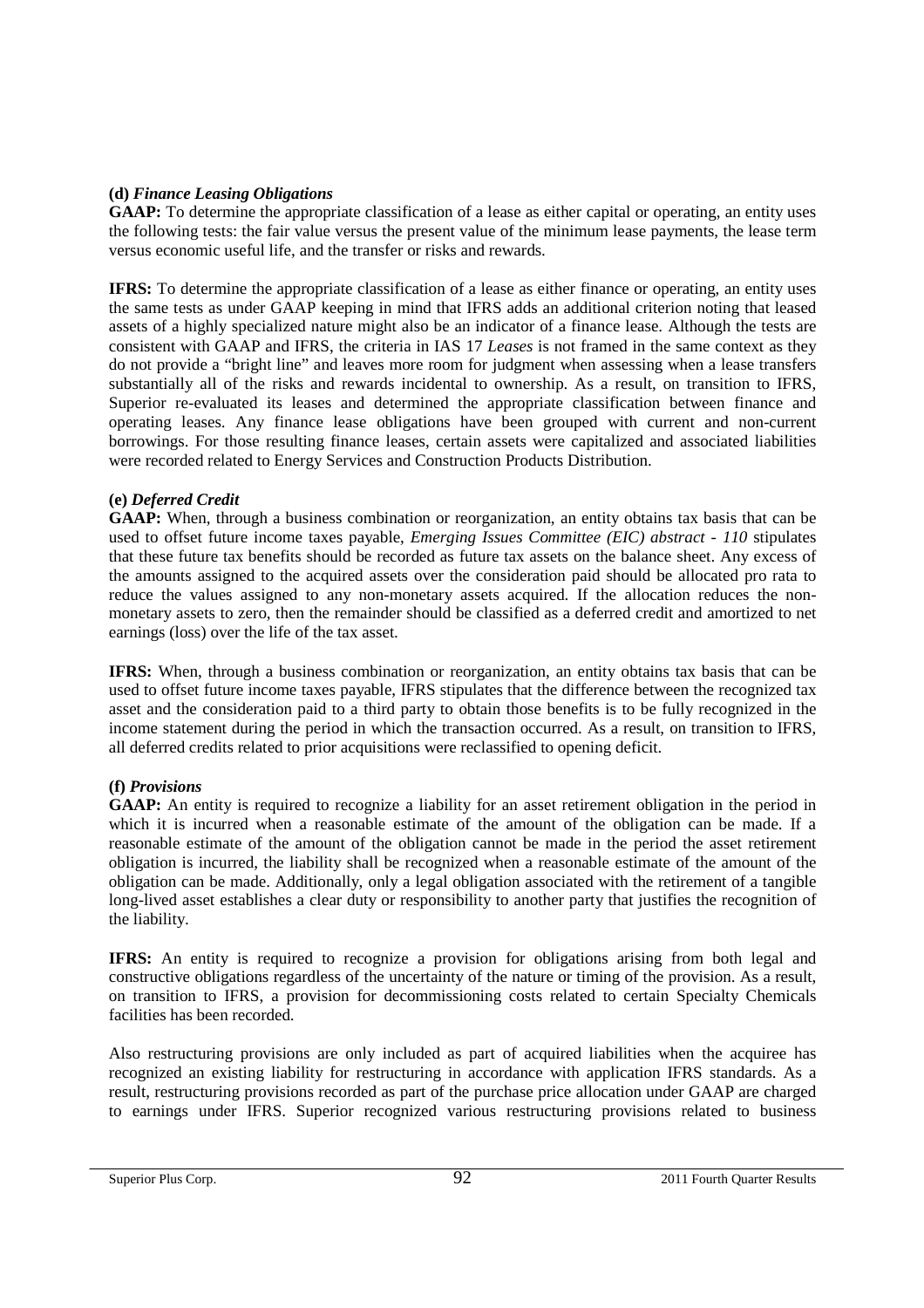**(d)** ***Finance Leasing Obligations***

**GAAP:** To determine the appropriate classification of a lease as either capital or operating, an entity uses the following tests: the fair value versus the present value of the minimum lease payments, the lease term versus economic useful life, and the transfer or risks and rewards.

**IFRS:** To determine the appropriate classification of a lease as either finance or operating, an entity uses the same tests as under GAAP keeping in mind that IFRS adds an additional criterion noting that leased assets of a highly specialized nature might also be an indicator of a finance lease. Although the tests are consistent with GAAP and IFRS, the criteria in IAS 17 *Leases* is not framed in the same context as they do not provide a "bright line" and leaves more room for judgment when assessing when a lease transfers substantially all of the risks and rewards incidental to ownership. As a result, on transition to IFRS, Superior re-evaluated its leases and determined the appropriate classification between finance and operating leases. Any finance lease obligations have been grouped with current and non-current borrowings. For those resulting finance leases, certain assets were capitalized and associated liabilities were recorded related to Energy Services and Construction Products Distribution.

**(e)** ***Deferred Credit***

**GAAP:** When, through a business combination or reorganization, an entity obtains tax basis that can be used to offset future income taxes payable, *Emerging Issues Committee (EIC) abstract - 110* stipulates that these future tax benefits should be recorded as future tax assets on the balance sheet. Any excess of the amounts assigned to the acquired assets over the consideration paid should be allocated pro rata to reduce the values assigned to any non-monetary assets acquired. If the allocation reduces the non-monetary assets to zero, then the remainder should be classified as a deferred credit and amortized to net earnings (loss) over the life of the tax asset.

**IFRS:** When, through a business combination or reorganization, an entity obtains tax basis that can be used to offset future income taxes payable, IFRS stipulates that the difference between the recognized tax asset and the consideration paid to a third party to obtain those benefits is to be fully recognized in the income statement during the period in which the transaction occurred. As a result, on transition to IFRS, all deferred credits related to prior acquisitions were reclassified to opening deficit.

**(f)** ***Provisions***

**GAAP:** An entity is required to recognize a liability for an asset retirement obligation in the period in which it is incurred when a reasonable estimate of the amount of the obligation can be made. If a reasonable estimate of the amount of the obligation cannot be made in the period the asset retirement obligation is incurred, the liability shall be recognized when a reasonable estimate of the amount of the obligation can be made. Additionally, only a legal obligation associated with the retirement of a tangible long-lived asset establishes a clear duty or responsibility to another party that justifies the recognition of the liability.

**IFRS:** An entity is required to recognize a provision for obligations arising from both legal and constructive obligations regardless of the uncertainty of the nature or timing of the provision. As a result, on transition to IFRS, a provision for decommissioning costs related to certain Specialty Chemicals facilities has been recorded.

Also restructuring provisions are only included as part of acquired liabilities when the acquiree has recognized an existing liability for restructuring in accordance with application IFRS standards. As a result, restructuring provisions recorded as part of the purchase price allocation under GAAP are charged to earnings under IFRS. Superior recognized various restructuring provisions related to business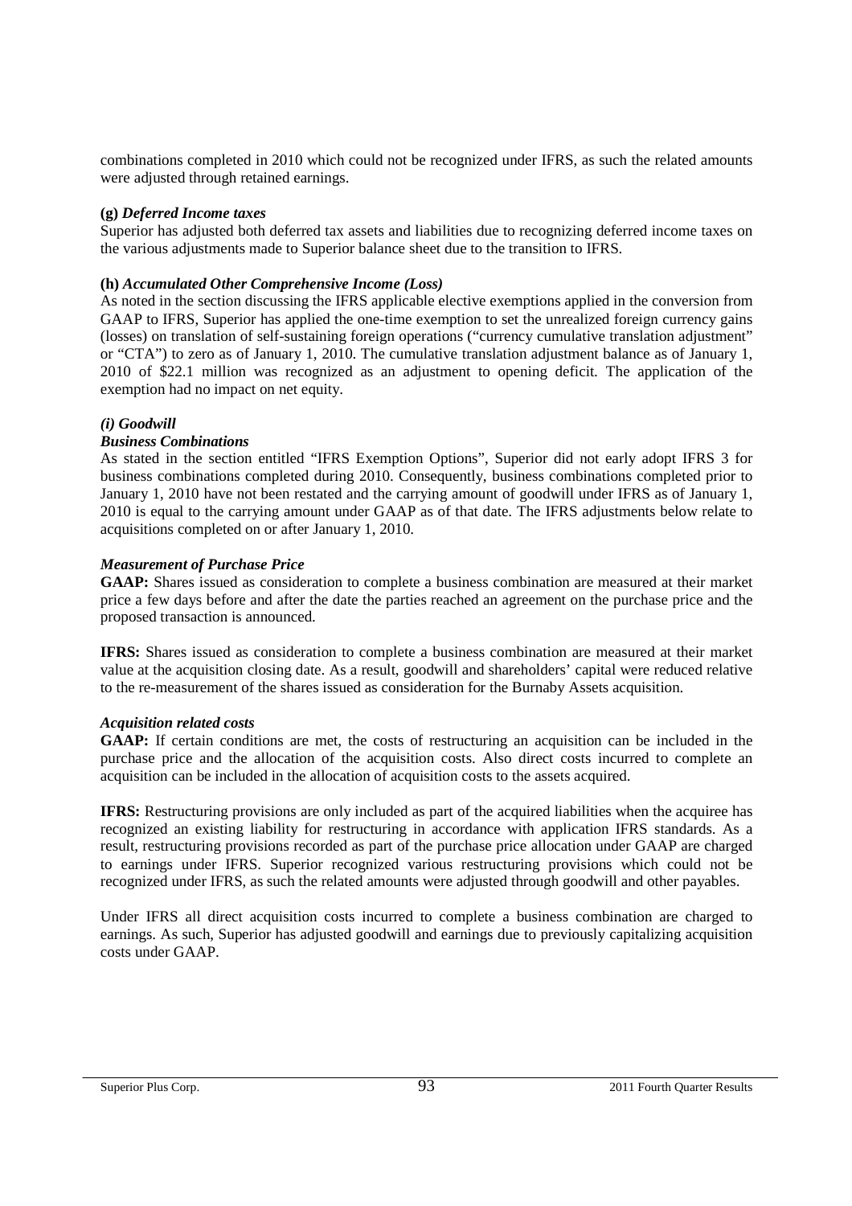combinations completed in 2010 which could not be recognized under IFRS, as such the related amounts were adjusted through retained earnings.

**(g)** ***Deferred Income taxes***

Superior has adjusted both deferred tax assets and liabilities due to recognizing deferred income taxes on the various adjustments made to Superior balance sheet due to the transition to IFRS.

**(h)** ***Accumulated Other Comprehensive Income (Loss)***

As noted in the section discussing the IFRS applicable elective exemptions applied in the conversion from GAAP to IFRS, Superior has applied the one-time exemption to set the unrealized foreign currency gains (losses) on translation of self-sustaining foreign operations ("currency cumulative translation adjustment" or "CTA") to zero as of January 1, 2010. The cumulative translation adjustment balance as of January 1, 2010 of $22.1 million was recognized as an adjustment to opening deficit. The application of the exemption had no impact on net equity.

***(i) Goodwill***

***Business Combinations***

As stated in the section entitled "IFRS Exemption Options", Superior did not early adopt IFRS 3 for business combinations completed during 2010. Consequently, business combinations completed prior to January 1, 2010 have not been restated and the carrying amount of goodwill under IFRS as of January 1, 2010 is equal to the carrying amount under GAAP as of that date. The IFRS adjustments below relate to acquisitions completed on or after January 1, 2010.

***Measurement of Purchase Price***

**GAAP:** Shares issued as consideration to complete a business combination are measured at their market price a few days before and after the date the parties reached an agreement on the purchase price and the proposed transaction is announced.

**IFRS:** Shares issued as consideration to complete a business combination are measured at their market value at the acquisition closing date. As a result, goodwill and shareholders' capital were reduced relative to the re-measurement of the shares issued as consideration for the Burnaby Assets acquisition.

***Acquisition related costs***

**GAAP:** If certain conditions are met, the costs of restructuring an acquisition can be included in the purchase price and the allocation of the acquisition costs. Also direct costs incurred to complete an acquisition can be included in the allocation of acquisition costs to the assets acquired.

**IFRS:** Restructuring provisions are only included as part of the acquired liabilities when the acquiree has recognized an existing liability for restructuring in accordance with application IFRS standards. As a result, restructuring provisions recorded as part of the purchase price allocation under GAAP are charged to earnings under IFRS. Superior recognized various restructuring provisions which could not be recognized under IFRS, as such the related amounts were adjusted through goodwill and other payables.

Under IFRS all direct acquisition costs incurred to complete a business combination are charged to earnings. As such, Superior has adjusted goodwill and earnings due to previously capitalizing acquisition costs under GAAP.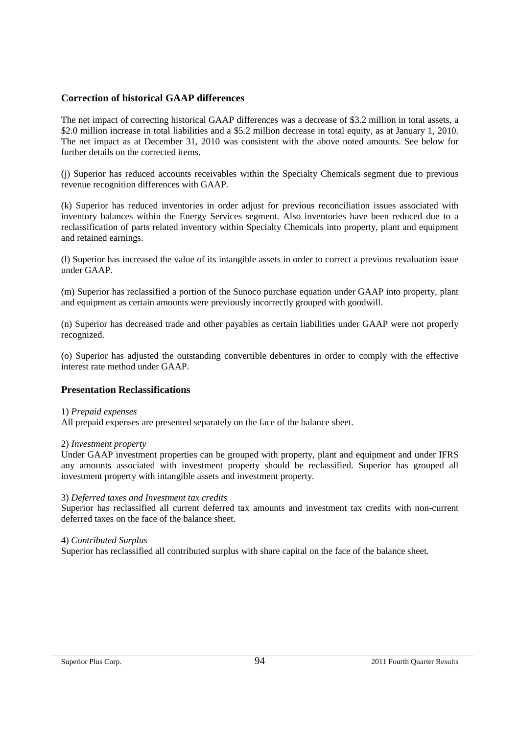## Correction of historical GAAP differences

The net impact of correcting historical GAAP differences was a decrease of $3.2 million in total assets, a $2.0 million increase in total liabilities and a $5.2 million decrease in total equity, as at January 1, 2010. The net impact as at December 31, 2010 was consistent with the above noted amounts. See below for further details on the corrected items.

(j) Superior has reduced accounts receivables within the Specialty Chemicals segment due to previous revenue recognition differences with GAAP.

(k) Superior has reduced inventories in order adjust for previous reconciliation issues associated with inventory balances within the Energy Services segment. Also inventories have been reduced due to a reclassification of parts related inventory within Specialty Chemicals into property, plant and equipment and retained earnings.

(l) Superior has increased the value of its intangible assets in order to correct a previous revaluation issue under GAAP.

(m) Superior has reclassified a portion of the Sunoco purchase equation under GAAP into property, plant and equipment as certain amounts were previously incorrectly grouped with goodwill.

(n) Superior has decreased trade and other payables as certain liabilities under GAAP were not properly recognized.

(o) Superior has adjusted the outstanding convertible debentures in order to comply with the effective interest rate method under GAAP.

## Presentation Reclassifications

1) *Prepaid expenses*
All prepaid expenses are presented separately on the face of the balance sheet.

2) *Investment property*
Under GAAP investment properties can be grouped with property, plant and equipment and under IFRS any amounts associated with investment property should be reclassified. Superior has grouped all investment property with intangible assets and investment property.

3) *Deferred taxes and Investment tax credits*
Superior has reclassified all current deferred tax amounts and investment tax credits with non-current deferred taxes on the face of the balance sheet.

4) *Contributed Surplus*
Superior has reclassified all contributed surplus with share capital on the face of the balance sheet.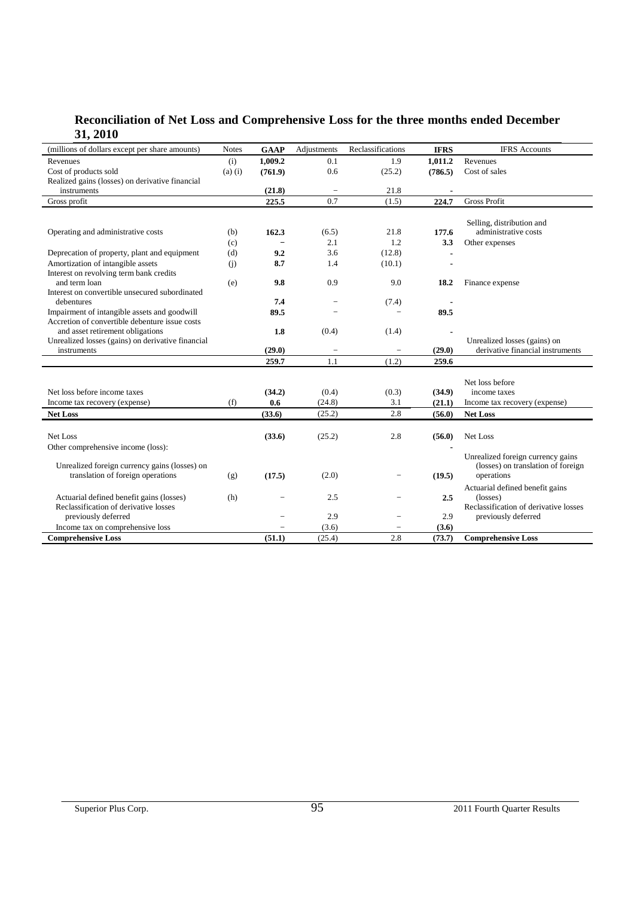## Reconciliation of Net Loss and Comprehensive Loss for the three months ended December 31, 2010

| (millions of dollars except per share amounts) | Notes | GAAP | Adjustments | Reclassifications | IFRS | IFRS Accounts |
|---|---|---|---|---|---|---|
| Revenues | (i) | **1,009.2** | 0.1 | 1.9 | **1,011.2** | Revenues |
| Cost of products sold | (a) (i) | **(761.9)** | 0.6 | (25.2) | **(786.5)** | Cost of sales |
| Realized gains (losses) on derivative financial instruments | | **(21.8)** | – | 21.8 | - | |
| Gross profit | | **225.5** | 0.7 | (1.5) | **224.7** | Gross Profit |
| Operating and administrative costs | (b) | **162.3** | (6.5) | 21.8 | **177.6** | Selling, distribution and administrative costs |
| | (c) | – | 2.1 | 1.2 | **3.3** | Other expenses |
| Deprecation of property, plant and equipment | (d) | **9.2** | 3.6 | (12.8) | - | |
| Amortization of intangible assets | (j) | **8.7** | 1.4 | (10.1) | - | |
| Interest on revolving term bank credits and term loan | (e) | **9.8** | 0.9 | 9.0 | **18.2** | Finance expense |
| Interest on convertible unsecured subordinated debentures | | **7.4** | – | (7.4) | - | |
| Impairment of intangible assets and goodwill | | **89.5** | – | – | **89.5** | |
| Accretion of convertible debenture issue costs and asset retirement obligations | | **1.8** | (0.4) | (1.4) | - | |
| Unrealized losses (gains) on derivative financial instruments | | **(29.0)** | – | – | **(29.0)** | Unrealized losses (gains) on derivative financial instruments |
| | | **259.7** | 1.1 | (1.2) | **259.6** | |
| Net loss before income taxes | | **(34.2)** | (0.4) | (0.3) | **(34.9)** | Net loss before income taxes |
| Income tax recovery (expense) | (f) | **0.6** | (24.8) | 3.1 | **(21.1)** | Income tax recovery (expense) |
| **Net Loss** | | **(33.6)** | (25.2) | 2.8 | **(56.0)** | **Net Loss** |
| Net Loss | | **(33.6)** | (25.2) | 2.8 | **(56.0)** | Net Loss |
| Other comprehensive income (loss): | | | | | - | |
| Unrealized foreign currency gains (losses) on translation of foreign operations | (g) | **(17.5)** | (2.0) | – | **(19.5)** | Unrealized foreign currency gains (losses) on translation of foreign operations |
| Actuarial defined benefit gains (losses) | (h) | – | 2.5 | – | **2.5** | Actuarial defined benefit gains (losses) |
| Reclassification of derivative losses previously deferred | | – | 2.9 | – | 2.9 | Reclassification of derivative losses previously deferred |
| Income tax on comprehensive loss | | – | (3.6) | – | **(3.6)** | |
| **Comprehensive Loss** | | **(51.1)** | (25.4) | 2.8 | **(73.7)** | **Comprehensive Loss** |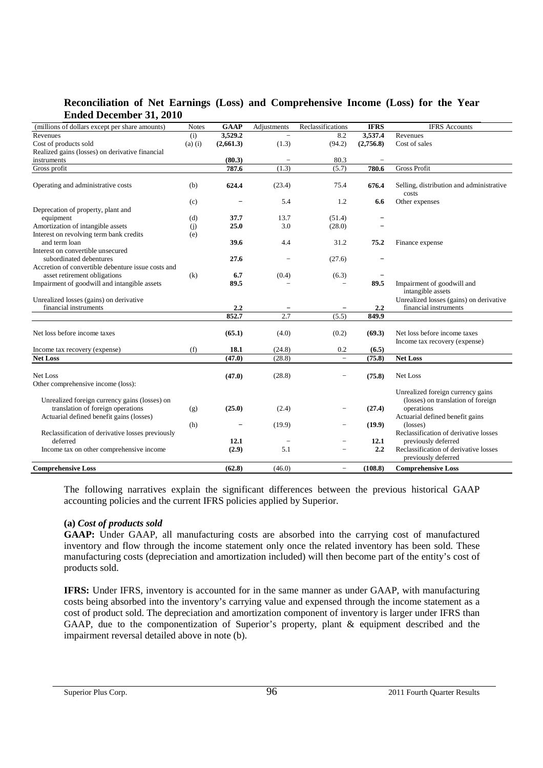## Reconciliation of Net Earnings (Loss) and Comprehensive Income (Loss) for the Year Ended December 31, 2010

| (millions of dollars except per share amounts) | Notes | GAAP | Adjustments | Reclassifications | IFRS | IFRS Accounts |
|---|---|---|---|---|---|---|
| Revenues | (i) | **3,529.2** | – | 8.2 | **3,537.4** | Revenues |
| Cost of products sold | (a) (i) | **(2,661.3)** | (1.3) | (94.2) | **(2,756.8)** | Cost of sales |
| Realized gains (losses) on derivative financial instruments | | **(80.3)** | – | 80.3 | – | |
| Gross profit | | **787.6** | (1.3) | (5.7) | **780.6** | Gross Profit |
| Operating and administrative costs | (b) | **624.4** | (23.4) | 75.4 | **676.4** | Selling, distribution and administrative costs |
| | (c) | – | 5.4 | 1.2 | **6.6** | Other expenses |
| Deprecation of property, plant and equipment | (d) | **37.7** | 13.7 | (51.4) | – | |
| Amortization of intangible assets | (j) | **25.0** | 3.0 | (28.0) | – | |
| Interest on revolving term bank credits and term loan | (e) | **39.6** | 4.4 | 31.2 | **75.2** | Finance expense |
| Interest on convertible unsecured subordinated debentures | | **27.6** | – | (27.6) | – | |
| Accretion of convertible debenture issue costs and asset retirement obligations | (k) | **6.7** | (0.4) | (6.3) | – | |
| Impairment of goodwill and intangible assets | | **89.5** | – | – | **89.5** | Impairment of goodwill and intangible assets |
| Unrealized losses (gains) on derivative financial instruments | | **2.2** | – | – | **2.2** | Unrealized losses (gains) on derivative financial instruments |
| | | **852.7** | 2.7 | (5.5) | **849.9** | |
| Net loss before income taxes | | **(65.1)** | (4.0) | (0.2) | **(69.3)** | Net loss before income taxes |
| Income tax recovery (expense) | (f) | **18.1** | (24.8) | 0.2 | **(6.5)** | Income tax recovery (expense) |
| **Net Loss** | | **(47.0)** | (28.8) | – | **(75.8)** | **Net Loss** |
| Net Loss | | **(47.0)** | (28.8) | – | **(75.8)** | Net Loss |
| Other comprehensive income (loss): | | | | | | |
| Unrealized foreign currency gains (losses) on translation of foreign operations | (g) | **(25.0)** | (2.4) | – | **(27.4)** | Unrealized foreign currency gains (losses) on translation of foreign operations |
| Actuarial defined benefit gains (losses) | (h) | – | (19.9) | – | **(19.9)** | Actuarial defined benefit gains (losses) |
| Reclassification of derivative losses previously deferred | | **12.1** | – | – | **12.1** | Reclassification of derivative losses previously deferred |
| Income tax on other comprehensive income | | **(2.9)** | 5.1 | – | **2.2** | Reclassification of derivative losses previously deferred |
| **Comprehensive Loss** | | **(62.8)** | (46.0) | – | **(108.8)** | **Comprehensive Loss** |

The following narratives explain the significant differences between the previous historical GAAP accounting policies and the current IFRS policies applied by Superior.

**(a)** ***Cost of products sold***

**GAAP:** Under GAAP, all manufacturing costs are absorbed into the carrying cost of manufactured inventory and flow through the income statement only once the related inventory has been sold. These manufacturing costs (depreciation and amortization included) will then become part of the entity's cost of products sold.

**IFRS:** Under IFRS, inventory is accounted for in the same manner as under GAAP, with manufacturing costs being absorbed into the inventory's carrying value and expensed through the income statement as a cost of product sold. The depreciation and amortization component of inventory is larger under IFRS than GAAP, due to the componentization of Superior's property, plant & equipment described and the impairment reversal detailed above in note (b).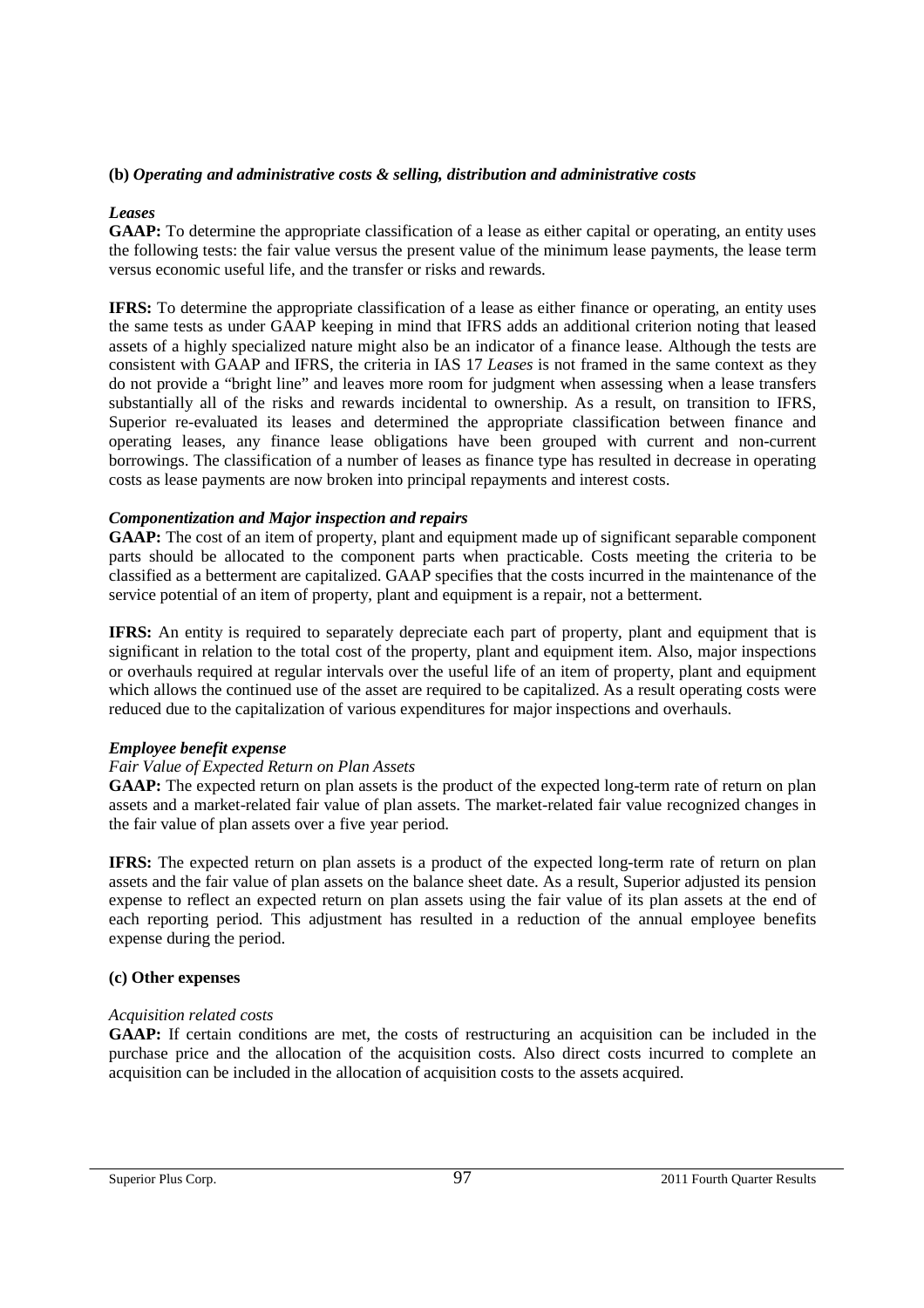**(b)** ***Operating and administrative costs & selling, distribution and administrative costs***

***Leases***

**GAAP:** To determine the appropriate classification of a lease as either capital or operating, an entity uses the following tests: the fair value versus the present value of the minimum lease payments, the lease term versus economic useful life, and the transfer or risks and rewards.

**IFRS:** To determine the appropriate classification of a lease as either finance or operating, an entity uses the same tests as under GAAP keeping in mind that IFRS adds an additional criterion noting that leased assets of a highly specialized nature might also be an indicator of a finance lease. Although the tests are consistent with GAAP and IFRS, the criteria in IAS 17 *Leases* is not framed in the same context as they do not provide a "bright line" and leaves more room for judgment when assessing when a lease transfers substantially all of the risks and rewards incidental to ownership. As a result, on transition to IFRS, Superior re-evaluated its leases and determined the appropriate classification between finance and operating leases, any finance lease obligations have been grouped with current and non-current borrowings. The classification of a number of leases as finance type has resulted in decrease in operating costs as lease payments are now broken into principal repayments and interest costs.

***Componentization and Major inspection and repairs***

**GAAP:** The cost of an item of property, plant and equipment made up of significant separable component parts should be allocated to the component parts when practicable. Costs meeting the criteria to be classified as a betterment are capitalized. GAAP specifies that the costs incurred in the maintenance of the service potential of an item of property, plant and equipment is a repair, not a betterment.

**IFRS:** An entity is required to separately depreciate each part of property, plant and equipment that is significant in relation to the total cost of the property, plant and equipment item. Also, major inspections or overhauls required at regular intervals over the useful life of an item of property, plant and equipment which allows the continued use of the asset are required to be capitalized. As a result operating costs were reduced due to the capitalization of various expenditures for major inspections and overhauls.

***Employee benefit expense***

*Fair Value of Expected Return on Plan Assets*

**GAAP:** The expected return on plan assets is the product of the expected long-term rate of return on plan assets and a market-related fair value of plan assets. The market-related fair value recognized changes in the fair value of plan assets over a five year period.

**IFRS:** The expected return on plan assets is a product of the expected long-term rate of return on plan assets and the fair value of plan assets on the balance sheet date. As a result, Superior adjusted its pension expense to reflect an expected return on plan assets using the fair value of its plan assets at the end of each reporting period. This adjustment has resulted in a reduction of the annual employee benefits expense during the period.

**(c) Other expenses**

*Acquisition related costs*

**GAAP:** If certain conditions are met, the costs of restructuring an acquisition can be included in the purchase price and the allocation of the acquisition costs. Also direct costs incurred to complete an acquisition can be included in the allocation of acquisition costs to the assets acquired.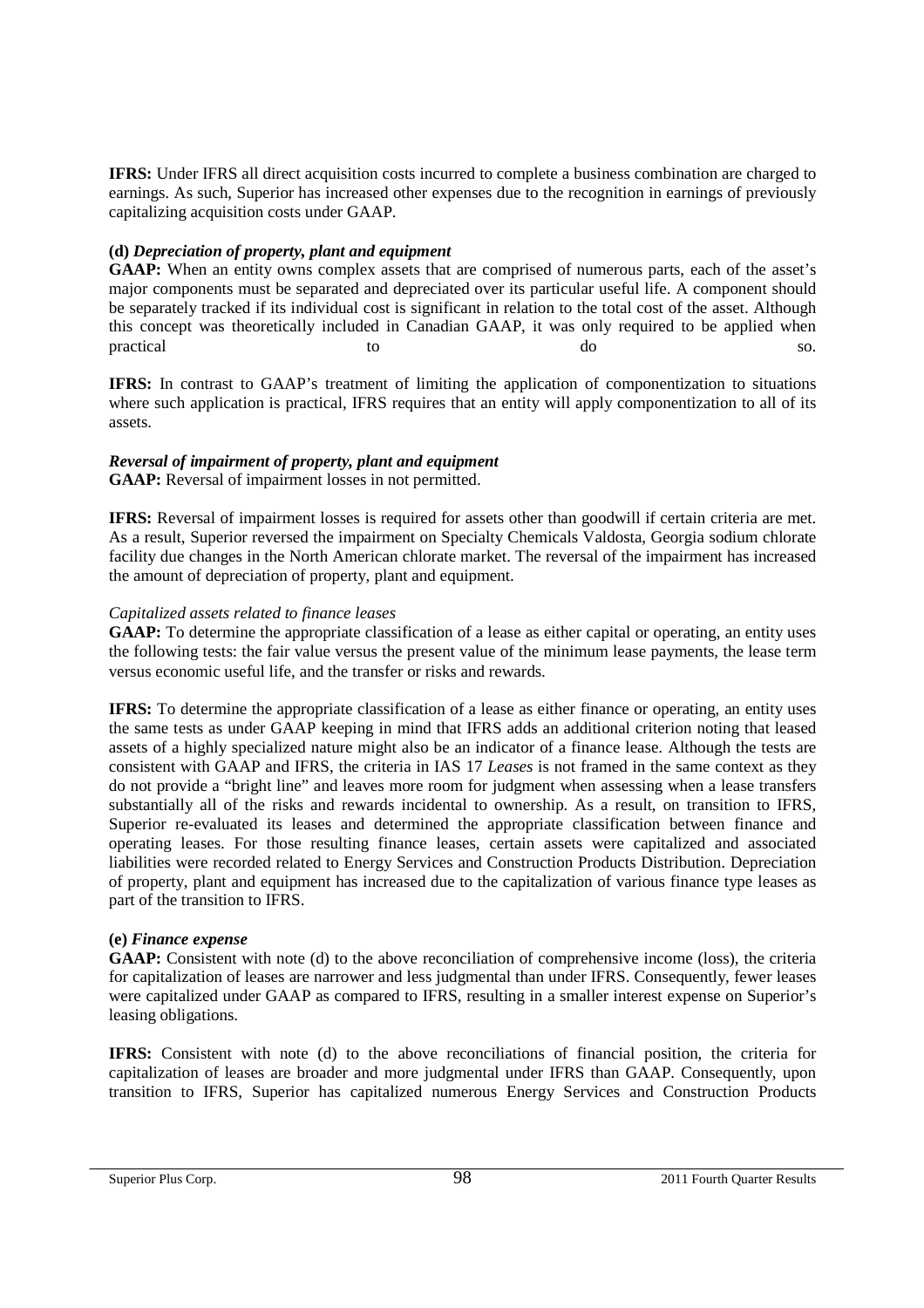**IFRS:** Under IFRS all direct acquisition costs incurred to complete a business combination are charged to earnings. As such, Superior has increased other expenses due to the recognition in earnings of previously capitalizing acquisition costs under GAAP.

**(d)** ***Depreciation of property, plant and equipment***

**GAAP:** When an entity owns complex assets that are comprised of numerous parts, each of the asset's major components must be separated and depreciated over its particular useful life. A component should be separately tracked if its individual cost is significant in relation to the total cost of the asset. Although this concept was theoretically included in Canadian GAAP, it was only required to be applied when practical to do so.

**IFRS:** In contrast to GAAP's treatment of limiting the application of componentization to situations where such application is practical, IFRS requires that an entity will apply componentization to all of its assets.

***Reversal of impairment of property, plant and equipment***

**GAAP:** Reversal of impairment losses in not permitted.

**IFRS:** Reversal of impairment losses is required for assets other than goodwill if certain criteria are met. As a result, Superior reversed the impairment on Specialty Chemicals Valdosta, Georgia sodium chlorate facility due changes in the North American chlorate market. The reversal of the impairment has increased the amount of depreciation of property, plant and equipment.

*Capitalized assets related to finance leases*

**GAAP:** To determine the appropriate classification of a lease as either capital or operating, an entity uses the following tests: the fair value versus the present value of the minimum lease payments, the lease term versus economic useful life, and the transfer or risks and rewards.

**IFRS:** To determine the appropriate classification of a lease as either finance or operating, an entity uses the same tests as under GAAP keeping in mind that IFRS adds an additional criterion noting that leased assets of a highly specialized nature might also be an indicator of a finance lease. Although the tests are consistent with GAAP and IFRS, the criteria in IAS 17 *Leases* is not framed in the same context as they do not provide a "bright line" and leaves more room for judgment when assessing when a lease transfers substantially all of the risks and rewards incidental to ownership. As a result, on transition to IFRS, Superior re-evaluated its leases and determined the appropriate classification between finance and operating leases. For those resulting finance leases, certain assets were capitalized and associated liabilities were recorded related to Energy Services and Construction Products Distribution. Depreciation of property, plant and equipment has increased due to the capitalization of various finance type leases as part of the transition to IFRS.

**(e)** ***Finance expense***

**GAAP:** Consistent with note (d) to the above reconciliation of comprehensive income (loss), the criteria for capitalization of leases are narrower and less judgmental than under IFRS. Consequently, fewer leases were capitalized under GAAP as compared to IFRS, resulting in a smaller interest expense on Superior's leasing obligations.

**IFRS:** Consistent with note (d) to the above reconciliations of financial position, the criteria for capitalization of leases are broader and more judgmental under IFRS than GAAP. Consequently, upon transition to IFRS, Superior has capitalized numerous Energy Services and Construction Products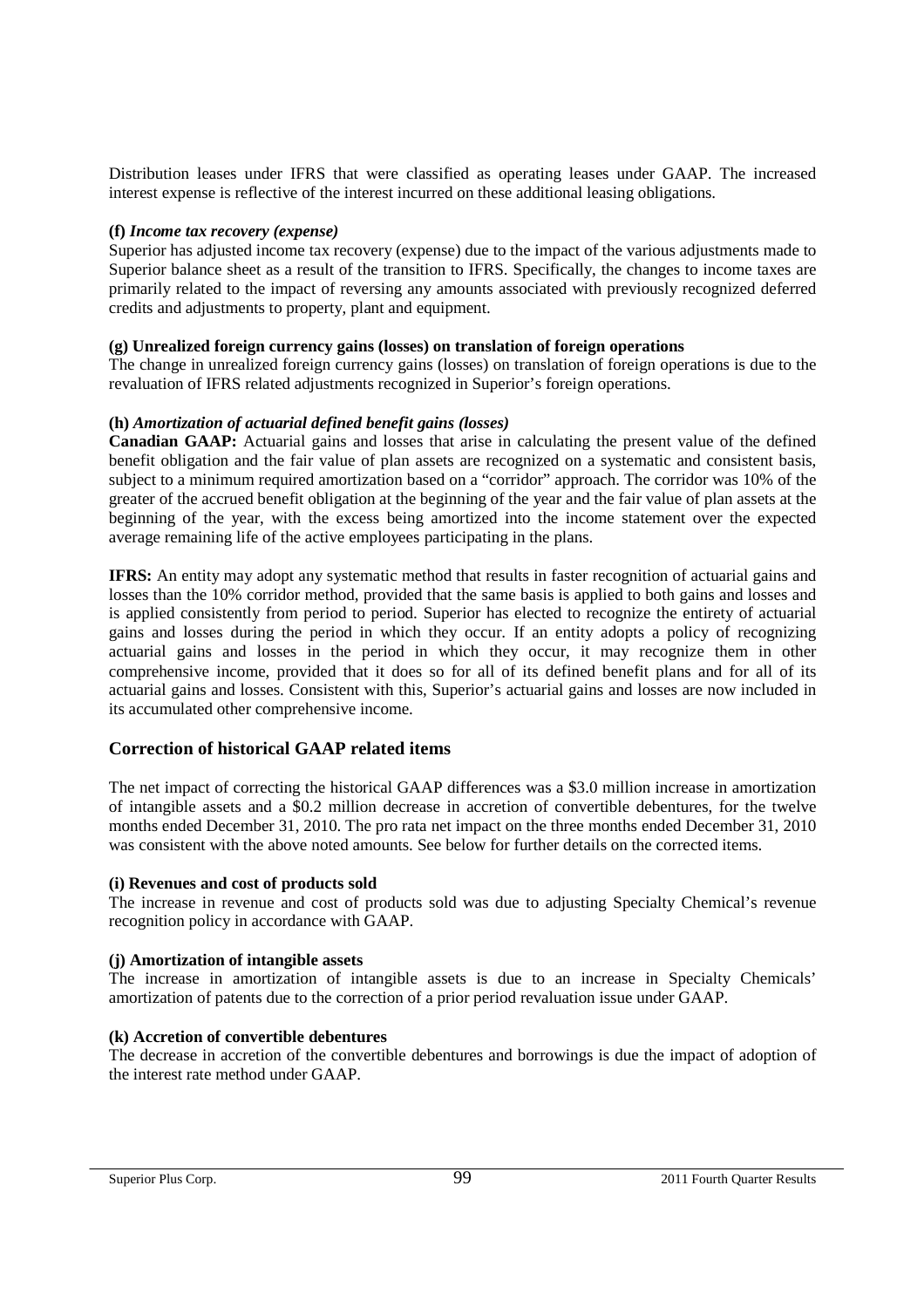Distribution leases under IFRS that were classified as operating leases under GAAP. The increased interest expense is reflective of the interest incurred on these additional leasing obligations.

**(f)** ***Income tax recovery (expense)***

Superior has adjusted income tax recovery (expense) due to the impact of the various adjustments made to Superior balance sheet as a result of the transition to IFRS. Specifically, the changes to income taxes are primarily related to the impact of reversing any amounts associated with previously recognized deferred credits and adjustments to property, plant and equipment.

**(g) Unrealized foreign currency gains (losses) on translation of foreign operations**

The change in unrealized foreign currency gains (losses) on translation of foreign operations is due to the revaluation of IFRS related adjustments recognized in Superior's foreign operations.

**(h)** ***Amortization of actuarial defined benefit gains (losses)***

**Canadian GAAP:** Actuarial gains and losses that arise in calculating the present value of the defined benefit obligation and the fair value of plan assets are recognized on a systematic and consistent basis, subject to a minimum required amortization based on a "corridor" approach. The corridor was 10% of the greater of the accrued benefit obligation at the beginning of the year and the fair value of plan assets at the beginning of the year, with the excess being amortized into the income statement over the expected average remaining life of the active employees participating in the plans.

**IFRS:** An entity may adopt any systematic method that results in faster recognition of actuarial gains and losses than the 10% corridor method, provided that the same basis is applied to both gains and losses and is applied consistently from period to period. Superior has elected to recognize the entirety of actuarial gains and losses during the period in which they occur. If an entity adopts a policy of recognizing actuarial gains and losses in the period in which they occur, it may recognize them in other comprehensive income, provided that it does so for all of its defined benefit plans and for all of its actuarial gains and losses. Consistent with this, Superior's actuarial gains and losses are now included in its accumulated other comprehensive income.

## Correction of historical GAAP related items

The net impact of correcting the historical GAAP differences was a $3.0 million increase in amortization of intangible assets and a $0.2 million decrease in accretion of convertible debentures, for the twelve months ended December 31, 2010. The pro rata net impact on the three months ended December 31, 2010 was consistent with the above noted amounts. See below for further details on the corrected items.

**(i) Revenues and cost of products sold**

The increase in revenue and cost of products sold was due to adjusting Specialty Chemical's revenue recognition policy in accordance with GAAP.

**(j) Amortization of intangible assets**

The increase in amortization of intangible assets is due to an increase in Specialty Chemicals' amortization of patents due to the correction of a prior period revaluation issue under GAAP.

**(k) Accretion of convertible debentures**

The decrease in accretion of the convertible debentures and borrowings is due the impact of adoption of the interest rate method under GAAP.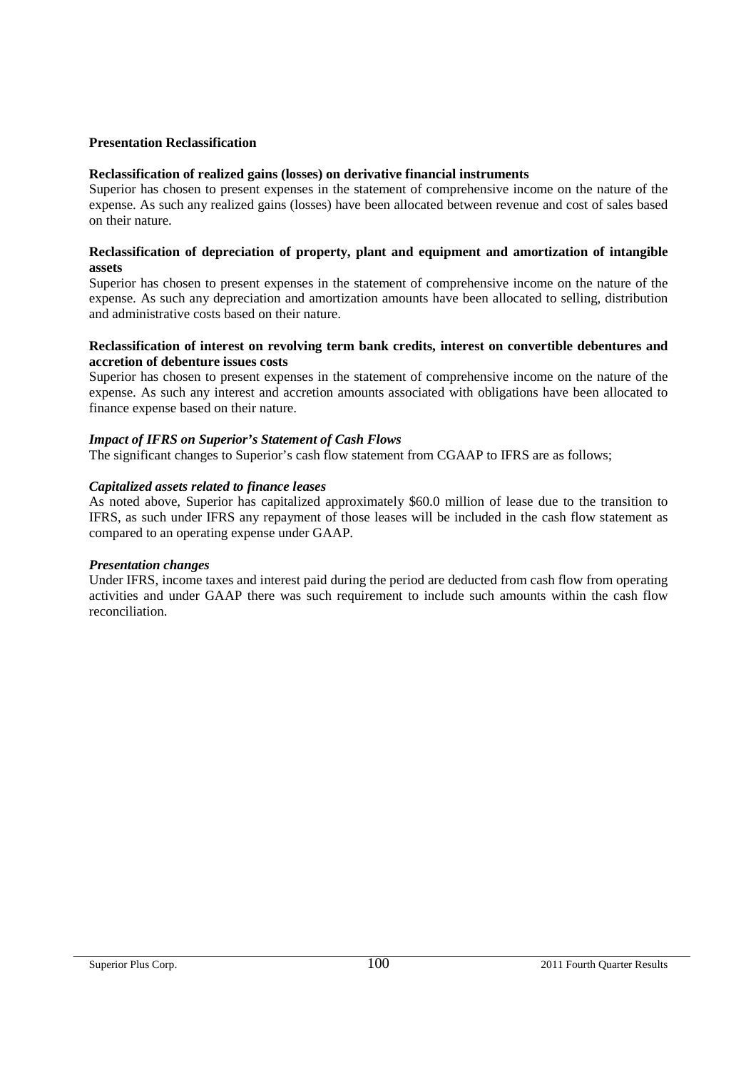**Presentation Reclassification**

**Reclassification of realized gains (losses) on derivative financial instruments**

Superior has chosen to present expenses in the statement of comprehensive income on the nature of the expense. As such any realized gains (losses) have been allocated between revenue and cost of sales based on their nature.

**Reclassification of depreciation of property, plant and equipment and amortization of intangible assets**

Superior has chosen to present expenses in the statement of comprehensive income on the nature of the expense. As such any depreciation and amortization amounts have been allocated to selling, distribution and administrative costs based on their nature.

**Reclassification of interest on revolving term bank credits, interest on convertible debentures and accretion of debenture issues costs**

Superior has chosen to present expenses in the statement of comprehensive income on the nature of the expense. As such any interest and accretion amounts associated with obligations have been allocated to finance expense based on their nature.

***Impact of IFRS on Superior's Statement of Cash Flows***

The significant changes to Superior's cash flow statement from CGAAP to IFRS are as follows;

***Capitalized assets related to finance leases***

As noted above, Superior has capitalized approximately $60.0 million of lease due to the transition to IFRS, as such under IFRS any repayment of those leases will be included in the cash flow statement as compared to an operating expense under GAAP.

***Presentation changes***

Under IFRS, income taxes and interest paid during the period are deducted from cash flow from operating activities and under GAAP there was such requirement to include such amounts within the cash flow reconciliation.